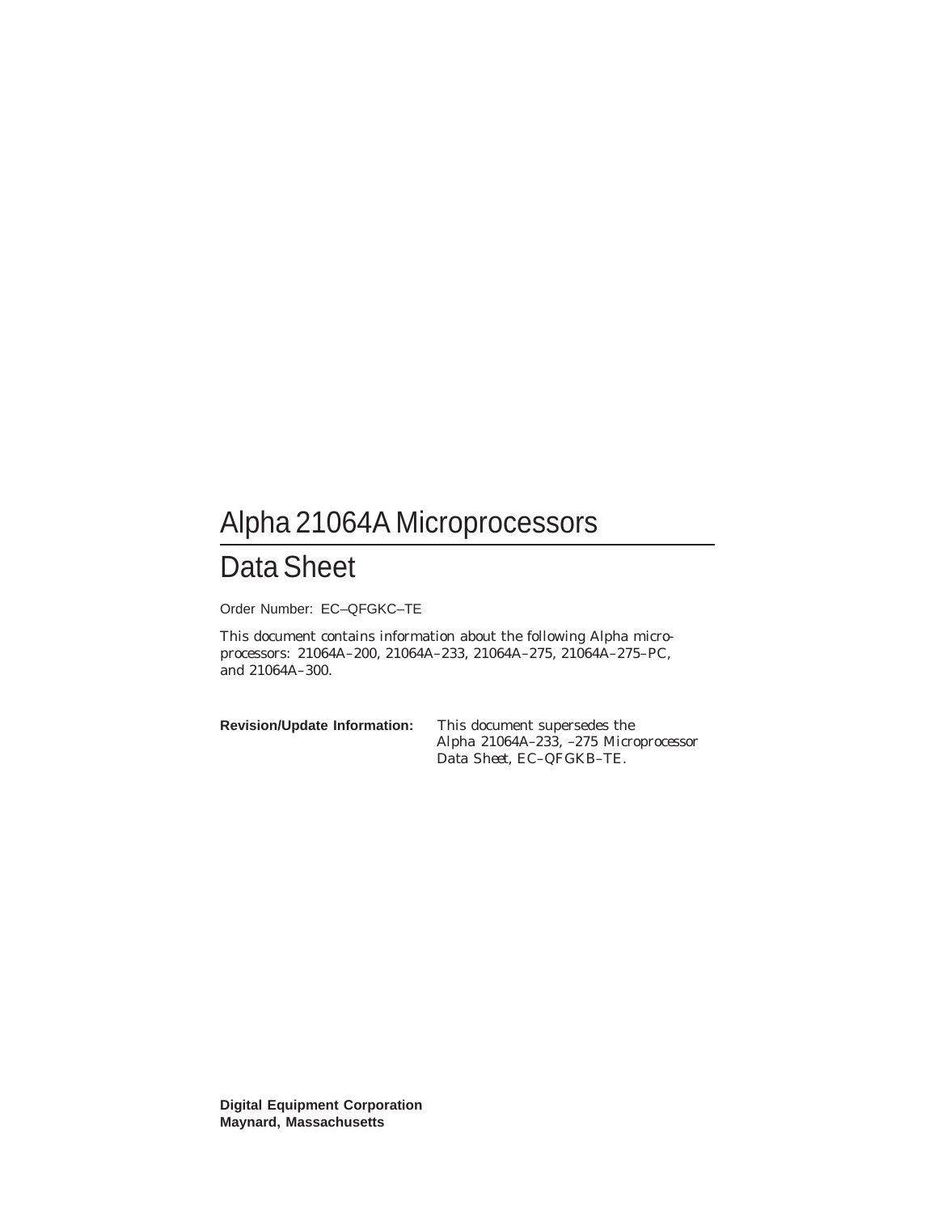# Alpha 21064A Microprocessors

## Data Sheet

Order Number: EC–QFGKC–TE

This document contains information about the following Alpha microprocessors: 21064A–200, 21064A–233, 21064A–275, 21064A–275–PC, and 21064A–300.

**Revision/Update Information:** This document supersedes the *Alpha 21064A–233, –275 Microprocessor Data Sheet*, EC–QFGKB–TE.

**Digital Equipment Corporation**
**Maynard, Massachusetts**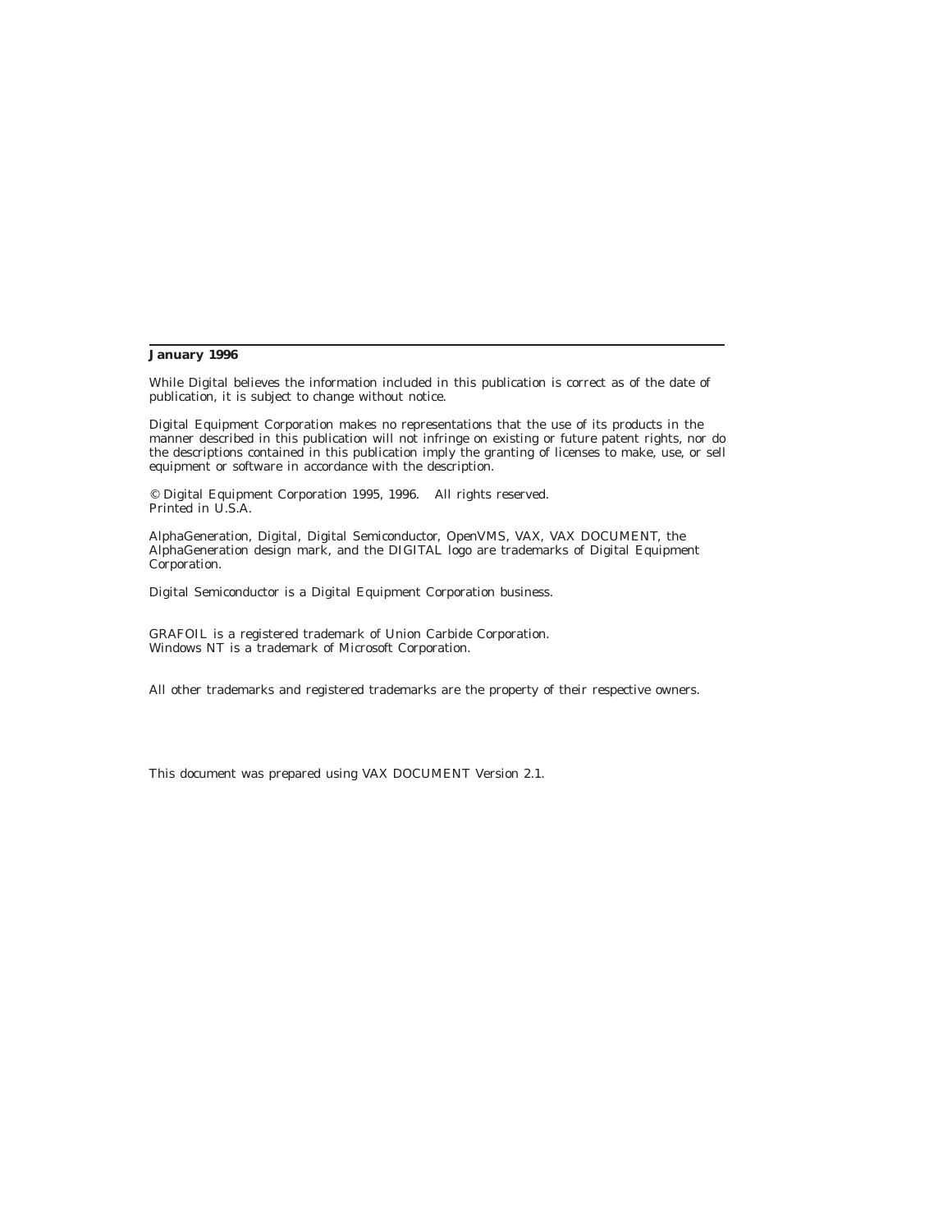**January 1996**

While Digital believes the information included in this publication is correct as of the date of publication, it is subject to change without notice.

Digital Equipment Corporation makes no representations that the use of its products in the manner described in this publication will not infringe on existing or future patent rights, nor do the descriptions contained in this publication imply the granting of licenses to make, use, or sell equipment or software in accordance with the description.

© Digital Equipment Corporation 1995, 1996. All rights reserved.
Printed in U.S.A.

AlphaGeneration, Digital, Digital Semiconductor, OpenVMS, VAX, VAX DOCUMENT, the AlphaGeneration design mark, and the DIGITAL logo are trademarks of Digital Equipment Corporation.

Digital Semiconductor is a Digital Equipment Corporation business.

GRAFOIL is a registered trademark of Union Carbide Corporation.
Windows NT is a trademark of Microsoft Corporation.

All other trademarks and registered trademarks are the property of their respective owners.

This document was prepared using VAX DOCUMENT Version 2.1.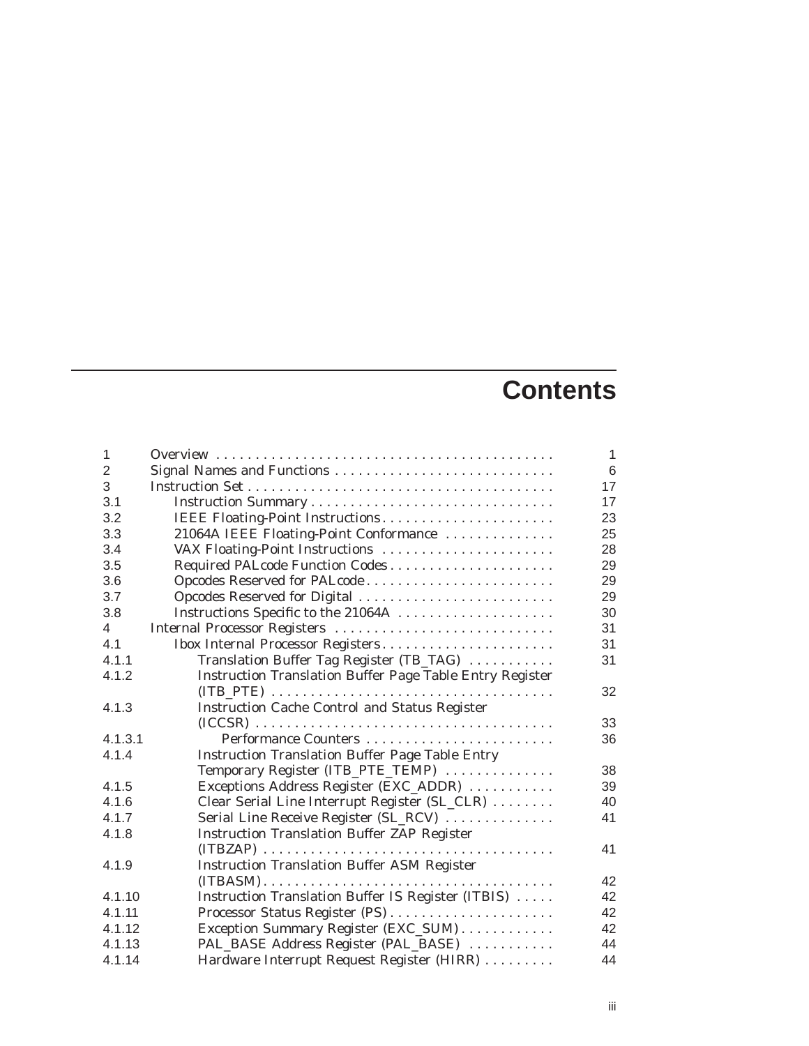# Contents

| | | |
|---|---|---|
| 1 | Overview | 1 |
| 2 | Signal Names and Functions | 6 |
| 3 | Instruction Set | 17 |
| 3.1 | Instruction Summary | 17 |
| 3.2 | IEEE Floating-Point Instructions | 23 |
| 3.3 | 21064A IEEE Floating-Point Conformance | 25 |
| 3.4 | VAX Floating-Point Instructions | 28 |
| 3.5 | Required PALcode Function Codes | 29 |
| 3.6 | Opcodes Reserved for PALcode | 29 |
| 3.7 | Opcodes Reserved for Digital | 29 |
| 3.8 | Instructions Specific to the 21064A | 30 |
| 4 | Internal Processor Registers | 31 |
| 4.1 | Ibox Internal Processor Registers | 31 |
| 4.1.1 | Translation Buffer Tag Register (TB_TAG) | 31 |
| 4.1.2 | Instruction Translation Buffer Page Table Entry Register (ITB_PTE) | 32 |
| 4.1.3 | Instruction Cache Control and Status Register (ICCSR) | 33 |
| 4.1.3.1 | Performance Counters | 36 |
| 4.1.4 | Instruction Translation Buffer Page Table Entry Temporary Register (ITB_PTE_TEMP) | 38 |
| 4.1.5 | Exceptions Address Register (EXC_ADDR) | 39 |
| 4.1.6 | Clear Serial Line Interrupt Register (SL_CLR) | 40 |
| 4.1.7 | Serial Line Receive Register (SL_RCV) | 41 |
| 4.1.8 | Instruction Translation Buffer ZAP Register (ITBZAP) | 41 |
| 4.1.9 | Instruction Translation Buffer ASM Register (ITBASM) | 42 |
| 4.1.10 | Instruction Translation Buffer IS Register (ITBIS) | 42 |
| 4.1.11 | Processor Status Register (PS) | 42 |
| 4.1.12 | Exception Summary Register (EXC_SUM) | 42 |
| 4.1.13 | PAL_BASE Address Register (PAL_BASE) | 44 |
| 4.1.14 | Hardware Interrupt Request Register (HIRR) | 44 |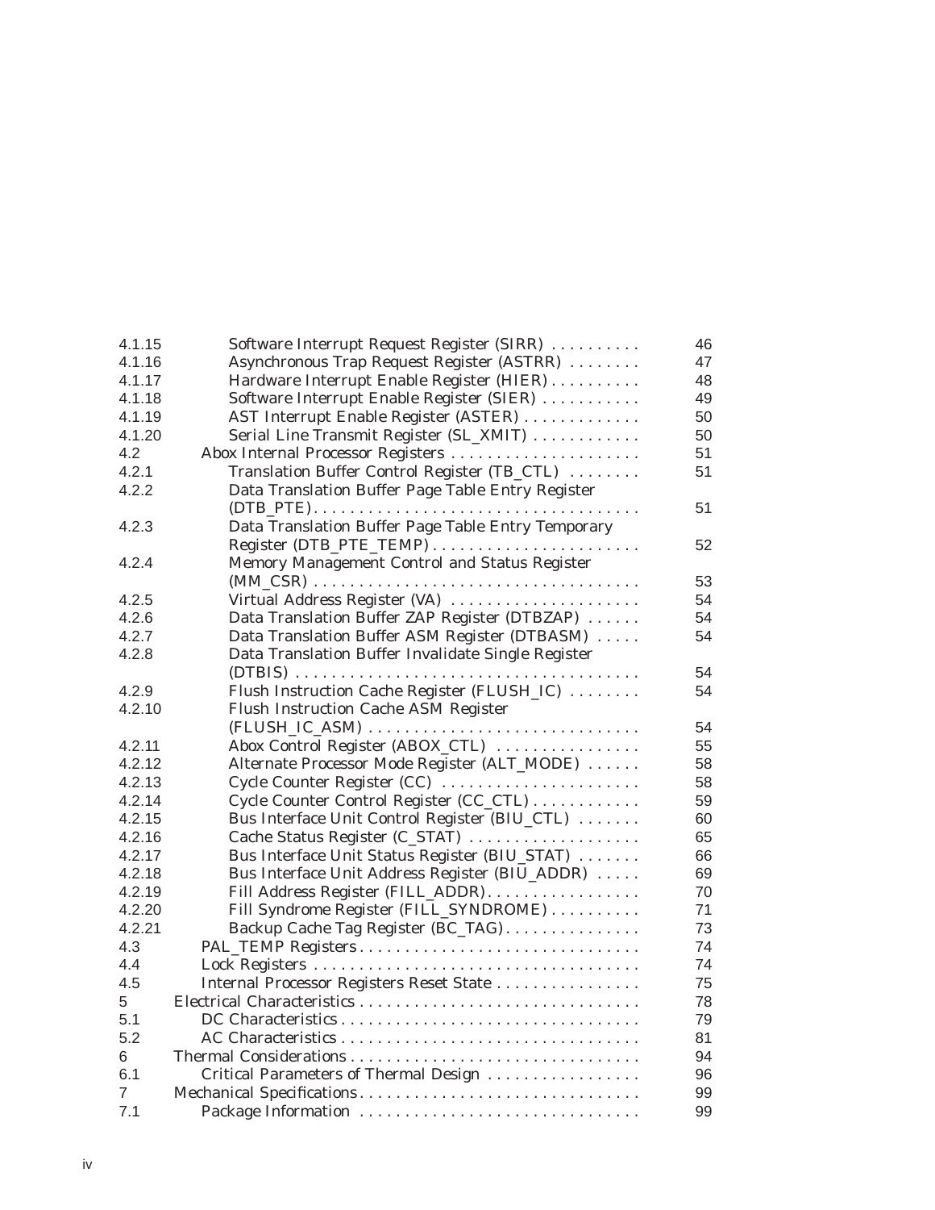| | | |
|---|---|---|
| 4.1.15 | Software Interrupt Request Register (SIRR) | 46 |
| 4.1.16 | Asynchronous Trap Request Register (ASTRR) | 47 |
| 4.1.17 | Hardware Interrupt Enable Register (HIER) | 48 |
| 4.1.18 | Software Interrupt Enable Register (SIER) | 49 |
| 4.1.19 | AST Interrupt Enable Register (ASTER) | 50 |
| 4.1.20 | Serial Line Transmit Register (SL_XMIT) | 50 |
| 4.2 | Abox Internal Processor Registers | 51 |
| 4.2.1 | Translation Buffer Control Register (TB_CTL) | 51 |
| 4.2.2 | Data Translation Buffer Page Table Entry Register (DTB_PTE) | 51 |
| 4.2.3 | Data Translation Buffer Page Table Entry Temporary Register (DTB_PTE_TEMP) | 52 |
| 4.2.4 | Memory Management Control and Status Register (MM_CSR) | 53 |
| 4.2.5 | Virtual Address Register (VA) | 54 |
| 4.2.6 | Data Translation Buffer ZAP Register (DTBZAP) | 54 |
| 4.2.7 | Data Translation Buffer ASM Register (DTBASM) | 54 |
| 4.2.8 | Data Translation Buffer Invalidate Single Register (DTBIS) | 54 |
| 4.2.9 | Flush Instruction Cache Register (FLUSH_IC) | 54 |
| 4.2.10 | Flush Instruction Cache ASM Register (FLUSH_IC_ASM) | 54 |
| 4.2.11 | Abox Control Register (ABOX_CTL) | 55 |
| 4.2.12 | Alternate Processor Mode Register (ALT_MODE) | 58 |
| 4.2.13 | Cycle Counter Register (CC) | 58 |
| 4.2.14 | Cycle Counter Control Register (CC_CTL) | 59 |
| 4.2.15 | Bus Interface Unit Control Register (BIU_CTL) | 60 |
| 4.2.16 | Cache Status Register (C_STAT) | 65 |
| 4.2.17 | Bus Interface Unit Status Register (BIU_STAT) | 66 |
| 4.2.18 | Bus Interface Unit Address Register (BIU_ADDR) | 69 |
| 4.2.19 | Fill Address Register (FILL_ADDR) | 70 |
| 4.2.20 | Fill Syndrome Register (FILL_SYNDROME) | 71 |
| 4.2.21 | Backup Cache Tag Register (BC_TAG) | 73 |
| 4.3 | PAL_TEMP Registers | 74 |
| 4.4 | Lock Registers | 74 |
| 4.5 | Internal Processor Registers Reset State | 75 |
| 5 | Electrical Characteristics | 78 |
| 5.1 | DC Characteristics | 79 |
| 5.2 | AC Characteristics | 81 |
| 6 | Thermal Considerations | 94 |
| 6.1 | Critical Parameters of Thermal Design | 96 |
| 7 | Mechanical Specifications | 99 |
| 7.1 | Package Information | 99 |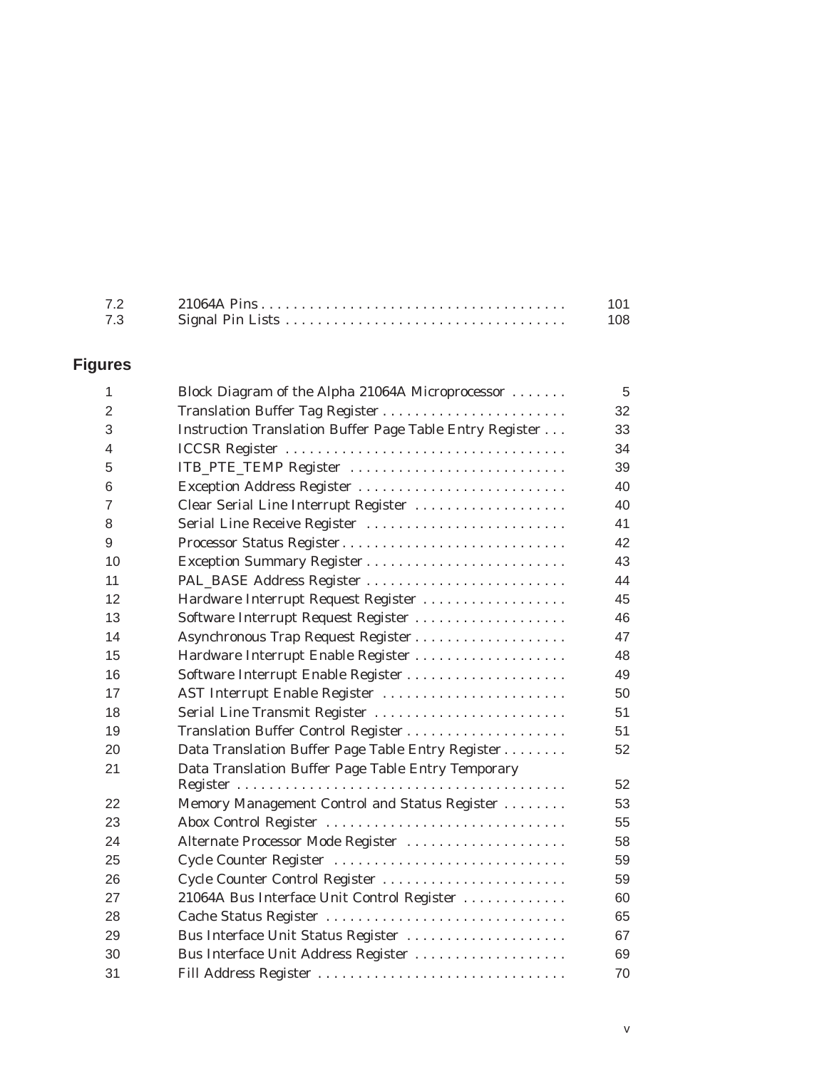| | | |
|---|---|---|
| 7.2 | 21064A Pins | 101 |
| 7.3 | Signal Pin Lists | 108 |

## Figures

| | | |
|---|---|---|
| 1 | Block Diagram of the Alpha 21064A Microprocessor | 5 |
| 2 | Translation Buffer Tag Register | 32 |
| 3 | Instruction Translation Buffer Page Table Entry Register | 33 |
| 4 | ICCSR Register | 34 |
| 5 | ITB_PTE_TEMP Register | 39 |
| 6 | Exception Address Register | 40 |
| 7 | Clear Serial Line Interrupt Register | 40 |
| 8 | Serial Line Receive Register | 41 |
| 9 | Processor Status Register | 42 |
| 10 | Exception Summary Register | 43 |
| 11 | PAL_BASE Address Register | 44 |
| 12 | Hardware Interrupt Request Register | 45 |
| 13 | Software Interrupt Request Register | 46 |
| 14 | Asynchronous Trap Request Register | 47 |
| 15 | Hardware Interrupt Enable Register | 48 |
| 16 | Software Interrupt Enable Register | 49 |
| 17 | AST Interrupt Enable Register | 50 |
| 18 | Serial Line Transmit Register | 51 |
| 19 | Translation Buffer Control Register | 51 |
| 20 | Data Translation Buffer Page Table Entry Register | 52 |
| 21 | Data Translation Buffer Page Table Entry Temporary Register | 52 |
| 22 | Memory Management Control and Status Register | 53 |
| 23 | Abox Control Register | 55 |
| 24 | Alternate Processor Mode Register | 58 |
| 25 | Cycle Counter Register | 59 |
| 26 | Cycle Counter Control Register | 59 |
| 27 | 21064A Bus Interface Unit Control Register | 60 |
| 28 | Cache Status Register | 65 |
| 29 | Bus Interface Unit Status Register | 67 |
| 30 | Bus Interface Unit Address Register | 69 |
| 31 | Fill Address Register | 70 |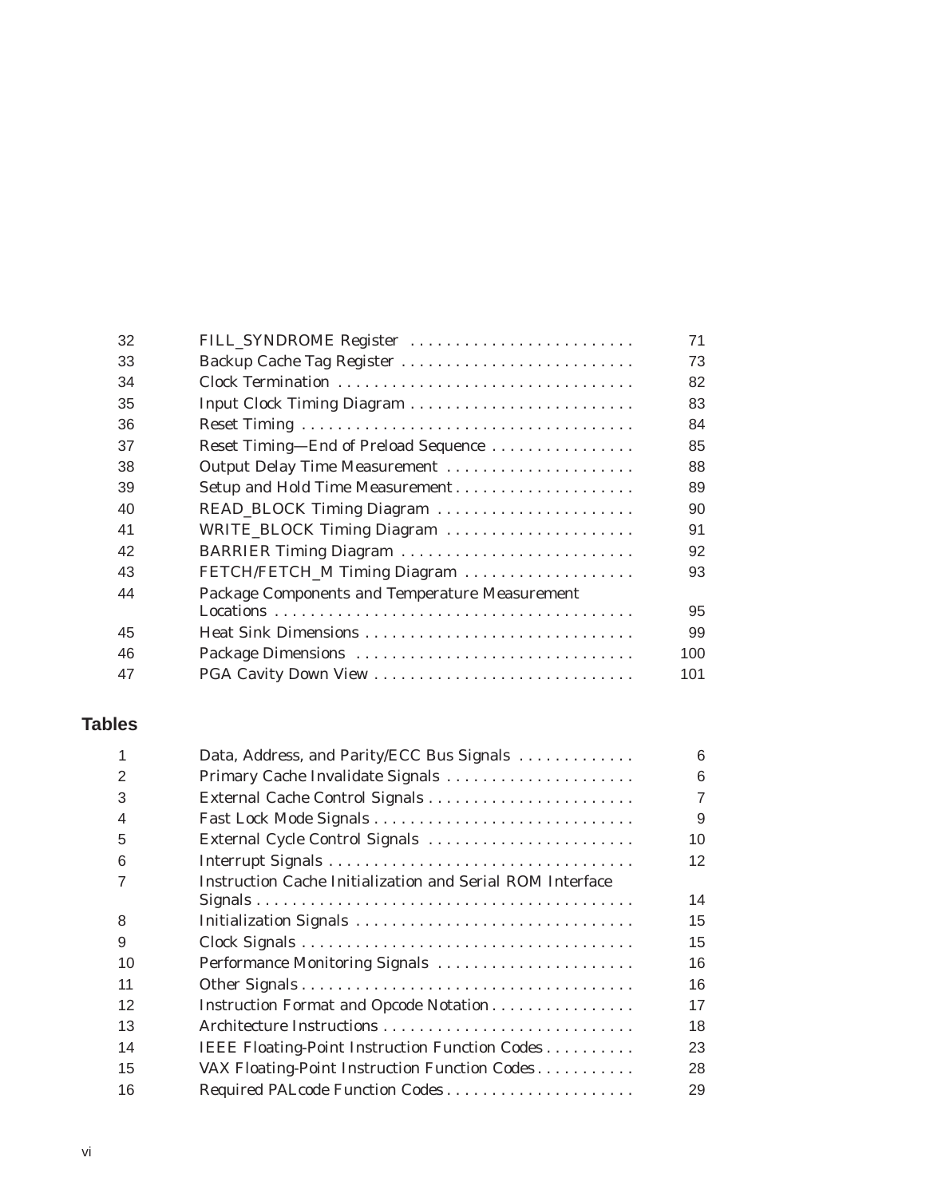| | | |
|---|---|---|
| 32 | FILL_SYNDROME Register | 71 |
| 33 | Backup Cache Tag Register | 73 |
| 34 | Clock Termination | 82 |
| 35 | Input Clock Timing Diagram | 83 |
| 36 | Reset Timing | 84 |
| 37 | Reset Timing—End of Preload Sequence | 85 |
| 38 | Output Delay Time Measurement | 88 |
| 39 | Setup and Hold Time Measurement | 89 |
| 40 | READ_BLOCK Timing Diagram | 90 |
| 41 | WRITE_BLOCK Timing Diagram | 91 |
| 42 | BARRIER Timing Diagram | 92 |
| 43 | FETCH/FETCH_M Timing Diagram | 93 |
| 44 | Package Components and Temperature Measurement Locations | 95 |
| 45 | Heat Sink Dimensions | 99 |
| 46 | Package Dimensions | 100 |
| 47 | PGA Cavity Down View | 101 |

## Tables

| | | |
|---|---|---|
| 1 | Data, Address, and Parity/ECC Bus Signals | 6 |
| 2 | Primary Cache Invalidate Signals | 6 |
| 3 | External Cache Control Signals | 7 |
| 4 | Fast Lock Mode Signals | 9 |
| 5 | External Cycle Control Signals | 10 |
| 6 | Interrupt Signals | 12 |
| 7 | Instruction Cache Initialization and Serial ROM Interface Signals | 14 |
| 8 | Initialization Signals | 15 |
| 9 | Clock Signals | 15 |
| 10 | Performance Monitoring Signals | 16 |
| 11 | Other Signals | 16 |
| 12 | Instruction Format and Opcode Notation | 17 |
| 13 | Architecture Instructions | 18 |
| 14 | IEEE Floating-Point Instruction Function Codes | 23 |
| 15 | VAX Floating-Point Instruction Function Codes | 28 |
| 16 | Required PALcode Function Codes | 29 |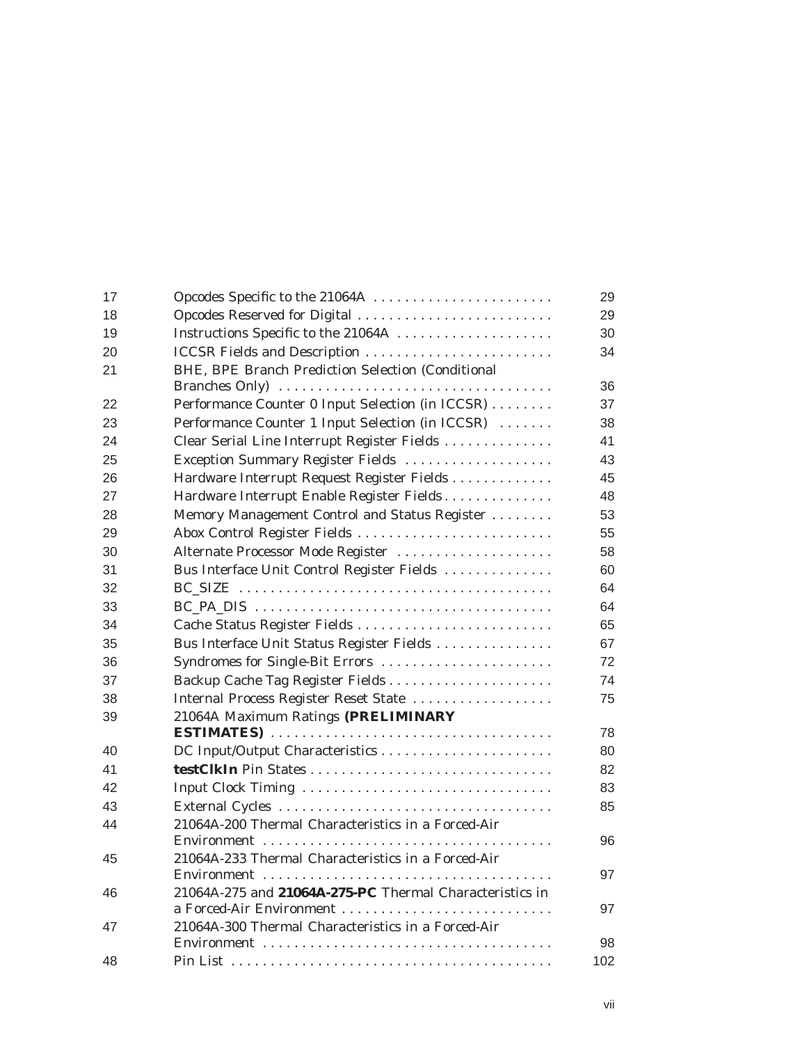| | | |
|---|---|---|
| 17 | Opcodes Specific to the 21064A | 29 |
| 18 | Opcodes Reserved for Digital | 29 |
| 19 | Instructions Specific to the 21064A | 30 |
| 20 | ICCSR Fields and Description | 34 |
| 21 | BHE, BPE Branch Prediction Selection (Conditional Branches Only) | 36 |
| 22 | Performance Counter 0 Input Selection (in ICCSR) | 37 |
| 23 | Performance Counter 1 Input Selection (in ICCSR) | 38 |
| 24 | Clear Serial Line Interrupt Register Fields | 41 |
| 25 | Exception Summary Register Fields | 43 |
| 26 | Hardware Interrupt Request Register Fields | 45 |
| 27 | Hardware Interrupt Enable Register Fields | 48 |
| 28 | Memory Management Control and Status Register | 53 |
| 29 | Abox Control Register Fields | 55 |
| 30 | Alternate Processor Mode Register | 58 |
| 31 | Bus Interface Unit Control Register Fields | 60 |
| 32 | BC_SIZE | 64 |
| 33 | BC_PA_DIS | 64 |
| 34 | Cache Status Register Fields | 65 |
| 35 | Bus Interface Unit Status Register Fields | 67 |
| 36 | Syndromes for Single-Bit Errors | 72 |
| 37 | Backup Cache Tag Register Fields | 74 |
| 38 | Internal Process Register Reset State | 75 |
| 39 | 21064A Maximum Ratings **(PRELIMINARY ESTIMATES)** | 78 |
| 40 | DC Input/Output Characteristics | 80 |
| 41 | **testClkIn** Pin States | 82 |
| 42 | Input Clock Timing | 83 |
| 43 | External Cycles | 85 |
| 44 | 21064A-200 Thermal Characteristics in a Forced-Air Environment | 96 |
| 45 | 21064A-233 Thermal Characteristics in a Forced-Air Environment | 97 |
| 46 | 21064A-275 and **21064A-275-PC** Thermal Characteristics in a Forced-Air Environment | 97 |
| 47 | 21064A-300 Thermal Characteristics in a Forced-Air Environment | 98 |
| 48 | Pin List | 102 |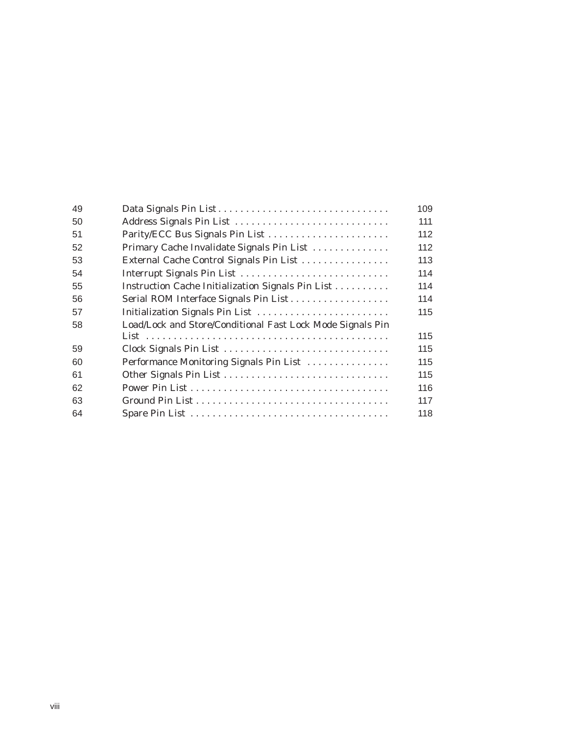| | | |
|---|---|---|
| 49 | Data Signals Pin List | 109 |
| 50 | Address Signals Pin List | 111 |
| 51 | Parity/ECC Bus Signals Pin List | 112 |
| 52 | Primary Cache Invalidate Signals Pin List | 112 |
| 53 | External Cache Control Signals Pin List | 113 |
| 54 | Interrupt Signals Pin List | 114 |
| 55 | Instruction Cache Initialization Signals Pin List | 114 |
| 56 | Serial ROM Interface Signals Pin List | 114 |
| 57 | Initialization Signals Pin List | 115 |
| 58 | Load/Lock and Store/Conditional Fast Lock Mode Signals Pin List | 115 |
| 59 | Clock Signals Pin List | 115 |
| 60 | Performance Monitoring Signals Pin List | 115 |
| 61 | Other Signals Pin List | 115 |
| 62 | Power Pin List | 116 |
| 63 | Ground Pin List | 117 |
| 64 | Spare Pin List | 118 |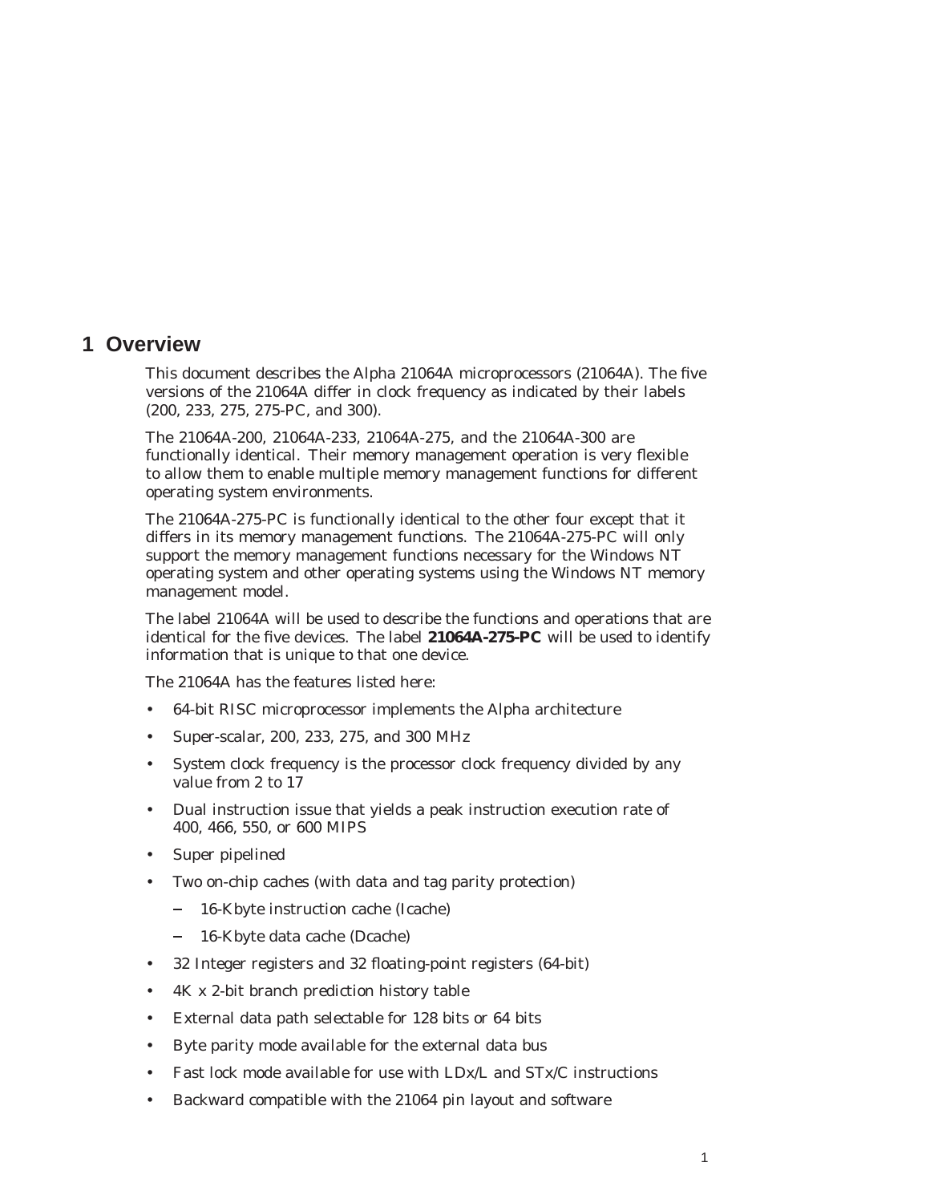# 1 Overview

This document describes the Alpha 21064A microprocessors (21064A). The five versions of the 21064A differ in clock frequency as indicated by their labels (200, 233, 275, 275-PC, and 300).

The 21064A-200, 21064A-233, 21064A-275, and the 21064A-300 are functionally identical. Their memory management operation is very flexible to allow them to enable multiple memory management functions for different operating system environments.

The 21064A-275-PC is functionally identical to the other four except that it differs in its memory management functions. The 21064A-275-PC will only support the memory management functions necessary for the Windows NT operating system and other operating systems using the Windows NT memory management model.

The label 21064A will be used to describe the functions and operations that are identical for the five devices. The label **21064A-275-PC** will be used to identify information that is unique to that one device.

The 21064A has the features listed here:

- 64-bit RISC microprocessor implements the Alpha architecture
- Super-scalar, 200, 233, 275, and 300 MHz
- System clock frequency is the processor clock frequency divided by any value from 2 to 17
- Dual instruction issue that yields a peak instruction execution rate of 400, 466, 550, or 600 MIPS
- Super pipelined
- Two on-chip caches (with data and tag parity protection)
  - 16-Kbyte instruction cache (Icache)
  - 16-Kbyte data cache (Dcache)
- 32 Integer registers and 32 floating-point registers (64-bit)
- 4K x 2-bit branch prediction history table
- External data path selectable for 128 bits or 64 bits
- Byte parity mode available for the external data bus
- Fast lock mode available for use with LDx/L and STx/C instructions
- Backward compatible with the 21064 pin layout and software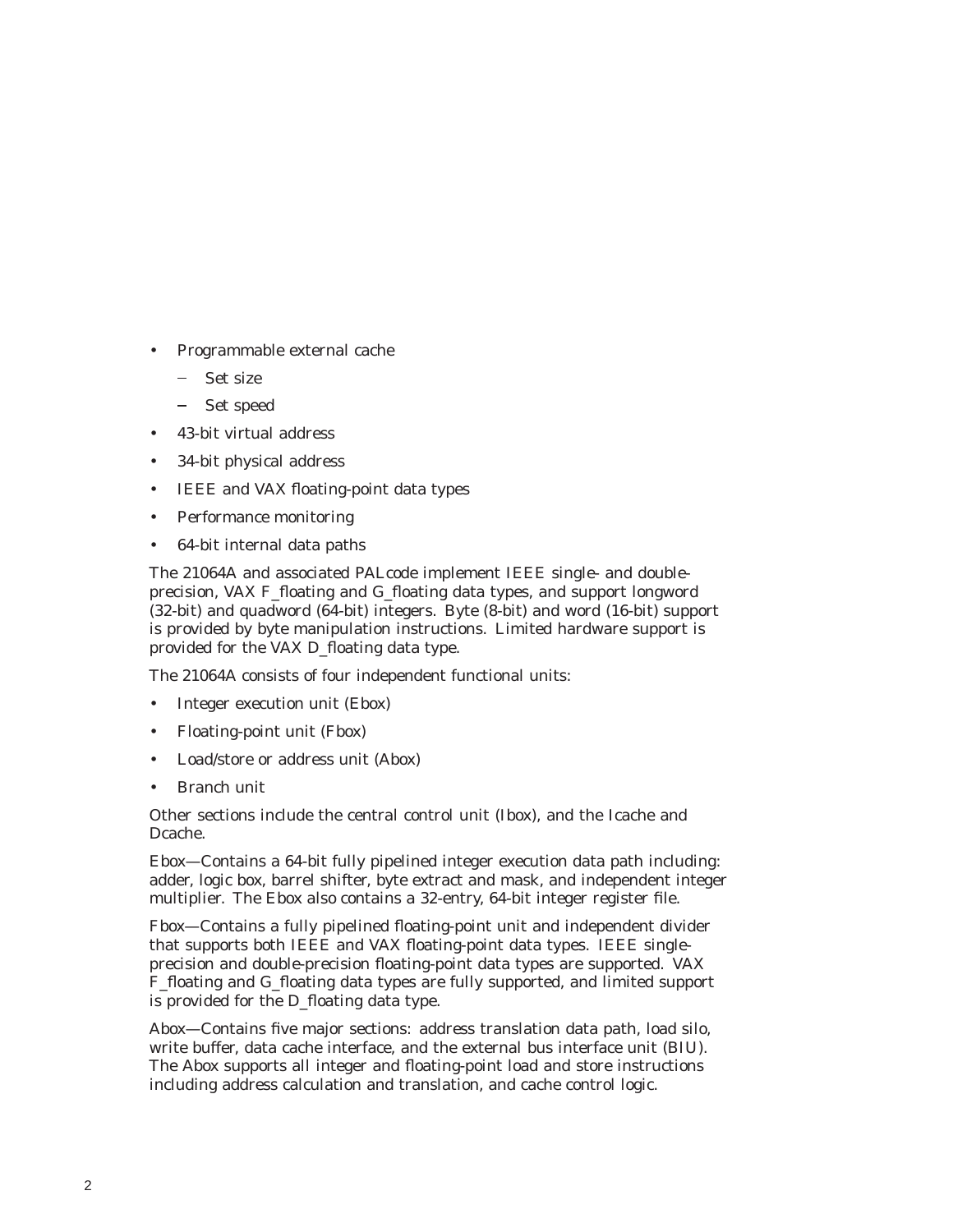- Programmable external cache
  - Set size
  - Set speed
- 43-bit virtual address
- 34-bit physical address
- IEEE and VAX floating-point data types
- Performance monitoring
- 64-bit internal data paths

The 21064A and associated PALcode implement IEEE single- and double-precision, VAX F_floating and G_floating data types, and support longword (32-bit) and quadword (64-bit) integers. Byte (8-bit) and word (16-bit) support is provided by byte manipulation instructions. Limited hardware support is provided for the VAX D_floating data type.

The 21064A consists of four independent functional units:

- Integer execution unit (Ebox)
- Floating-point unit (Fbox)
- Load/store or address unit (Abox)
- Branch unit

Other sections include the central control unit (Ibox), and the Icache and Dcache.

Ebox—Contains a 64-bit fully pipelined integer execution data path including: adder, logic box, barrel shifter, byte extract and mask, and independent integer multiplier. The Ebox also contains a 32-entry, 64-bit integer register file.

Fbox—Contains a fully pipelined floating-point unit and independent divider that supports both IEEE and VAX floating-point data types. IEEE single-precision and double-precision floating-point data types are supported. VAX F_floating and G_floating data types are fully supported, and limited support is provided for the D_floating data type.

Abox—Contains five major sections: address translation data path, load silo, write buffer, data cache interface, and the external bus interface unit (BIU). The Abox supports all integer and floating-point load and store instructions including address calculation and translation, and cache control logic.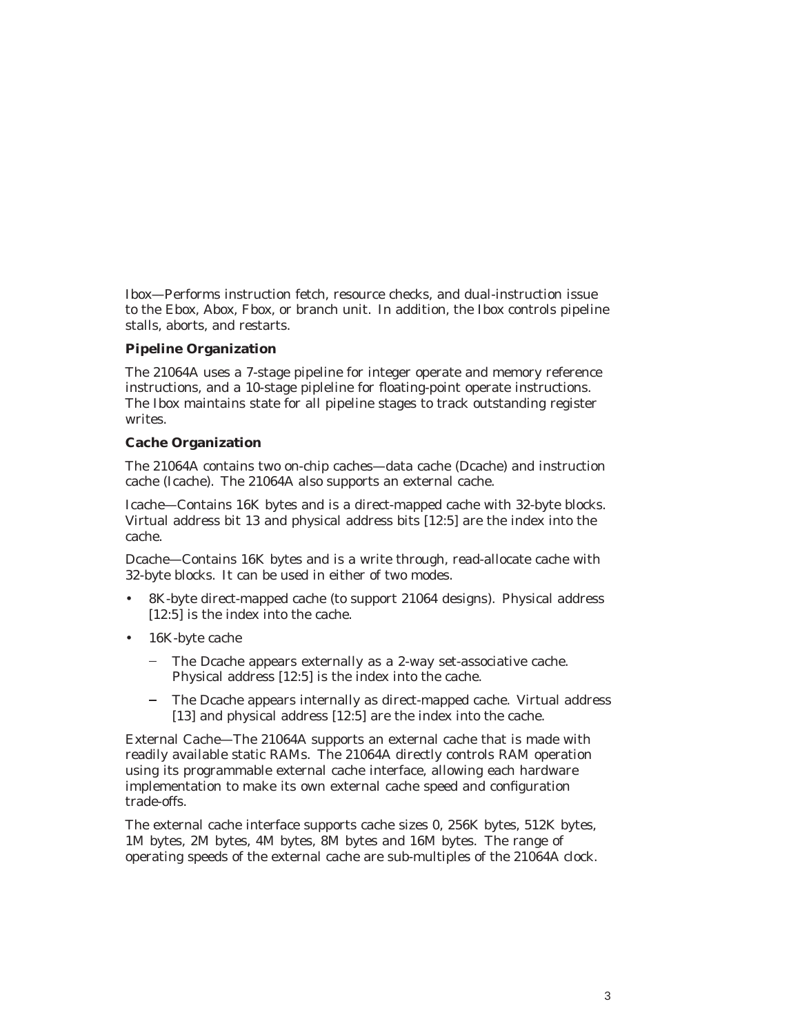Ibox—Performs instruction fetch, resource checks, and dual-instruction issue to the Ebox, Abox, Fbox, or branch unit. In addition, the Ibox controls pipeline stalls, aborts, and restarts.

### Pipeline Organization

The 21064A uses a 7-stage pipeline for integer operate and memory reference instructions, and a 10-stage pipleline for floating-point operate instructions. The Ibox maintains state for all pipeline stages to track outstanding register writes.

### Cache Organization

The 21064A contains two on-chip caches—data cache (Dcache) and instruction cache (Icache). The 21064A also supports an external cache.

Icache—Contains 16K bytes and is a direct-mapped cache with 32-byte blocks. Virtual address bit 13 and physical address bits [12:5] are the index into the cache.

Dcache—Contains 16K bytes and is a write through, read-allocate cache with 32-byte blocks. It can be used in either of two modes.

- 8K-byte direct-mapped cache (to support 21064 designs). Physical address [12:5] is the index into the cache.
- 16K-byte cache
  - The Dcache appears externally as a 2-way set-associative cache. Physical address [12:5] is the index into the cache.
  - The Dcache appears internally as direct-mapped cache. Virtual address [13] and physical address [12:5] are the index into the cache.

External Cache—The 21064A supports an external cache that is made with readily available static RAMs. The 21064A directly controls RAM operation using its programmable external cache interface, allowing each hardware implementation to make its own external cache speed and configuration trade-offs.

The external cache interface supports cache sizes 0, 256K bytes, 512K bytes, 1M bytes, 2M bytes, 4M bytes, 8M bytes and 16M bytes. The range of operating speeds of the external cache are sub-multiples of the 21064A clock.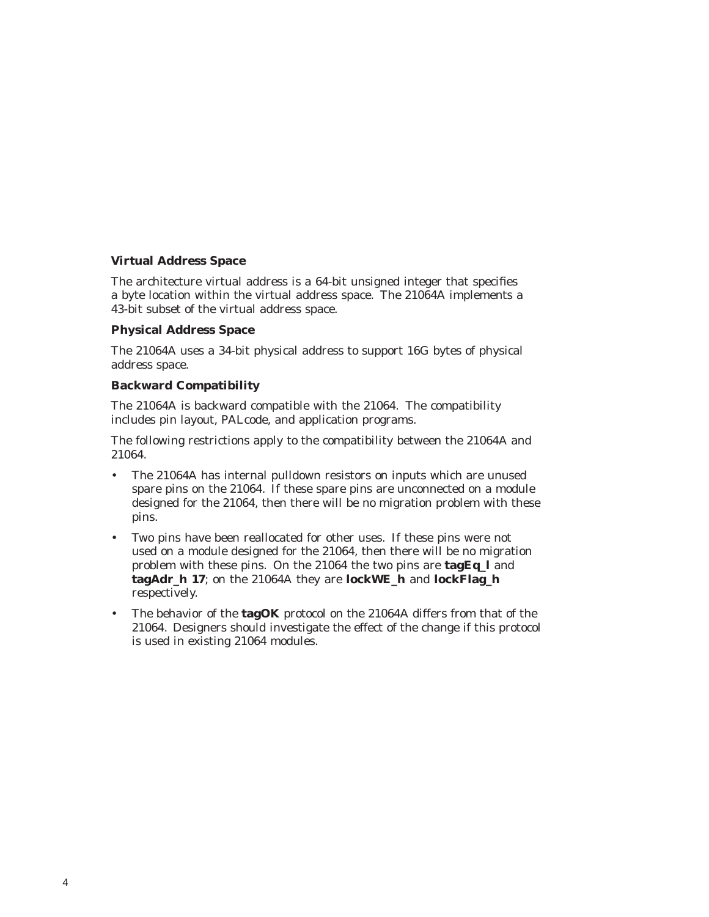### Virtual Address Space

The architecture virtual address is a 64-bit unsigned integer that specifies a byte location within the virtual address space. The 21064A implements a 43-bit subset of the virtual address space.

### Physical Address Space

The 21064A uses a 34-bit physical address to support 16G bytes of physical address space.

### Backward Compatibility

The 21064A is backward compatible with the 21064. The compatibility includes pin layout, PALcode, and application programs.

The following restrictions apply to the compatibility between the 21064A and 21064.

- The 21064A has internal pulldown resistors on inputs which are unused spare pins on the 21064. If these spare pins are unconnected on a module designed for the 21064, then there will be no migration problem with these pins.
- Two pins have been reallocated for other uses. If these pins were not used on a module designed for the 21064, then there will be no migration problem with these pins. On the 21064 the two pins are **tagEq_l** and **tagAdr_h 17**; on the 21064A they are **lockWE_h** and **lockFlag_h** respectively.
- The behavior of the **tagOK** protocol on the 21064A differs from that of the 21064. Designers should investigate the effect of the change if this protocol is used in existing 21064 modules.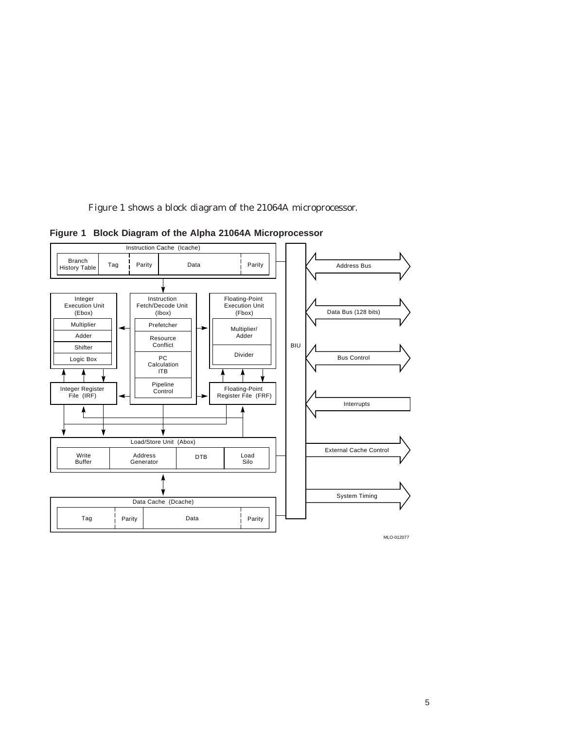Figure 1 shows a block diagram of the 21064A microprocessor.

**Figure 1 Block Diagram of the Alpha 21064A Microprocessor**

Instruction Cache (Icache)

Branch History Table | Tag | Parity | Data | Parity

Integer Execution Unit (Ebox): Multiplier, Adder, Shifter, Logic Box

Instruction Fetch/Decode Unit (Ibox): Prefetcher, Resource Conflict, PC Calculation ITB, Pipeline Control

Floating-Point Execution Unit (Fbox): Multiplier/Adder, Divider

Integer Register File (IRF)

Floating-Point Register File (FRF)

Load/Store Unit (Abox): Write Buffer, Address Generator, DTB, Load Silo

Data Cache (Dcache): Tag, Parity, Data, Parity

BIU

Address Bus

Data Bus (128 bits)

Bus Control

Interrupts

External Cache Control

System Timing

MLO-012077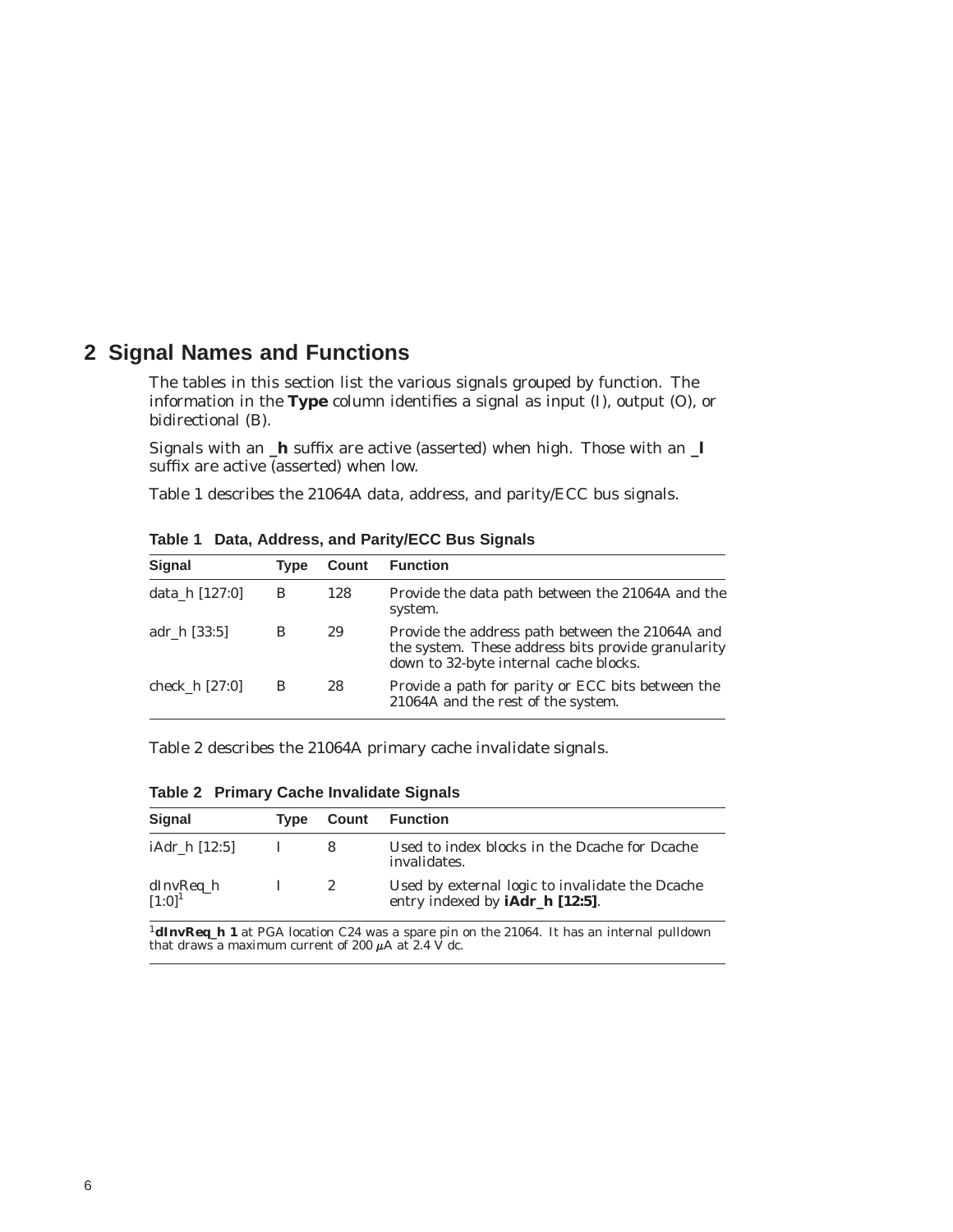# 2 Signal Names and Functions

The tables in this section list the various signals grouped by function. The information in the **Type** column identifies a signal as input (I), output (O), or bidirectional (B).

Signals with an **_h** suffix are active (asserted) when high. Those with an **_l** suffix are active (asserted) when low.

Table 1 describes the 21064A data, address, and parity/ECC bus signals.

**Table 1 Data, Address, and Parity/ECC Bus Signals**

| Signal | Type | Count | Function |
|---|---|---|---|
| data_h [127:0] | B | 128 | Provide the data path between the 21064A and the system. |
| adr_h [33:5] | B | 29 | Provide the address path between the 21064A and the system. These address bits provide granularity down to 32-byte internal cache blocks. |
| check_h [27:0] | B | 28 | Provide a path for parity or ECC bits between the 21064A and the rest of the system. |

Table 2 describes the 21064A primary cache invalidate signals.

**Table 2 Primary Cache Invalidate Signals**

| Signal | Type | Count | Function |
|---|---|---|---|
| iAdr_h [12:5] | I | 8 | Used to index blocks in the Dcache for Dcache invalidates. |
| dInvReq_h [1:0][1] | I | 2 | Used by external logic to invalidate the Dcache entry indexed by **iAdr_h [12:5]**. |

[1]**dInvReq_h 1** at PGA location C24 was a spare pin on the 21064. It has an internal pulldown that draws a maximum current of 200 $\mu$A at 2.4 V dc.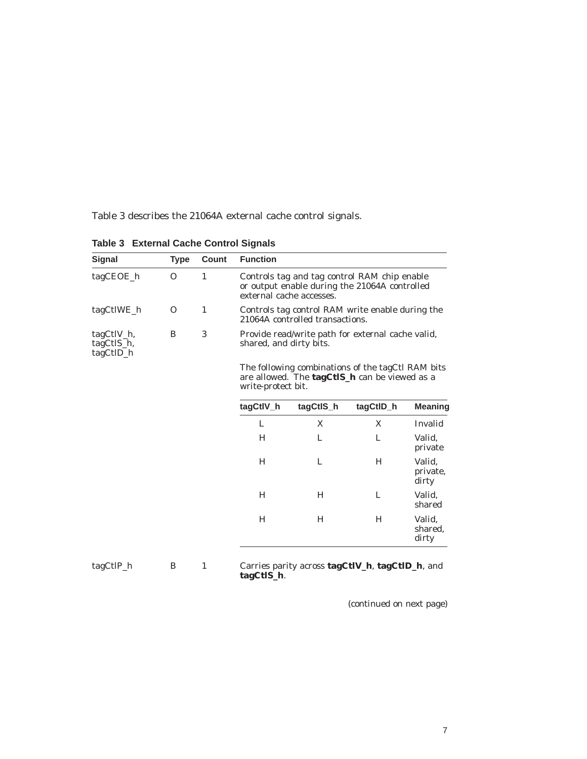Table 3 describes the 21064A external cache control signals.

**Table 3 External Cache Control Signals**

| Signal | Type | Count | Function |
|---|---|---|---|
| tagCEOE_h | O | 1 | Controls tag and tag control RAM chip enable or output enable during the 21064A controlled external cache accesses. |
| tagCtlWE_h | O | 1 | Controls tag control RAM write enable during the 21064A controlled transactions. |
| tagCtlV_h, tagCtlS_h, tagCtlD_h | B | 3 | Provide read/write path for external cache valid, shared, and dirty bits. <br><br> The following combinations of the tagCtl RAM bits are allowed. The **tagCtlS_h** can be viewed as a write-protect bit. |
| tagCtlP_h | B | 1 | Carries parity across **tagCtlV_h**, **tagCtlD_h**, and **tagCtlS_h**. |

| tagCtlV_h | tagCtlS_h | tagCtlD_h | Meaning |
|---|---|---|---|
| L | X | X | Invalid |
| H | L | L | Valid, private |
| H | L | H | Valid, private, dirty |
| H | H | L | Valid, shared |
| H | H | H | Valid, shared, dirty |

(continued on next page)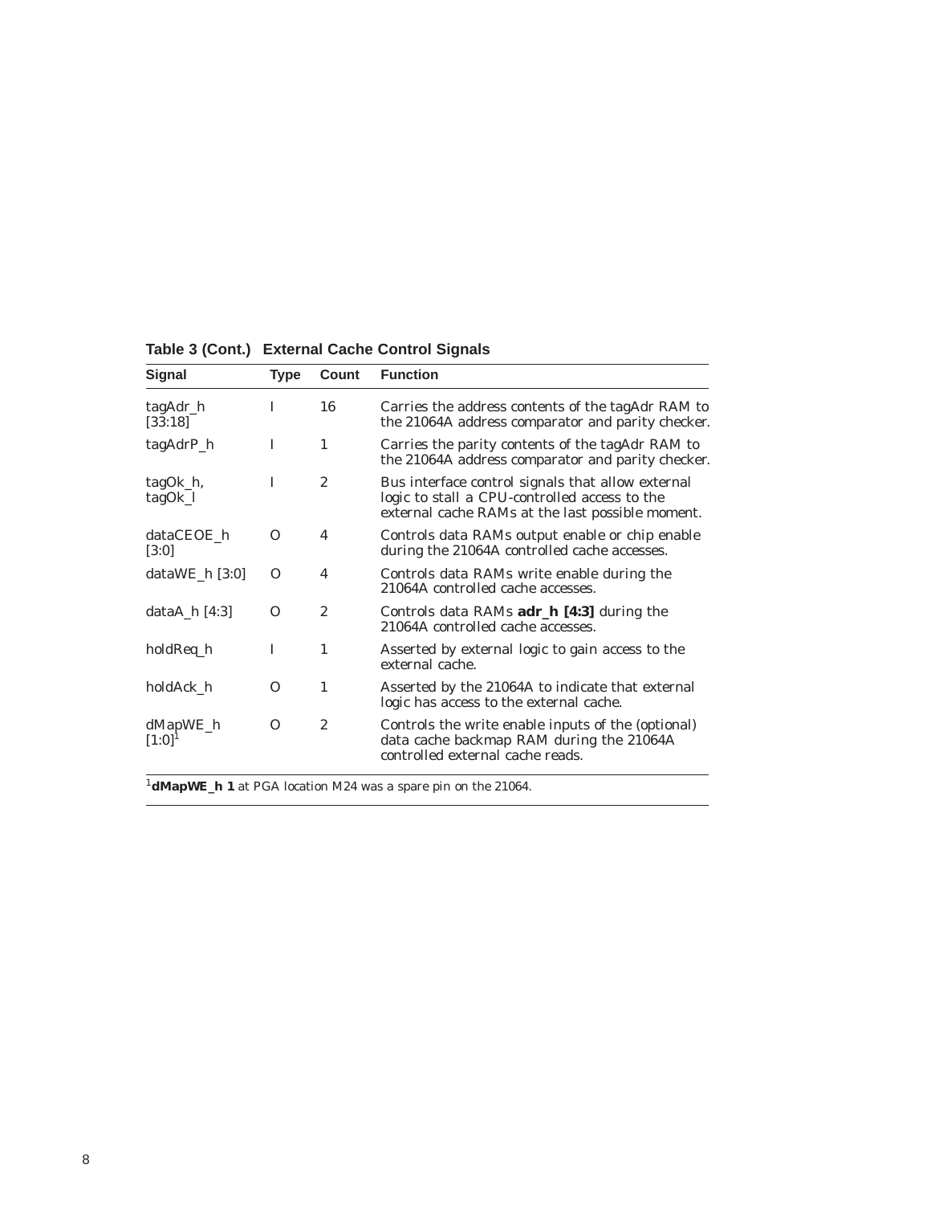**Table 3 (Cont.) External Cache Control Signals**

| Signal | Type | Count | Function |
|---|---|---|---|
| tagAdr_h [33:18] | I | 16 | Carries the address contents of the tagAdr RAM to the 21064A address comparator and parity checker. |
| tagAdrP_h | I | 1 | Carries the parity contents of the tagAdr RAM to the 21064A address comparator and parity checker. |
| tagOk_h, tagOk_l | I | 2 | Bus interface control signals that allow external logic to stall a CPU-controlled access to the external cache RAMs at the last possible moment. |
| dataCEOE_h [3:0] | O | 4 | Controls data RAMs output enable or chip enable during the 21064A controlled cache accesses. |
| dataWE_h [3:0] | O | 4 | Controls data RAMs write enable during the 21064A controlled cache accesses. |
| dataA_h [4:3] | O | 2 | Controls data RAMs **adr_h [4:3]** during the 21064A controlled cache accesses. |
| holdReq_h | I | 1 | Asserted by external logic to gain access to the external cache. |
| holdAck_h | O | 1 | Asserted by the 21064A to indicate that external logic has access to the external cache. |
| dMapWE_h [1:0][1] | O | 2 | Controls the write enable inputs of the (optional) data cache backmap RAM during the 21064A controlled external cache reads. |

[1]**dMapWE_h 1** at PGA location M24 was a spare pin on the 21064.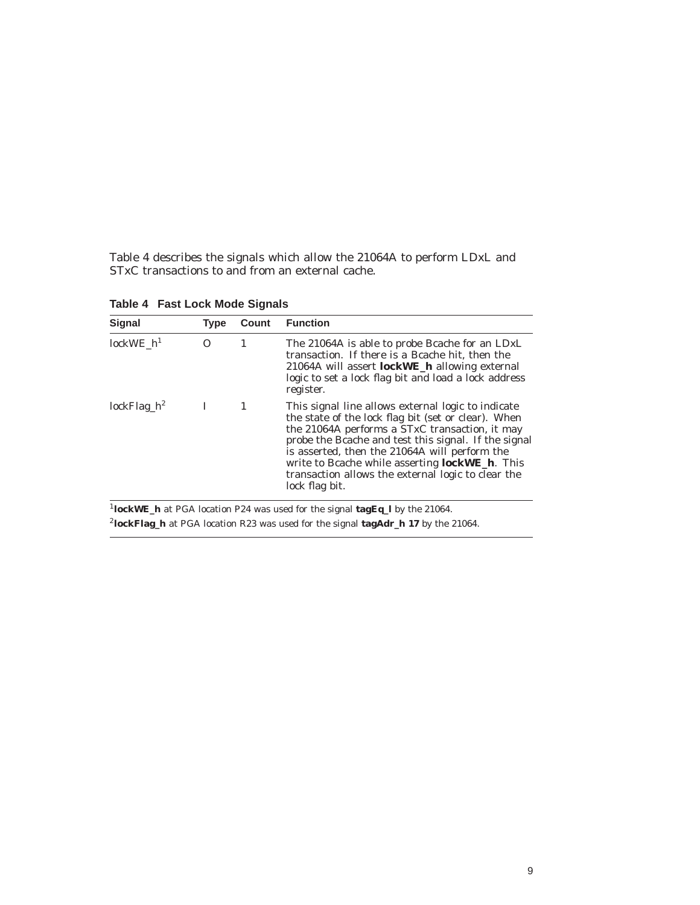Table 4 describes the signals which allow the 21064A to perform LDxL and STxC transactions to and from an external cache.

**Table 4 Fast Lock Mode Signals**

| Signal | Type | Count | Function |
|---|---|---|---|
| lockWE_h[1] | O | 1 | The 21064A is able to probe Bcache for an LDxL transaction. If there is a Bcache hit, then the 21064A will assert **lockWE_h** allowing external logic to set a lock flag bit and load a lock address register. |
| lockFlag_h[2] | I | 1 | This signal line allows external logic to indicate the state of the lock flag bit (set or clear). When the 21064A performs a STxC transaction, it may probe the Bcache and test this signal. If the signal is asserted, then the 21064A will perform the write to Bcache while asserting **lockWE_h**. This transaction allows the external logic to clear the lock flag bit. |

[1]**lockWE_h** at PGA location P24 was used for the signal **tagEq_l** by the 21064.

[2]**lockFlag_h** at PGA location R23 was used for the signal **tagAdr_h 17** by the 21064.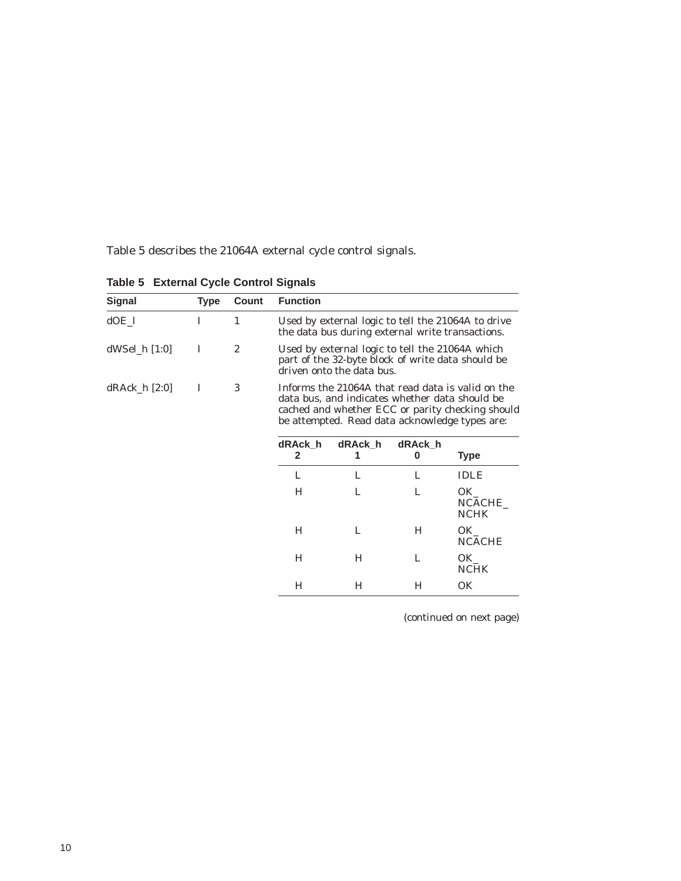Table 5 describes the 21064A external cycle control signals.

**Table 5 External Cycle Control Signals**

| Signal | Type | Count | Function |
|---|---|---|---|
| dOE_l | I | 1 | Used by external logic to tell the 21064A to drive the data bus during external write transactions. |
| dWSel_h [1:0] | I | 2 | Used by external logic to tell the 21064A which part of the 32-byte block of write data should be driven onto the data bus. |
| dRAck_h [2:0] | I | 3 | Informs the 21064A that read data is valid on the data bus, and indicates whether data should be cached and whether ECC or parity checking should be attempted. Read data acknowledge types are: |

| dRAck_h 2 | dRAck_h 1 | dRAck_h 0 | Type |
|---|---|---|---|
| L | L | L | IDLE |
| H | L | L | OK_ NCACHE_ NCHK |
| H | L | H | OK_ NCACHE |
| H | H | L | OK_ NCHK |
| H | H | H | OK |

*(continued on next page)*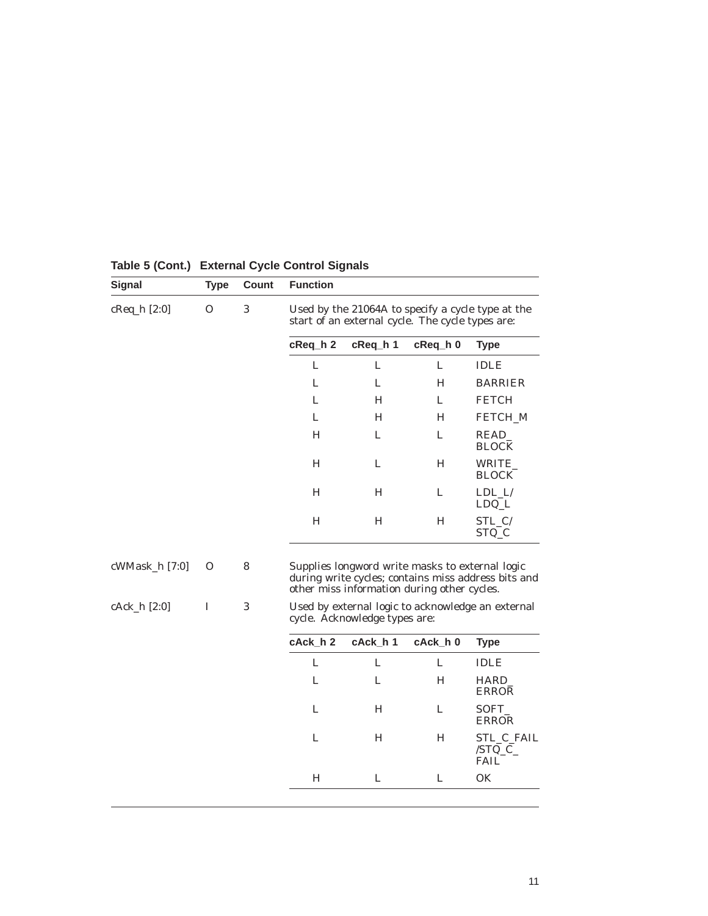**Table 5 (Cont.) External Cycle Control Signals**

| Signal | Type | Count | Function |
|---|---|---|---|
| cReq_h [2:0] | O | 3 | Used by the 21064A to specify a cycle type at the start of an external cycle. The cycle types are: |

| cReq_h 2 | cReq_h 1 | cReq_h 0 | Type |
|---|---|---|---|
| L | L | L | IDLE |
| L | L | H | BARRIER |
| L | H | L | FETCH |
| L | H | H | FETCH_M |
| H | L | L | READ_BLOCK |
| H | L | H | WRITE_BLOCK |
| H | H | L | LDL_L/LDQ_L |
| H | H | H | STL_C/STQ_C |

| Signal | Type | Count | Function |
|---|---|---|---|
| cWMask_h [7:0] | O | 8 | Supplies longword write masks to external logic during write cycles; contains miss address bits and other miss information during other cycles. |
| cAck_h [2:0] | I | 3 | Used by external logic to acknowledge an external cycle. Acknowledge types are: |

| cAck_h 2 | cAck_h 1 | cAck_h 0 | Type |
|---|---|---|---|
| L | L | L | IDLE |
| L | L | H | HARD_ERROR |
| L | H | L | SOFT_ERROR |
| L | H | H | STL_C_FAIL/STQ_C_FAIL |
| H | L | L | OK |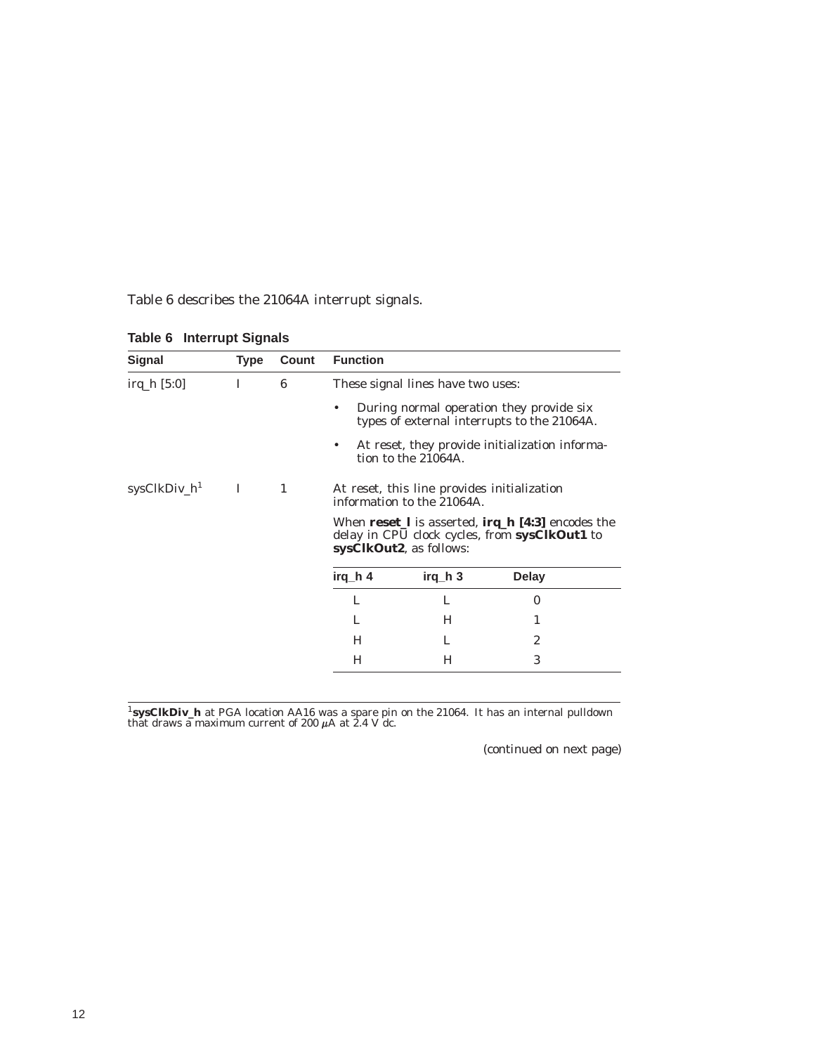Table 6 describes the 21064A interrupt signals.

**Table 6 Interrupt Signals**

| Signal | Type | Count | Function |
|---|---|---|---|
| irq_h [5:0] | I | 6 | These signal lines have two uses:<br>• During normal operation they provide six types of external interrupts to the 21064A.<br>• At reset, they provide initialization information to the 21064A. |
| sysClkDiv_h[1] | I | 1 | At reset, this line provides initialization information to the 21064A.<br>When **reset_l** is asserted, **irq_h [4:3]** encodes the delay in CPU clock cycles, from **sysClkOut1** to **sysClkOut2**, as follows: |

| irq_h 4 | irq_h 3 | Delay |
|---|---|---|
| L | L | 0 |
| L | H | 1 |
| H | L | 2 |
| H | H | 3 |

[1]**sysClkDiv_h** at PGA location AA16 was a spare pin on the 21064. It has an internal pulldown that draws a maximum current of 200 $\mu$A at 2.4 V dc.

(continued on next page)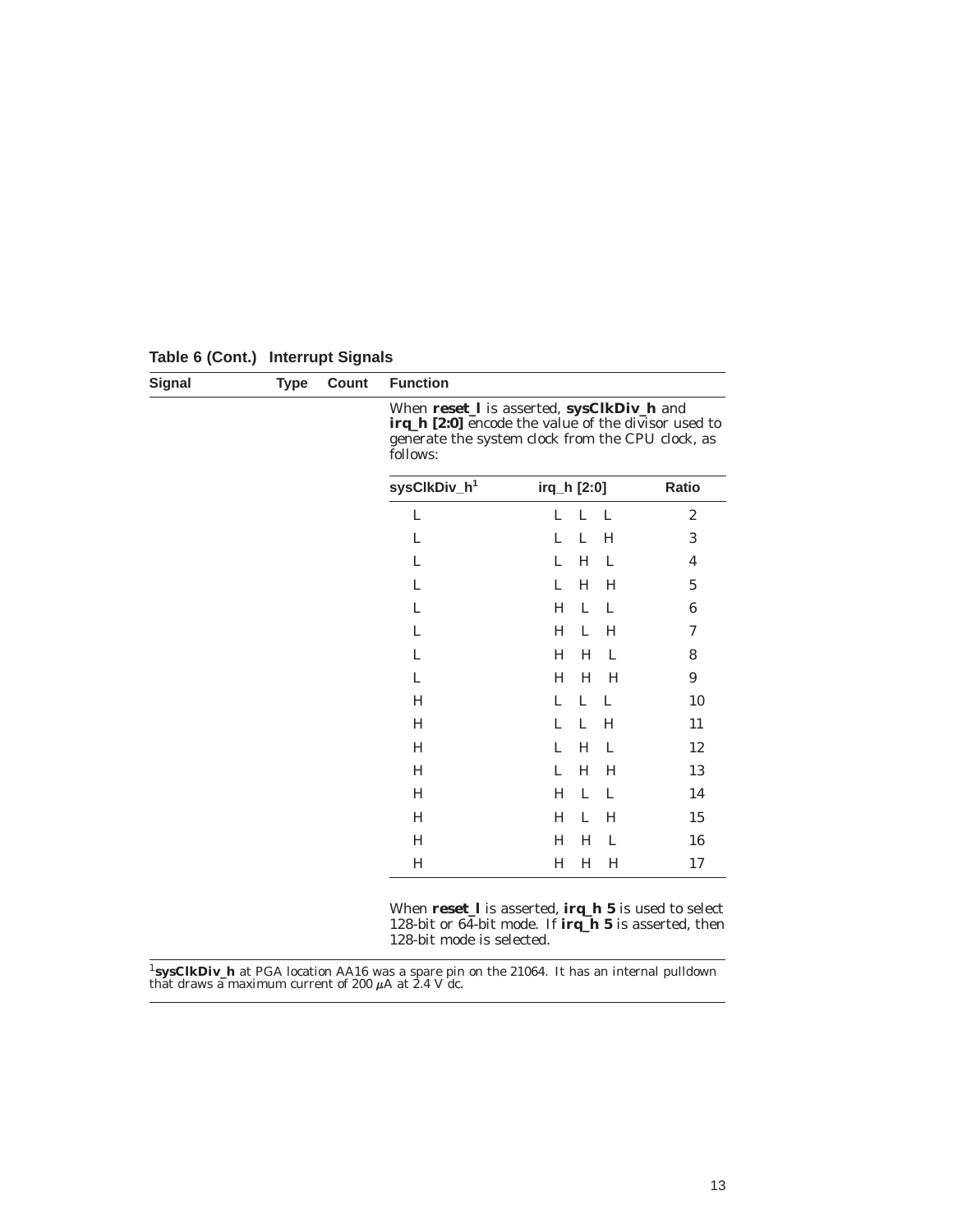**Table 6 (Cont.) Interrupt Signals**

| Signal | Type | Count | Function |
|---|---|---|---|
| | | | When **reset_l** is asserted, **sysClkDiv_h** and **irq_h [2:0]** encode the value of the divisor used to generate the system clock from the CPU clock, as follows: |

| sysClkDiv_h[1] | irq_h [2:0] | Ratio |
|---|---|---|
| L | L L L | 2 |
| L | L L H | 3 |
| L | L H L | 4 |
| L | L H H | 5 |
| L | H L L | 6 |
| L | H L H | 7 |
| L | H H L | 8 |
| L | H H H | 9 |
| H | L L L | 10 |
| H | L L H | 11 |
| H | L H L | 12 |
| H | L H H | 13 |
| H | H L L | 14 |
| H | H L H | 15 |
| H | H H L | 16 |
| H | H H H | 17 |

When **reset_l** is asserted, **irq_h 5** is used to select 128-bit or 64-bit mode. If **irq_h 5** is asserted, then 128-bit mode is selected.

[1]**sysClkDiv_h** at PGA location AA16 was a spare pin on the 21064. It has an internal pulldown that draws a maximum current of 200 $\mu$A at 2.4 V dc.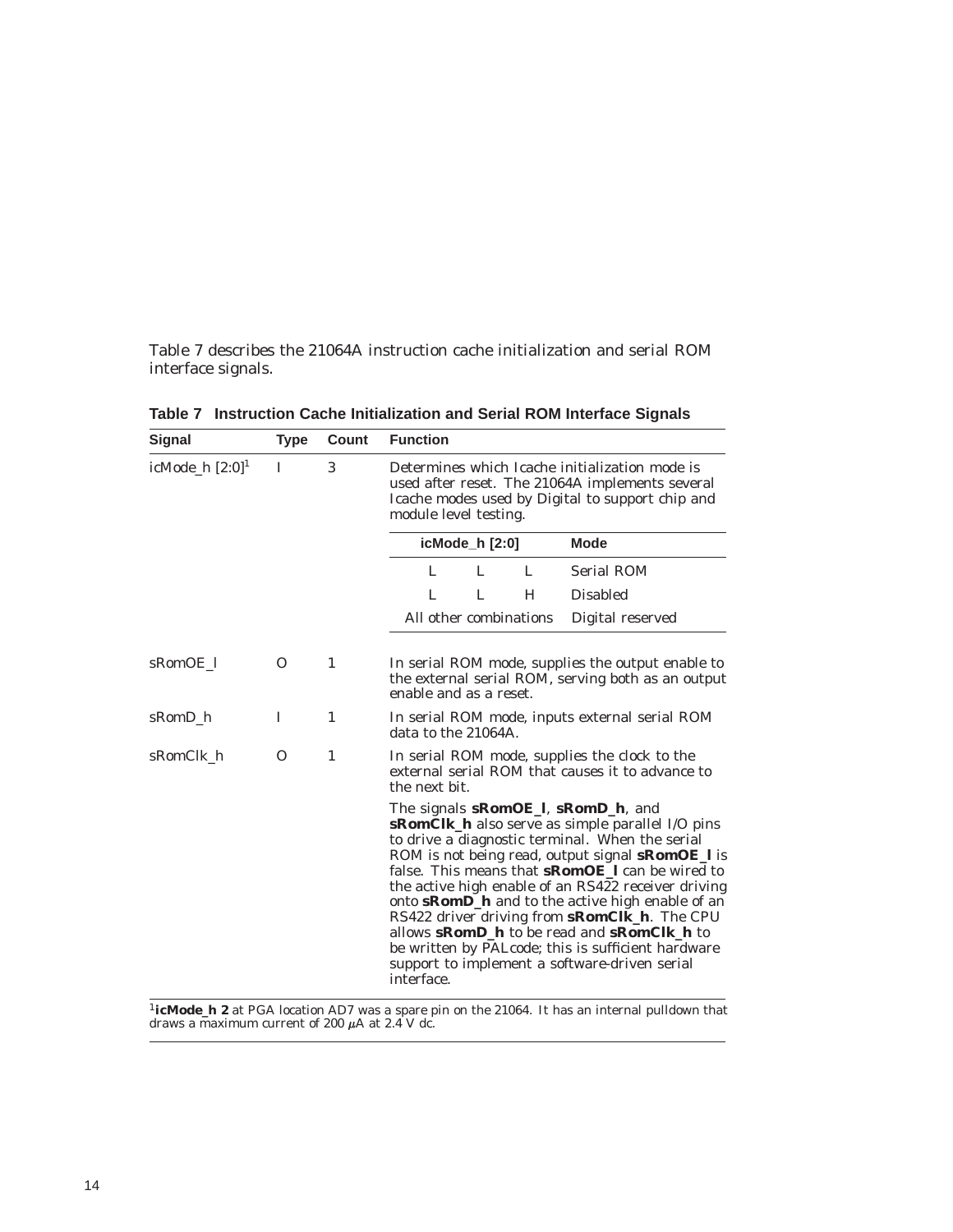Table 7 describes the 21064A instruction cache initialization and serial ROM interface signals.

**Table 7 Instruction Cache Initialization and Serial ROM Interface Signals**

| Signal | Type | Count | Function |
|---|---|---|---|
| icMode_h [2:0][1] | I | 3 | Determines which Icache initialization mode is used after reset. The 21064A implements several Icache modes used by Digital to support chip and module level testing.<br><br>**icMode_h [2:0]** — **Mode**<br>L L L — Serial ROM<br>L L H — Disabled<br>All other combinations — Digital reserved |
| sRomOE_l | O | 1 | In serial ROM mode, supplies the output enable to the external serial ROM, serving both as an output enable and as a reset. |
| sRomD_h | I | 1 | In serial ROM mode, inputs external serial ROM data to the 21064A. |
| sRomClk_h | O | 1 | In serial ROM mode, supplies the clock to the external serial ROM that causes it to advance to the next bit.<br><br>The signals **sRomOE_l**, **sRomD_h**, and **sRomClk_h** also serve as simple parallel I/O pins to drive a diagnostic terminal. When the serial ROM is not being read, output signal **sRomOE_l** is false. This means that **sRomOE_l** can be wired to the active high enable of an RS422 receiver driving onto **sRomD_h** and to the active high enable of an RS422 driver driving from **sRomClk_h**. The CPU allows **sRomD_h** to be read and **sRomClk_h** to be written by PALcode; this is sufficient hardware support to implement a software-driven serial interface. |

[1] **icMode_h 2** at PGA location AD7 was a spare pin on the 21064. It has an internal pulldown that draws a maximum current of 200 μA at 2.4 V dc.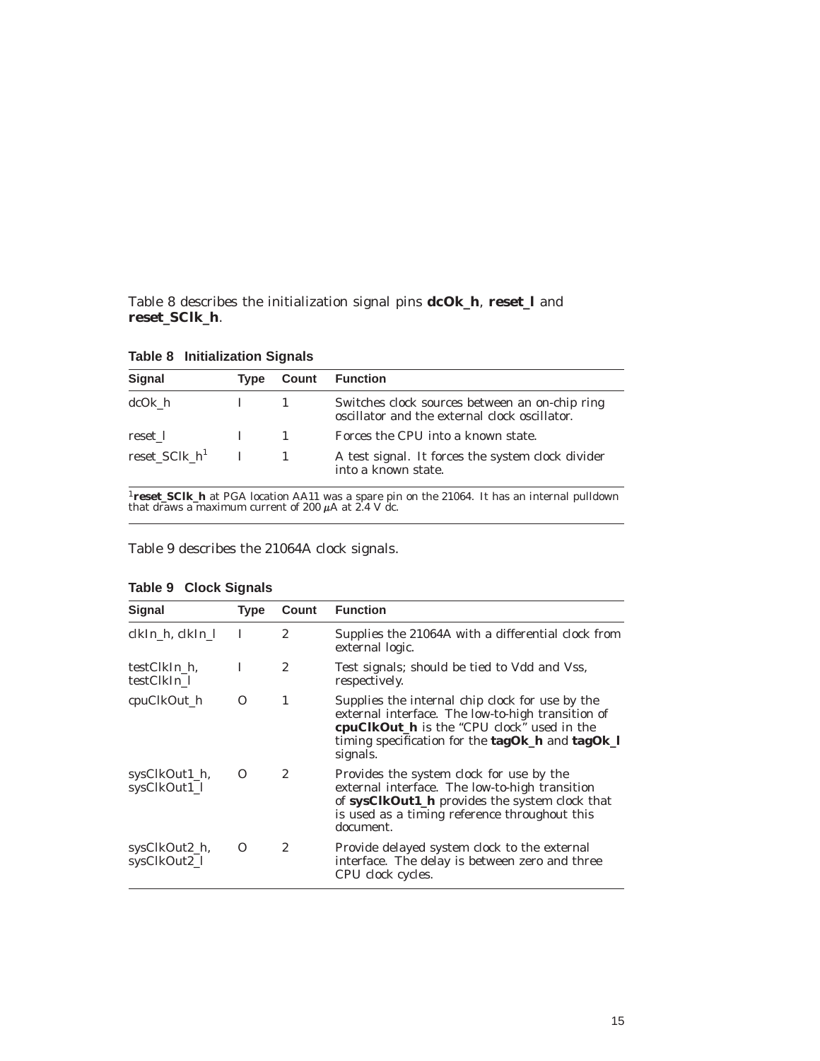Table 8 describes the initialization signal pins **dcOk_h**, **reset_l** and **reset_SClk_h**.

**Table 8 Initialization Signals**

| Signal | Type | Count | Function |
|---|---|---|---|
| dcOk_h | I | 1 | Switches clock sources between an on-chip ring oscillator and the external clock oscillator. |
| reset_l | I | 1 | Forces the CPU into a known state. |
| reset_SClk_h[1] | I | 1 | A test signal. It forces the system clock divider into a known state. |

[1]**reset_SClk_h** at PGA location AA11 was a spare pin on the 21064. It has an internal pulldown that draws a maximum current of 200 $\mu$A at 2.4 V dc.

Table 9 describes the 21064A clock signals.

**Table 9 Clock Signals**

| Signal | Type | Count | Function |
|---|---|---|---|
| clkIn_h, clkIn_l | I | 2 | Supplies the 21064A with a differential clock from external logic. |
| testClkIn_h, testClkIn_l | I | 2 | Test signals; should be tied to Vdd and Vss, respectively. |
| cpuClkOut_h | O | 1 | Supplies the internal chip clock for use by the external interface. The low-to-high transition of **cpuClkOut_h** is the "CPU clock" used in the timing specification for the **tagOk_h** and **tagOk_l** signals. |
| sysClkOut1_h, sysClkOut1_l | O | 2 | Provides the system clock for use by the external interface. The low-to-high transition of **sysClkOut1_h** provides the system clock that is used as a timing reference throughout this document. |
| sysClkOut2_h, sysClkOut2_l | O | 2 | Provide delayed system clock to the external interface. The delay is between zero and three CPU clock cycles. |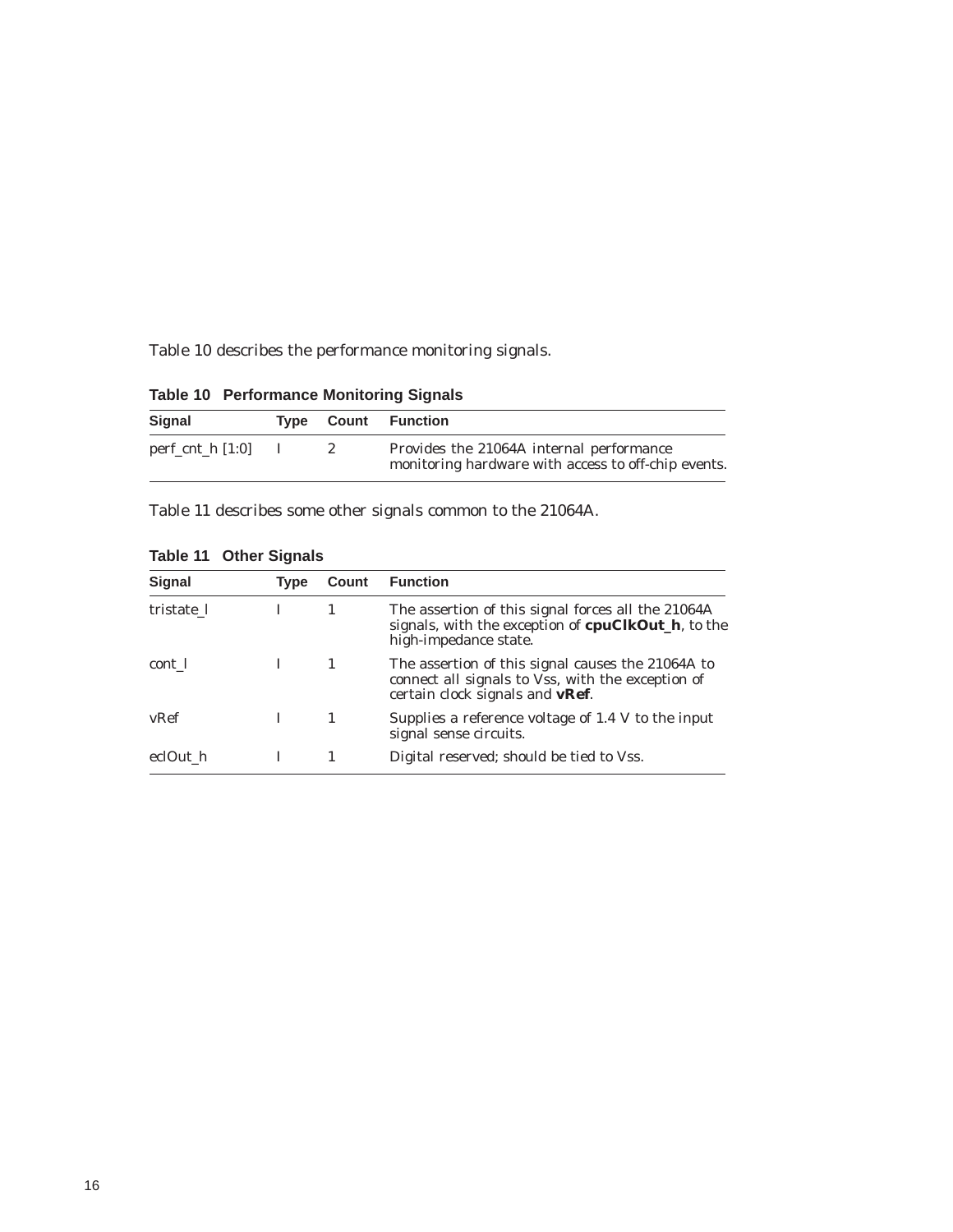Table 10 describes the performance monitoring signals.

**Table 10 Performance Monitoring Signals**

| Signal | Type | Count | Function |
|---|---|---|---|
| perf_cnt_h [1:0] | I | 2 | Provides the 21064A internal performance monitoring hardware with access to off-chip events. |

Table 11 describes some other signals common to the 21064A.

**Table 11 Other Signals**

| Signal | Type | Count | Function |
|---|---|---|---|
| tristate_l | I | 1 | The assertion of this signal forces all the 21064A signals, with the exception of **cpuClkOut_h**, to the high-impedance state. |
| cont_l | I | 1 | The assertion of this signal causes the 21064A to connect all signals to Vss, with the exception of certain clock signals and **vRef**. |
| vRef | I | 1 | Supplies a reference voltage of 1.4 V to the input signal sense circuits. |
| eclOut_h | I | 1 | Digital reserved; should be tied to Vss. |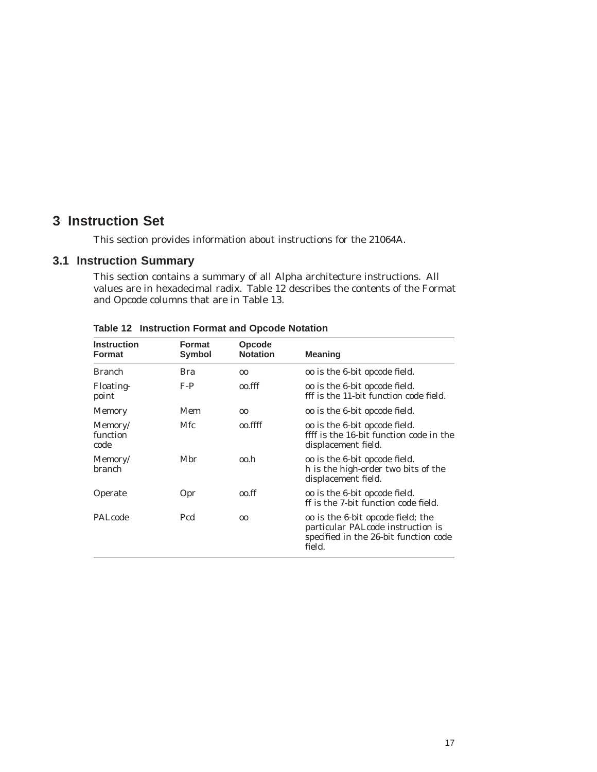# 3 Instruction Set

This section provides information about instructions for the 21064A.

## 3.1 Instruction Summary

This section contains a summary of all Alpha architecture instructions. All values are in hexadecimal radix. Table 12 describes the contents of the Format and Opcode columns that are in Table 13.

**Table 12 Instruction Format and Opcode Notation**

| Instruction Format | Format Symbol | Opcode Notation | Meaning |
|---|---|---|---|
| Branch | Bra | oo | oo is the 6-bit opcode field. |
| Floating-point | F-P | oo.fff | oo is the 6-bit opcode field. fff is the 11-bit function code field. |
| Memory | Mem | oo | oo is the 6-bit opcode field. |
| Memory/ function code | Mfc | oo.ffff | oo is the 6-bit opcode field. ffff is the 16-bit function code in the displacement field. |
| Memory/ branch | Mbr | oo.h | oo is the 6-bit opcode field. h is the high-order two bits of the displacement field. |
| Operate | Opr | oo.ff | oo is the 6-bit opcode field. ff is the 7-bit function code field. |
| PALcode | Pcd | oo | oo is the 6-bit opcode field; the particular PALcode instruction is specified in the 26-bit function code field. |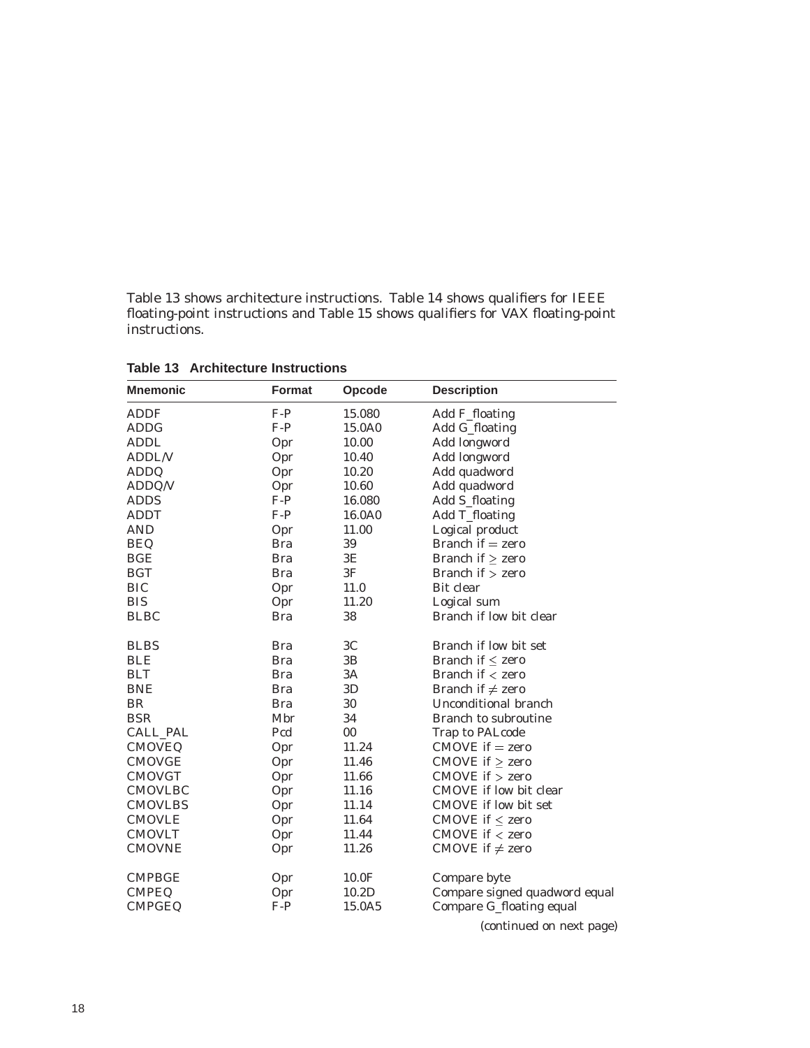Table 13 shows architecture instructions. Table 14 shows qualifiers for IEEE floating-point instructions and Table 15 shows qualifiers for VAX floating-point instructions.

**Table 13 Architecture Instructions**

| Mnemonic | Format | Opcode | Description |
|---|---|---|---|
| ADDF | F-P | 15.080 | Add F_floating |
| ADDG | F-P | 15.0A0 | Add G_floating |
| ADDL | Opr | 10.00 | Add longword |
| ADDL/V | Opr | 10.40 | Add longword |
| ADDQ | Opr | 10.20 | Add quadword |
| ADDQ/V | Opr | 10.60 | Add quadword |
| ADDS | F-P | 16.080 | Add S_floating |
| ADDT | F-P | 16.0A0 | Add T_floating |
| AND | Opr | 11.00 | Logical product |
| BEQ | Bra | 39 | Branch if = zero |
| BGE | Bra | 3E | Branch if ≥ zero |
| BGT | Bra | 3F | Branch if > zero |
| BIC | Opr | 11.0 | Bit clear |
| BIS | Opr | 11.20 | Logical sum |
| BLBC | Bra | 38 | Branch if low bit clear |
| BLBS | Bra | 3C | Branch if low bit set |
| BLE | Bra | 3B | Branch if ≤ zero |
| BLT | Bra | 3A | Branch if < zero |
| BNE | Bra | 3D | Branch if ≠ zero |
| BR | Bra | 30 | Unconditional branch |
| BSR | Mbr | 34 | Branch to subroutine |
| CALL_PAL | Pcd | 00 | Trap to PALcode |
| CMOVEQ | Opr | 11.24 | CMOVE if = zero |
| CMOVGE | Opr | 11.46 | CMOVE if ≥ zero |
| CMOVGT | Opr | 11.66 | CMOVE if > zero |
| CMOVLBC | Opr | 11.16 | CMOVE if low bit clear |
| CMOVLBS | Opr | 11.14 | CMOVE if low bit set |
| CMOVLE | Opr | 11.64 | CMOVE if ≤ zero |
| CMOVLT | Opr | 11.44 | CMOVE if < zero |
| CMOVNE | Opr | 11.26 | CMOVE if ≠ zero |
| CMPBGE | Opr | 10.0F | Compare byte |
| CMPEQ | Opr | 10.2D | Compare signed quadword equal |
| CMPGEQ | F-P | 15.0A5 | Compare G_floating equal |

(continued on next page)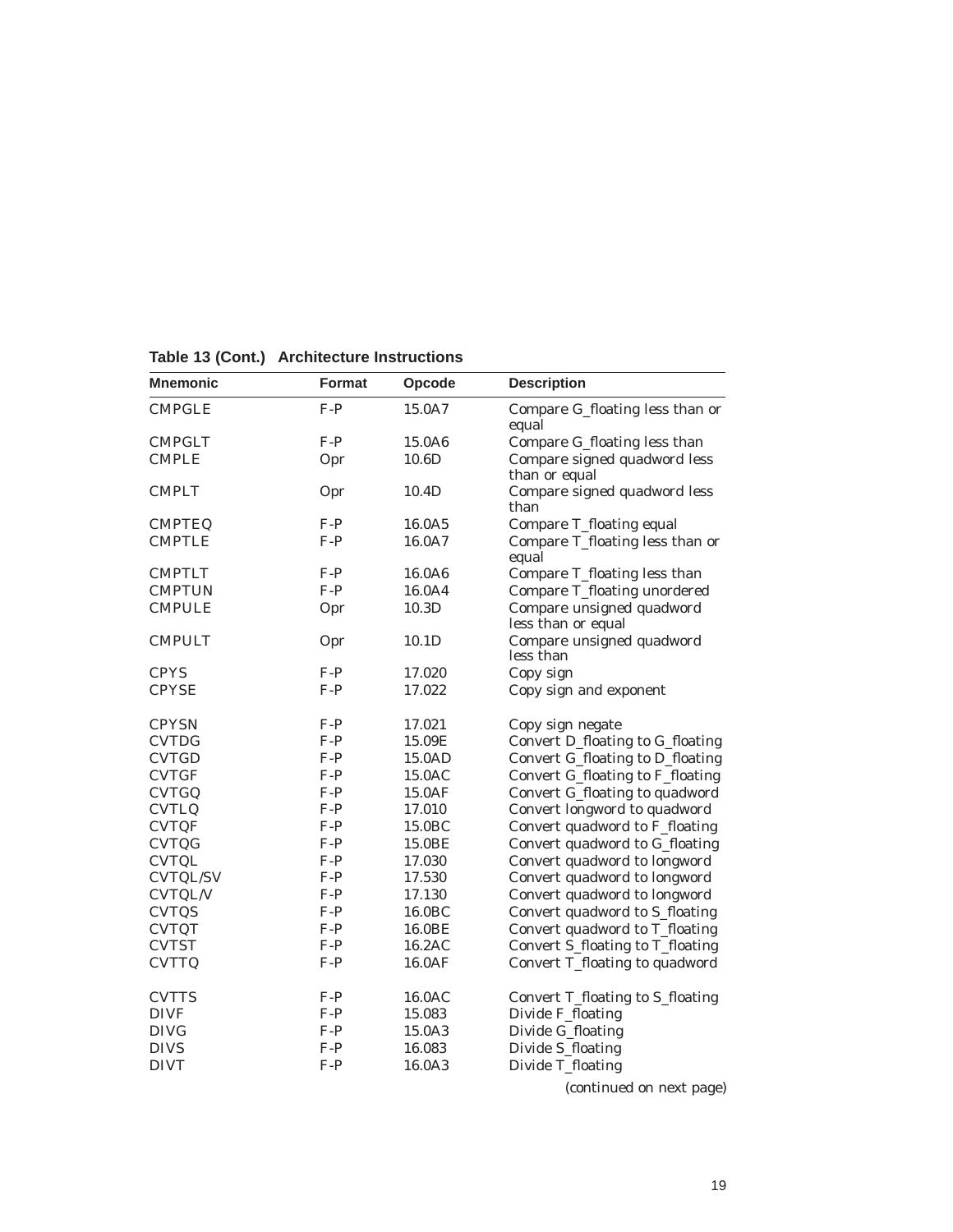**Table 13 (Cont.) Architecture Instructions**

| Mnemonic | Format | Opcode | Description |
|---|---|---|---|
| CMPGLE | F-P | 15.0A7 | Compare G_floating less than or equal |
| CMPGLT | F-P | 15.0A6 | Compare G_floating less than |
| CMPLE | Opr | 10.6D | Compare signed quadword less than or equal |
| CMPLT | Opr | 10.4D | Compare signed quadword less than |
| CMPTEQ | F-P | 16.0A5 | Compare T_floating equal |
| CMPTLE | F-P | 16.0A7 | Compare T_floating less than or equal |
| CMPTLT | F-P | 16.0A6 | Compare T_floating less than |
| CMPTUN | F-P | 16.0A4 | Compare T_floating unordered |
| CMPULE | Opr | 10.3D | Compare unsigned quadword less than or equal |
| CMPULT | Opr | 10.1D | Compare unsigned quadword less than |
| CPYS | F-P | 17.020 | Copy sign |
| CPYSE | F-P | 17.022 | Copy sign and exponent |
| CPYSN | F-P | 17.021 | Copy sign negate |
| CVTDG | F-P | 15.09E | Convert D_floating to G_floating |
| CVTGD | F-P | 15.0AD | Convert G_floating to D_floating |
| CVTGF | F-P | 15.0AC | Convert G_floating to F_floating |
| CVTGQ | F-P | 15.0AF | Convert G_floating to quadword |
| CVTLQ | F-P | 17.010 | Convert longword to quadword |
| CVTQF | F-P | 15.0BC | Convert quadword to F_floating |
| CVTQG | F-P | 15.0BE | Convert quadword to G_floating |
| CVTQL | F-P | 17.030 | Convert quadword to longword |
| CVTQL/SV | F-P | 17.530 | Convert quadword to longword |
| CVTQL/V | F-P | 17.130 | Convert quadword to longword |
| CVTQS | F-P | 16.0BC | Convert quadword to S_floating |
| CVTQT | F-P | 16.0BE | Convert quadword to T_floating |
| CVTST | F-P | 16.2AC | Convert S_floating to T_floating |
| CVTTQ | F-P | 16.0AF | Convert T_floating to quadword |
| CVTTS | F-P | 16.0AC | Convert T_floating to S_floating |
| DIVF | F-P | 15.083 | Divide F_floating |
| DIVG | F-P | 15.0A3 | Divide G_floating |
| DIVS | F-P | 16.083 | Divide S_floating |
| DIVT | F-P | 16.0A3 | Divide T_floating |

*(continued on next page)*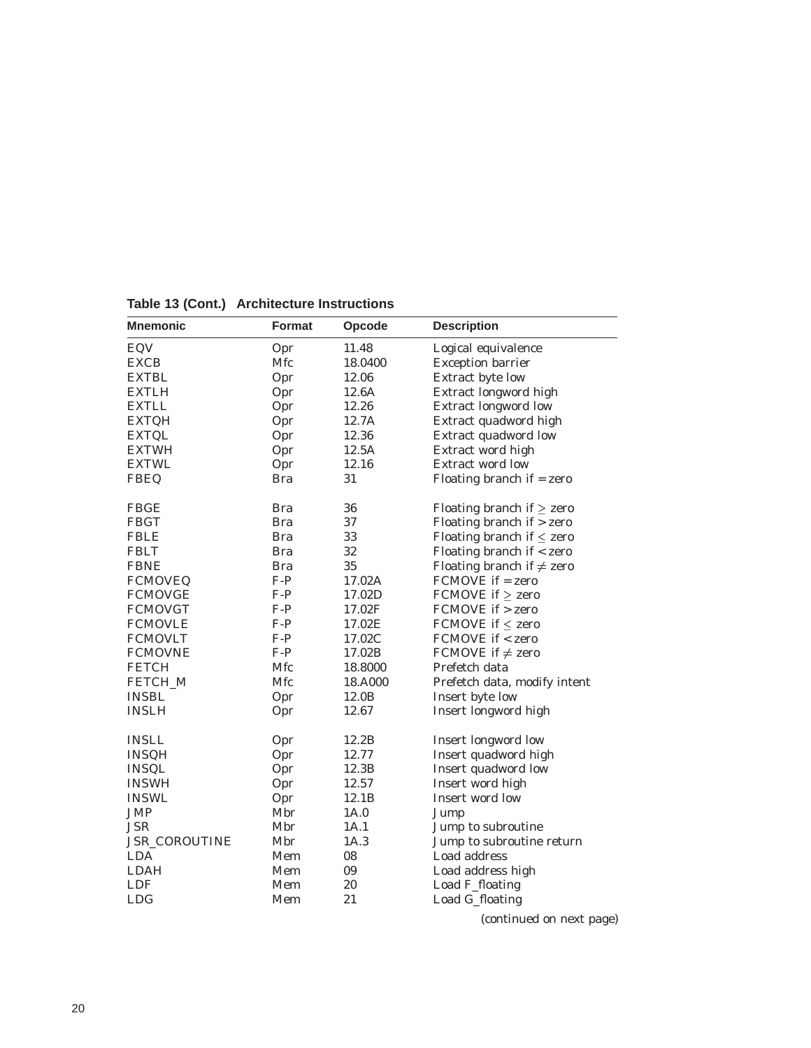**Table 13 (Cont.) Architecture Instructions**

| Mnemonic | Format | Opcode | Description |
|---|---|---|---|
| EQV | Opr | 11.48 | Logical equivalence |
| EXCB | Mfc | 18.0400 | Exception barrier |
| EXTBL | Opr | 12.06 | Extract byte low |
| EXTLH | Opr | 12.6A | Extract longword high |
| EXTLL | Opr | 12.26 | Extract longword low |
| EXTQH | Opr | 12.7A | Extract quadword high |
| EXTQL | Opr | 12.36 | Extract quadword low |
| EXTWH | Opr | 12.5A | Extract word high |
| EXTWL | Opr | 12.16 | Extract word low |
| FBEQ | Bra | 31 | Floating branch if = zero |
| FBGE | Bra | 36 | Floating branch if $\geq$ zero |
| FBGT | Bra | 37 | Floating branch if > zero |
| FBLE | Bra | 33 | Floating branch if $\leq$ zero |
| FBLT | Bra | 32 | Floating branch if < zero |
| FBNE | Bra | 35 | Floating branch if $\neq$ zero |
| FCMOVEQ | F-P | 17.02A | FCMOVE if = zero |
| FCMOVGE | F-P | 17.02D | FCMOVE if $\geq$ zero |
| FCMOVGT | F-P | 17.02F | FCMOVE if > zero |
| FCMOVLE | F-P | 17.02E | FCMOVE if $\leq$ zero |
| FCMOVLT | F-P | 17.02C | FCMOVE if < zero |
| FCMOVNE | F-P | 17.02B | FCMOVE if $\neq$ zero |
| FETCH | Mfc | 18.8000 | Prefetch data |
| FETCH_M | Mfc | 18.A000 | Prefetch data, modify intent |
| INSBL | Opr | 12.0B | Insert byte low |
| INSLH | Opr | 12.67 | Insert longword high |
| INSLL | Opr | 12.2B | Insert longword low |
| INSQH | Opr | 12.77 | Insert quadword high |
| INSQL | Opr | 12.3B | Insert quadword low |
| INSWH | Opr | 12.57 | Insert word high |
| INSWL | Opr | 12.1B | Insert word low |
| JMP | Mbr | 1A.0 | Jump |
| JSR | Mbr | 1A.1 | Jump to subroutine |
| JSR_COROUTINE | Mbr | 1A.3 | Jump to subroutine return |
| LDA | Mem | 08 | Load address |
| LDAH | Mem | 09 | Load address high |
| LDF | Mem | 20 | Load F_floating |
| LDG | Mem | 21 | Load G_floating |

(continued on next page)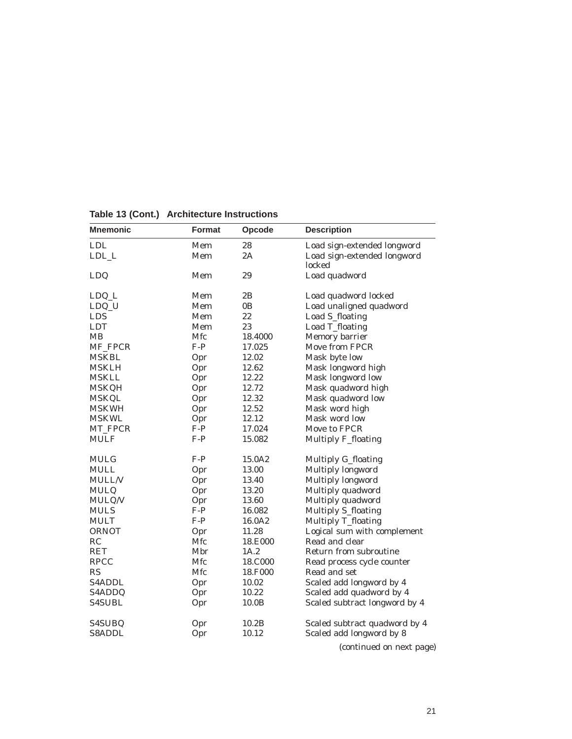**Table 13 (Cont.) Architecture Instructions**

| Mnemonic | Format | Opcode | Description |
|---|---|---|---|
| LDL | Mem | 28 | Load sign-extended longword |
| LDL_L | Mem | 2A | Load sign-extended longword locked |
| LDQ | Mem | 29 | Load quadword |
| LDQ_L | Mem | 2B | Load quadword locked |
| LDQ_U | Mem | 0B | Load unaligned quadword |
| LDS | Mem | 22 | Load S_floating |
| LDT | Mem | 23 | Load T_floating |
| MB | Mfc | 18.4000 | Memory barrier |
| MF_FPCR | F-P | 17.025 | Move from FPCR |
| MSKBL | Opr | 12.02 | Mask byte low |
| MSKLH | Opr | 12.62 | Mask longword high |
| MSKLL | Opr | 12.22 | Mask longword low |
| MSKQH | Opr | 12.72 | Mask quadword high |
| MSKQL | Opr | 12.32 | Mask quadword low |
| MSKWH | Opr | 12.52 | Mask word high |
| MSKWL | Opr | 12.12 | Mask word low |
| MT_FPCR | F-P | 17.024 | Move to FPCR |
| MULF | F-P | 15.082 | Multiply F_floating |
| MULG | F-P | 15.0A2 | Multiply G_floating |
| MULL | Opr | 13.00 | Multiply longword |
| MULL/V | Opr | 13.40 | Multiply longword |
| MULQ | Opr | 13.20 | Multiply quadword |
| MULQ/V | Opr | 13.60 | Multiply quadword |
| MULS | F-P | 16.082 | Multiply S_floating |
| MULT | F-P | 16.0A2 | Multiply T_floating |
| ORNOT | Opr | 11.28 | Logical sum with complement |
| RC | Mfc | 18.E000 | Read and clear |
| RET | Mbr | 1A.2 | Return from subroutine |
| RPCC | Mfc | 18.C000 | Read process cycle counter |
| RS | Mfc | 18.F000 | Read and set |
| S4ADDL | Opr | 10.02 | Scaled add longword by 4 |
| S4ADDQ | Opr | 10.22 | Scaled add quadword by 4 |
| S4SUBL | Opr | 10.0B | Scaled subtract longword by 4 |
| S4SUBQ | Opr | 10.2B | Scaled subtract quadword by 4 |
| S8ADDL | Opr | 10.12 | Scaled add longword by 8 |

(continued on next page)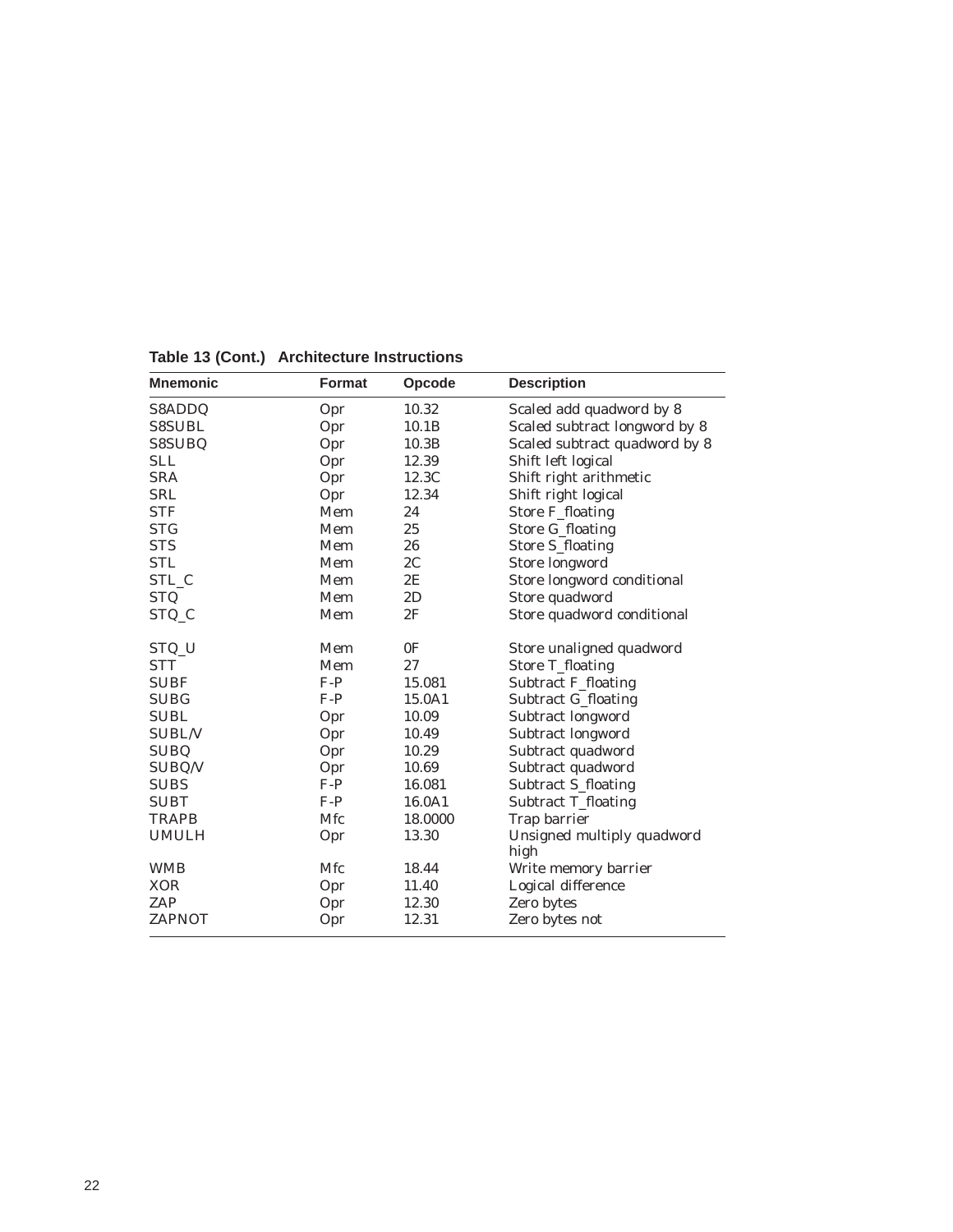**Table 13 (Cont.) Architecture Instructions**

| Mnemonic | Format | Opcode | Description |
|---|---|---|---|
| S8ADDQ | Opr | 10.32 | Scaled add quadword by 8 |
| S8SUBL | Opr | 10.1B | Scaled subtract longword by 8 |
| S8SUBQ | Opr | 10.3B | Scaled subtract quadword by 8 |
| SLL | Opr | 12.39 | Shift left logical |
| SRA | Opr | 12.3C | Shift right arithmetic |
| SRL | Opr | 12.34 | Shift right logical |
| STF | Mem | 24 | Store F_floating |
| STG | Mem | 25 | Store G_floating |
| STS | Mem | 26 | Store S_floating |
| STL | Mem | 2C | Store longword |
| STL_C | Mem | 2E | Store longword conditional |
| STQ | Mem | 2D | Store quadword |
| STQ_C | Mem | 2F | Store quadword conditional |
| STQ_U | Mem | 0F | Store unaligned quadword |
| STT | Mem | 27 | Store T_floating |
| SUBF | F-P | 15.081 | Subtract F_floating |
| SUBG | F-P | 15.0A1 | Subtract G_floating |
| SUBL | Opr | 10.09 | Subtract longword |
| SUBL/V | Opr | 10.49 | Subtract longword |
| SUBQ | Opr | 10.29 | Subtract quadword |
| SUBQ/V | Opr | 10.69 | Subtract quadword |
| SUBS | F-P | 16.081 | Subtract S_floating |
| SUBT | F-P | 16.0A1 | Subtract T_floating |
| TRAPB | Mfc | 18.0000 | Trap barrier |
| UMULH | Opr | 13.30 | Unsigned multiply quadword high |
| WMB | Mfc | 18.44 | Write memory barrier |
| XOR | Opr | 11.40 | Logical difference |
| ZAP | Opr | 12.30 | Zero bytes |
| ZAPNOT | Opr | 12.31 | Zero bytes not |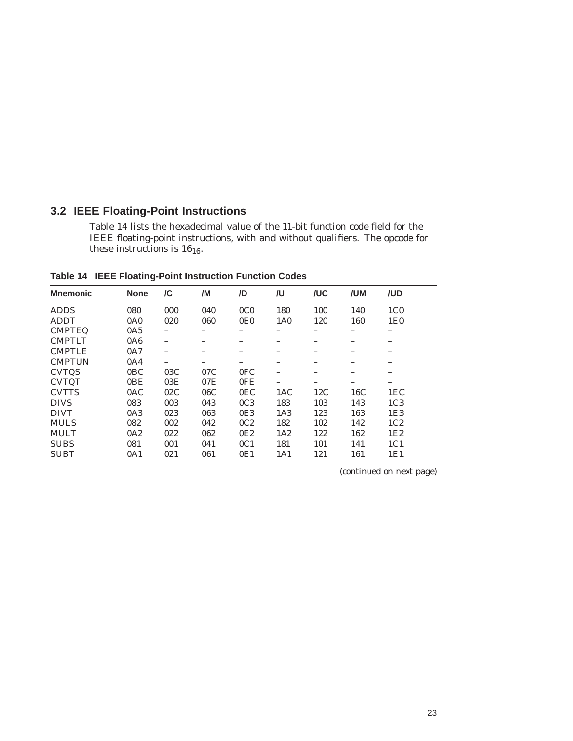## 3.2 IEEE Floating-Point Instructions

Table 14 lists the hexadecimal value of the 11-bit function code field for the IEEE floating-point instructions, with and without qualifiers. The opcode for these instructions is $16_{16}$.

**Table 14 IEEE Floating-Point Instruction Function Codes**

| Mnemonic | None | /C | /M | /D | /U | /UC | /UM | /UD |
|---|---|---|---|---|---|---|---|---|
| ADDS | 080 | 000 | 040 | 0C0 | 180 | 100 | 140 | 1C0 |
| ADDT | 0A0 | 020 | 060 | 0E0 | 1A0 | 120 | 160 | 1E0 |
| CMPTEQ | 0A5 | – | – | – | – | – | – | – |
| CMPTLT | 0A6 | – | – | – | – | – | – | – |
| CMPTLE | 0A7 | – | – | – | – | – | – | – |
| CMPTUN | 0A4 | – | – | – | – | – | – | – |
| CVTQS | 0BC | 03C | 07C | 0FC | – | – | – | – |
| CVTQT | 0BE | 03E | 07E | 0FE | – | – | – | – |
| CVTTS | 0AC | 02C | 06C | 0EC | 1AC | 12C | 16C | 1EC |
| DIVS | 083 | 003 | 043 | 0C3 | 183 | 103 | 143 | 1C3 |
| DIVT | 0A3 | 023 | 063 | 0E3 | 1A3 | 123 | 163 | 1E3 |
| MULS | 082 | 002 | 042 | 0C2 | 182 | 102 | 142 | 1C2 |
| MULT | 0A2 | 022 | 062 | 0E2 | 1A2 | 122 | 162 | 1E2 |
| SUBS | 081 | 001 | 041 | 0C1 | 181 | 101 | 141 | 1C1 |
| SUBT | 0A1 | 021 | 061 | 0E1 | 1A1 | 121 | 161 | 1E1 |

*(continued on next page)*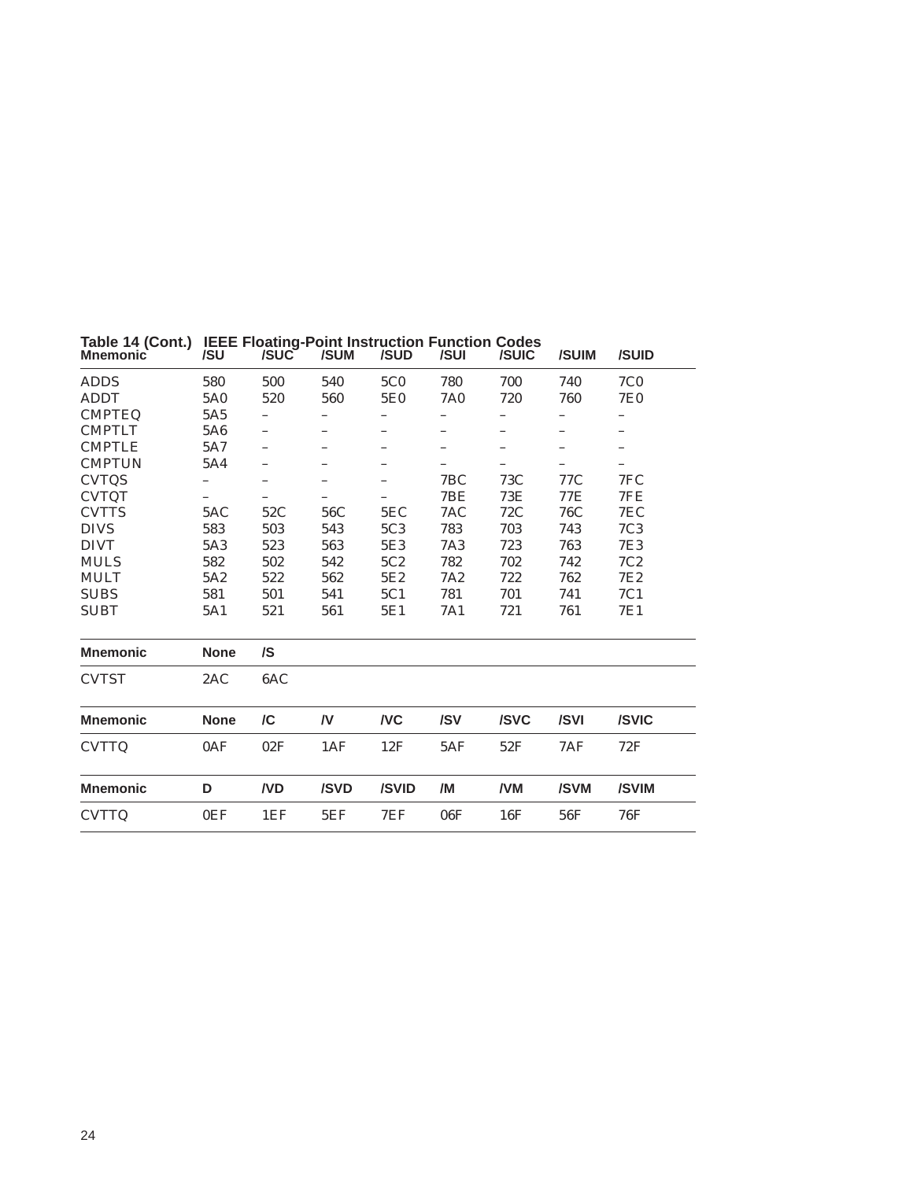**Table 14 (Cont.) IEEE Floating-Point Instruction Function Codes**

| Mnemonic | /SU | /SUC | /SUM | /SUD | /SUI | /SUIC | /SUIM | /SUID |
|---|---|---|---|---|---|---|---|---|
| ADDS | 580 | 500 | 540 | 5C0 | 780 | 700 | 740 | 7C0 |
| ADDT | 5A0 | 520 | 560 | 5E0 | 7A0 | 720 | 760 | 7E0 |
| CMPTEQ | 5A5 | – | – | – | – | – | – | – |
| CMPTLT | 5A6 | – | – | – | – | – | – | – |
| CMPTLE | 5A7 | – | – | – | – | – | – | – |
| CMPTUN | 5A4 | – | – | – | – | – | – | – |
| CVTQS | – | – | – | – | 7BC | 73C | 77C | 7FC |
| CVTQT | – | – | – | – | 7BE | 73E | 77E | 7FE |
| CVTTS | 5AC | 52C | 56C | 5EC | 7AC | 72C | 76C | 7EC |
| DIVS | 583 | 503 | 543 | 5C3 | 783 | 703 | 743 | 7C3 |
| DIVT | 5A3 | 523 | 563 | 5E3 | 7A3 | 723 | 763 | 7E3 |
| MULS | 582 | 502 | 542 | 5C2 | 782 | 702 | 742 | 7C2 |
| MULT | 5A2 | 522 | 562 | 5E2 | 7A2 | 722 | 762 | 7E2 |
| SUBS | 581 | 501 | 541 | 5C1 | 781 | 701 | 741 | 7C1 |
| SUBT | 5A1 | 521 | 561 | 5E1 | 7A1 | 721 | 761 | 7E1 |

| Mnemonic | None | /S |
|---|---|---|
| CVTST | 2AC | 6AC |

| Mnemonic | None | /C | /V | /VC | /SV | /SVC | /SVI | /SVIC |
|---|---|---|---|---|---|---|---|---|
| CVTTQ | 0AF | 02F | 1AF | 12F | 5AF | 52F | 7AF | 72F |

| Mnemonic | D | /VD | /SVD | /SVID | /M | /VM | /SVM | /SVIM |
|---|---|---|---|---|---|---|---|---|
| CVTTQ | 0EF | 1EF | 5EF | 7EF | 06F | 16F | 56F | 76F |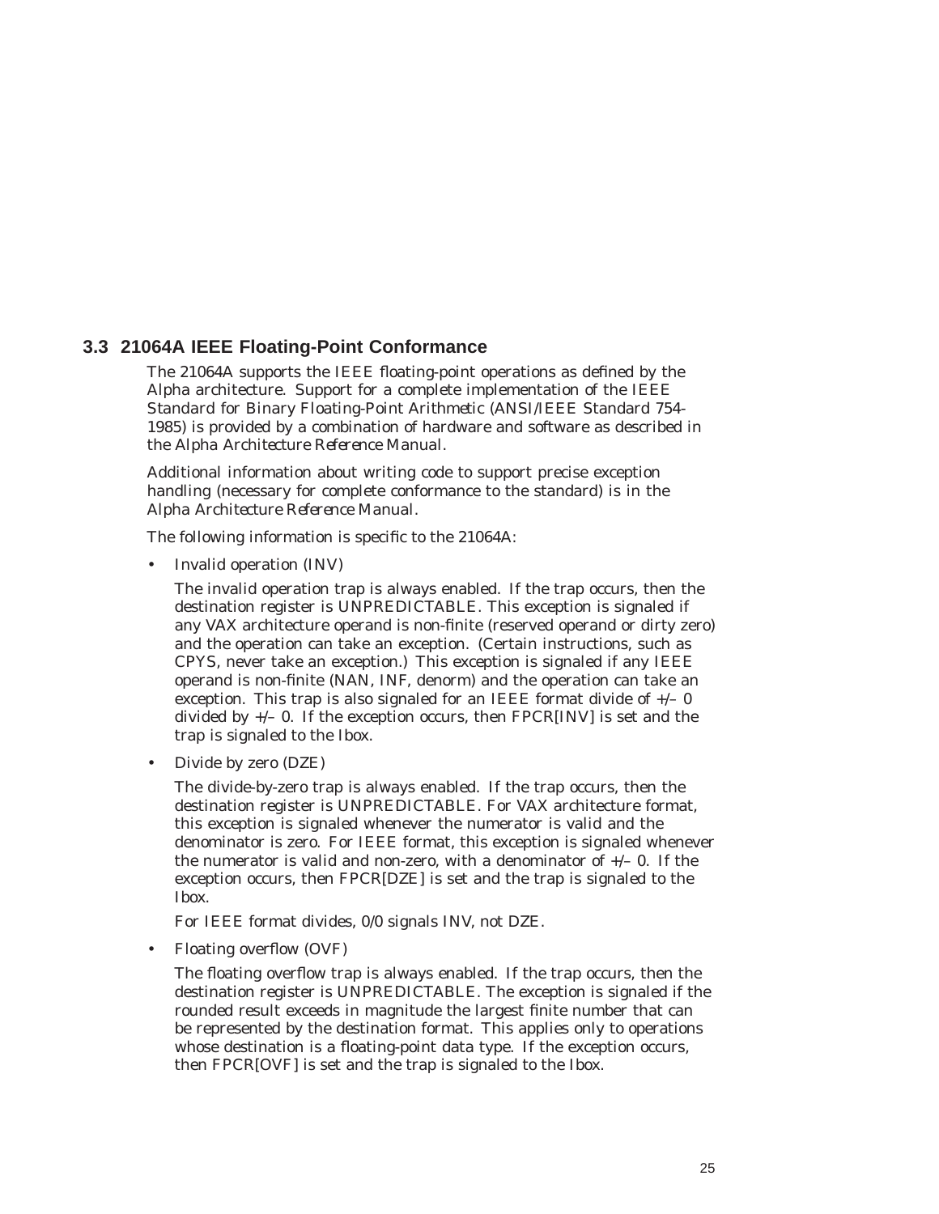## 3.3 21064A IEEE Floating-Point Conformance

The 21064A supports the IEEE floating-point operations as defined by the Alpha architecture. Support for a complete implementation of the IEEE Standard for Binary Floating-Point Arithmetic (ANSI/IEEE Standard 754-1985) is provided by a combination of hardware and software as described in the *Alpha Architecture Reference Manual*.

Additional information about writing code to support precise exception handling (necessary for complete conformance to the standard) is in the *Alpha Architecture Reference Manual*.

The following information is specific to the 21064A:

- Invalid operation (INV)

  The invalid operation trap is always enabled. If the trap occurs, then the destination register is UNPREDICTABLE. This exception is signaled if any VAX architecture operand is non-finite (reserved operand or dirty zero) and the operation can take an exception. (Certain instructions, such as CPYS, never take an exception.) This exception is signaled if any IEEE operand is non-finite (NAN, INF, denorm) and the operation can take an exception. This trap is also signaled for an IEEE format divide of +/– 0 divided by +/– 0. If the exception occurs, then FPCR[INV] is set and the trap is signaled to the Ibox.

- Divide by zero (DZE)

  The divide-by-zero trap is always enabled. If the trap occurs, then the destination register is UNPREDICTABLE. For VAX architecture format, this exception is signaled whenever the numerator is valid and the denominator is zero. For IEEE format, this exception is signaled whenever the numerator is valid and non-zero, with a denominator of +/– 0. If the exception occurs, then FPCR[DZE] is set and the trap is signaled to the Ibox.

  For IEEE format divides, 0/0 signals INV, not DZE.

- Floating overflow (OVF)

  The floating overflow trap is always enabled. If the trap occurs, then the destination register is UNPREDICTABLE. The exception is signaled if the rounded result exceeds in magnitude the largest finite number that can be represented by the destination format. This applies only to operations whose destination is a floating-point data type. If the exception occurs, then FPCR[OVF] is set and the trap is signaled to the Ibox.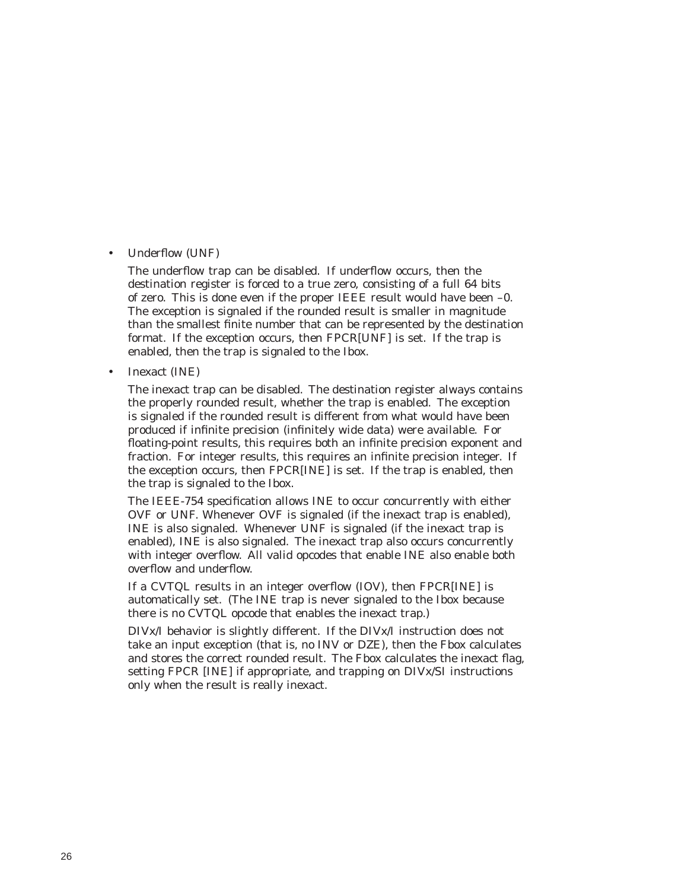- Underflow (UNF)

  The underflow trap can be disabled. If underflow occurs, then the destination register is forced to a true zero, consisting of a full 64 bits of zero. This is done even if the proper IEEE result would have been –0. The exception is signaled if the rounded result is smaller in magnitude than the smallest finite number that can be represented by the destination format. If the exception occurs, then FPCR[UNF] is set. If the trap is enabled, then the trap is signaled to the Ibox.

- Inexact (INE)

  The inexact trap can be disabled. The destination register always contains the properly rounded result, whether the trap is enabled. The exception is signaled if the rounded result is different from what would have been produced if infinite precision (infinitely wide data) were available. For floating-point results, this requires both an infinite precision exponent and fraction. For integer results, this requires an infinite precision integer. If the exception occurs, then FPCR[INE] is set. If the trap is enabled, then the trap is signaled to the Ibox.

  The IEEE-754 specification allows INE to occur concurrently with either OVF or UNF. Whenever OVF is signaled (if the inexact trap is enabled), INE is also signaled. Whenever UNF is signaled (if the inexact trap is enabled), INE is also signaled. The inexact trap also occurs concurrently with integer overflow. All valid opcodes that enable INE also enable both overflow and underflow.

  If a CVTQL results in an integer overflow (IOV), then FPCR[INE] is automatically set. (The INE trap is never signaled to the Ibox because there is no CVTQL opcode that enables the inexact trap.)

  DIVx/I behavior is slightly different. If the DIVx/I instruction does not take an input exception (that is, no INV or DZE), then the Fbox calculates and stores the correct rounded result. The Fbox calculates the inexact flag, setting FPCR [INE] if appropriate, and trapping on DIVx/SI instructions only when the result is really inexact.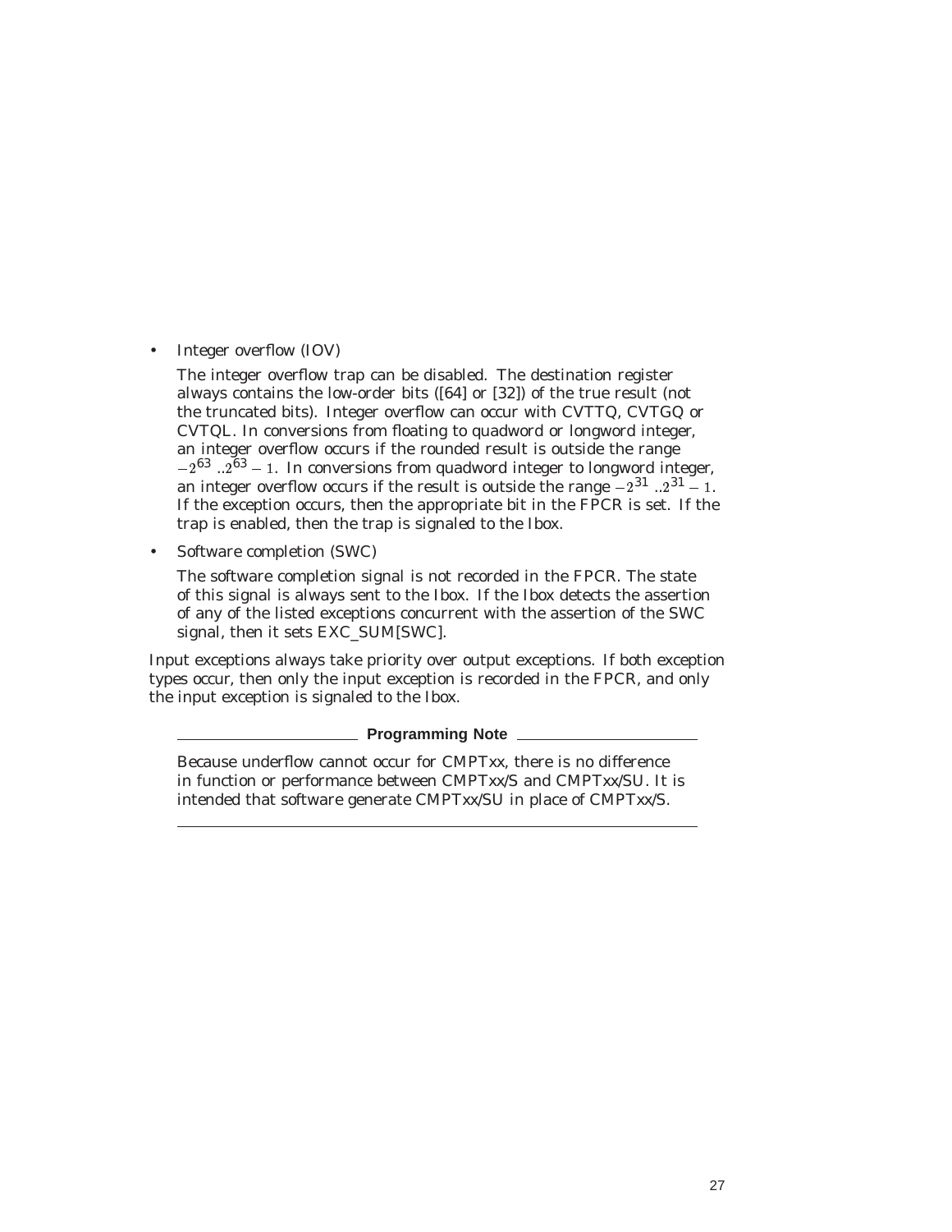- Integer overflow (IOV)

  The integer overflow trap can be disabled. The destination register always contains the low-order bits ([64] or [32]) of the true result (not the truncated bits). Integer overflow can occur with CVTTQ, CVTGQ or CVTQL. In conversions from floating to quadword or longword integer, an integer overflow occurs if the rounded result is outside the range $-2^{63} .. 2^{63} - 1$. In conversions from quadword integer to longword integer, an integer overflow occurs if the result is outside the range $-2^{31} .. 2^{31} - 1$. If the exception occurs, then the appropriate bit in the FPCR is set. If the trap is enabled, then the trap is signaled to the Ibox.

- Software completion (SWC)

  The software completion signal is not recorded in the FPCR. The state of this signal is always sent to the Ibox. If the Ibox detects the assertion of any of the listed exceptions concurrent with the assertion of the SWC signal, then it sets EXC_SUM[SWC].

Input exceptions always take priority over output exceptions. If both exception types occur, then only the input exception is recorded in the FPCR, and only the input exception is signaled to the Ibox.

**Programming Note**

Because underflow cannot occur for CMPTxx, there is no difference in function or performance between CMPTxx/S and CMPTxx/SU. It is intended that software generate CMPTxx/SU in place of CMPTxx/S.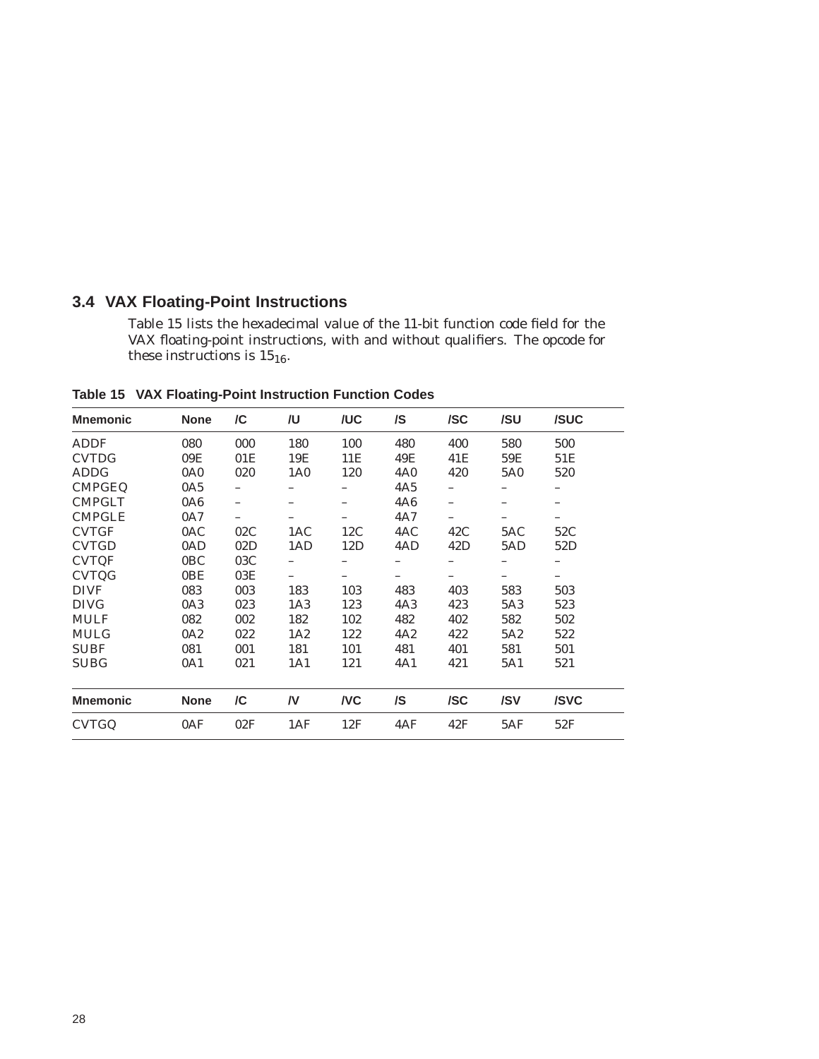## 3.4 VAX Floating-Point Instructions

Table 15 lists the hexadecimal value of the 11-bit function code field for the VAX floating-point instructions, with and without qualifiers. The opcode for these instructions is $15_{16}$.

**Table 15 VAX Floating-Point Instruction Function Codes**

| Mnemonic | None | /C | /U | /UC | /S | /SC | /SU | /SUC |
|---|---|---|---|---|---|---|---|---|
| ADDF | 080 | 000 | 180 | 100 | 480 | 400 | 580 | 500 |
| CVTDG | 09E | 01E | 19E | 11E | 49E | 41E | 59E | 51E |
| ADDG | 0A0 | 020 | 1A0 | 120 | 4A0 | 420 | 5A0 | 520 |
| CMPGEQ | 0A5 | – | – | – | 4A5 | – | – | – |
| CMPGLT | 0A6 | – | – | – | 4A6 | – | – | – |
| CMPGLE | 0A7 | – | – | – | 4A7 | – | – | – |
| CVTGF | 0AC | 02C | 1AC | 12C | 4AC | 42C | 5AC | 52C |
| CVTGD | 0AD | 02D | 1AD | 12D | 4AD | 42D | 5AD | 52D |
| CVTQF | 0BC | 03C | – | – | – | – | – | – |
| CVTQG | 0BE | 03E | – | – | – | – | – | – |
| DIVF | 083 | 003 | 183 | 103 | 483 | 403 | 583 | 503 |
| DIVG | 0A3 | 023 | 1A3 | 123 | 4A3 | 423 | 5A3 | 523 |
| MULF | 082 | 002 | 182 | 102 | 482 | 402 | 582 | 502 |
| MULG | 0A2 | 022 | 1A2 | 122 | 4A2 | 422 | 5A2 | 522 |
| SUBF | 081 | 001 | 181 | 101 | 481 | 401 | 581 | 501 |
| SUBG | 0A1 | 021 | 1A1 | 121 | 4A1 | 421 | 5A1 | 521 |
| **Mnemonic** | **None** | **/C** | **/V** | **/VC** | **/S** | **/SC** | **/SV** | **/SVC** |
| CVTGQ | 0AF | 02F | 1AF | 12F | 4AF | 42F | 5AF | 52F |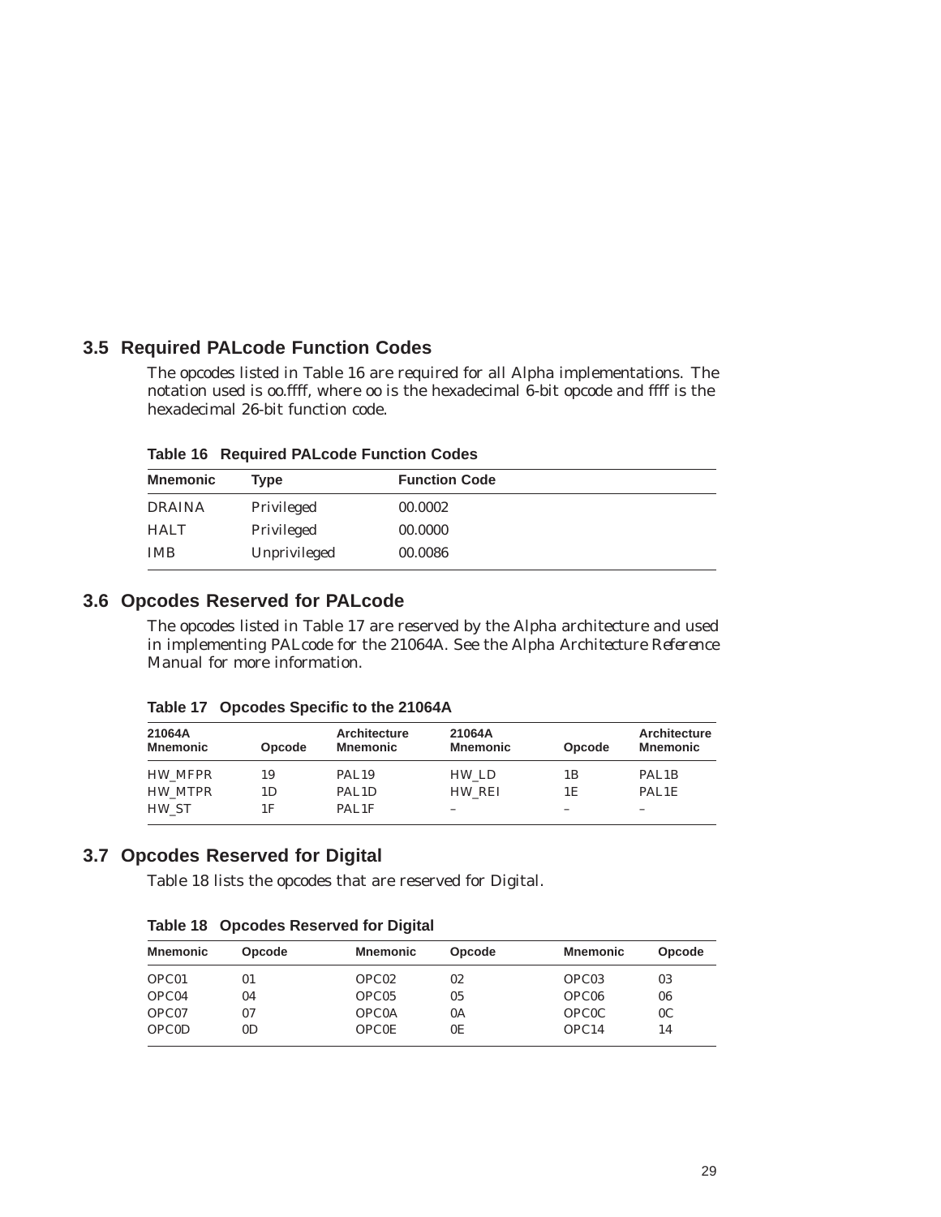## 3.5 Required PALcode Function Codes

The opcodes listed in Table 16 are required for all Alpha implementations. The notation used is oo.ffff, where oo is the hexadecimal 6-bit opcode and ffff is the hexadecimal 26-bit function code.

**Table 16 Required PALcode Function Codes**

| Mnemonic | Type | Function Code |
|---|---|---|
| DRAINA | Privileged | 00.0002 |
| HALT | Privileged | 00.0000 |
| IMB | Unprivileged | 00.0086 |

## 3.6 Opcodes Reserved for PALcode

The opcodes listed in Table 17 are reserved by the Alpha architecture and used in implementing PALcode for the 21064A. See the *Alpha Architecture Reference Manual* for more information.

**Table 17 Opcodes Specific to the 21064A**

| 21064A Mnemonic | Opcode | Architecture Mnemonic | 21064A Mnemonic | Opcode | Architecture Mnemonic |
|---|---|---|---|---|---|
| HW_MFPR | 19 | PAL19 | HW_LD | 1B | PAL1B |
| HW_MTPR | 1D | PAL1D | HW_REI | 1E | PAL1E |
| HW_ST | 1F | PAL1F | – | – | – |

## 3.7 Opcodes Reserved for Digital

Table 18 lists the opcodes that are reserved for Digital.

**Table 18 Opcodes Reserved for Digital**

| Mnemonic | Opcode | Mnemonic | Opcode | Mnemonic | Opcode |
|---|---|---|---|---|---|
| OPC01 | 01 | OPC02 | 02 | OPC03 | 03 |
| OPC04 | 04 | OPC05 | 05 | OPC06 | 06 |
| OPC07 | 07 | OPC0A | 0A | OPC0C | 0C |
| OPC0D | 0D | OPC0E | 0E | OPC14 | 14 |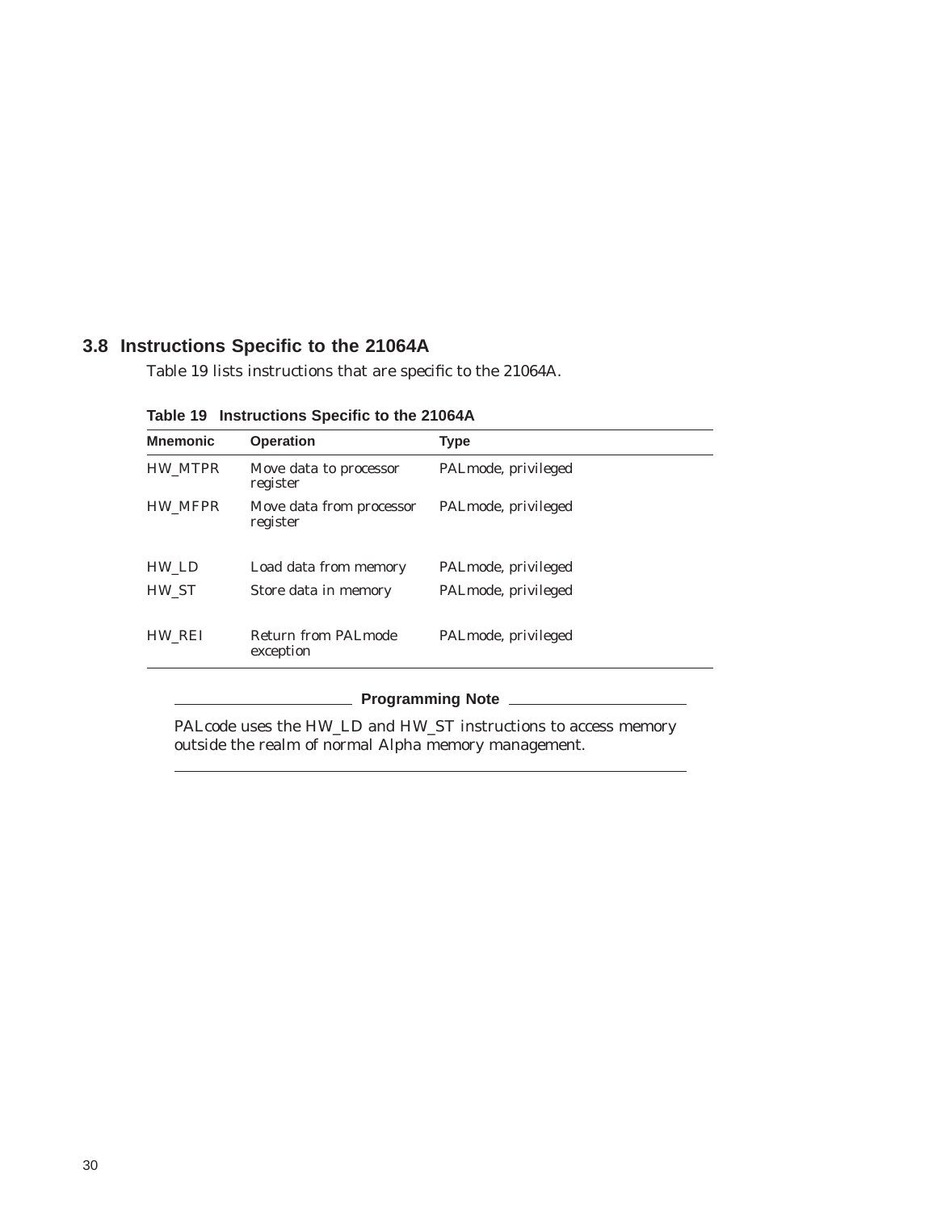## 3.8 Instructions Specific to the 21064A

Table 19 lists instructions that are specific to the 21064A.

**Table 19 Instructions Specific to the 21064A**

| Mnemonic | Operation | Type |
|---|---|---|
| HW_MTPR | Move data to processor register | PALmode, privileged |
| HW_MFPR | Move data from processor register | PALmode, privileged |
| HW_LD | Load data from memory | PALmode, privileged |
| HW_ST | Store data in memory | PALmode, privileged |
| HW_REI | Return from PALmode exception | PALmode, privileged |

**Programming Note**

PALcode uses the HW_LD and HW_ST instructions to access memory outside the realm of normal Alpha memory management.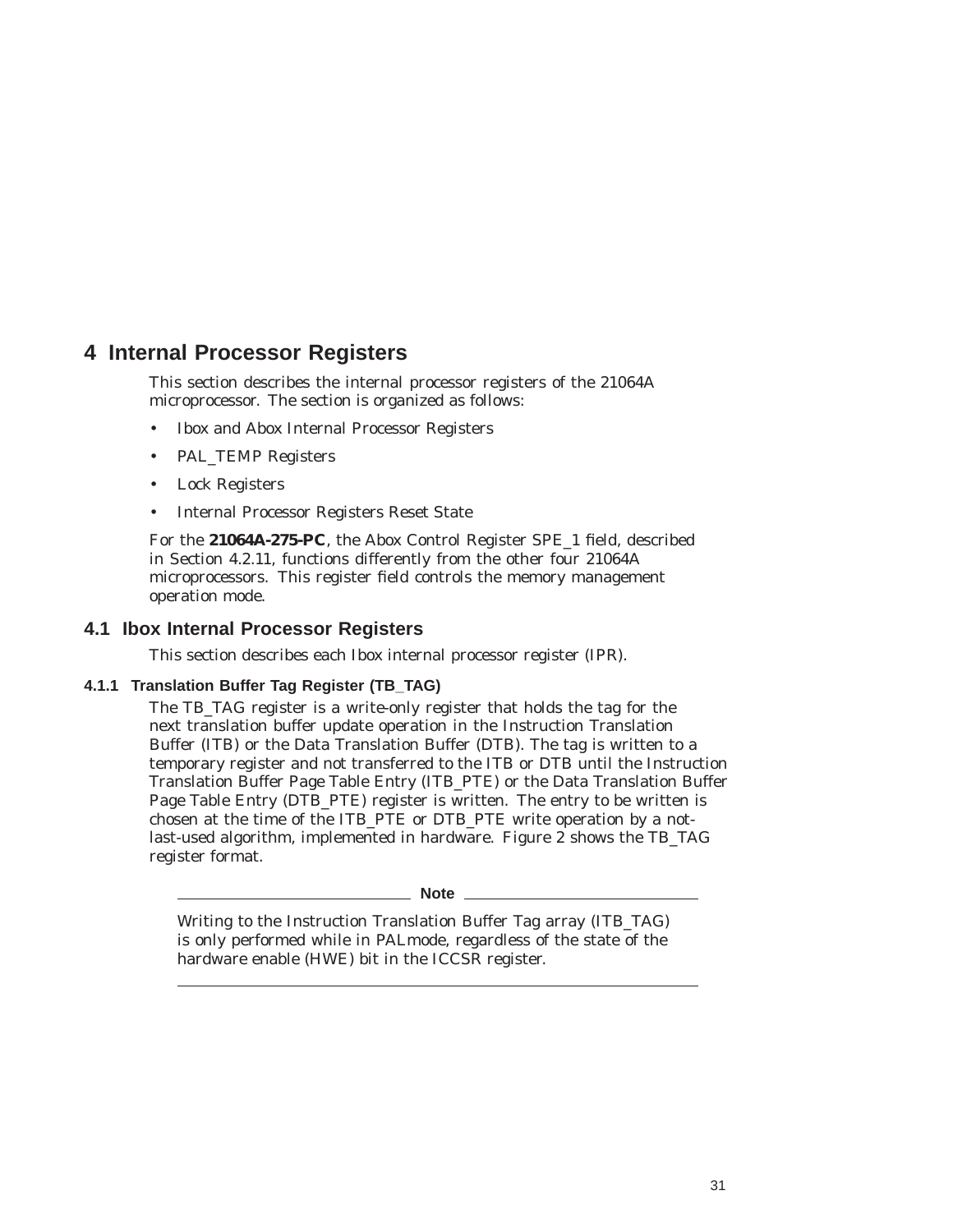# 4 Internal Processor Registers

This section describes the internal processor registers of the 21064A microprocessor. The section is organized as follows:

- Ibox and Abox Internal Processor Registers
- PAL_TEMP Registers
- Lock Registers
- Internal Processor Registers Reset State

For the **21064A-275-PC**, the Abox Control Register SPE_1 field, described in Section 4.2.11, functions differently from the other four 21064A microprocessors. This register field controls the memory management operation mode.

## 4.1 Ibox Internal Processor Registers

This section describes each Ibox internal processor register (IPR).

### 4.1.1 Translation Buffer Tag Register (TB_TAG)

The TB_TAG register is a write-only register that holds the tag for the next translation buffer update operation in the Instruction Translation Buffer (ITB) or the Data Translation Buffer (DTB). The tag is written to a temporary register and not transferred to the ITB or DTB until the Instruction Translation Buffer Page Table Entry (ITB_PTE) or the Data Translation Buffer Page Table Entry (DTB_PTE) register is written. The entry to be written is chosen at the time of the ITB_PTE or DTB_PTE write operation by a not-last-used algorithm, implemented in hardware. Figure 2 shows the TB_TAG register format.

**Note**

Writing to the Instruction Translation Buffer Tag array (ITB_TAG) is only performed while in PALmode, regardless of the state of the hardware enable (HWE) bit in the ICCSR register.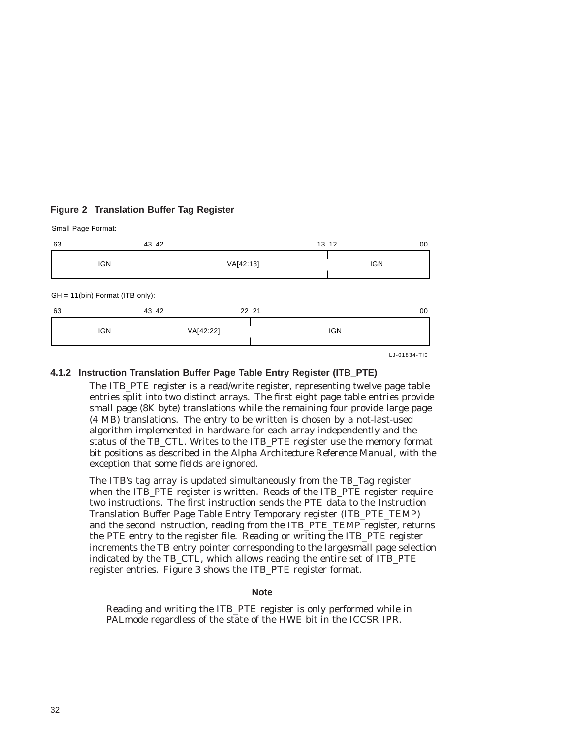**Figure 2 Translation Buffer Tag Register**

Small Page Format:

| 63 ... 43 | 42 ... 13 | 12 ... 00 |
|---|---|---|
| IGN | VA[42:13] | IGN |

GH = 11(bin) Format (ITB only):

| 63 ... 43 | 42 ... 22 | 21 ... 00 |
|---|---|---|
| IGN | VA[42:22] | IGN |

LJ-01834-TI0

### 4.1.2 Instruction Translation Buffer Page Table Entry Register (ITB_PTE)

The ITB_PTE register is a read/write register, representing twelve page table entries split into two distinct arrays. The first eight page table entries provide small page (8K byte) translations while the remaining four provide large page (4 MB) translations. The entry to be written is chosen by a not-last-used algorithm implemented in hardware for each array independently and the status of the TB_CTL. Writes to the ITB_PTE register use the memory format bit positions as described in the Alpha *Architecture Reference Manual*, with the exception that some fields are ignored.

The ITB's tag array is updated simultaneously from the TB_Tag register when the ITB_PTE register is written. Reads of the ITB_PTE register require two instructions. The first instruction sends the PTE data to the Instruction Translation Buffer Page Table Entry Temporary register (ITB_PTE_TEMP) and the second instruction, reading from the ITB_PTE_TEMP register, returns the PTE entry to the register file. Reading or writing the ITB_PTE register increments the TB entry pointer corresponding to the large/small page selection indicated by the TB_CTL, which allows reading the entire set of ITB_PTE register entries. Figure 3 shows the ITB_PTE register format.

**Note**

Reading and writing the ITB_PTE register is only performed while in PALmode regardless of the state of the HWE bit in the ICCSR IPR.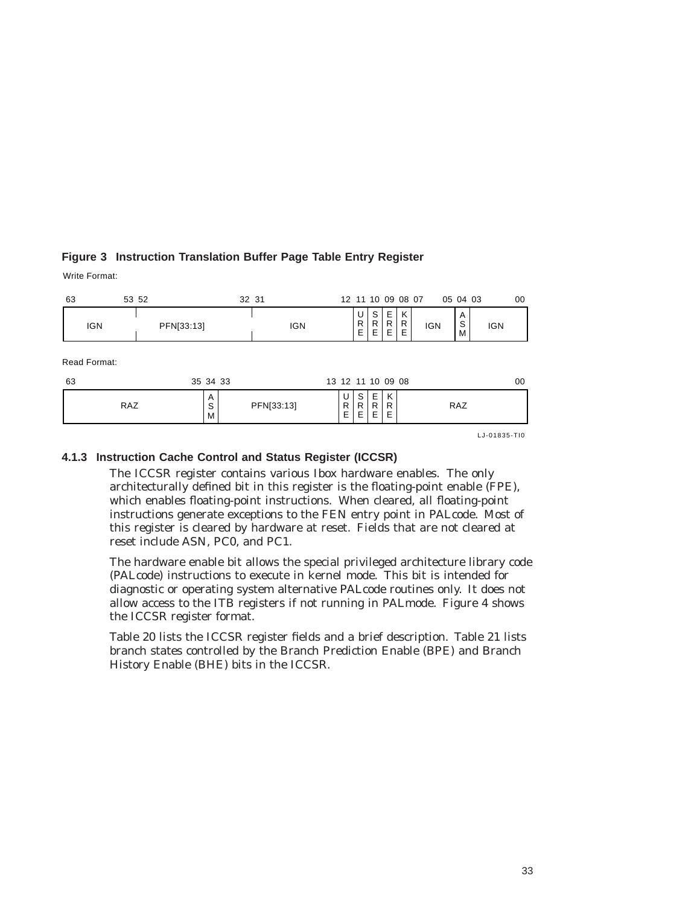**Figure 3 Instruction Translation Buffer Page Table Entry Register**

Write Format:

| 63–53 | 52–32 | 31–13 | 12 | 11 | 10 | 09 | 08–05 | 04 | 03–00 |
|---|---|---|---|---|---|---|---|---|---|
| IGN | PFN[33:13] | IGN | URE | SRE | ERE | KRE | IGN | ASM | IGN |

Read Format:

| 63–35 | 34 | 33–13 | 12 | 11 | 10 | 09 | 08–00 |
|---|---|---|---|---|---|---|---|
| RAZ | ASM | PFN[33:13] | URE | SRE | ERE | KRE | RAZ |

LJ-01835-TI0

### 4.1.3 Instruction Cache Control and Status Register (ICCSR)

The ICCSR register contains various Ibox hardware enables. The only architecturally defined bit in this register is the floating-point enable (FPE), which enables floating-point instructions. When cleared, all floating-point instructions generate exceptions to the FEN entry point in PALcode. Most of this register is cleared by hardware at reset. Fields that are not cleared at reset include ASN, PC0, and PC1.

The hardware enable bit allows the special privileged architecture library code (PALcode) instructions to execute in kernel mode. This bit is intended for diagnostic or operating system alternative PALcode routines only. It does not allow access to the ITB registers if not running in PALmode. Figure 4 shows the ICCSR register format.

Table 20 lists the ICCSR register fields and a brief description. Table 21 lists branch states controlled by the Branch Prediction Enable (BPE) and Branch History Enable (BHE) bits in the ICCSR.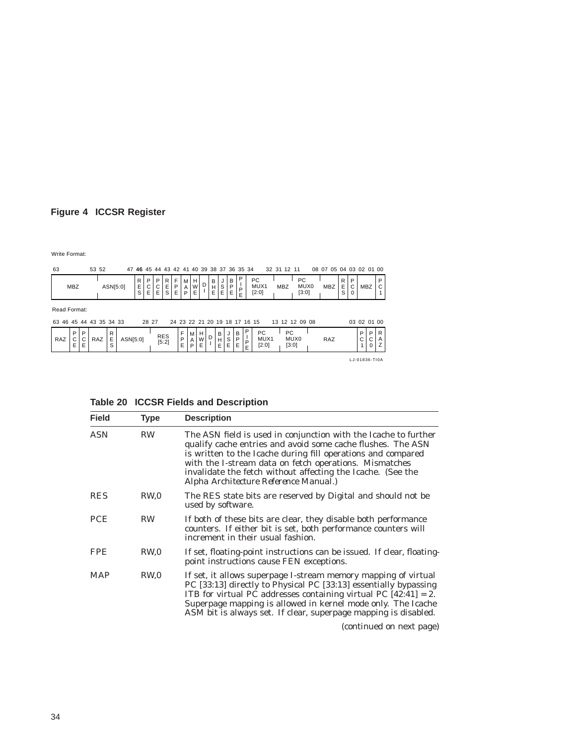**Figure 4 ICCSR Register**

Write Format:

| 63–53 | 52–47 | 46 | 45 | 44 | 43 | 42 | 41 | 40 | 39 | 38 | 37 | 36 | 35 | 34–32 | 31–12 | 11–08 | 07–05 | 04 | 03 | 02–01 | 00 |
|---|---|---|---|---|---|---|---|---|---|---|---|---|---|---|---|---|---|---|---|---|---|
| MBZ | ASN[5:0] | RES | PCE | PCE | RES | FPE | MAP | HWE | DI | BHE | JSE | BPE | PIPE | PC MUX1 [2:0] | MBZ | PC MUX0 [3:0] | MBZ | RES | PC0 | MBZ | PC1 |

Read Format:

| 63–46 | 45 | 44 | 43–35 | 34 | 33–28 | 27–24 | 23 | 22 | 21 | 20 | 19 | 18 | 17 | 16 | 15–13 | 12–09 | 08–03 | 02 | 01 | 00 |
|---|---|---|---|---|---|---|---|---|---|---|---|---|---|---|---|---|---|---|---|---|
| RAZ | PCE | PCE | RAZ | RES | ASN[5:0] | RES [5:2] | FPE | MAP | HWE | DI | BHE | JSE | BPE | PIPE | PC MUX1 [2:0] | PC MUX0 [3:0] | RAZ | PC1 | PC0 | RAZ |

LJ-01836-TI0A

**Table 20 ICCSR Fields and Description**

| Field | Type | Description |
|---|---|---|
| ASN | RW | The ASN field is used in conjunction with the Icache to further qualify cache entries and avoid some cache flushes. The ASN is written to the Icache during fill operations and compared with the I-stream data on fetch operations. Mismatches invalidate the fetch without affecting the Icache. (See the *Alpha Architecture Reference Manual*.) |
| RES | RW,0 | The RES state bits are reserved by Digital and should not be used by software. |
| PCE | RW | If both of these bits are clear, they disable both performance counters. If either bit is set, both performance counters will increment in their usual fashion. |
| FPE | RW,0 | If set, floating-point instructions can be issued. If clear, floating-point instructions cause FEN exceptions. |
| MAP | RW,0 | If set, it allows superpage I-stream memory mapping of virtual PC [33:13] directly to Physical PC [33:13] essentially bypassing ITB for virtual PC addresses containing virtual PC [42:41] = 2. Superpage mapping is allowed in kernel mode only. The Icache ASM bit is always set. If clear, superpage mapping is disabled. |

*(continued on next page)*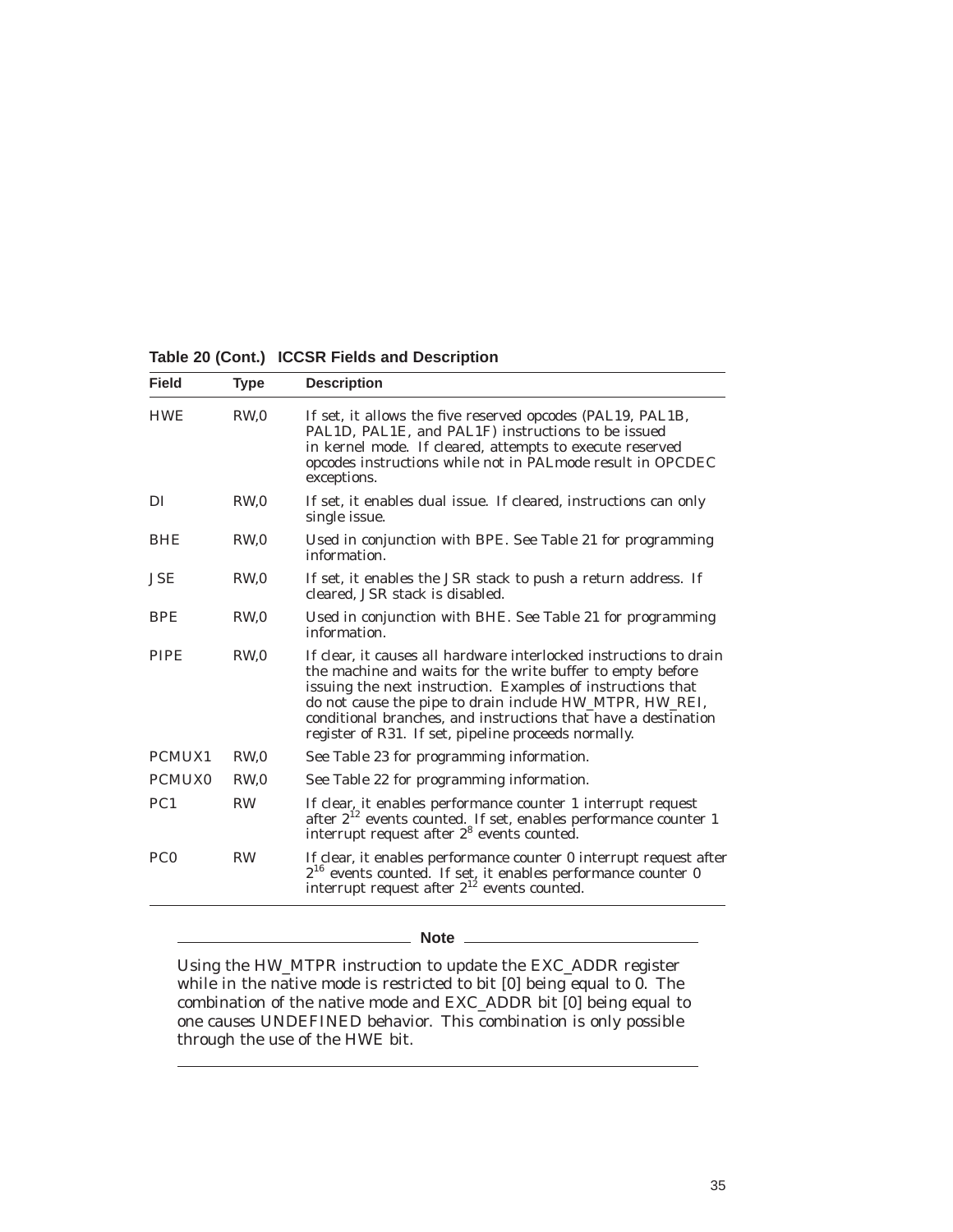**Table 20 (Cont.) ICCSR Fields and Description**

| Field | Type | Description |
|---|---|---|
| HWE | RW,0 | If set, it allows the five reserved opcodes (PAL19, PAL1B, PAL1D, PAL1E, and PAL1F) instructions to be issued in kernel mode. If cleared, attempts to execute reserved opcodes instructions while not in PALmode result in OPCDEC exceptions. |
| DI | RW,0 | If set, it enables dual issue. If cleared, instructions can only single issue. |
| BHE | RW,0 | Used in conjunction with BPE. See Table 21 for programming information. |
| JSE | RW,0 | If set, it enables the JSR stack to push a return address. If cleared, JSR stack is disabled. |
| BPE | RW,0 | Used in conjunction with BHE. See Table 21 for programming information. |
| PIPE | RW,0 | If clear, it causes all hardware interlocked instructions to drain the machine and waits for the write buffer to empty before issuing the next instruction. Examples of instructions that do not cause the pipe to drain include HW_MTPR, HW_REI, conditional branches, and instructions that have a destination register of R31. If set, pipeline proceeds normally. |
| PCMUX1 | RW,0 | See Table 23 for programming information. |
| PCMUX0 | RW,0 | See Table 22 for programming information. |
| PC1 | RW | If clear, it enables performance counter 1 interrupt request after $2^{12}$ events counted. If set, enables performance counter 1 interrupt request after $2^{8}$ events counted. |
| PC0 | RW | If clear, it enables performance counter 0 interrupt request after $2^{16}$ events counted. If set, it enables performance counter 0 interrupt request after $2^{12}$ events counted. |

**Note**

Using the HW_MTPR instruction to update the EXC_ADDR register while in the native mode is restricted to bit [0] being equal to 0. The combination of the native mode and EXC_ADDR bit [0] being equal to one causes UNDEFINED behavior. This combination is only possible through the use of the HWE bit.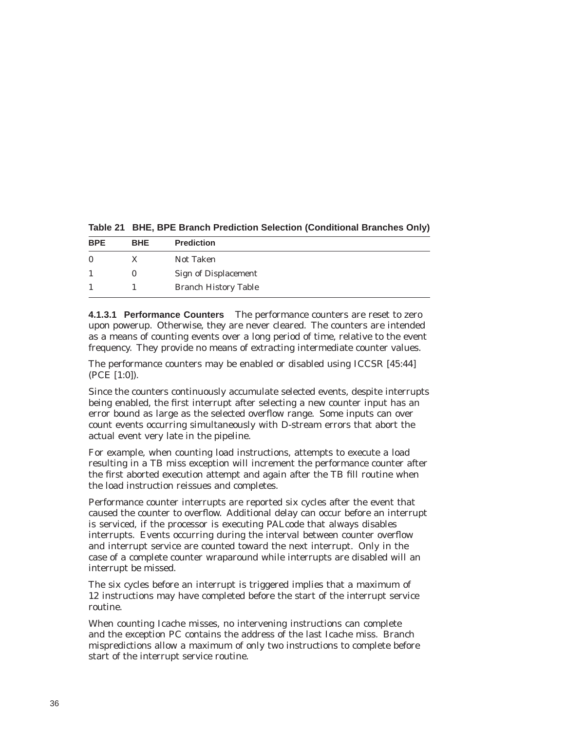**Table 21 BHE, BPE Branch Prediction Selection (Conditional Branches Only)**

| BPE | BHE | Prediction |
|---|---|---|
| 0 | X | Not Taken |
| 1 | 0 | Sign of Displacement |
| 1 | 1 | Branch History Table |

**4.1.3.1 Performance Counters** The performance counters are reset to zero upon powerup. Otherwise, they are never cleared. The counters are intended as a means of counting events over a long period of time, relative to the event frequency. They provide no means of extracting intermediate counter values.

The performance counters may be enabled or disabled using ICCSR [45:44] (PCE [1:0]).

Since the counters continuously accumulate selected events, despite interrupts being enabled, the first interrupt after selecting a new counter input has an error bound as large as the selected overflow range. Some inputs can over count events occurring simultaneously with D-stream errors that abort the actual event very late in the pipeline.

For example, when counting load instructions, attempts to execute a load resulting in a TB miss exception will increment the performance counter after the first aborted execution attempt and again after the TB fill routine when the load instruction reissues and completes.

Performance counter interrupts are reported six cycles after the event that caused the counter to overflow. Additional delay can occur before an interrupt is serviced, if the processor is executing PALcode that always disables interrupts. Events occurring during the interval between counter overflow and interrupt service are counted toward the next interrupt. Only in the case of a complete counter wraparound while interrupts are disabled will an interrupt be missed.

The six cycles before an interrupt is triggered implies that a maximum of 12 instructions may have completed before the start of the interrupt service routine.

When counting Icache misses, no intervening instructions can complete and the exception PC contains the address of the last Icache miss. Branch mispredictions allow a maximum of only two instructions to complete before start of the interrupt service routine.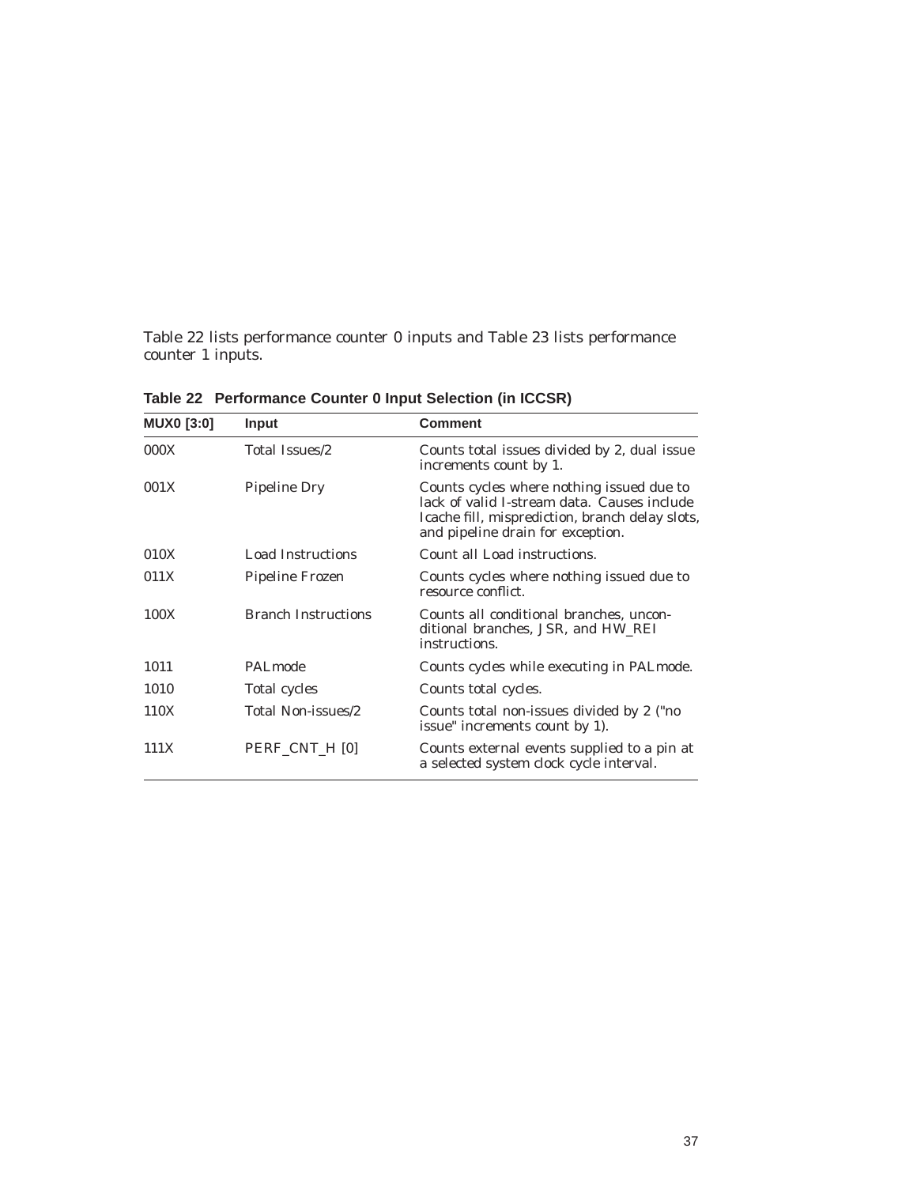Table 22 lists performance counter 0 inputs and Table 23 lists performance counter 1 inputs.

**Table 22 Performance Counter 0 Input Selection (in ICCSR)**

| MUX0 [3:0] | Input | Comment |
|---|---|---|
| 000X | Total Issues/2 | Counts total issues divided by 2, dual issue increments count by 1. |
| 001X | Pipeline Dry | Counts cycles where nothing issued due to lack of valid I-stream data. Causes include Icache fill, misprediction, branch delay slots, and pipeline drain for exception. |
| 010X | Load Instructions | Count all Load instructions. |
| 011X | Pipeline Frozen | Counts cycles where nothing issued due to resource conflict. |
| 100X | Branch Instructions | Counts all conditional branches, unconditional branches, JSR, and HW_REI instructions. |
| 1011 | PALmode | Counts cycles while executing in PALmode. |
| 1010 | Total cycles | Counts total cycles. |
| 110X | Total Non-issues/2 | Counts total non-issues divided by 2 ("no issue" increments count by 1). |
| 111X | PERF_CNT_H [0] | Counts external events supplied to a pin at a selected system clock cycle interval. |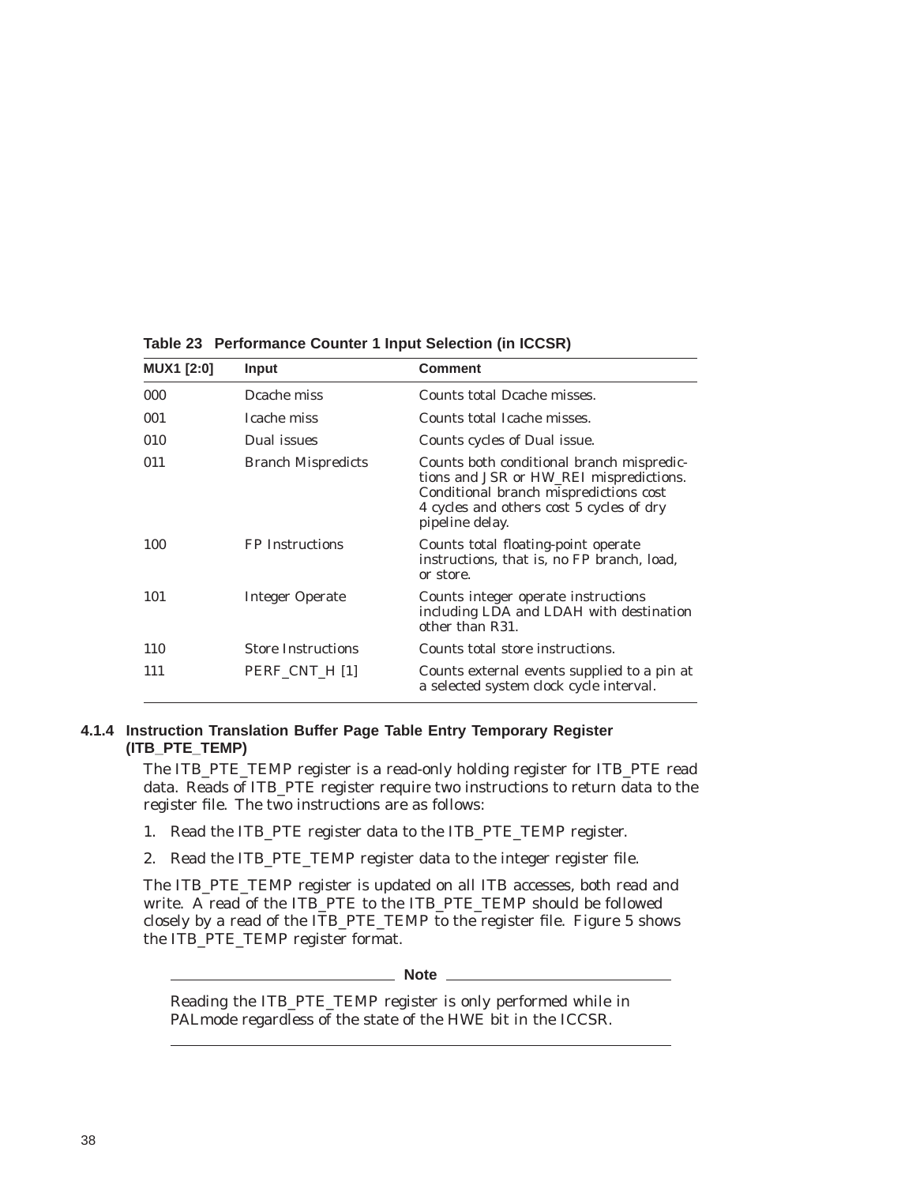**Table 23 Performance Counter 1 Input Selection (in ICCSR)**

| MUX1 [2:0] | Input | Comment |
|---|---|---|
| 000 | Dcache miss | Counts total Dcache misses. |
| 001 | Icache miss | Counts total Icache misses. |
| 010 | Dual issues | Counts cycles of Dual issue. |
| 011 | Branch Mispredicts | Counts both conditional branch mispredictions and JSR or HW_REI mispredictions. Conditional branch mispredictions cost 4 cycles and others cost 5 cycles of dry pipeline delay. |
| 100 | FP Instructions | Counts total floating-point operate instructions, that is, no FP branch, load, or store. |
| 101 | Integer Operate | Counts integer operate instructions including LDA and LDAH with destination other than R31. |
| 110 | Store Instructions | Counts total store instructions. |
| 111 | PERF_CNT_H [1] | Counts external events supplied to a pin at a selected system clock cycle interval. |

### 4.1.4 Instruction Translation Buffer Page Table Entry Temporary Register (ITB_PTE_TEMP)

The ITB_PTE_TEMP register is a read-only holding register for ITB_PTE read data. Reads of ITB_PTE register require two instructions to return data to the register file. The two instructions are as follows:

1. Read the ITB_PTE register data to the ITB_PTE_TEMP register.
2. Read the ITB_PTE_TEMP register data to the integer register file.

The ITB_PTE_TEMP register is updated on all ITB accesses, both read and write. A read of the ITB_PTE to the ITB_PTE_TEMP should be followed closely by a read of the ITB_PTE_TEMP to the register file. Figure 5 shows the ITB_PTE_TEMP register format.

**Note**

Reading the ITB_PTE_TEMP register is only performed while in PALmode regardless of the state of the HWE bit in the ICCSR.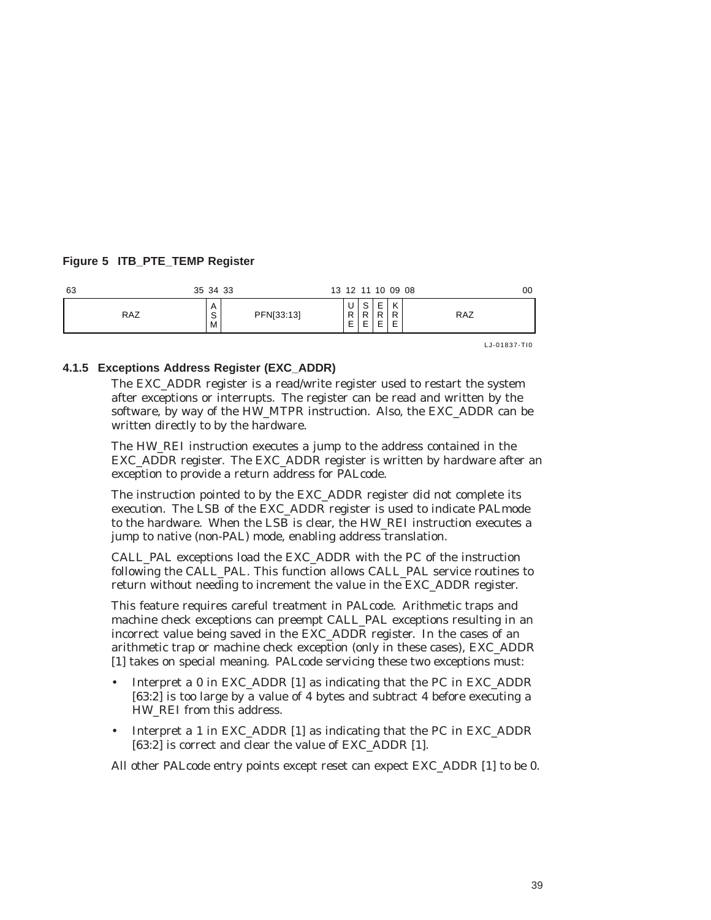**Figure 5 ITB_PTE_TEMP Register**

| 63–35 | 34 | 33–13 | 12 | 11 | 10 | 09 | 08–00 |
|---|---|---|---|---|---|---|---|
| RAZ | ASM | PFN[33:13] | URE | SRE | ERE | KRE | RAZ |

LJ-01837-TI0

### 4.1.5 Exceptions Address Register (EXC_ADDR)

The EXC_ADDR register is a read/write register used to restart the system after exceptions or interrupts. The register can be read and written by the software, by way of the HW_MTPR instruction. Also, the EXC_ADDR can be written directly to by the hardware.

The HW_REI instruction executes a jump to the address contained in the EXC_ADDR register. The EXC_ADDR register is written by hardware after an exception to provide a return address for PALcode.

The instruction pointed to by the EXC_ADDR register did not complete its execution. The LSB of the EXC_ADDR register is used to indicate PALmode to the hardware. When the LSB is clear, the HW_REI instruction executes a jump to native (non-PAL) mode, enabling address translation.

CALL_PAL exceptions load the EXC_ADDR with the PC of the instruction following the CALL_PAL. This function allows CALL_PAL service routines to return without needing to increment the value in the EXC_ADDR register.

This feature requires careful treatment in PALcode. Arithmetic traps and machine check exceptions can preempt CALL_PAL exceptions resulting in an incorrect value being saved in the EXC_ADDR register. In the cases of an arithmetic trap or machine check exception (only in these cases), EXC_ADDR [1] takes on special meaning. PALcode servicing these two exceptions must:

- Interpret a 0 in EXC_ADDR [1] as indicating that the PC in EXC_ADDR [63:2] is too large by a value of 4 bytes and subtract 4 before executing a HW_REI from this address.
- Interpret a 1 in EXC_ADDR [1] as indicating that the PC in EXC_ADDR [63:2] is correct and clear the value of EXC_ADDR [1].

All other PALcode entry points except reset can expect EXC_ADDR [1] to be 0.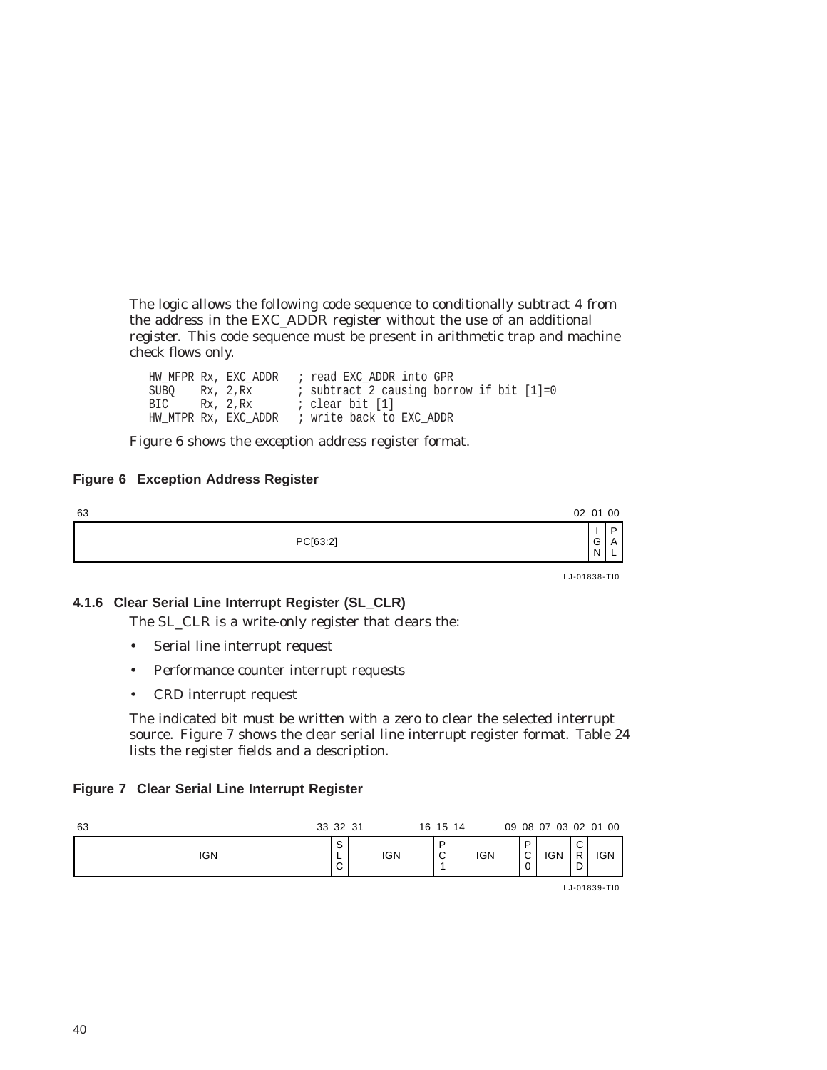The logic allows the following code sequence to conditionally subtract 4 from the address in the EXC_ADDR register without the use of an additional register. This code sequence must be present in arithmetic trap and machine check flows only.

```
HW_MFPR Rx, EXC_ADDR   ; read EXC_ADDR into GPR
SUBQ    Rx, 2,Rx       ; subtract 2 causing borrow if bit [1]=0
BIC     Rx, 2,Rx       ; clear bit [1]
HW_MTPR Rx, EXC_ADDR   ; write back to EXC_ADDR
```

Figure 6 shows the exception address register format.

**Figure 6 Exception Address Register**

| 63 … 02 | 01 | 00 |
|---|---|---|
| PC[63:2] | IGN | PAL |

LJ-01838-TI0

### 4.1.6 Clear Serial Line Interrupt Register (SL_CLR)

The SL_CLR is a write-only register that clears the:

- Serial line interrupt request
- Performance counter interrupt requests
- CRD interrupt request

The indicated bit must be written with a zero to clear the selected interrupt source. Figure 7 shows the clear serial line interrupt register format. Table 24 lists the register fields and a description.

**Figure 7 Clear Serial Line Interrupt Register**

| 63 … 33 | 32 | 31 … 16 | 15 | 14 … 09 | 08 | 07 … 03 | 02 | 01 … 00 |
|---|---|---|---|---|---|---|---|---|
| IGN | SLC | IGN | PC1 | IGN | PC0 | IGN | CRD | IGN |

LJ-01839-TI0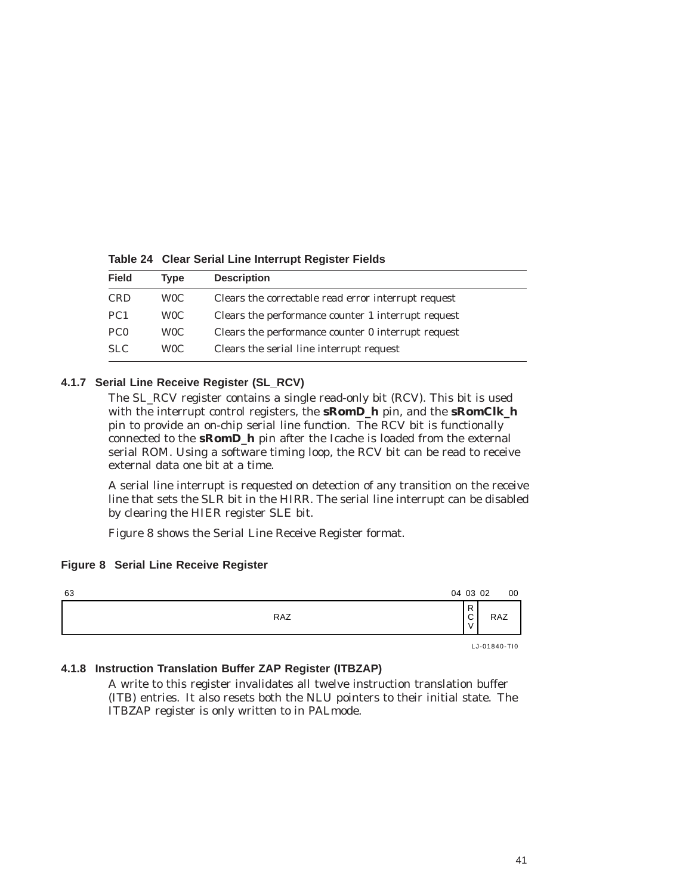**Table 24 Clear Serial Line Interrupt Register Fields**

| Field | Type | Description |
|---|---|---|
| CRD | W0C | Clears the correctable read error interrupt request |
| PC1 | W0C | Clears the performance counter 1 interrupt request |
| PC0 | W0C | Clears the performance counter 0 interrupt request |
| SLC | W0C | Clears the serial line interrupt request |

### 4.1.7 Serial Line Receive Register (SL_RCV)

The SL_RCV register contains a single read-only bit (RCV). This bit is used with the interrupt control registers, the **sRomD_h** pin, and the **sRomClk_h** pin to provide an on-chip serial line function. The RCV bit is functionally connected to the **sRomD_h** pin after the Icache is loaded from the external serial ROM. Using a software timing loop, the RCV bit can be read to receive external data one bit at a time.

A serial line interrupt is requested on detection of any transition on the receive line that sets the SLR bit in the HIRR. The serial line interrupt can be disabled by clearing the HIER register SLE bit.

Figure 8 shows the Serial Line Receive Register format.

**Figure 8 Serial Line Receive Register**

| 63–04 | 03 | 02–00 |
|---|---|---|
| RAZ | RCV | RAZ |

LJ-01840-TI0

### 4.1.8 Instruction Translation Buffer ZAP Register (ITBZAP)

A write to this register invalidates all twelve instruction translation buffer (ITB) entries. It also resets both the NLU pointers to their initial state. The ITBZAP register is only written to in PALmode.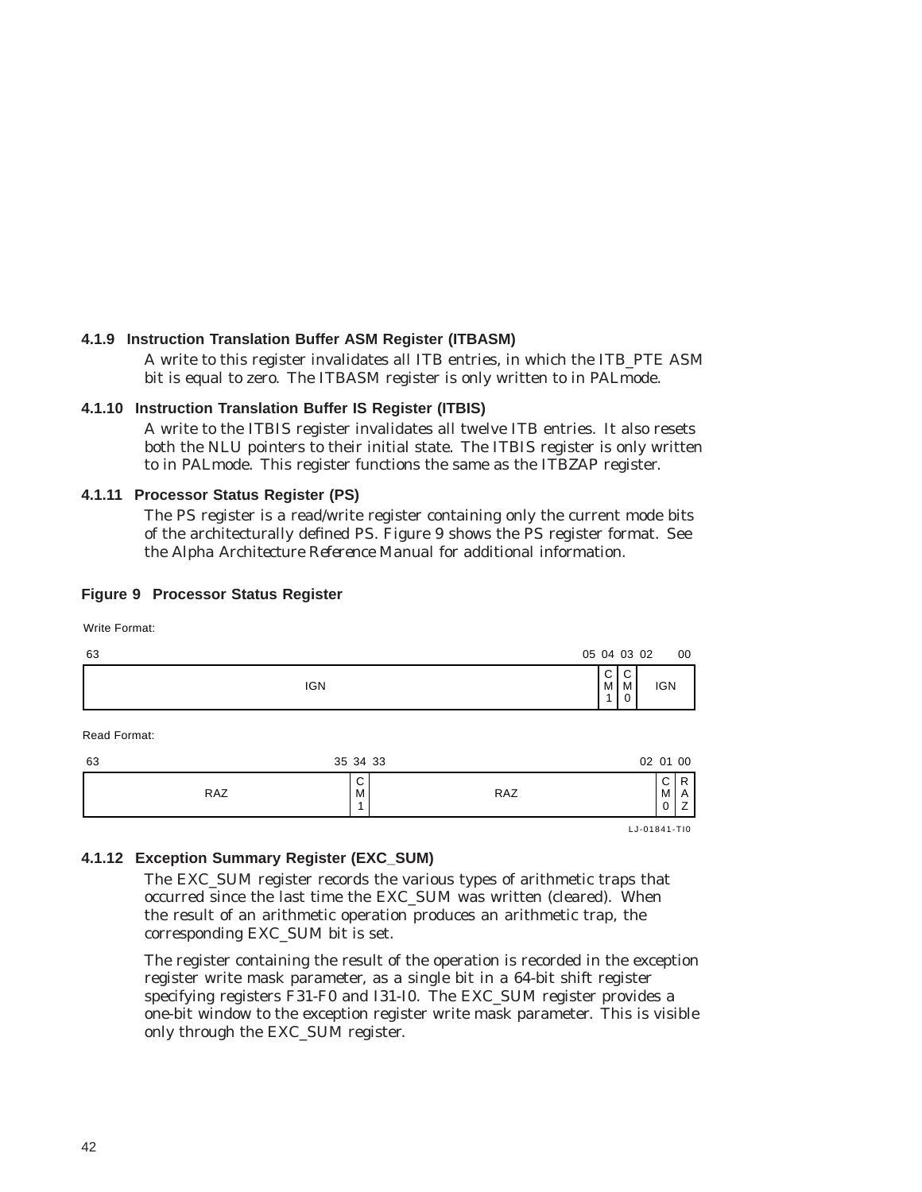#### 4.1.9 Instruction Translation Buffer ASM Register (ITBASM)

A write to this register invalidates all ITB entries, in which the ITB_PTE ASM bit is equal to zero. The ITBASM register is only written to in PALmode.

#### 4.1.10 Instruction Translation Buffer IS Register (ITBIS)

A write to the ITBIS register invalidates all twelve ITB entries. It also resets both the NLU pointers to their initial state. The ITBIS register is only written to in PALmode. This register functions the same as the ITBZAP register.

#### 4.1.11 Processor Status Register (PS)

The PS register is a read/write register containing only the current mode bits of the architecturally defined PS. Figure 9 shows the PS register format. See the *Alpha Architecture Reference Manual* for additional information.

**Figure 9 Processor Status Register**

Write Format:

| 63–05 | 04 | 03 | 02–00 |
|---|---|---|---|
| IGN | CM1 | CM0 | IGN |

Read Format:

| 63–35 | 34 | 33–02 | 01 | 00 |
|---|---|---|---|---|
| RAZ | CM1 | RAZ | CM0 | RAZ |

LJ-01841-TI0

#### 4.1.12 Exception Summary Register (EXC_SUM)

The EXC_SUM register records the various types of arithmetic traps that occurred since the last time the EXC_SUM was written (cleared). When the result of an arithmetic operation produces an arithmetic trap, the corresponding EXC_SUM bit is set.

The register containing the result of the operation is recorded in the exception register write mask parameter, as a single bit in a 64-bit shift register specifying registers F31-F0 and I31-I0. The EXC_SUM register provides a one-bit window to the exception register write mask parameter. This is visible only through the EXC_SUM register.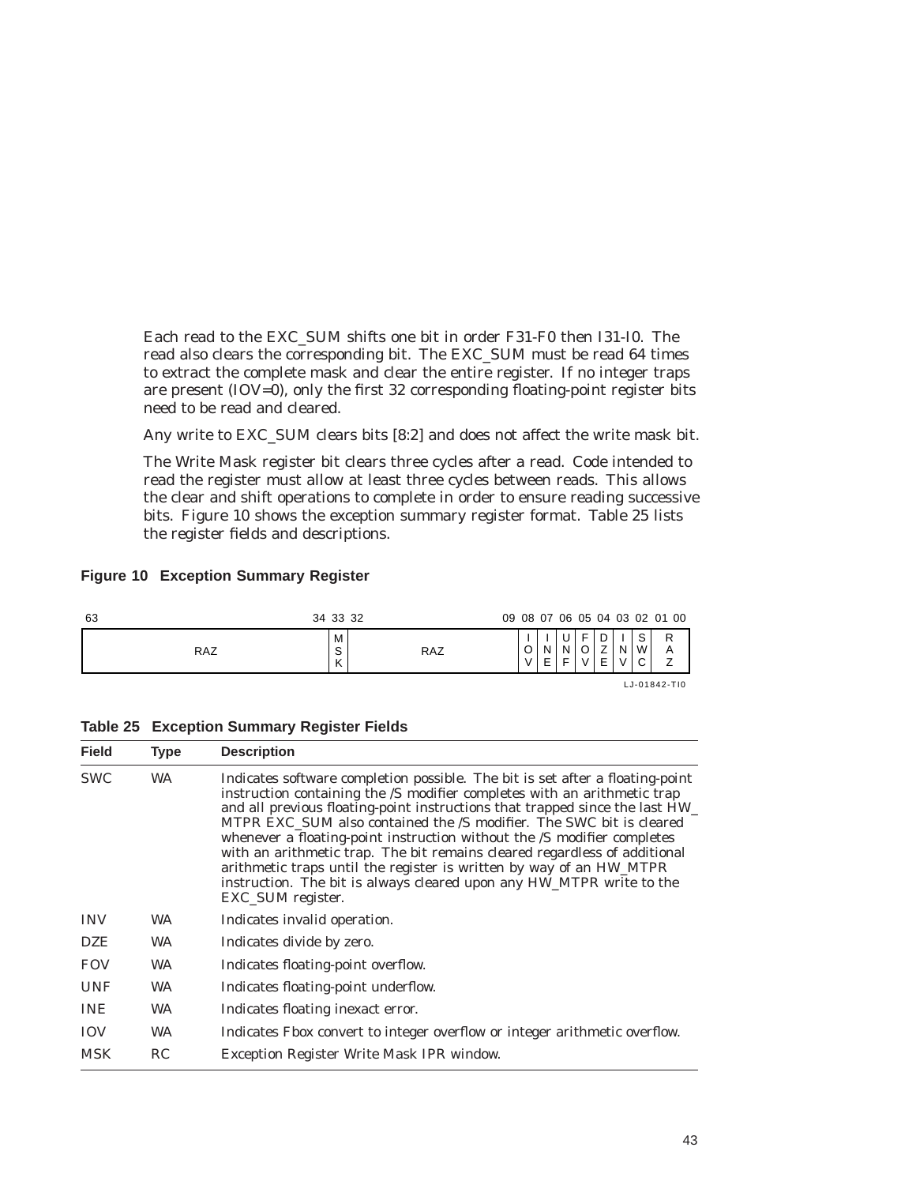Each read to the EXC_SUM shifts one bit in order F31-F0 then I31-I0. The read also clears the corresponding bit. The EXC_SUM must be read 64 times to extract the complete mask and clear the entire register. If no integer traps are present (IOV=0), only the first 32 corresponding floating-point register bits need to be read and cleared.

Any write to EXC_SUM clears bits [8:2] and does not affect the write mask bit.

The Write Mask register bit clears three cycles after a read. Code intended to read the register must allow at least three cycles between reads. This allows the clear and shift operations to complete in order to ensure reading successive bits. Figure 10 shows the exception summary register format. Table 25 lists the register fields and descriptions.

**Figure 10 Exception Summary Register**

| 63–34 | 33 | 32–09 | 08 | 07 | 06 | 05 | 04 | 03 | 02 | 01–00 |
|---|---|---|---|---|---|---|---|---|---|---|
| RAZ | MSK | RAZ | IOV | INE | UNF | FOV | DZE | INV | SWC | RAZ |

LJ-01842-TI0

**Table 25 Exception Summary Register Fields**

| Field | Type | Description |
|---|---|---|
| SWC | WA | Indicates software completion possible. The bit is set after a floating-point instruction containing the /S modifier completes with an arithmetic trap and all previous floating-point instructions that trapped since the last HW_MTPR EXC_SUM also contained the /S modifier. The SWC bit is cleared whenever a floating-point instruction without the /S modifier completes with an arithmetic trap. The bit remains cleared regardless of additional arithmetic traps until the register is written by way of an HW_MTPR instruction. The bit is always cleared upon any HW_MTPR write to the EXC_SUM register. |
| INV | WA | Indicates invalid operation. |
| DZE | WA | Indicates divide by zero. |
| FOV | WA | Indicates floating-point overflow. |
| UNF | WA | Indicates floating-point underflow. |
| INE | WA | Indicates floating inexact error. |
| IOV | WA | Indicates Fbox convert to integer overflow or integer arithmetic overflow. |
| MSK | RC | Exception Register Write Mask IPR window. |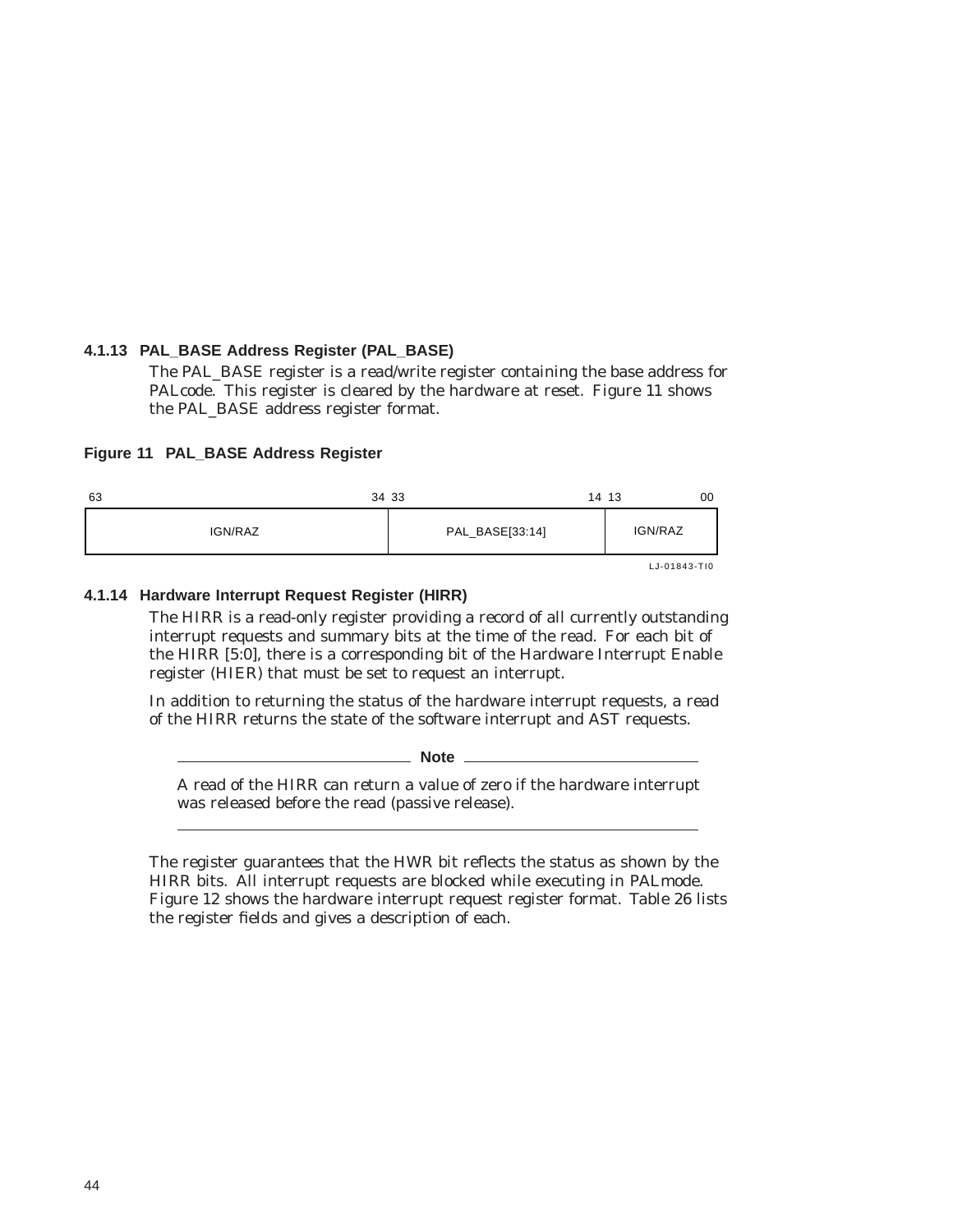### 4.1.13 PAL_BASE Address Register (PAL_BASE)

The PAL_BASE register is a read/write register containing the base address for PALcode. This register is cleared by the hardware at reset. Figure 11 shows the PAL_BASE address register format.

**Figure 11 PAL_BASE Address Register**

| 63 — 34 | 33 — 14 | 13 — 00 |
|---|---|---|
| IGN/RAZ | PAL_BASE[33:14] | IGN/RAZ |

LJ-01843-TI0

### 4.1.14 Hardware Interrupt Request Register (HIRR)

The HIRR is a read-only register providing a record of all currently outstanding interrupt requests and summary bits at the time of the read. For each bit of the HIRR [5:0], there is a corresponding bit of the Hardware Interrupt Enable register (HIER) that must be set to request an interrupt.

In addition to returning the status of the hardware interrupt requests, a read of the HIRR returns the state of the software interrupt and AST requests.

---

**Note**

A read of the HIRR can return a value of zero if the hardware interrupt was released before the read (passive release).

---

The register guarantees that the HWR bit reflects the status as shown by the HIRR bits. All interrupt requests are blocked while executing in PALmode. Figure 12 shows the hardware interrupt request register format. Table 26 lists the register fields and gives a description of each.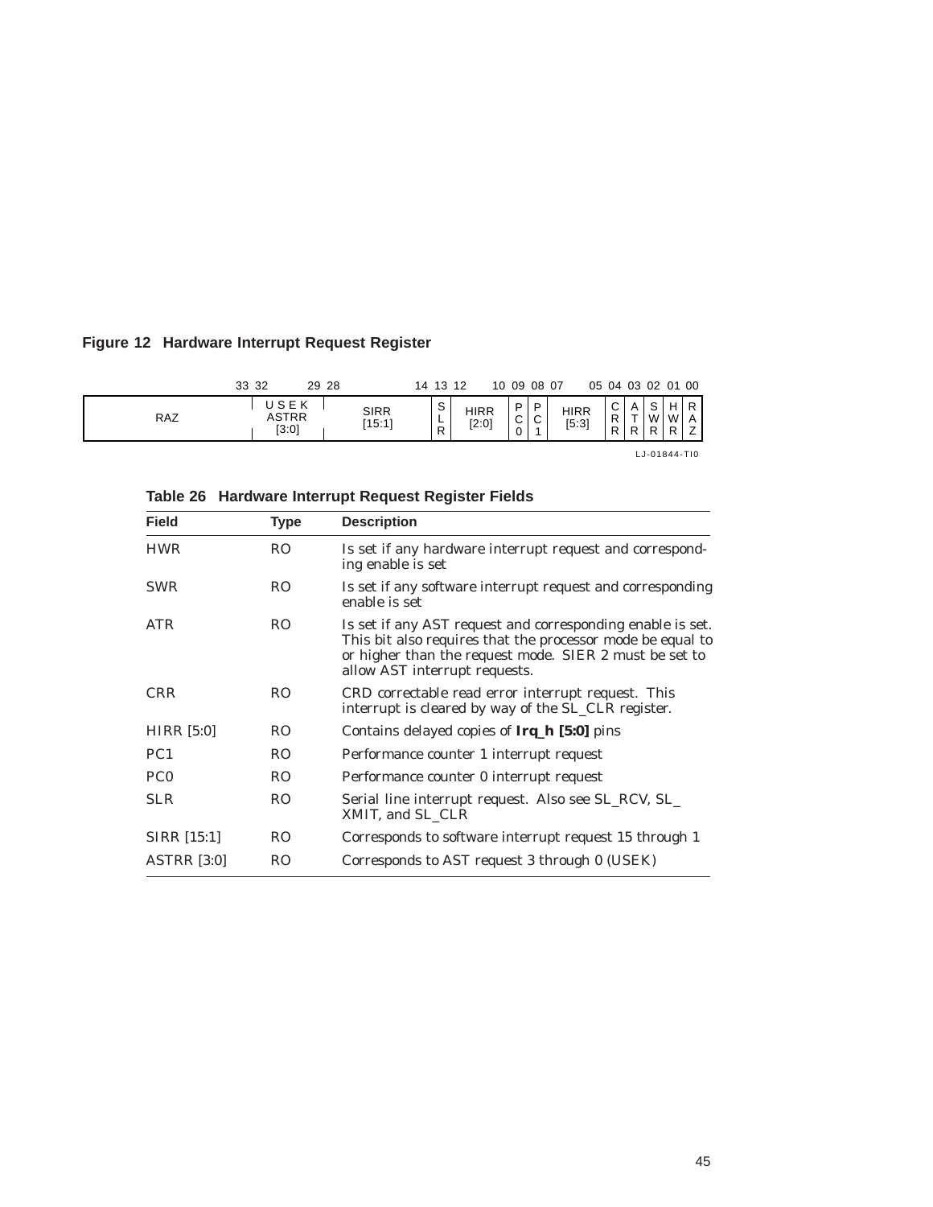**Figure 12 Hardware Interrupt Request Register**

| 33 | 32–29 | 28–14 | 13 | 12–10 | 09 | 08 | 07–05 | 04 | 03 | 02 | 01 | 00 |
|---|---|---|---|---|---|---|---|---|---|---|---|---|
| RAZ | USEK ASTRR [3:0] | SIRR [15:1] | SLR | HIRR [2:0] | PC0 | PC1 | HIRR [5:3] | CRR | ATR | SWR | HWR | RAZ |

LJ-01844-TI0

**Table 26 Hardware Interrupt Request Register Fields**

| Field | Type | Description |
|---|---|---|
| HWR | RO | Is set if any hardware interrupt request and corresponding enable is set |
| SWR | RO | Is set if any software interrupt request and corresponding enable is set |
| ATR | RO | Is set if any AST request and corresponding enable is set. This bit also requires that the processor mode be equal to or higher than the request mode. SIER 2 must be set to allow AST interrupt requests. |
| CRR | RO | CRD correctable read error interrupt request. This interrupt is cleared by way of the SL_CLR register. |
| HIRR [5:0] | RO | Contains delayed copies of **Irq_h [5:0]** pins |
| PC1 | RO | Performance counter 1 interrupt request |
| PC0 | RO | Performance counter 0 interrupt request |
| SLR | RO | Serial line interrupt request. Also see SL_RCV, SL_XMIT, and SL_CLR |
| SIRR [15:1] | RO | Corresponds to software interrupt request 15 through 1 |
| ASTRR [3:0] | RO | Corresponds to AST request 3 through 0 (USEK) |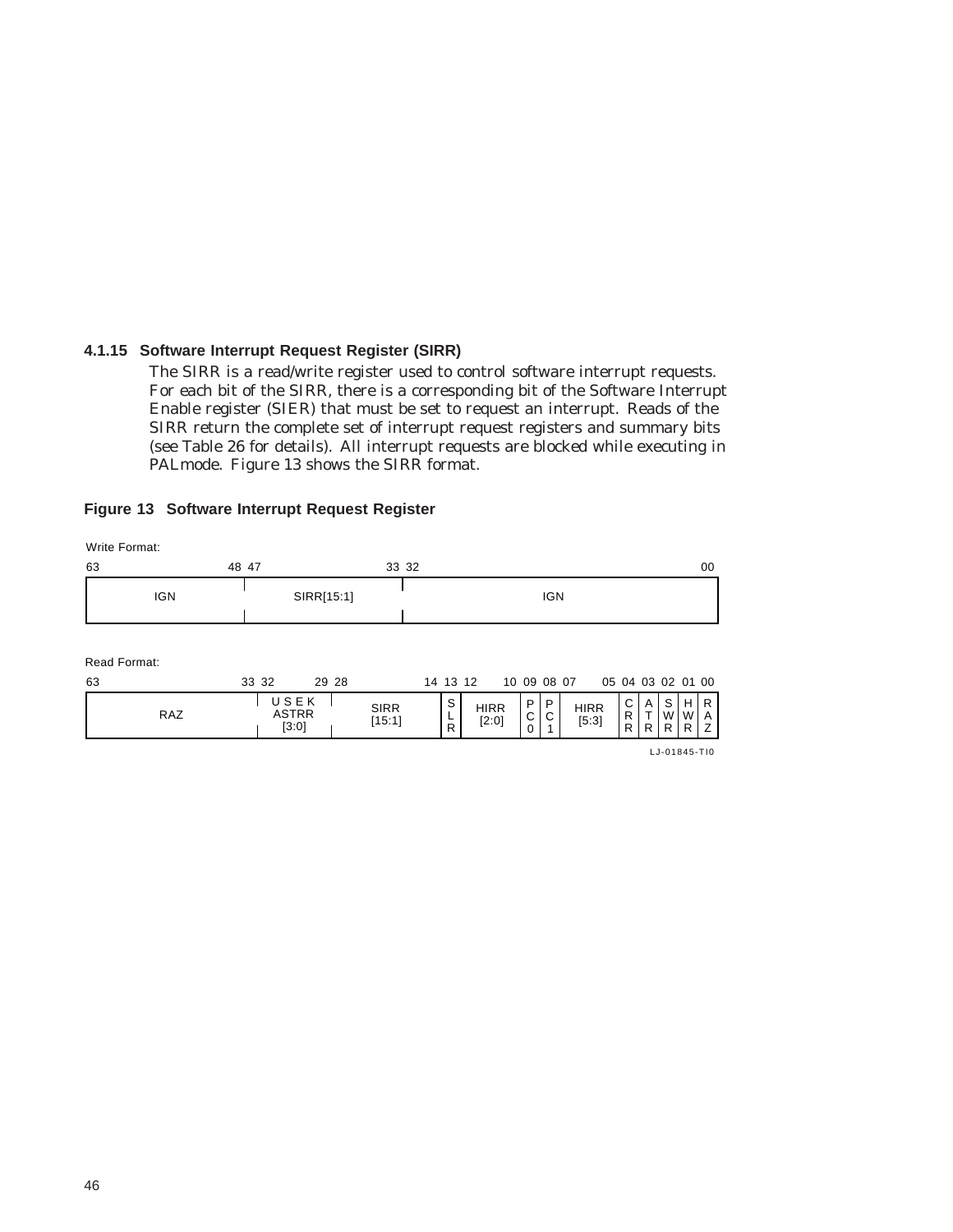### 4.1.15 Software Interrupt Request Register (SIRR)

The SIRR is a read/write register used to control software interrupt requests. For each bit of the SIRR, there is a corresponding bit of the Software Interrupt Enable register (SIER) that must be set to request an interrupt. Reads of the SIRR return the complete set of interrupt request registers and summary bits (see Table 26 for details). All interrupt requests are blocked while executing in PALmode. Figure 13 shows the SIRR format.

**Figure 13 Software Interrupt Request Register**

Write Format:

| 63–48 | 47–33 | 32–00 |
|---|---|---|
| IGN | SIRR[15:1] | IGN |

Read Format:

| 63–33 | 32–29 | 28–14 | 13 | 12–10 | 09 | 08 | 07–05 | 04 | 03 | 02 | 01 | 00 |
|---|---|---|---|---|---|---|---|---|---|---|---|---|
| RAZ | USEK ASTRR [3:0] | SIRR [15:1] | SLR | HIRR [2:0] | PC0 | PC1 | HIRR [5:3] | CRR | ATR | SWR | HWR | RAZ |

LJ-01845-TI0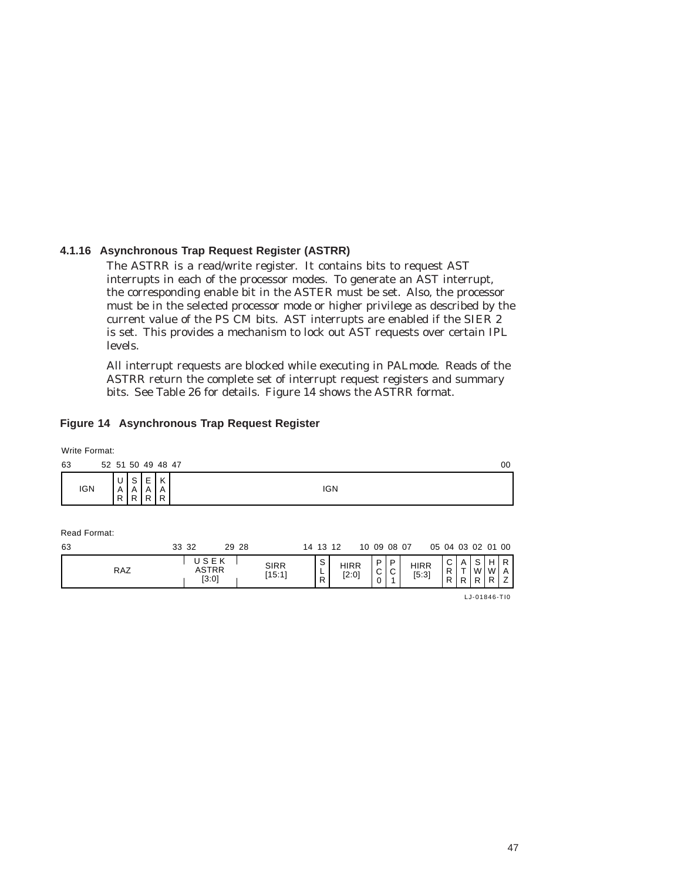### 4.1.16 Asynchronous Trap Request Register (ASTRR)

The ASTRR is a read/write register. It contains bits to request AST interrupts in each of the processor modes. To generate an AST interrupt, the corresponding enable bit in the ASTER must be set. Also, the processor must be in the selected processor mode or higher privilege as described by the current value of the PS CM bits. AST interrupts are enabled if the SIER 2 is set. This provides a mechanism to lock out AST requests over certain IPL levels.

All interrupt requests are blocked while executing in PALmode. Reads of the ASTRR return the complete set of interrupt request registers and summary bits. See Table 26 for details. Figure 14 shows the ASTRR format.

**Figure 14 Asynchronous Trap Request Register**

Write Format:

| 63–52 | 51 | 50 | 49 | 48 | 47–00 |
|---|---|---|---|---|---|
| IGN | UAR | SAR | EAR | KAR | IGN |

Read Format:

| 63–33 | 32–29 | 28–14 | 13 | 12–10 | 09 | 08 | 07–05 | 04 | 03 | 02 | 01 | 00 |
|---|---|---|---|---|---|---|---|---|---|---|---|---|
| RAZ | USEK ASTRR [3:0] | SIRR [15:1] | SLR | HIRR [2:0] | PC0 | PC1 | HIRR [5:3] | CRR | ATR | SWR | HWR | RAZ |

LJ-01846-TI0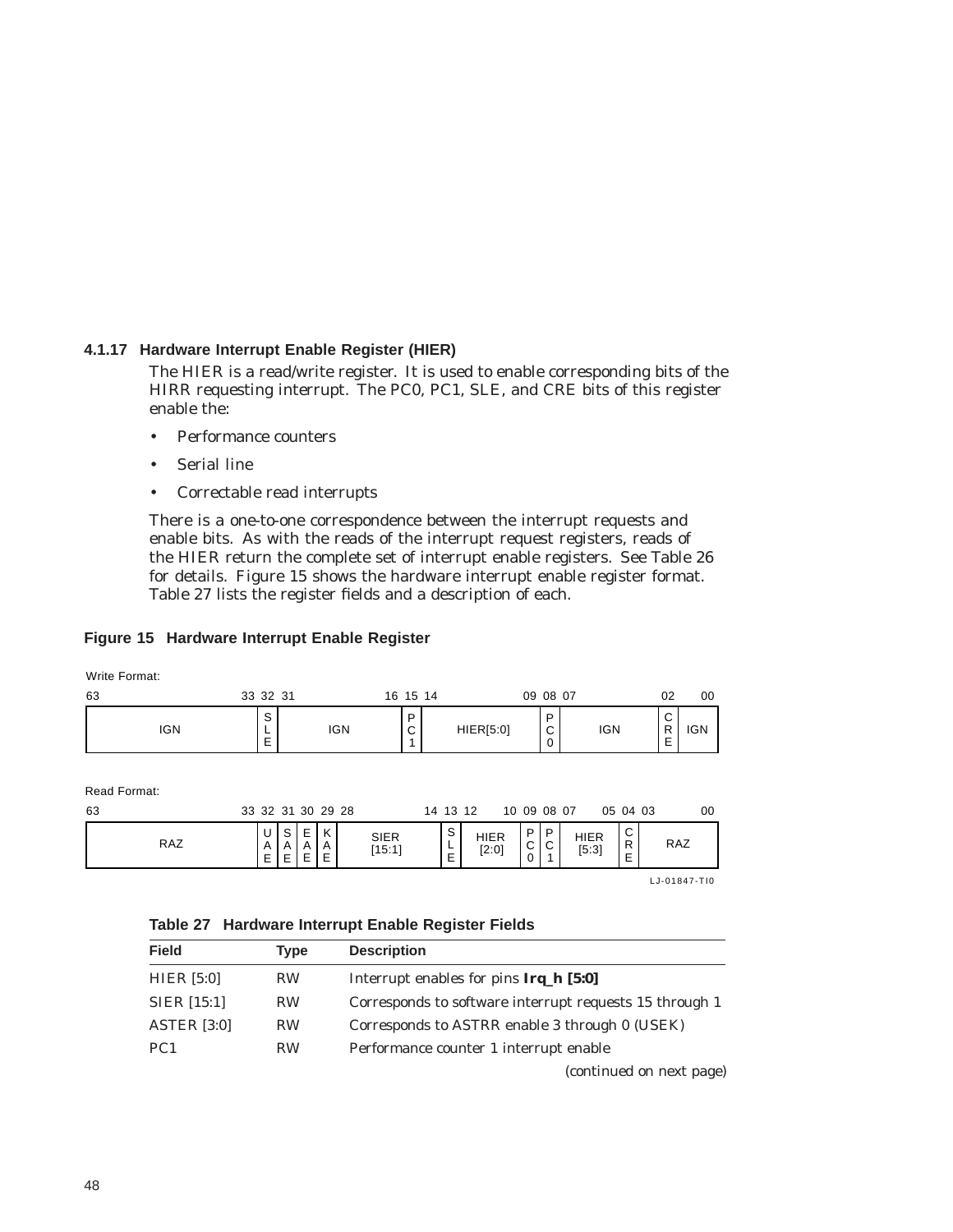### 4.1.17 Hardware Interrupt Enable Register (HIER)

The HIER is a read/write register. It is used to enable corresponding bits of the HIRR requesting interrupt. The PC0, PC1, SLE, and CRE bits of this register enable the:

- Performance counters
- Serial line
- Correctable read interrupts

There is a one-to-one correspondence between the interrupt requests and enable bits. As with the reads of the interrupt request registers, reads of the HIER return the complete set of interrupt enable registers. See Table 26 for details. Figure 15 shows the hardware interrupt enable register format. Table 27 lists the register fields and a description of each.

**Figure 15 Hardware Interrupt Enable Register**

Write Format:

| 63–33 | 32 | 31–16 | 15 | 14–09 | 08 | 07–02 | 02 | 00 |
|---|---|---|---|---|---|---|---|---|
| IGN | SLE | IGN | PC1 | HIER[5:0] | PC0 | IGN | CRE | IGN |

Read Format:

| 63–33 | 32 | 31 | 30 | 29 | 28–14 | 13 | 12–10 | 09 | 08 | 07–05 | 04 | 03–00 |
|---|---|---|---|---|---|---|---|---|---|---|---|---|
| RAZ | UAE | SAE | EAE | KAE | SIER [15:1] | SLE | HIER [2:0] | PC0 | PC1 | HIER [5:3] | CRE | RAZ |

LJ-01847-TI0

**Table 27 Hardware Interrupt Enable Register Fields**

| Field | Type | Description |
|---|---|---|
| HIER [5:0] | RW | Interrupt enables for pins **Irq_h [5:0]** |
| SIER [15:1] | RW | Corresponds to software interrupt requests 15 through 1 |
| ASTER [3:0] | RW | Corresponds to ASTRR enable 3 through 0 (USEK) |
| PC1 | RW | Performance counter 1 interrupt enable |

*(continued on next page)*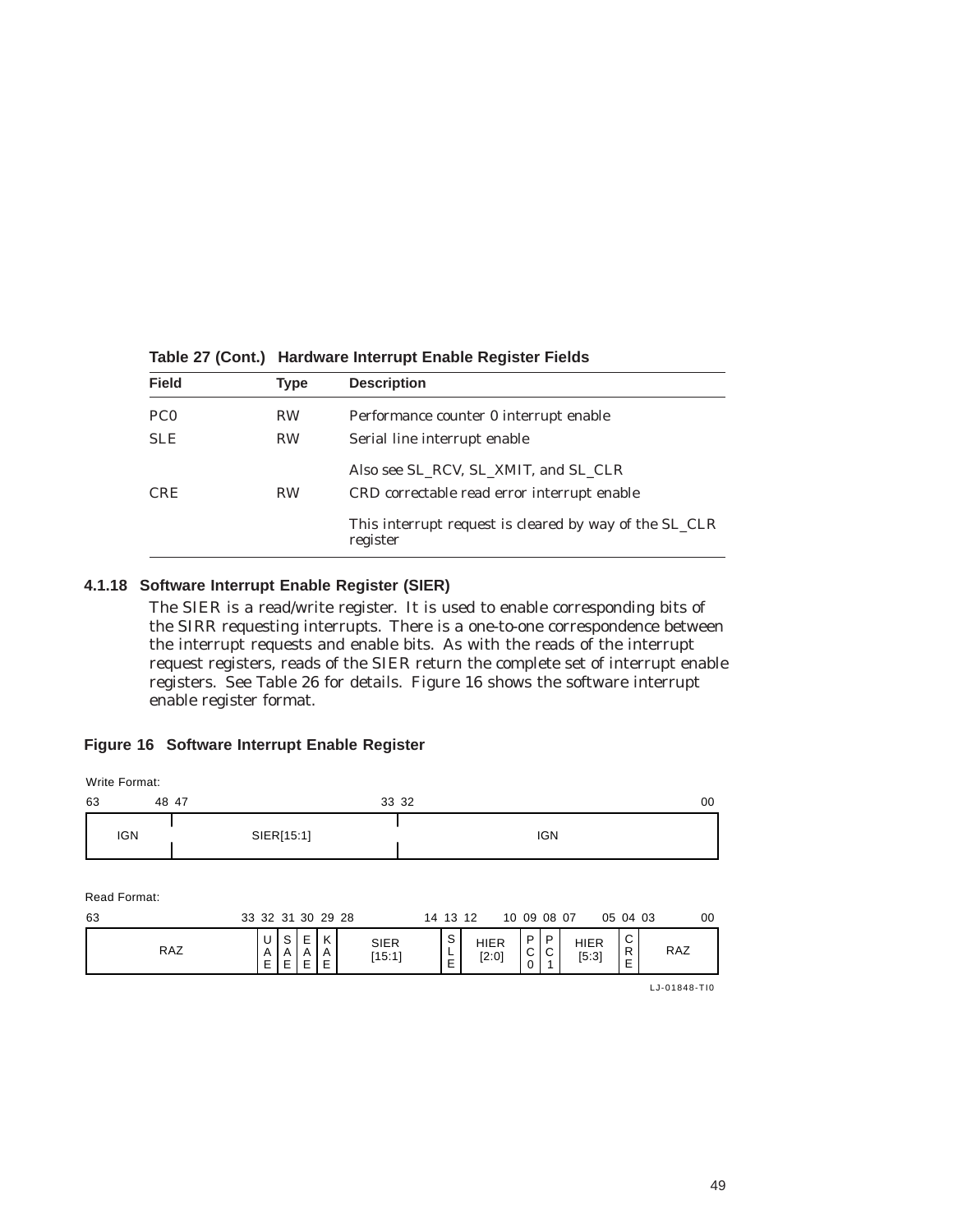**Table 27 (Cont.) Hardware Interrupt Enable Register Fields**

| Field | Type | Description |
|---|---|---|
| PC0 | RW | Performance counter 0 interrupt enable |
| SLE | RW | Serial line interrupt enable |
| | | Also see SL_RCV, SL_XMIT, and SL_CLR |
| CRE | RW | CRD correctable read error interrupt enable |
| | | This interrupt request is cleared by way of the SL_CLR register |

### 4.1.18 Software Interrupt Enable Register (SIER)

The SIER is a read/write register. It is used to enable corresponding bits of the SIRR requesting interrupts. There is a one-to-one correspondence between the interrupt requests and enable bits. As with the reads of the interrupt request registers, reads of the SIER return the complete set of interrupt enable registers. See Table 26 for details. Figure 16 shows the software interrupt enable register format.

**Figure 16 Software Interrupt Enable Register**

Write Format:

| 63–48 | 47–33 | 32–00 |
|---|---|---|
| IGN | SIER[15:1] | IGN |

Read Format:

| 63–33 | 32 | 31 | 30 | 29 | 28–14 | 13 | 12–10 | 09 | 08 | 07–05 | 04 | 03–00 |
|---|---|---|---|---|---|---|---|---|---|---|---|---|
| RAZ | UAE | SAE | EAE | KAE | SIER [15:1] | SLE | HIER [2:0] | PC0 | PC1 | HIER [5:3] | CRE | RAZ |

LJ-01848-TI0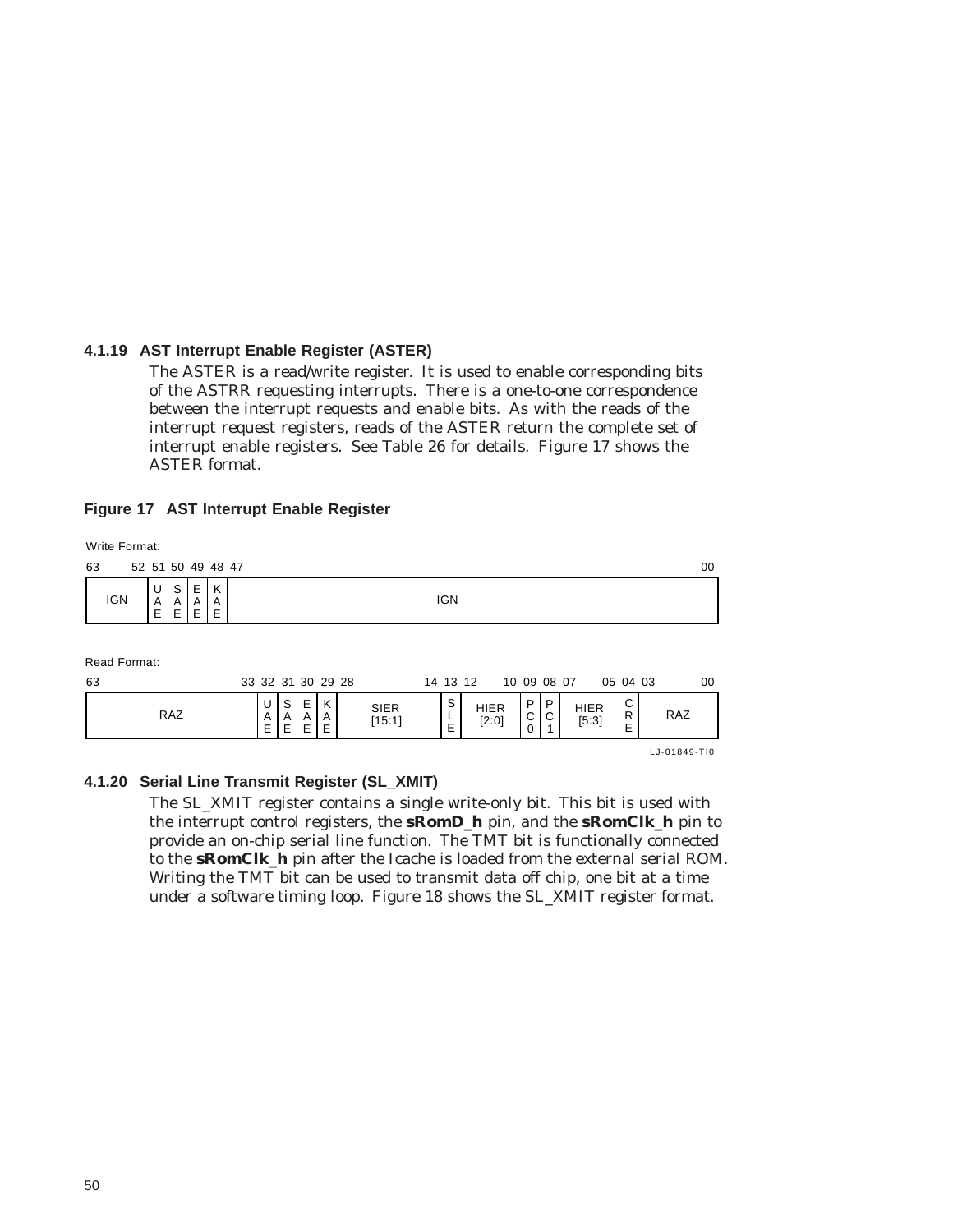### 4.1.19 AST Interrupt Enable Register (ASTER)

The ASTER is a read/write register. It is used to enable corresponding bits of the ASTRR requesting interrupts. There is a one-to-one correspondence between the interrupt requests and enable bits. As with the reads of the interrupt request registers, reads of the ASTER return the complete set of interrupt enable registers. See Table 26 for details. Figure 17 shows the ASTER format.

**Figure 17 AST Interrupt Enable Register**

Write Format:

| 63–52 | 51 | 50 | 49 | 48 | 47–00 |
|---|---|---|---|---|---|
| IGN | UAE | SAE | EAE | KAE | IGN |

Read Format:

| 63–33 | 32 | 31 | 30 | 29 | 28–14 | 13 | 12–10 | 09 | 08 | 07–05 | 04 | 03–00 |
|---|---|---|---|---|---|---|---|---|---|---|---|---|
| RAZ | UAE | SAE | EAE | KAE | SIER [15:1] | SLE | HIER [2:0] | PC0 | PC1 | HIER [5:3] | CRE | RAZ |

LJ-01849-TI0

### 4.1.20 Serial Line Transmit Register (SL_XMIT)

The SL_XMIT register contains a single write-only bit. This bit is used with the interrupt control registers, the **sRomD_h** pin, and the **sRomClk_h** pin to provide an on-chip serial line function. The TMT bit is functionally connected to the **sRomClk_h** pin after the Icache is loaded from the external serial ROM. Writing the TMT bit can be used to transmit data off chip, one bit at a time under a software timing loop. Figure 18 shows the SL_XMIT register format.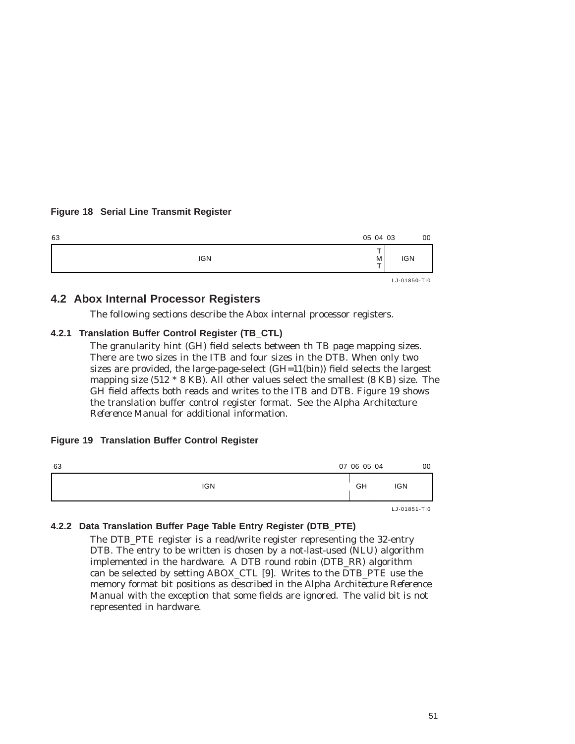**Figure 18 Serial Line Transmit Register**

| 63–05 | 04 | 03–00 |
|---|---|---|
| IGN | TMT | IGN |

LJ-01850-TI0

## 4.2 Abox Internal Processor Registers

The following sections describe the Abox internal processor registers.

### 4.2.1 Translation Buffer Control Register (TB_CTL)

The granularity hint (GH) field selects between th TB page mapping sizes. There are two sizes in the ITB and four sizes in the DTB. When only two sizes are provided, the large-page-select (GH=11(bin)) field selects the largest mapping size (512 * 8 KB). All other values select the smallest (8 KB) size. The GH field affects both reads and writes to the ITB and DTB. Figure 19 shows the translation buffer control register format. See the Alpha Architecture *Reference* Manual for additional information.

**Figure 19 Translation Buffer Control Register**

| 63–07 | 06–05 | 04–00 |
|---|---|---|
| IGN | GH | IGN |

LJ-01851-TI0

### 4.2.2 Data Translation Buffer Page Table Entry Register (DTB_PTE)

The DTB_PTE register is a read/write register representing the 32-entry DTB. The entry to be written is chosen by a not-last-used (NLU) algorithm implemented in the hardware. A DTB round robin (DTB_RR) algorithm can be selected by setting ABOX_CTL [9]. Writes to the DTB_PTE use the memory format bit positions as described in the Alpha Architecture *Reference* Manual with the exception that some fields are ignored. The valid bit is not represented in hardware.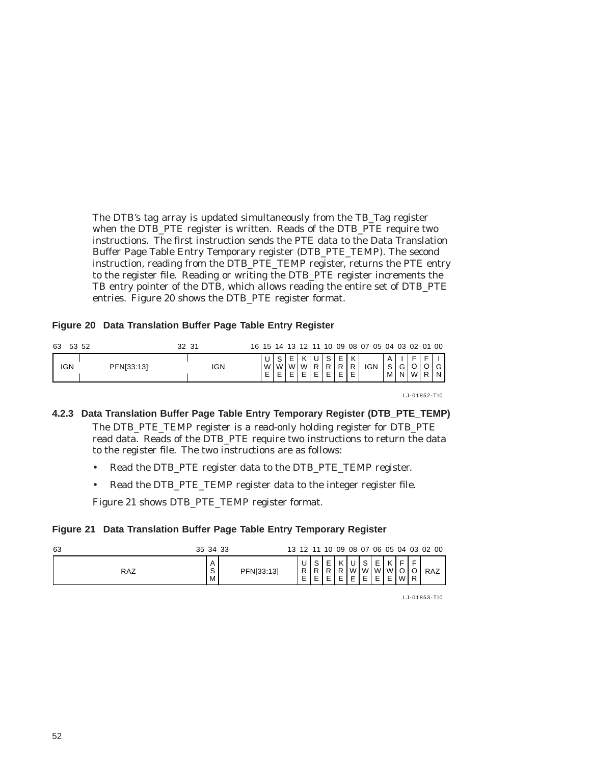The DTB's tag array is updated simultaneously from the TB_Tag register when the DTB_PTE register is written. Reads of the DTB_PTE require two instructions. The first instruction sends the PTE data to the Data Translation Buffer Page Table Entry Temporary register (DTB_PTE_TEMP). The second instruction, reading from the DTB_PTE_TEMP register, returns the PTE entry to the register file. Reading or writing the DTB_PTE register increments the TB entry pointer of the DTB, which allows reading the entire set of DTB_PTE entries. Figure 20 shows the DTB_PTE register format.

**Figure 20 Data Translation Buffer Page Table Entry Register**

| 63–53 | 52–32 | 31–16 | 15 | 14 | 13 | 12 | 11 | 10 | 09 | 08 | 07–05 | 04 | 03 | 02 | 01 | 00 |
|---|---|---|---|---|---|---|---|---|---|---|---|---|---|---|---|---|
| IGN | PFN[33:13] | IGN | UWE | SWE | EWE | KWE | URE | SRE | ERE | KRE | IGN | ASM | IGN | FOW | FOR | IGN |

LJ-01852-TI0

### 4.2.3 Data Translation Buffer Page Table Entry Temporary Register (DTB_PTE_TEMP)

The DTB_PTE_TEMP register is a read-only holding register for DTB_PTE read data. Reads of the DTB_PTE require two instructions to return the data to the register file. The two instructions are as follows:

- Read the DTB_PTE register data to the DTB_PTE_TEMP register.
- Read the DTB_PTE_TEMP register data to the integer register file.

Figure 21 shows DTB_PTE_TEMP register format.

**Figure 21 Data Translation Buffer Page Table Entry Temporary Register**

| 63–35 | 34 | 33–13 | 12 | 11 | 10 | 09 | 08 | 07 | 06 | 05 | 04 | 03 | 02–00 |
|---|---|---|---|---|---|---|---|---|---|---|---|---|---|
| RAZ | ASM | PFN[33:13] | URE | SRE | ERE | KRE | UWE | SWE | EWE | KWE | FOW | FOR | RAZ |

LJ-01853-TI0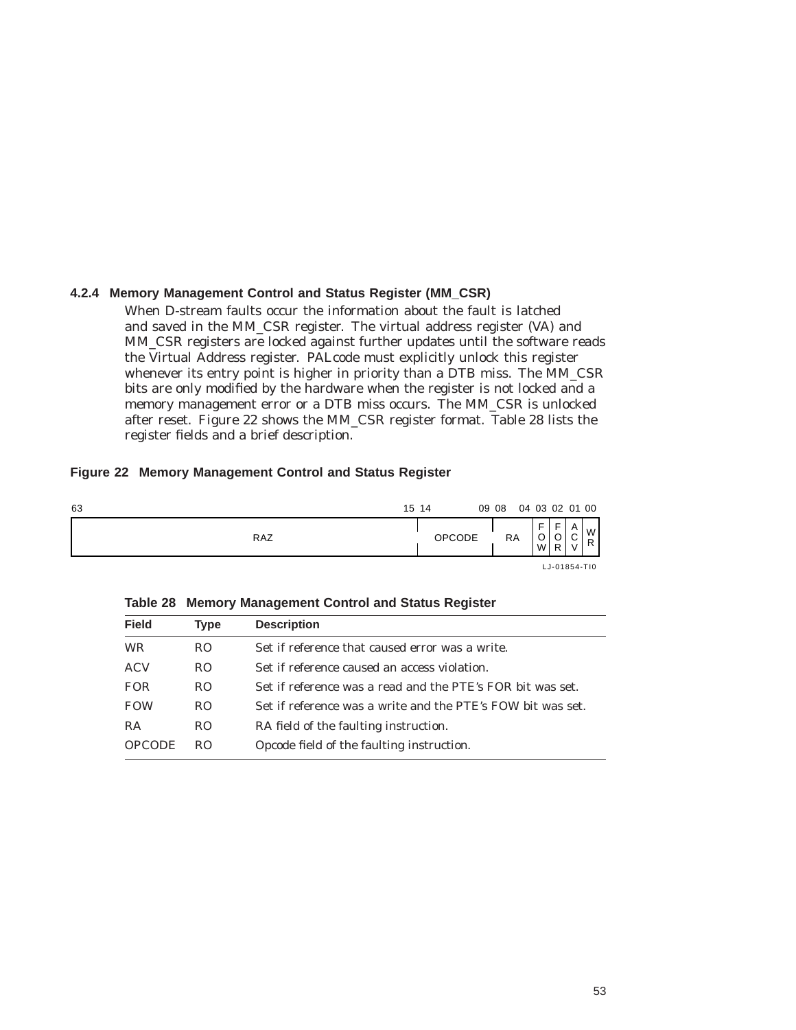### 4.2.4 Memory Management Control and Status Register (MM_CSR)

When D-stream faults occur the information about the fault is latched and saved in the MM_CSR register. The virtual address register (VA) and MM_CSR registers are locked against further updates until the software reads the Virtual Address register. PALcode must explicitly unlock this register whenever its entry point is higher in priority than a DTB miss. The MM_CSR bits are only modified by the hardware when the register is not locked and a memory management error or a DTB miss occurs. The MM_CSR is unlocked after reset. Figure 22 shows the MM_CSR register format. Table 28 lists the register fields and a brief description.

**Figure 22 Memory Management Control and Status Register**

| 63–15 | 14–09 | 08–04 | 03 | 02 | 01 | 00 |
|---|---|---|---|---|---|---|
| RAZ | OPCODE | RA | FOW | FOR | ACV | WR |

LJ-01854-TI0

**Table 28 Memory Management Control and Status Register**

| Field | Type | Description |
|---|---|---|
| WR | RO | Set if reference that caused error was a write. |
| ACV | RO | Set if reference caused an access violation. |
| FOR | RO | Set if reference was a read and the PTE's FOR bit was set. |
| FOW | RO | Set if reference was a write and the PTE's FOW bit was set. |
| RA | RO | RA field of the faulting instruction. |
| OPCODE | RO | Opcode field of the faulting instruction. |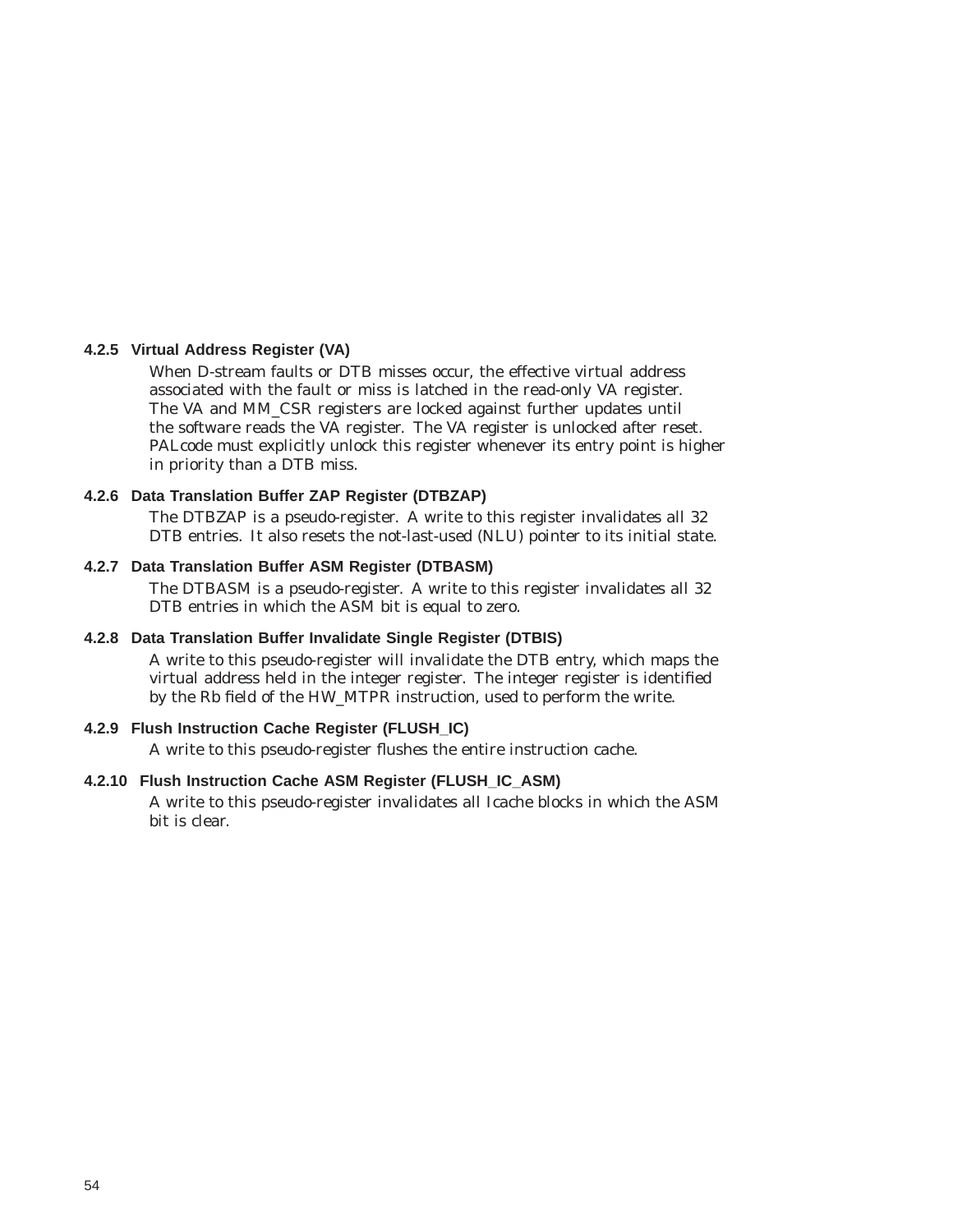### 4.2.5 Virtual Address Register (VA)

When D-stream faults or DTB misses occur, the effective virtual address associated with the fault or miss is latched in the read-only VA register. The VA and MM_CSR registers are locked against further updates until the software reads the VA register. The VA register is unlocked after reset. PALcode must explicitly unlock this register whenever its entry point is higher in priority than a DTB miss.

### 4.2.6 Data Translation Buffer ZAP Register (DTBZAP)

The DTBZAP is a pseudo-register. A write to this register invalidates all 32 DTB entries. It also resets the not-last-used (NLU) pointer to its initial state.

### 4.2.7 Data Translation Buffer ASM Register (DTBASM)

The DTBASM is a pseudo-register. A write to this register invalidates all 32 DTB entries in which the ASM bit is equal to zero.

### 4.2.8 Data Translation Buffer Invalidate Single Register (DTBIS)

A write to this pseudo-register will invalidate the DTB entry, which maps the virtual address held in the integer register. The integer register is identified by the Rb field of the HW_MTPR instruction, used to perform the write.

### 4.2.9 Flush Instruction Cache Register (FLUSH_IC)

A write to this pseudo-register flushes the entire instruction cache.

### 4.2.10 Flush Instruction Cache ASM Register (FLUSH_IC_ASM)

A write to this pseudo-register invalidates all Icache blocks in which the ASM bit is clear.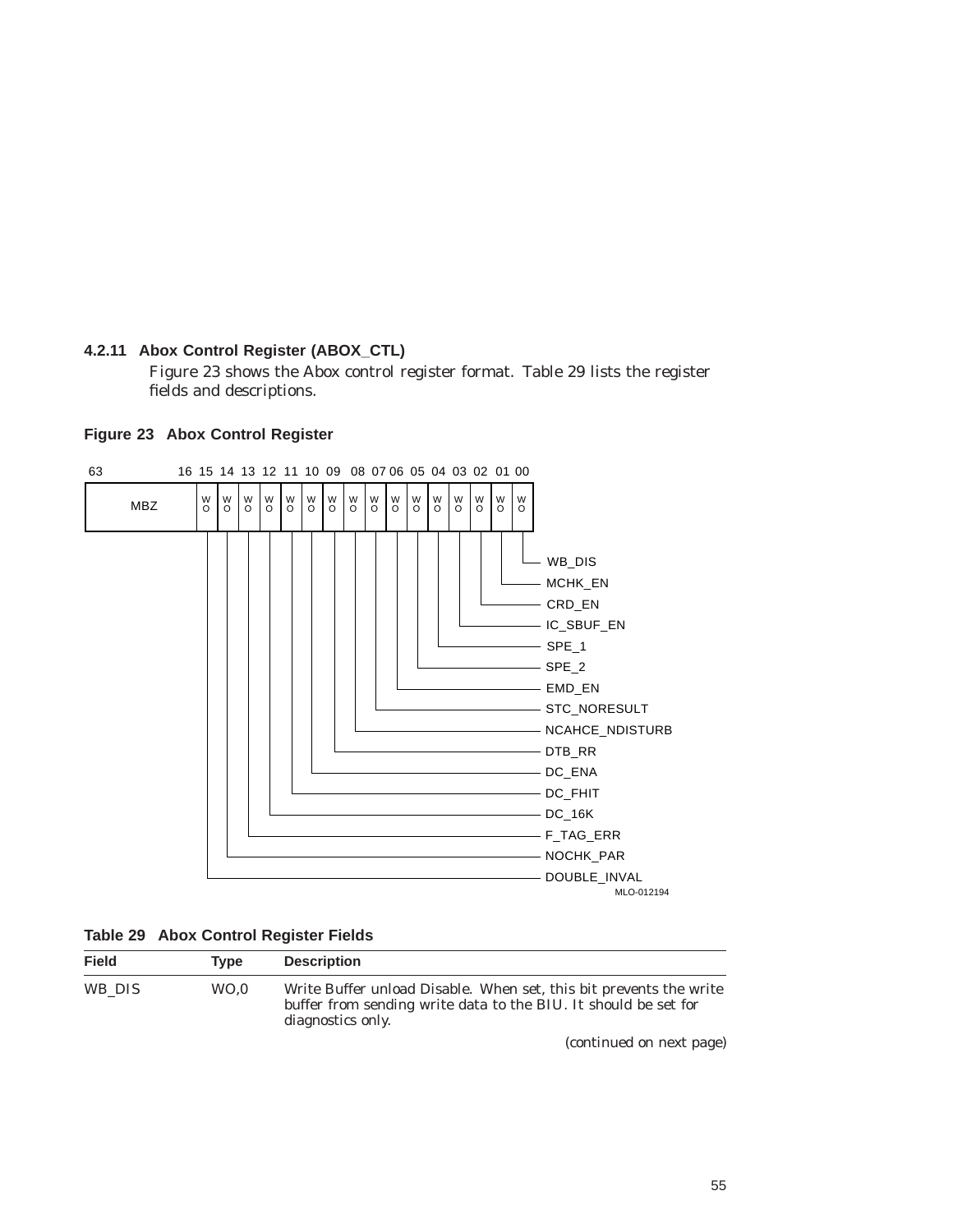### 4.2.11 Abox Control Register (ABOX_CTL)

Figure 23 shows the Abox control register format. Table 29 lists the register fields and descriptions.

**Figure 23 Abox Control Register**

| Bits | Field | Type |
|---|---|---|
| 63–16 | MBZ | |
| 15 | DOUBLE_INVAL | WO |
| 14 | NOCHK_PAR | WO |
| 13 | F_TAG_ERR | WO |
| 12 | DC_16K | WO |
| 11 | DC_FHIT | WO |
| 10 | DC_ENA | WO |
| 09 | DTB_RR | WO |
| 08 | NCAHCE_NDISTURB | WO |
| 07 | STC_NORESULT | WO |
| 06 | EMD_EN | WO |
| 05 | SPE_2 | WO |
| 04 | SPE_1 | WO |
| 03 | IC_SBUF_EN | WO |
| 02 | CRD_EN | WO |
| 01 | MCHK_EN | WO |
| 00 | WB_DIS | WO |

MLO-012194

**Table 29 Abox Control Register Fields**

| Field | Type | Description |
|---|---|---|
| WB_DIS | WO,0 | Write Buffer unload Disable. When set, this bit prevents the write buffer from sending write data to the BIU. It should be set for diagnostics only. |

*(continued on next page)*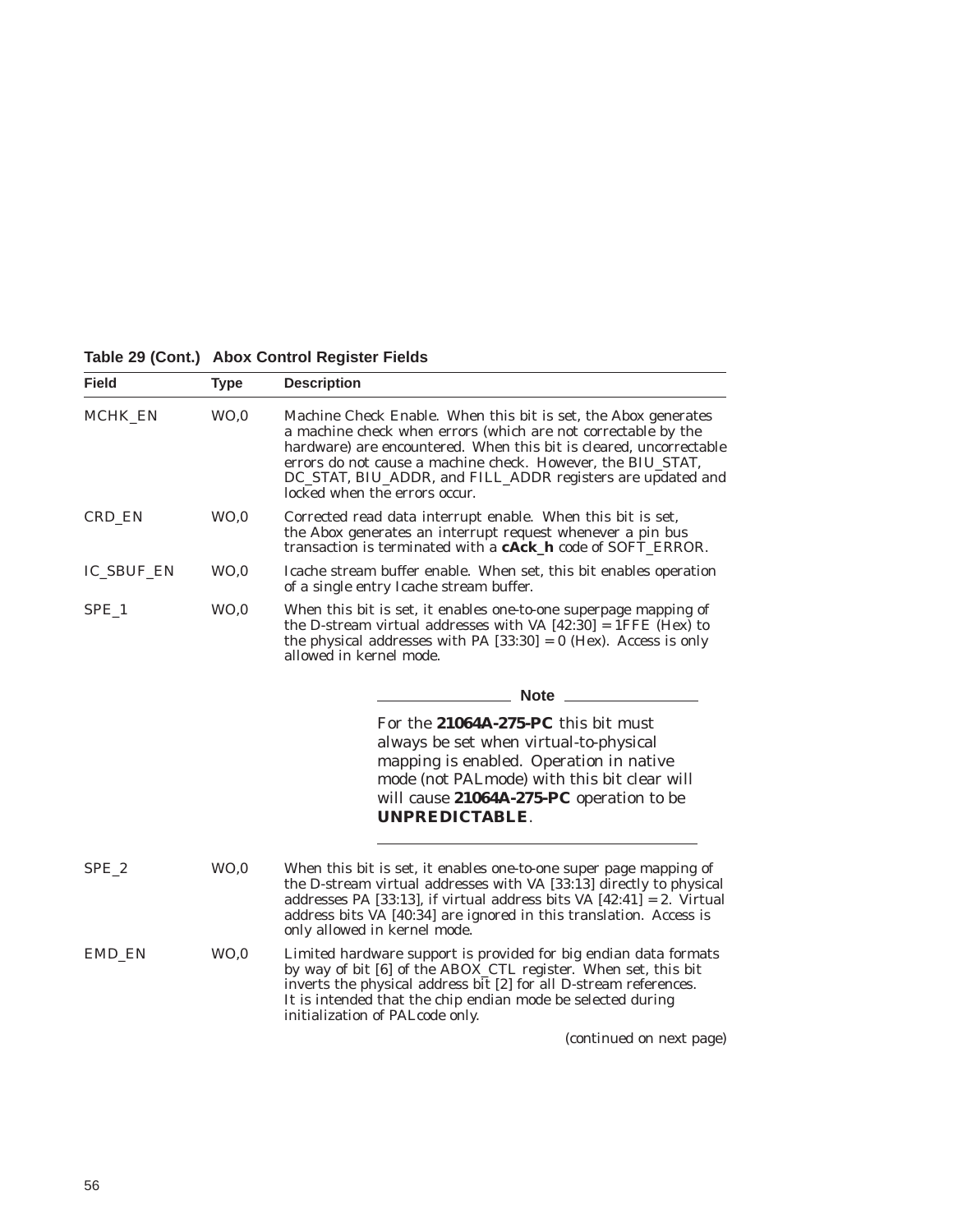**Table 29 (Cont.) Abox Control Register Fields**

| Field | Type | Description |
|---|---|---|
| MCHK_EN | WO,0 | Machine Check Enable. When this bit is set, the Abox generates a machine check when errors (which are not correctable by the hardware) are encountered. When this bit is cleared, uncorrectable errors do not cause a machine check. However, the BIU_STAT, DC_STAT, BIU_ADDR, and FILL_ADDR registers are updated and locked when the errors occur. |
| CRD_EN | WO,0 | Corrected read data interrupt enable. When this bit is set, the Abox generates an interrupt request whenever a pin bus transaction is terminated with a **cAck_h** code of SOFT_ERROR. |
| IC_SBUF_EN | WO,0 | Icache stream buffer enable. When set, this bit enables operation of a single entry Icache stream buffer. |
| SPE_1 | WO,0 | When this bit is set, it enables one-to-one superpage mapping of the D-stream virtual addresses with VA [42:30] = 1FFE (Hex) to the physical addresses with PA [33:30] = 0 (Hex). Access is only allowed in kernel mode. **Note:** For the **21064A-275-PC** this bit must always be set when virtual-to-physical mapping is enabled. Operation in native mode (not PALmode) with this bit clear will will cause **21064A-275-PC** operation to be **UNPREDICTABLE**. |
| SPE_2 | WO,0 | When this bit is set, it enables one-to-one super page mapping of the D-stream virtual addresses with VA [33:13] directly to physical addresses PA [33:13], if virtual address bits VA [42:41] = 2. Virtual address bits VA [40:34] are ignored in this translation. Access is only allowed in kernel mode. |
| EMD_EN | WO,0 | Limited hardware support is provided for big endian data formats by way of bit [6] of the ABOX_CTL register. When set, this bit inverts the physical address bit [2] for all D-stream references. It is intended that the chip endian mode be selected during initialization of PALcode only. |

(continued on next page)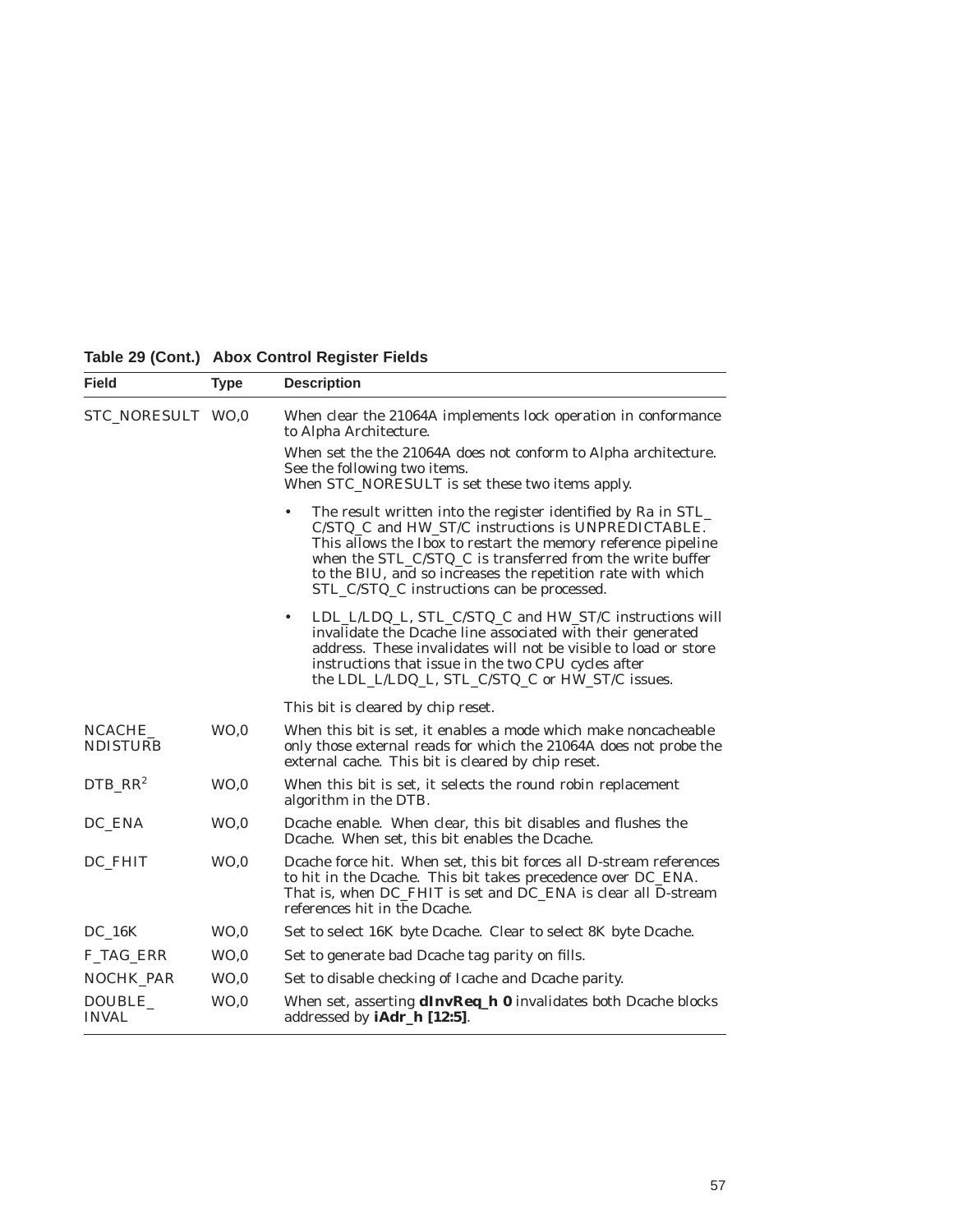**Table 29 (Cont.) Abox Control Register Fields**

| Field | Type | Description |
|---|---|---|
| STC_NORESULT | WO,0 | When clear the 21064A implements lock operation in conformance to Alpha Architecture.<br><br>When set the the 21064A does not conform to Alpha architecture. See the following two items.<br>When STC_NORESULT is set these two items apply.<br><br>• The result written into the register identified by Ra in STL_C/STQ_C and HW_ST/C instructions is UNPREDICTABLE. This allows the Ibox to restart the memory reference pipeline when the STL_C/STQ_C is transferred from the write buffer to the BIU, and so increases the repetition rate with which STL_C/STQ_C instructions can be processed.<br><br>• LDL_L/LDQ_L, STL_C/STQ_C and HW_ST/C instructions will invalidate the Dcache line associated with their generated address. These invalidates will not be visible to load or store instructions that issue in the two CPU cycles after the LDL_L/LDQ_L, STL_C/STQ_C or HW_ST/C issues.<br><br>This bit is cleared by chip reset. |
| NCACHE_NDISTURB | WO,0 | When this bit is set, it enables a mode which make noncacheable only those external reads for which the 21064A does not probe the external cache. This bit is cleared by chip reset. |
| DTB_RR[2] | WO,0 | When this bit is set, it selects the round robin replacement algorithm in the DTB. |
| DC_ENA | WO,0 | Dcache enable. When clear, this bit disables and flushes the Dcache. When set, this bit enables the Dcache. |
| DC_FHIT | WO,0 | Dcache force hit. When set, this bit forces all D-stream references to hit in the Dcache. This bit takes precedence over DC_ENA. That is, when DC_FHIT is set and DC_ENA is clear all D-stream references hit in the Dcache. |
| DC_16K | WO,0 | Set to select 16K byte Dcache. Clear to select 8K byte Dcache. |
| F_TAG_ERR | WO,0 | Set to generate bad Dcache tag parity on fills. |
| NOCHK_PAR | WO,0 | Set to disable checking of Icache and Dcache parity. |
| DOUBLE_INVAL | WO,0 | When set, asserting **dInvReq_h 0** invalidates both Dcache blocks addressed by **iAdr_h [12:5]**. |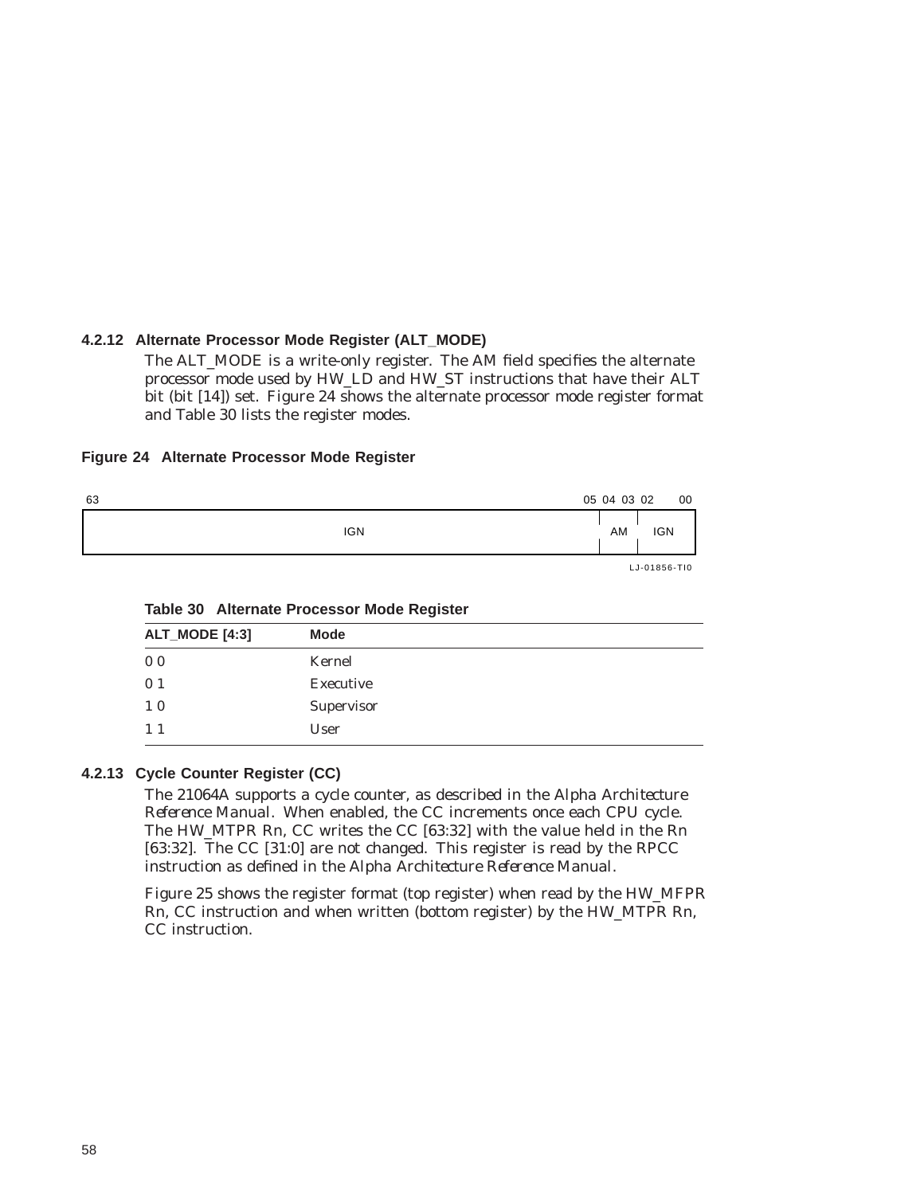### 4.2.12 Alternate Processor Mode Register (ALT_MODE)

The ALT_MODE is a write-only register. The AM field specifies the alternate processor mode used by HW_LD and HW_ST instructions that have their ALT bit (bit [14]) set. Figure 24 shows the alternate processor mode register format and Table 30 lists the register modes.

**Figure 24 Alternate Processor Mode Register**

| 63–05 | 04–03 | 02–00 |
|---|---|---|
| IGN | AM | IGN |

LJ-01856-TI0

**Table 30 Alternate Processor Mode Register**

| ALT_MODE [4:3] | Mode |
|---|---|
| 0 0 | Kernel |
| 0 1 | Executive |
| 1 0 | Supervisor |
| 1 1 | User |

### 4.2.13 Cycle Counter Register (CC)

The 21064A supports a cycle counter, as described in the *Alpha Architecture Reference Manual*. When enabled, the CC increments once each CPU cycle. The HW_MTPR Rn, CC writes the CC [63:32] with the value held in the Rn [63:32]. The CC [31:0] are not changed. This register is read by the RPCC instruction as defined in the *Alpha Architecture Reference Manual*.

Figure 25 shows the register format (top register) when read by the HW_MFPR Rn, CC instruction and when written (bottom register) by the HW_MTPR Rn, CC instruction.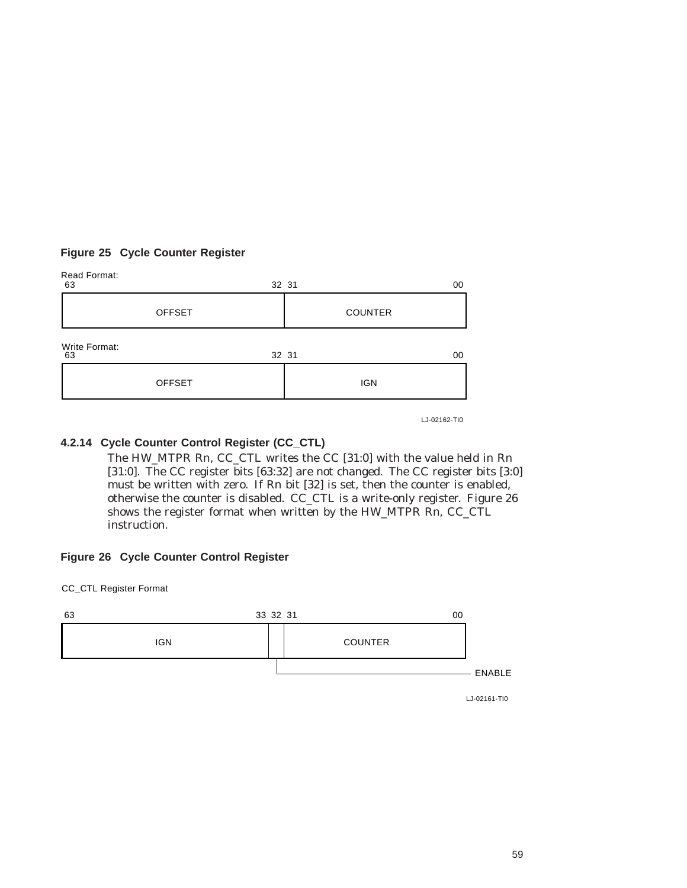**Figure 25 Cycle Counter Register**

Read Format:

| 63 — 32 | 31 — 00 |
| --- | --- |
| OFFSET | COUNTER |

Write Format:

| 63 — 32 | 31 — 00 |
| --- | --- |
| OFFSET | IGN |

LJ-02162-TI0

### 4.2.14 Cycle Counter Control Register (CC_CTL)

The HW_MTPR Rn, CC_CTL writes the CC [31:0] with the value held in Rn [31:0]. The CC register bits [63:32] are not changed. The CC register bits [3:0] must be written with zero. If Rn bit [32] is set, then the counter is enabled, otherwise the counter is disabled. CC_CTL is a write-only register. Figure 26 shows the register format when written by the HW_MTPR Rn, CC_CTL instruction.

**Figure 26 Cycle Counter Control Register**

CC_CTL Register Format

| 63 — 33 | 32 | 31 — 00 |
| --- | --- | --- |
| IGN | ENABLE | COUNTER |

LJ-02161-TI0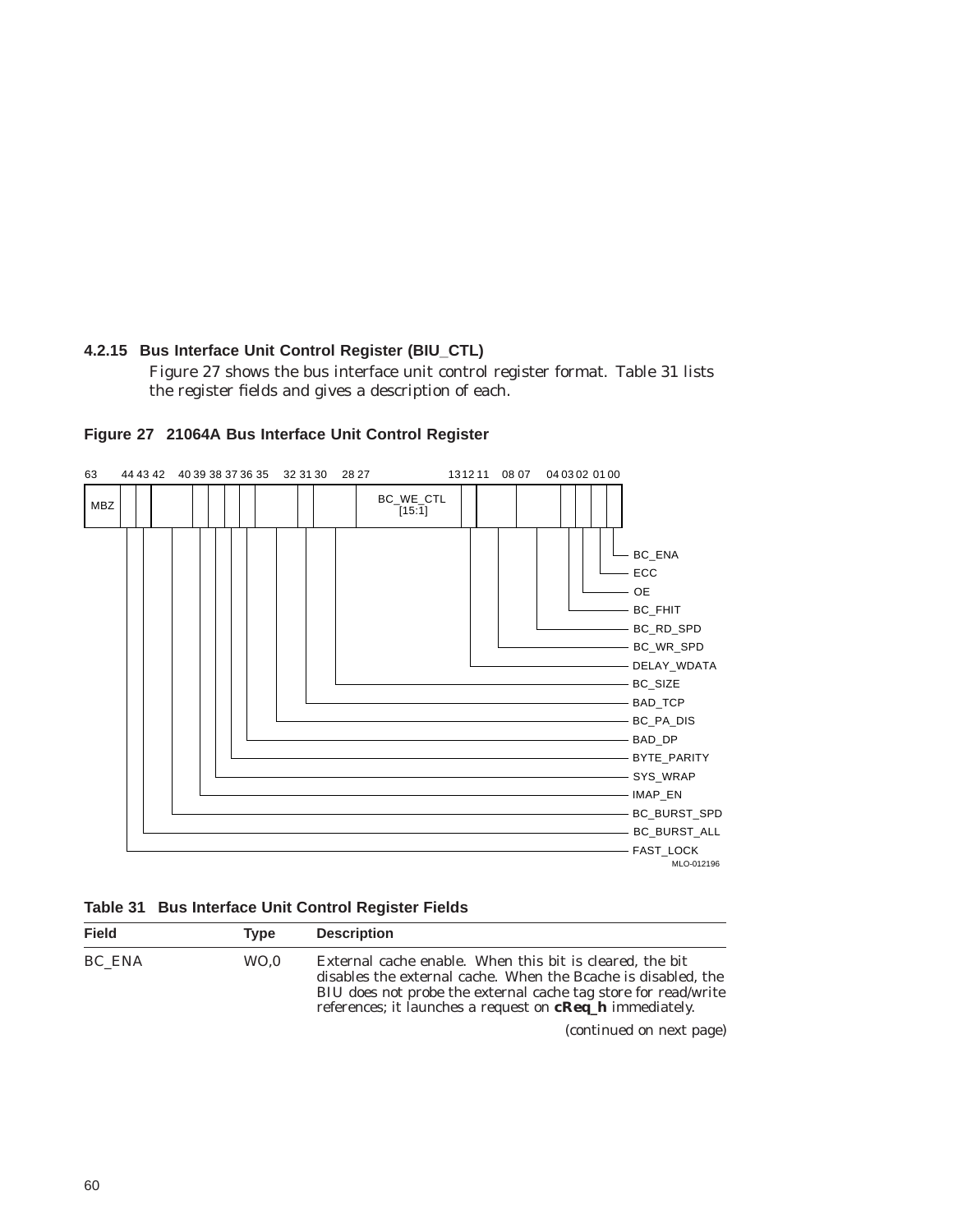### 4.2.15 Bus Interface Unit Control Register (BIU_CTL)

Figure 27 shows the bus interface unit control register format. Table 31 lists the register fields and gives a description of each.

**Figure 27 21064A Bus Interface Unit Control Register**

| Bits | Field |
|---|---|
| 63:45 | MBZ |
| 44 | FAST_LOCK |
| 43 | BC_BURST_ALL |
| 42:40 | BC_BURST_SPD |
| 39 | IMAP_EN |
| 38 | SYS_WRAP |
| 37 | BYTE_PARITY |
| 36 | BAD_DP |
| 35:32 | BC_PA_DIS |
| 31 | BAD_TCP |
| 30:28 | BC_SIZE |
| 27:13 | BC_WE_CTL [15:1] |
| 12 | DELAY_WDATA |
| 11:08 | BC_WR_SPD |
| 07:04 | BC_RD_SPD |
| 03 | BC_FHIT |
| 02 | OE |
| 01 | ECC |
| 00 | BC_ENA |

MLO-012196

**Table 31 Bus Interface Unit Control Register Fields**

| Field | Type | Description |
|---|---|---|
| BC_ENA | WO,0 | External cache enable. When this bit is cleared, the bit disables the external cache. When the Bcache is disabled, the BIU does not probe the external cache tag store for read/write references; it launches a request on **cReq_h** immediately. |

*(continued on next page)*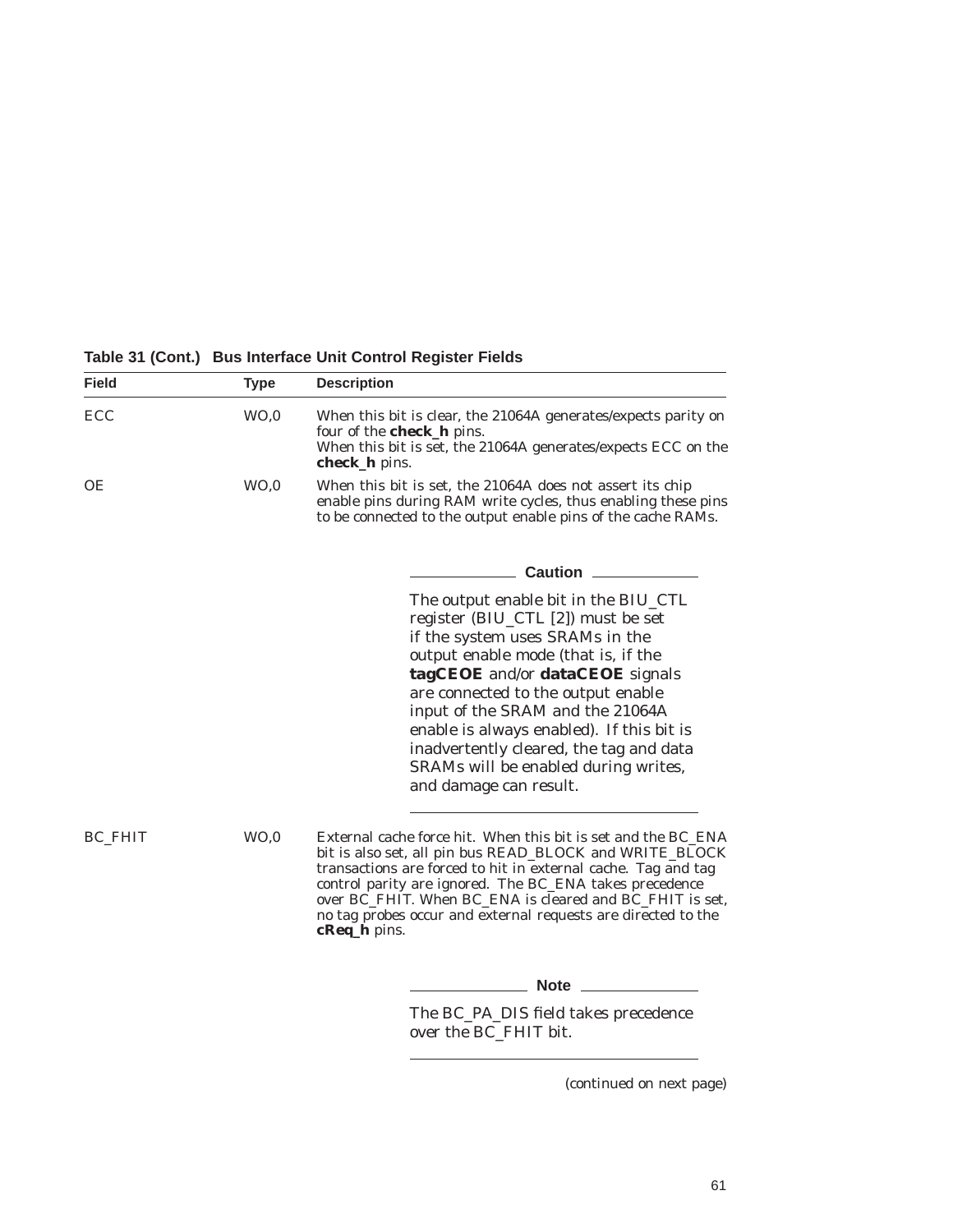**Table 31 (Cont.) Bus Interface Unit Control Register Fields**

| Field | Type | Description |
|---|---|---|
| ECC | WO,0 | When this bit is clear, the 21064A generates/expects parity on four of the **check_h** pins. When this bit is set, the 21064A generates/expects ECC on the **check_h** pins. |
| OE | WO,0 | When this bit is set, the 21064A does not assert its chip enable pins during RAM write cycles, thus enabling these pins to be connected to the output enable pins of the cache RAMs. **Caution:** The output enable bit in the BIU_CTL register (BIU_CTL [2]) must be set if the system uses SRAMs in the output enable mode (that is, if the **tagCEOE** and/or **dataCEOE** signals are connected to the output enable input of the SRAM and the 21064A enable is always enabled). If this bit is inadvertently cleared, the tag and data SRAMs will be enabled during writes, and damage can result. |
| BC_FHIT | WO,0 | External cache force hit. When this bit is set and the BC_ENA bit is also set, all pin bus READ_BLOCK and WRITE_BLOCK transactions are forced to hit in external cache. Tag and tag control parity are ignored. The BC_ENA takes precedence over BC_FHIT. When BC_ENA is cleared and BC_FHIT is set, no tag probes occur and external requests are directed to the **cReq_h** pins. **Note:** The BC_PA_DIS field takes precedence over the BC_FHIT bit. |

(continued on next page)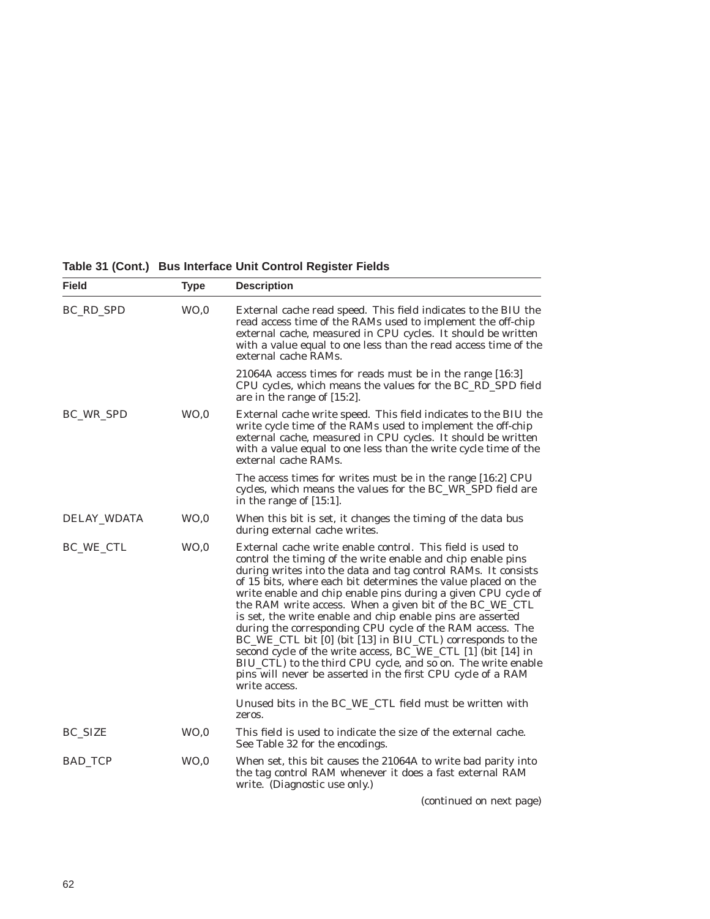**Table 31 (Cont.) Bus Interface Unit Control Register Fields**

| Field | Type | Description |
|---|---|---|
| BC_RD_SPD | WO,0 | External cache read speed. This field indicates to the BIU the read access time of the RAMs used to implement the off-chip external cache, measured in CPU cycles. It should be written with a value equal to one less than the read access time of the external cache RAMs.<br><br>21064A access times for reads must be in the range [16:3] CPU cycles, which means the values for the BC_RD_SPD field are in the range of [15:2]. |
| BC_WR_SPD | WO,0 | External cache write speed. This field indicates to the BIU the write cycle time of the RAMs used to implement the off-chip external cache, measured in CPU cycles. It should be written with a value equal to one less than the write cycle time of the external cache RAMs.<br><br>The access times for writes must be in the range [16:2] CPU cycles, which means the values for the BC_WR_SPD field are in the range of [15:1]. |
| DELAY_WDATA | WO,0 | When this bit is set, it changes the timing of the data bus during external cache writes. |
| BC_WE_CTL | WO,0 | External cache write enable control. This field is used to control the timing of the write enable and chip enable pins during writes into the data and tag control RAMs. It consists of 15 bits, where each bit determines the value placed on the write enable and chip enable pins during a given CPU cycle of the RAM write access. When a given bit of the BC_WE_CTL is set, the write enable and chip enable pins are asserted during the corresponding CPU cycle of the RAM access. The BC_WE_CTL bit [0] (bit [13] in BIU_CTL) corresponds to the second cycle of the write access, BC_WE_CTL [1] (bit [14] in BIU_CTL) to the third CPU cycle, and so on. The write enable pins will never be asserted in the first CPU cycle of a RAM write access.<br><br>Unused bits in the BC_WE_CTL field must be written with zeros. |
| BC_SIZE | WO,0 | This field is used to indicate the size of the external cache. See Table 32 for the encodings. |
| BAD_TCP | WO,0 | When set, this bit causes the 21064A to write bad parity into the tag control RAM whenever it does a fast external RAM write. (Diagnostic use only.) |

*(continued on next page)*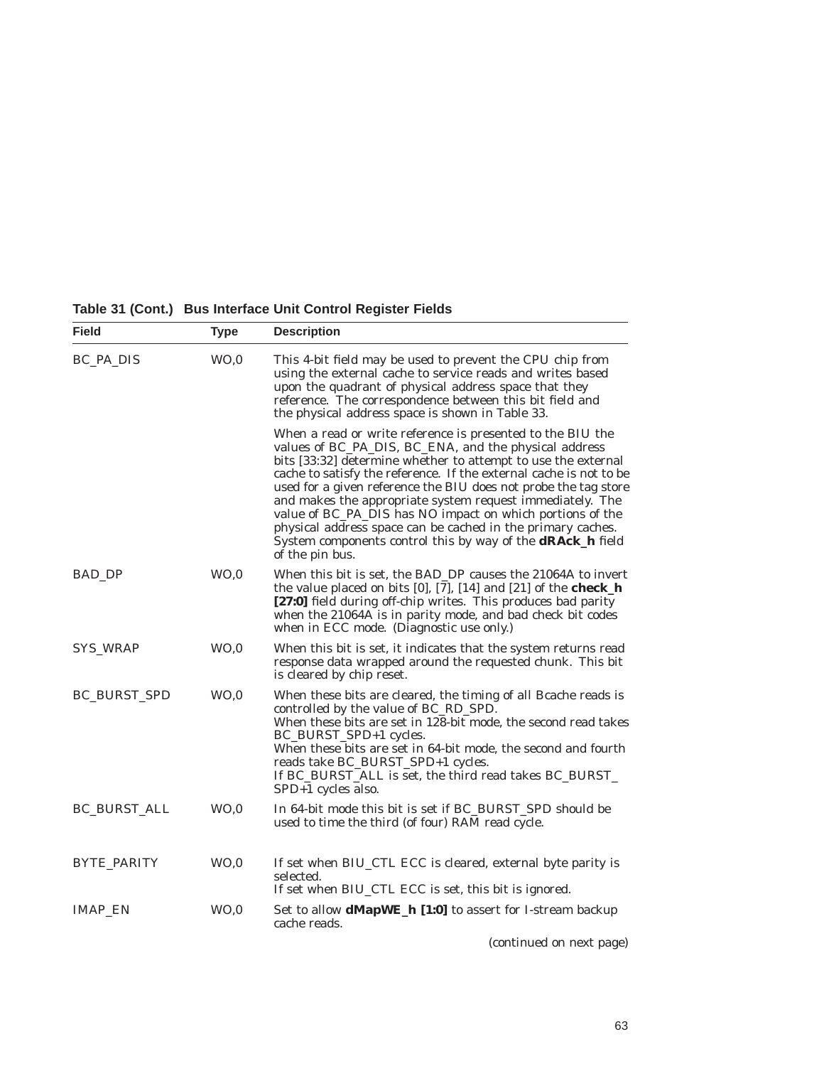**Table 31 (Cont.) Bus Interface Unit Control Register Fields**

| Field | Type | Description |
|---|---|---|
| BC_PA_DIS | WO,0 | This 4-bit field may be used to prevent the CPU chip from using the external cache to service reads and writes based upon the quadrant of physical address space that they reference. The correspondence between this bit field and the physical address space is shown in Table 33.<br><br>When a read or write reference is presented to the BIU the values of BC_PA_DIS, BC_ENA, and the physical address bits [33:32] determine whether to attempt to use the external cache to satisfy the reference. If the external cache is not to be used for a given reference the BIU does not probe the tag store and makes the appropriate system request immediately. The value of BC_PA_DIS has NO impact on which portions of the physical address space can be cached in the primary caches. System components control this by way of the **dRAck_h** field of the pin bus. |
| BAD_DP | WO,0 | When this bit is set, the BAD_DP causes the 21064A to invert the value placed on bits [0], [7], [14] and [21] of the **check_h [27:0]** field during off-chip writes. This produces bad parity when the 21064A is in parity mode, and bad check bit codes when in ECC mode. (Diagnostic use only.) |
| SYS_WRAP | WO,0 | When this bit is set, it indicates that the system returns read response data wrapped around the requested chunk. This bit is cleared by chip reset. |
| BC_BURST_SPD | WO,0 | When these bits are cleared, the timing of all Bcache reads is controlled by the value of BC_RD_SPD.<br>When these bits are set in 128-bit mode, the second read takes BC_BURST_SPD+1 cycles.<br>When these bits are set in 64-bit mode, the second and fourth reads take BC_BURST_SPD+1 cycles.<br>If BC_BURST_ALL is set, the third read takes BC_BURST_SPD+1 cycles also. |
| BC_BURST_ALL | WO,0 | In 64-bit mode this bit is set if BC_BURST_SPD should be used to time the third (of four) RAM read cycle. |
| BYTE_PARITY | WO,0 | If set when BIU_CTL ECC is cleared, external byte parity is selected.<br>If set when BIU_CTL ECC is set, this bit is ignored. |
| IMAP_EN | WO,0 | Set to allow **dMapWE_h [1:0]** to assert for I-stream backup cache reads. |

(continued on next page)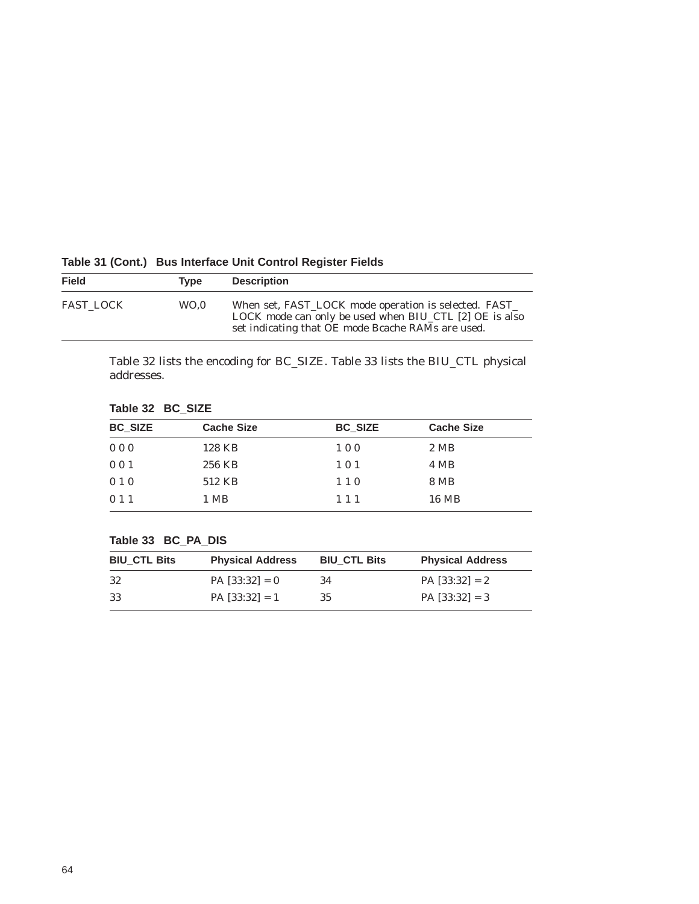**Table 31 (Cont.) Bus Interface Unit Control Register Fields**

| Field | Type | Description |
|---|---|---|
| FAST_LOCK | WO,0 | When set, FAST_LOCK mode operation is selected. FAST_LOCK mode can only be used when BIU_CTL [2] OE is also set indicating that OE mode Bcache RAMs are used. |

Table 32 lists the encoding for BC_SIZE. Table 33 lists the BIU_CTL physical addresses.

**Table 32 BC_SIZE**

| BC_SIZE | Cache Size | BC_SIZE | Cache Size |
|---|---|---|---|
| 0 0 0 | 128 KB | 1 0 0 | 2 MB |
| 0 0 1 | 256 KB | 1 0 1 | 4 MB |
| 0 1 0 | 512 KB | 1 1 0 | 8 MB |
| 0 1 1 | 1 MB | 1 1 1 | 16 MB |

**Table 33 BC_PA_DIS**

| BIU_CTL Bits | Physical Address | BIU_CTL Bits | Physical Address |
|---|---|---|---|
| 32 | PA [33:32] = 0 | 34 | PA [33:32] = 2 |
| 33 | PA [33:32] = 1 | 35 | PA [33:32] = 3 |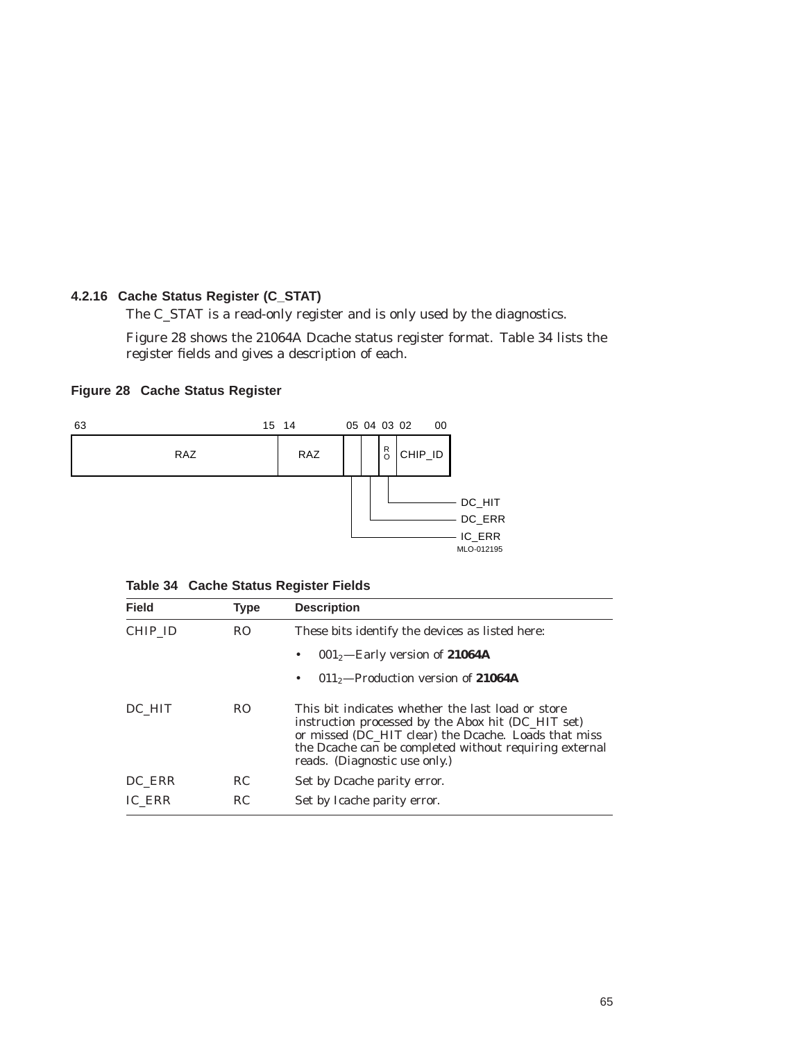### 4.2.16 Cache Status Register (C_STAT)

The C_STAT is a read-only register and is only used by the diagnostics.

Figure 28 shows the 21064A Dcache status register format. Table 34 lists the register fields and gives a description of each.

**Figure 28 Cache Status Register**

| 63–15 | 14–06 | 05 | 04 | 03 | 02–00 |
|---|---|---|---|---|---|
| RAZ | RAZ | IC_ERR | DC_ERR | DC_HIT (RO) | CHIP_ID |

MLO-012195

**Table 34 Cache Status Register Fields**

| Field | Type | Description |
|---|---|---|
| CHIP_ID | RO | These bits identify the devices as listed here:<br>• $001_2$—Early version of **21064A**<br>• $011_2$—Production version of **21064A** |
| DC_HIT | RO | This bit indicates whether the last load or store instruction processed by the Abox hit (DC_HIT set) or missed (DC_HIT clear) the Dcache. Loads that miss the Dcache can be completed without requiring external reads. (Diagnostic use only.) |
| DC_ERR | RC | Set by Dcache parity error. |
| IC_ERR | RC | Set by Icache parity error. |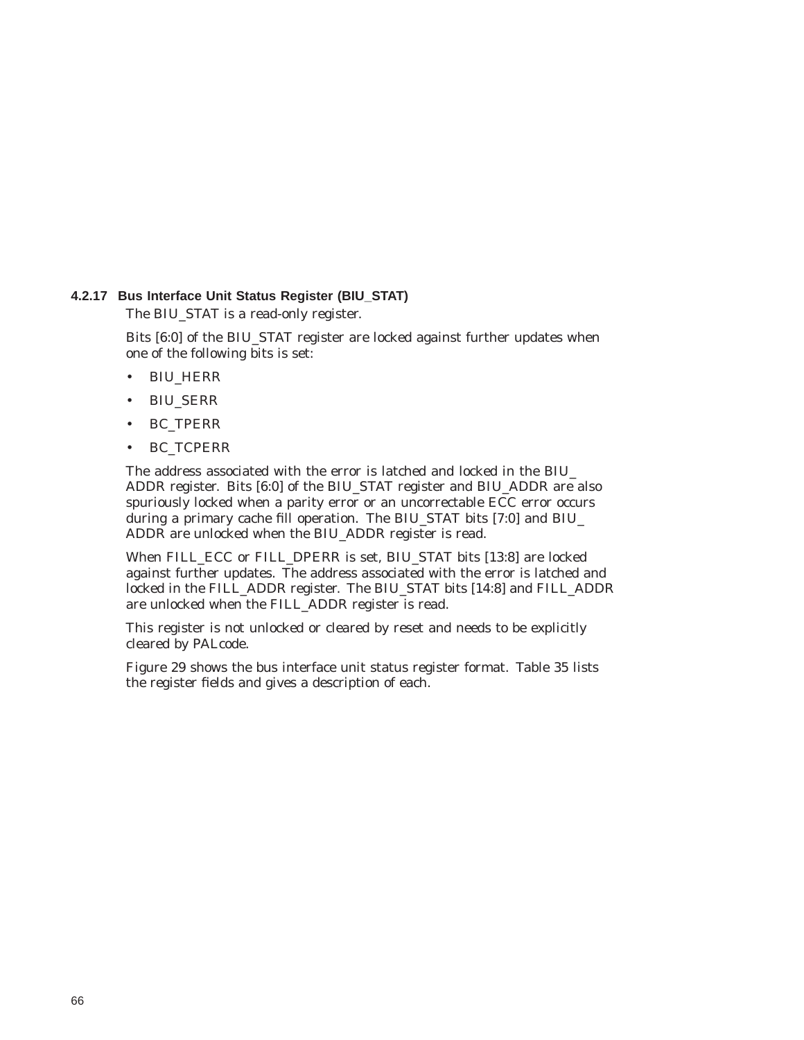#### 4.2.17 Bus Interface Unit Status Register (BIU_STAT)

The BIU_STAT is a read-only register.

Bits [6:0] of the BIU_STAT register are locked against further updates when one of the following bits is set:

- BIU_HERR
- BIU_SERR
- BC_TPERR
- BC_TCPERR

The address associated with the error is latched and locked in the BIU_ADDR register. Bits [6:0] of the BIU_STAT register and BIU_ADDR are also spuriously locked when a parity error or an uncorrectable ECC error occurs during a primary cache fill operation. The BIU_STAT bits [7:0] and BIU_ADDR are unlocked when the BIU_ADDR register is read.

When FILL_ECC or FILL_DPERR is set, BIU_STAT bits [13:8] are locked against further updates. The address associated with the error is latched and locked in the FILL_ADDR register. The BIU_STAT bits [14:8] and FILL_ADDR are unlocked when the FILL_ADDR register is read.

This register is not unlocked or cleared by reset and needs to be explicitly cleared by PALcode.

Figure 29 shows the bus interface unit status register format. Table 35 lists the register fields and gives a description of each.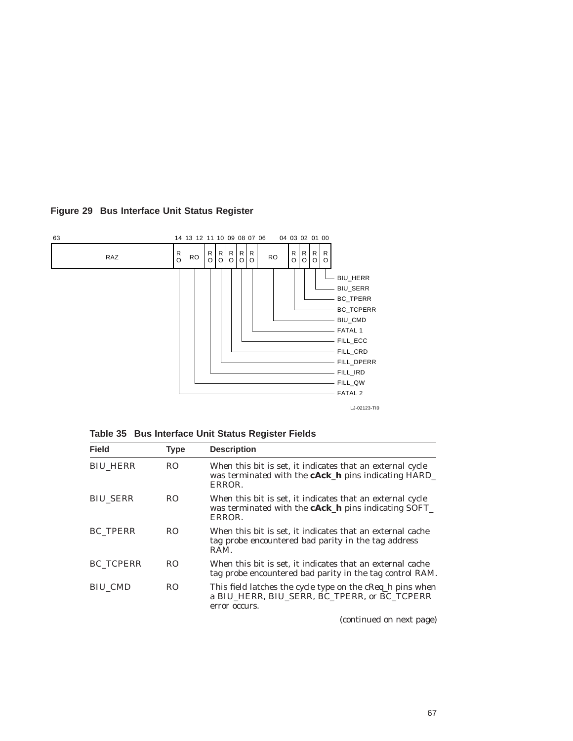**Figure 29 Bus Interface Unit Status Register**

| Bits | 63–14 | 14 | 13–12 | 11 | 10 | 09 | 08 | 07 | 06–04 | 03 | 02 | 01 | 00 |
|---|---|---|---|---|---|---|---|---|---|---|---|---|---|
| Type | RAZ | RO | RO | RO | RO | RO | RO | RO | RO | RO | RO | RO | RO |
| Field | | FATAL 2 | FILL_QW | FILL_IRD | FILL_DPERR | FILL_CRD | FILL_ECC | FATAL 1 | BIU_CMD | BC_TCPERR | BC_TPERR | BIU_SERR | BIU_HERR |

LJ-02123-TI0

**Table 35 Bus Interface Unit Status Register Fields**

| Field | Type | Description |
|---|---|---|
| BIU_HERR | RO | When this bit is set, it indicates that an external cycle was terminated with the **cAck_h** pins indicating HARD_ ERROR. |
| BIU_SERR | RO | When this bit is set, it indicates that an external cycle was terminated with the **cAck_h** pins indicating SOFT_ ERROR. |
| BC_TPERR | RO | When this bit is set, it indicates that an external cache tag probe encountered bad parity in the tag address RAM. |
| BC_TCPERR | RO | When this bit is set, it indicates that an external cache tag probe encountered bad parity in the tag control RAM. |
| BIU_CMD | RO | This field latches the cycle type on the cReq_h pins when a BIU_HERR, BIU_SERR, BC_TPERR, or BC_TCPERR error occurs. |

*(continued on next page)*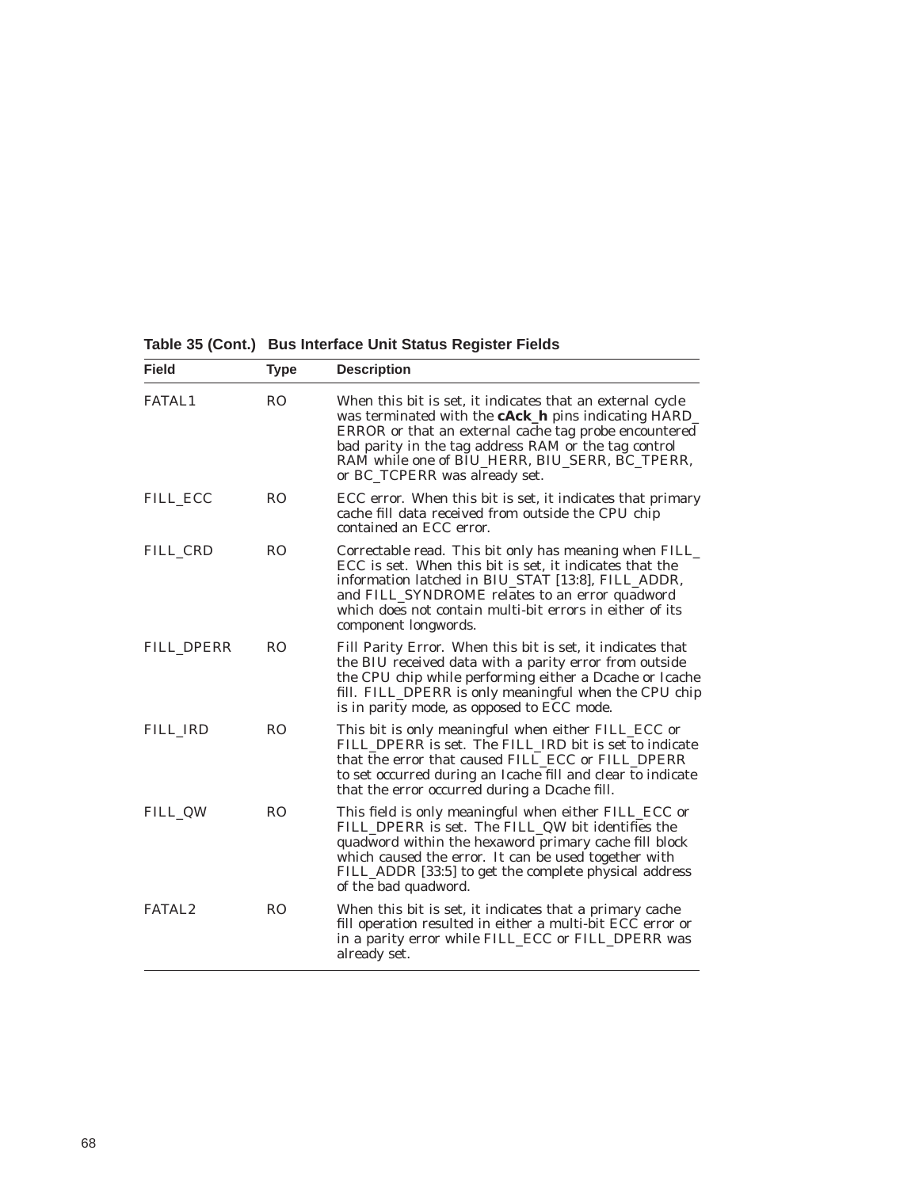**Table 35 (Cont.) Bus Interface Unit Status Register Fields**

| Field | Type | Description |
|---|---|---|
| FATAL1 | RO | When this bit is set, it indicates that an external cycle was terminated with the **cAck_h** pins indicating HARD_ERROR or that an external cache tag probe encountered bad parity in the tag address RAM or the tag control RAM while one of BIU_HERR, BIU_SERR, BC_TPERR, or BC_TCPERR was already set. |
| FILL_ECC | RO | ECC error. When this bit is set, it indicates that primary cache fill data received from outside the CPU chip contained an ECC error. |
| FILL_CRD | RO | Correctable read. This bit only has meaning when FILL_ECC is set. When this bit is set, it indicates that the information latched in BIU_STAT [13:8], FILL_ADDR, and FILL_SYNDROME relates to an error quadword which does not contain multi-bit errors in either of its component longwords. |
| FILL_DPERR | RO | Fill Parity Error. When this bit is set, it indicates that the BIU received data with a parity error from outside the CPU chip while performing either a Dcache or Icache fill. FILL_DPERR is only meaningful when the CPU chip is in parity mode, as opposed to ECC mode. |
| FILL_IRD | RO | This bit is only meaningful when either FILL_ECC or FILL_DPERR is set. The FILL_IRD bit is set to indicate that the error that caused FILL_ECC or FILL_DPERR to set occurred during an Icache fill and clear to indicate that the error occurred during a Dcache fill. |
| FILL_QW | RO | This field is only meaningful when either FILL_ECC or FILL_DPERR is set. The FILL_QW bit identifies the quadword within the hexaword primary cache fill block which caused the error. It can be used together with FILL_ADDR [33:5] to get the complete physical address of the bad quadword. |
| FATAL2 | RO | When this bit is set, it indicates that a primary cache fill operation resulted in either a multi-bit ECC error or in a parity error while FILL_ECC or FILL_DPERR was already set. |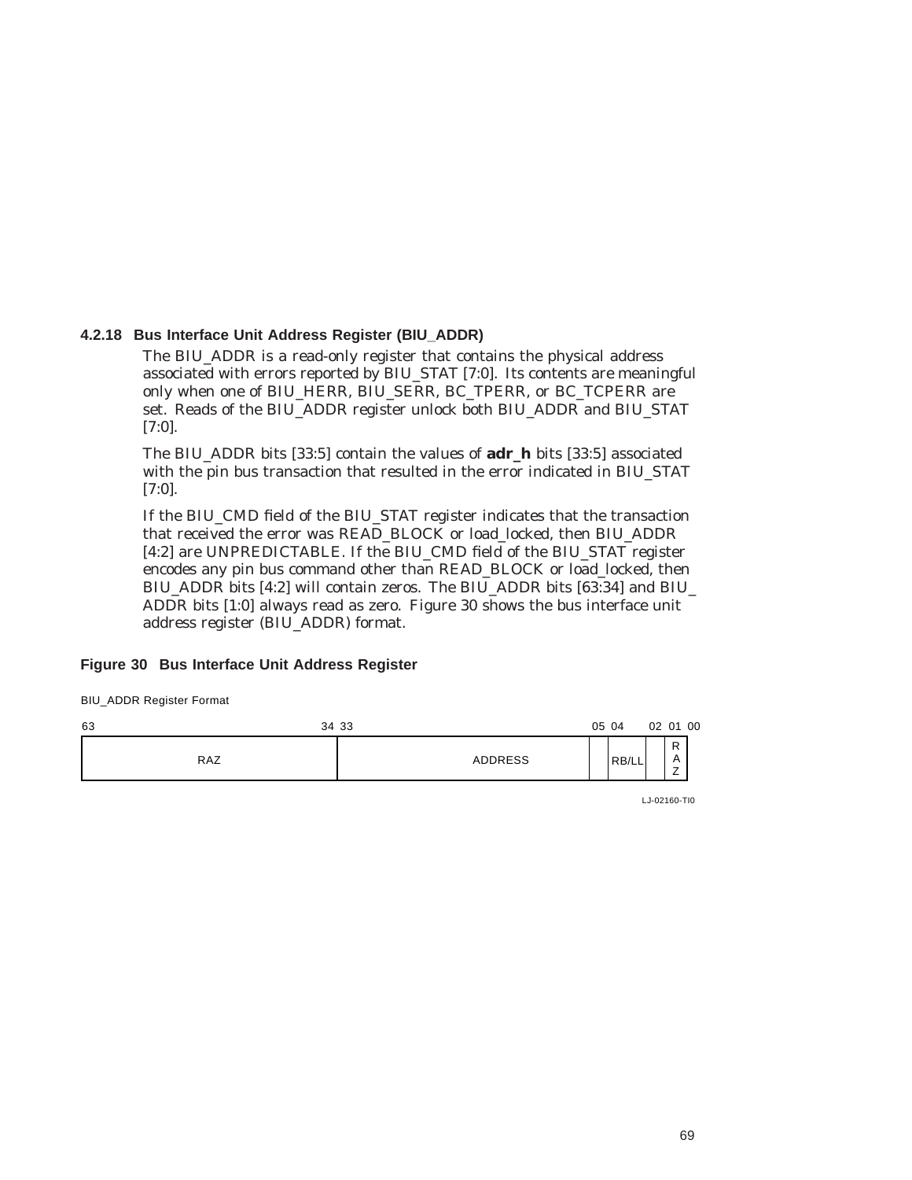### 4.2.18 Bus Interface Unit Address Register (BIU_ADDR)

The BIU_ADDR is a read-only register that contains the physical address associated with errors reported by BIU_STAT [7:0]. Its contents are meaningful only when one of BIU_HERR, BIU_SERR, BC_TPERR, or BC_TCPERR are set. Reads of the BIU_ADDR register unlock both BIU_ADDR and BIU_STAT [7:0].

The BIU_ADDR bits [33:5] contain the values of **adr_h** bits [33:5] associated with the pin bus transaction that resulted in the error indicated in BIU_STAT [7:0].

If the BIU_CMD field of the BIU_STAT register indicates that the transaction that received the error was READ_BLOCK or load_locked, then BIU_ADDR [4:2] are UNPREDICTABLE. If the BIU_CMD field of the BIU_STAT register encodes any pin bus command other than READ_BLOCK or load_locked, then BIU_ADDR bits [4:2] will contain zeros. The BIU_ADDR bits [63:34] and BIU_ADDR bits [1:0] always read as zero. Figure 30 shows the bus interface unit address register (BIU_ADDR) format.

**Figure 30 Bus Interface Unit Address Register**

BIU_ADDR Register Format

| 63–34 | 33–05 | 04–02 | 01–00 |
|---|---|---|---|
| RAZ | ADDRESS | RB/LL | RAZ |

LJ-02160-TI0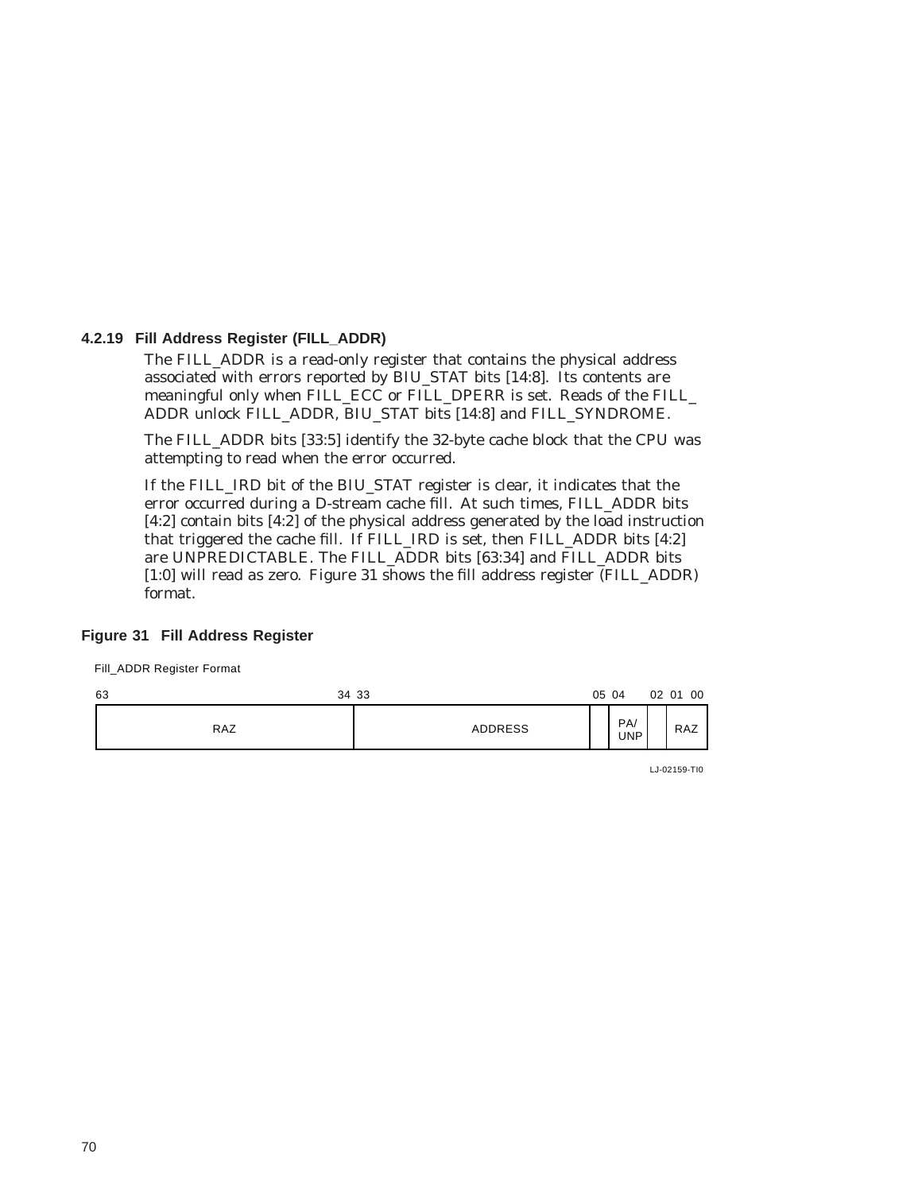### 4.2.19 Fill Address Register (FILL_ADDR)

The FILL_ADDR is a read-only register that contains the physical address associated with errors reported by BIU_STAT bits [14:8]. Its contents are meaningful only when FILL_ECC or FILL_DPERR is set. Reads of the FILL_ADDR unlock FILL_ADDR, BIU_STAT bits [14:8] and FILL_SYNDROME.

The FILL_ADDR bits [33:5] identify the 32-byte cache block that the CPU was attempting to read when the error occurred.

If the FILL_IRD bit of the BIU_STAT register is clear, it indicates that the error occurred during a D-stream cache fill. At such times, FILL_ADDR bits [4:2] contain bits [4:2] of the physical address generated by the load instruction that triggered the cache fill. If FILL_IRD is set, then FILL_ADDR bits [4:2] are UNPREDICTABLE. The FILL_ADDR bits [63:34] and FILL_ADDR bits [1:0] will read as zero. Figure 31 shows the fill address register (FILL_ADDR) format.

**Figure 31 Fill Address Register**

Fill_ADDR Register Format

| 63–34 | 33–05 | 04–02 | 01–00 |
|---|---|---|---|
| RAZ | ADDRESS | PA/UNP | RAZ |

LJ-02159-TI0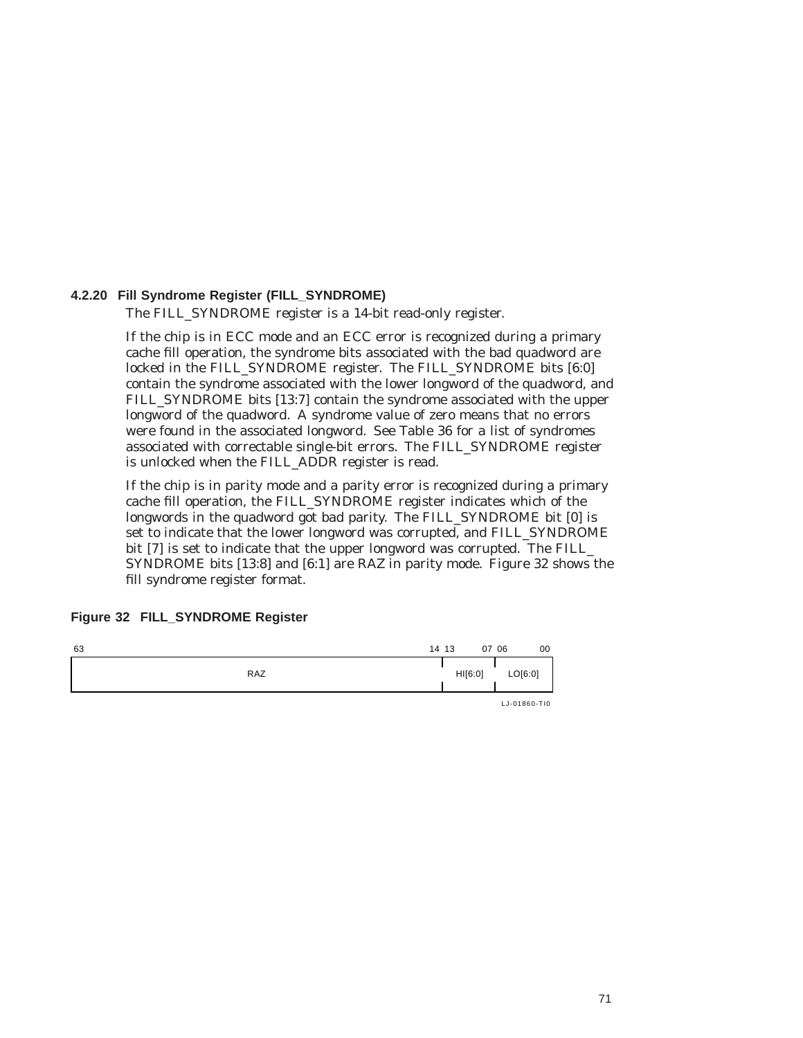### 4.2.20 Fill Syndrome Register (FILL_SYNDROME)

The FILL_SYNDROME register is a 14-bit read-only register.

If the chip is in ECC mode and an ECC error is recognized during a primary cache fill operation, the syndrome bits associated with the bad quadword are locked in the FILL_SYNDROME register. The FILL_SYNDROME bits [6:0] contain the syndrome associated with the lower longword of the quadword, and FILL_SYNDROME bits [13:7] contain the syndrome associated with the upper longword of the quadword. A syndrome value of zero means that no errors were found in the associated longword. See Table 36 for a list of syndromes associated with correctable single-bit errors. The FILL_SYNDROME register is unlocked when the FILL_ADDR register is read.

If the chip is in parity mode and a parity error is recognized during a primary cache fill operation, the FILL_SYNDROME register indicates which of the longwords in the quadword got bad parity. The FILL_SYNDROME bit [0] is set to indicate that the lower longword was corrupted, and FILL_SYNDROME bit [7] is set to indicate that the upper longword was corrupted. The FILL_SYNDROME bits [13:8] and [6:1] are RAZ in parity mode. Figure 32 shows the fill syndrome register format.

**Figure 32 FILL_SYNDROME Register**

| 63 – 14 | 13 – 07 | 06 – 00 |
|---|---|---|
| RAZ | HI[6:0] | LO[6:0] |

LJ-01860-TI0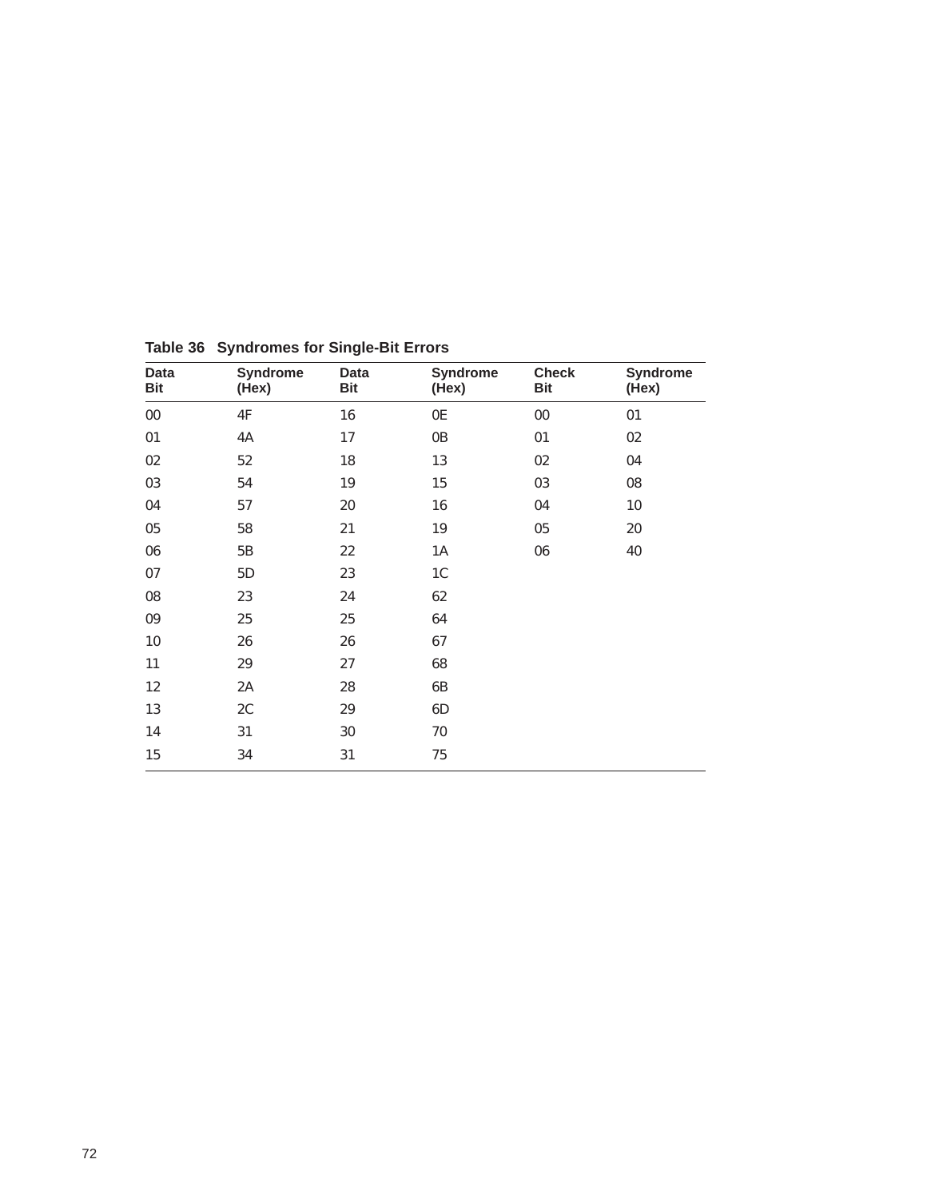**Table 36 Syndromes for Single-Bit Errors**

| Data Bit | Syndrome (Hex) | Data Bit | Syndrome (Hex) | Check Bit | Syndrome (Hex) |
|---|---|---|---|---|---|
| 00 | 4F | 16 | 0E | 00 | 01 |
| 01 | 4A | 17 | 0B | 01 | 02 |
| 02 | 52 | 18 | 13 | 02 | 04 |
| 03 | 54 | 19 | 15 | 03 | 08 |
| 04 | 57 | 20 | 16 | 04 | 10 |
| 05 | 58 | 21 | 19 | 05 | 20 |
| 06 | 5B | 22 | 1A | 06 | 40 |
| 07 | 5D | 23 | 1C | | |
| 08 | 23 | 24 | 62 | | |
| 09 | 25 | 25 | 64 | | |
| 10 | 26 | 26 | 67 | | |
| 11 | 29 | 27 | 68 | | |
| 12 | 2A | 28 | 6B | | |
| 13 | 2C | 29 | 6D | | |
| 14 | 31 | 30 | 70 | | |
| 15 | 34 | 31 | 75 | | |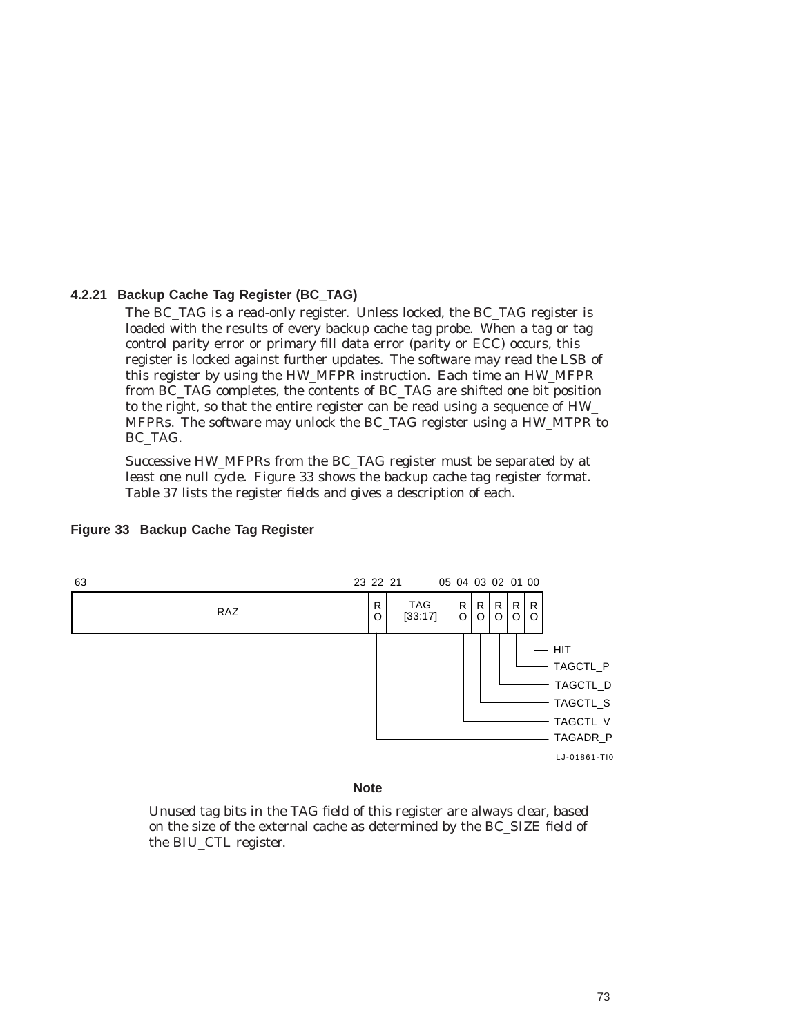### 4.2.21 Backup Cache Tag Register (BC_TAG)

The BC_TAG is a read-only register. Unless locked, the BC_TAG register is loaded with the results of every backup cache tag probe. When a tag or tag control parity error or primary fill data error (parity or ECC) occurs, this register is locked against further updates. The software may read the LSB of this register by using the HW_MFPR instruction. Each time an HW_MFPR from BC_TAG completes, the contents of BC_TAG are shifted one bit position to the right, so that the entire register can be read using a sequence of HW_MFPRs. The software may unlock the BC_TAG register using a HW_MTPR to BC_TAG.

Successive HW_MFPRs from the BC_TAG register must be separated by at least one null cycle. Figure 33 shows the backup cache tag register format. Table 37 lists the register fields and gives a description of each.

**Figure 33 Backup Cache Tag Register**

| 63–23 | 22 | 21–05 | 04 | 03 | 02 | 01 | 00 |
|---|---|---|---|---|---|---|---|
| RAZ | RO | TAG [33:17] | RO | RO | RO | RO | RO |
| | TAGADR_P | | TAGCTL_V | TAGCTL_S | TAGCTL_D | TAGCTL_P | HIT |

LJ-01861-TI0

---

**Note**

Unused tag bits in the TAG field of this register are always clear, based on the size of the external cache as determined by the BC_SIZE field of the BIU_CTL register.

---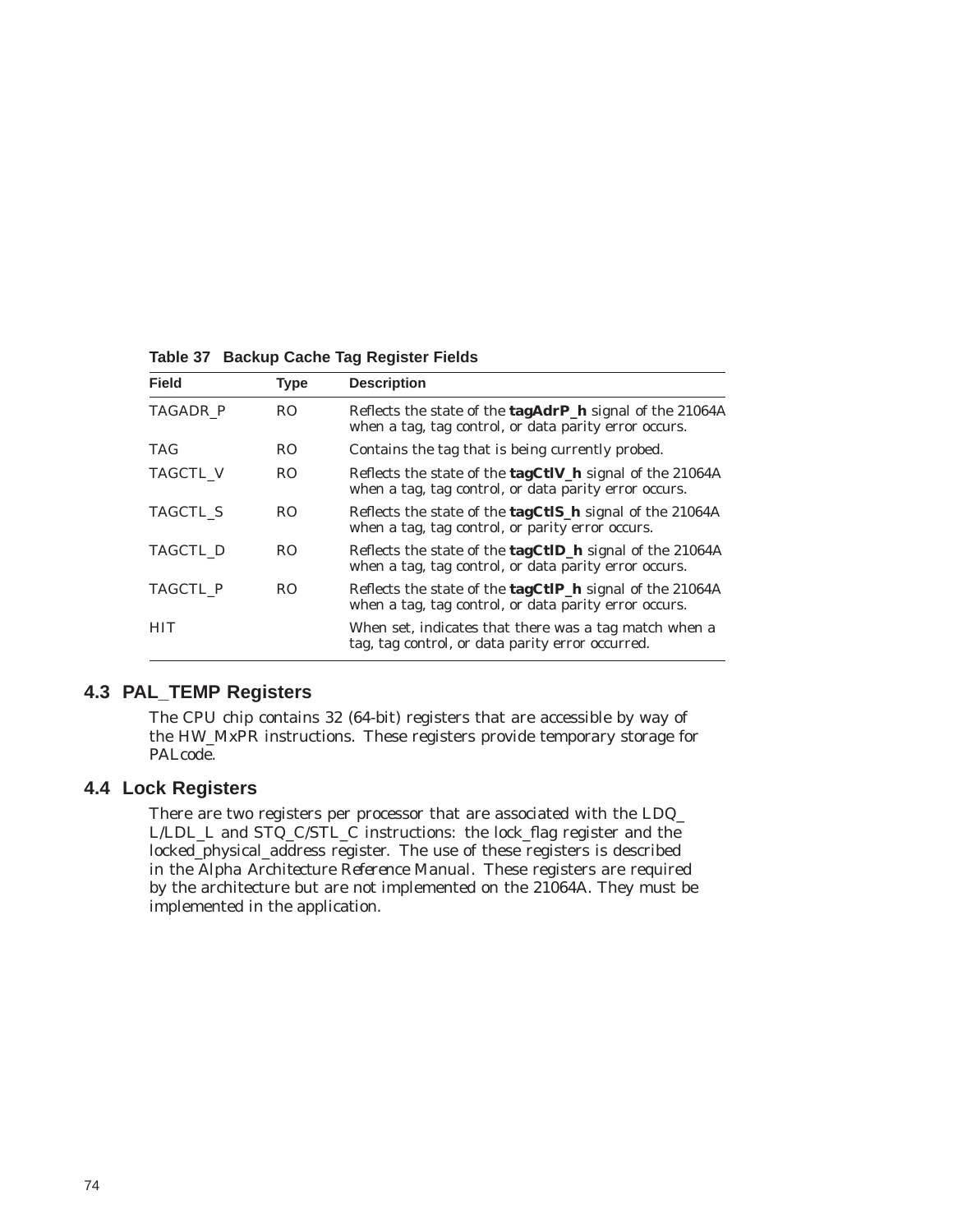**Table 37 Backup Cache Tag Register Fields**

| Field | Type | Description |
|---|---|---|
| TAGADR_P | RO | Reflects the state of the **tagAdrP_h** signal of the 21064A when a tag, tag control, or data parity error occurs. |
| TAG | RO | Contains the tag that is being currently probed. |
| TAGCTL_V | RO | Reflects the state of the **tagCtlV_h** signal of the 21064A when a tag, tag control, or data parity error occurs. |
| TAGCTL_S | RO | Reflects the state of the **tagCtlS_h** signal of the 21064A when a tag, tag control, or parity error occurs. |
| TAGCTL_D | RO | Reflects the state of the **tagCtlD_h** signal of the 21064A when a tag, tag control, or data parity error occurs. |
| TAGCTL_P | RO | Reflects the state of the **tagCtlP_h** signal of the 21064A when a tag, tag control, or data parity error occurs. |
| HIT | | When set, indicates that there was a tag match when a tag, tag control, or data parity error occurred. |

## 4.3 PAL_TEMP Registers

The CPU chip contains 32 (64-bit) registers that are accessible by way of the HW_MxPR instructions. These registers provide temporary storage for PALcode.

## 4.4 Lock Registers

There are two registers per processor that are associated with the LDQ_L/LDL_L and STQ_C/STL_C instructions: the lock_flag register and the locked_physical_address register. The use of these registers is described in the *Alpha Architecture Reference Manual*. These registers are required by the architecture but are not implemented on the 21064A. They must be implemented in the application.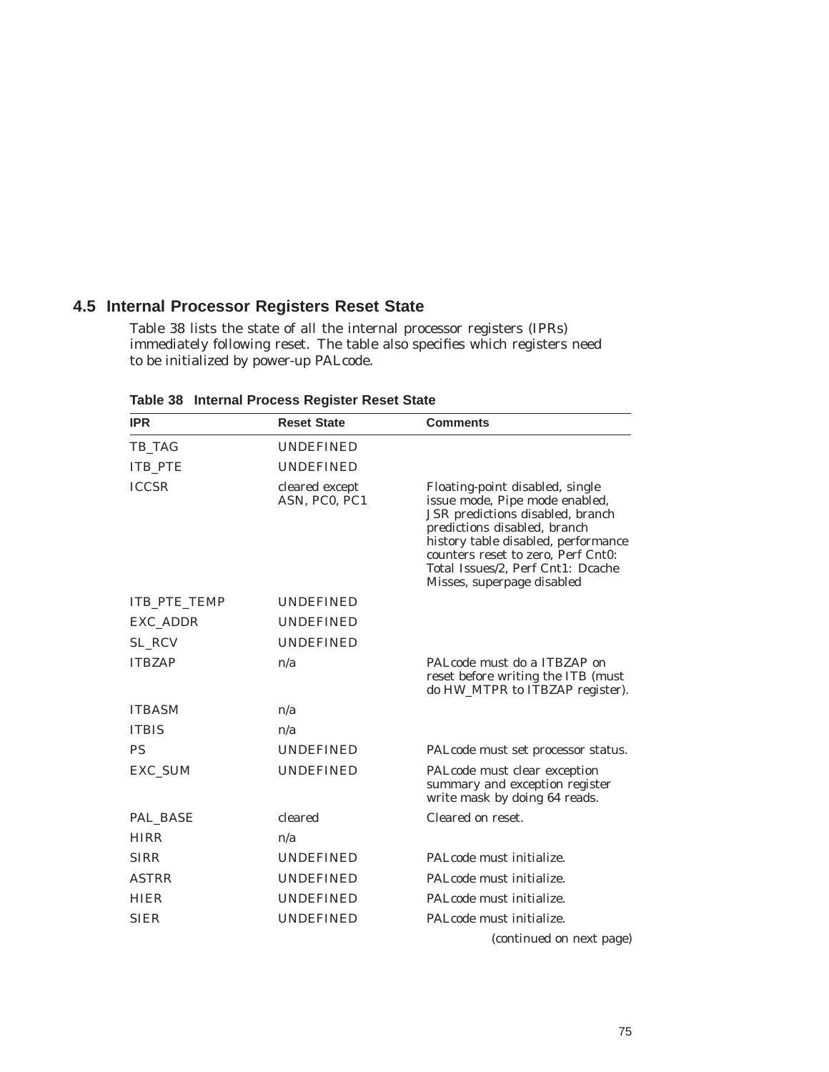## 4.5 Internal Processor Registers Reset State

Table 38 lists the state of all the internal processor registers (IPRs) immediately following reset. The table also specifies which registers need to be initialized by power-up PALcode.

**Table 38 Internal Process Register Reset State**

| IPR | Reset State | Comments |
|---|---|---|
| TB_TAG | UNDEFINED | |
| ITB_PTE | UNDEFINED | |
| ICCSR | cleared except ASN, PC0, PC1 | Floating-point disabled, single issue mode, Pipe mode enabled, JSR predictions disabled, branch predictions disabled, branch history table disabled, performance counters reset to zero, Perf Cnt0: Total Issues/2, Perf Cnt1: Dcache Misses, superpage disabled |
| ITB_PTE_TEMP | UNDEFINED | |
| EXC_ADDR | UNDEFINED | |
| SL_RCV | UNDEFINED | |
| ITBZAP | n/a | PALcode must do a ITBZAP on reset before writing the ITB (must do HW_MTPR to ITBZAP register). |
| ITBASM | n/a | |
| ITBIS | n/a | |
| PS | UNDEFINED | PALcode must set processor status. |
| EXC_SUM | UNDEFINED | PALcode must clear exception summary and exception register write mask by doing 64 reads. |
| PAL_BASE | cleared | Cleared on reset. |
| HIRR | n/a | |
| SIRR | UNDEFINED | PALcode must initialize. |
| ASTRR | UNDEFINED | PALcode must initialize. |
| HIER | UNDEFINED | PALcode must initialize. |
| SIER | UNDEFINED | PALcode must initialize. |

(continued on next page)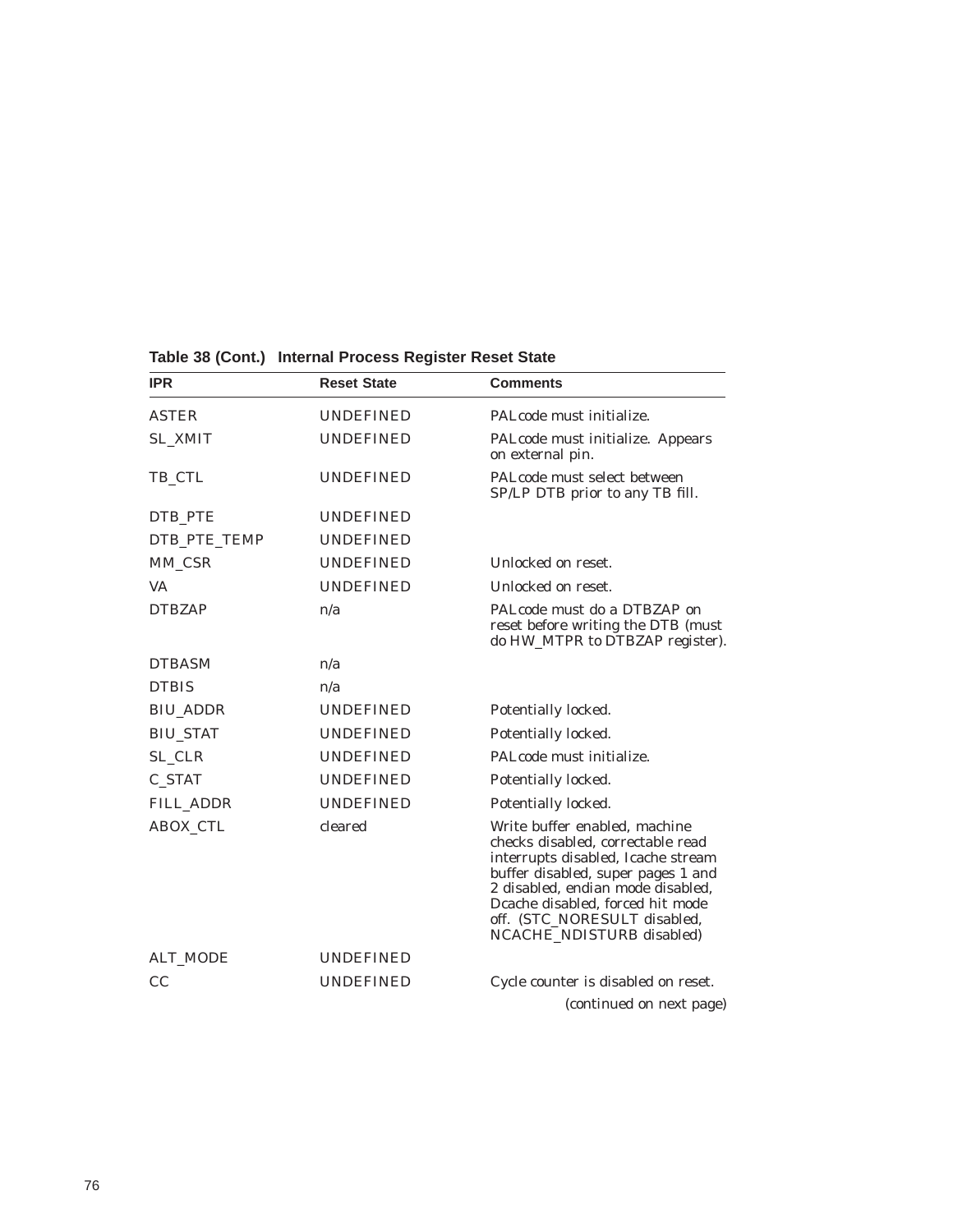**Table 38 (Cont.) Internal Process Register Reset State**

| IPR | Reset State | Comments |
|---|---|---|
| ASTER | UNDEFINED | PALcode must initialize. |
| SL_XMIT | UNDEFINED | PALcode must initialize. Appears on external pin. |
| TB_CTL | UNDEFINED | PALcode must select between SP/LP DTB prior to any TB fill. |
| DTB_PTE | UNDEFINED | |
| DTB_PTE_TEMP | UNDEFINED | |
| MM_CSR | UNDEFINED | Unlocked on reset. |
| VA | UNDEFINED | Unlocked on reset. |
| DTBZAP | n/a | PALcode must do a DTBZAP on reset before writing the DTB (must do HW_MTPR to DTBZAP register). |
| DTBASM | n/a | |
| DTBIS | n/a | |
| BIU_ADDR | UNDEFINED | Potentially locked. |
| BIU_STAT | UNDEFINED | Potentially locked. |
| SL_CLR | UNDEFINED | PALcode must initialize. |
| C_STAT | UNDEFINED | Potentially locked. |
| FILL_ADDR | UNDEFINED | Potentially locked. |
| ABOX_CTL | cleared | Write buffer enabled, machine checks disabled, correctable read interrupts disabled, Icache stream buffer disabled, super pages 1 and 2 disabled, endian mode disabled, Dcache disabled, forced hit mode off. (STC_NORESULT disabled, NCACHE_NDISTURB disabled) |
| ALT_MODE | UNDEFINED | |
| CC | UNDEFINED | Cycle counter is disabled on reset. |

*(continued on next page)*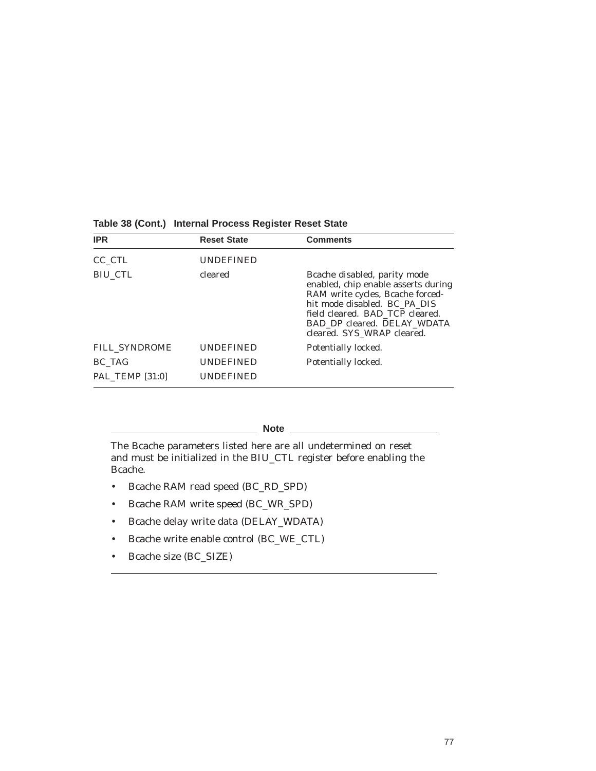**Table 38 (Cont.) Internal Process Register Reset State**

| IPR | Reset State | Comments |
|---|---|---|
| CC_CTL | UNDEFINED | |
| BIU_CTL | cleared | Bcache disabled, parity mode enabled, chip enable asserts during RAM write cycles, Bcache forced-hit mode disabled. BC_PA_DIS field cleared. BAD_TCP cleared. BAD_DP cleared. DELAY_WDATA cleared. SYS_WRAP cleared. |
| FILL_SYNDROME | UNDEFINED | Potentially locked. |
| BC_TAG | UNDEFINED | Potentially locked. |
| PAL_TEMP [31:0] | UNDEFINED | |

**Note**

The Bcache parameters listed here are all undetermined on reset and must be initialized in the BIU_CTL register before enabling the Bcache.

- Bcache RAM read speed (BC_RD_SPD)
- Bcache RAM write speed (BC_WR_SPD)
- Bcache delay write data (DELAY_WDATA)
- Bcache write enable control (BC_WE_CTL)
- Bcache size (BC_SIZE)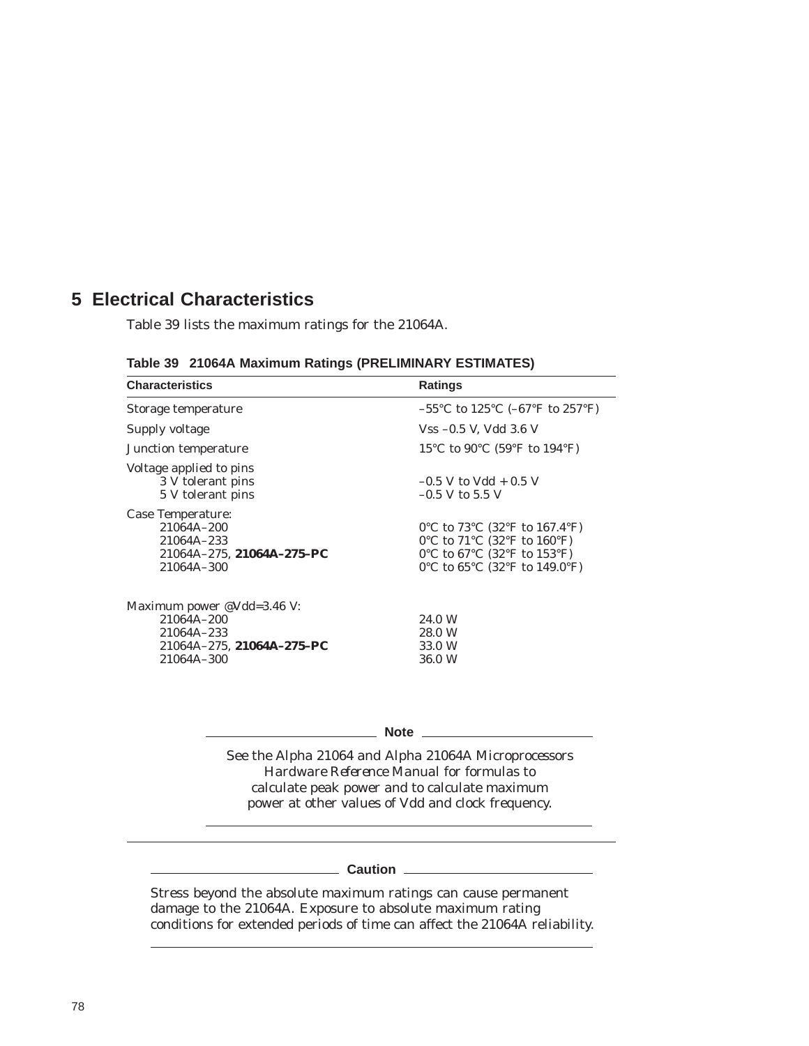# 5 Electrical Characteristics

Table 39 lists the maximum ratings for the 21064A.

**Table 39 21064A Maximum Ratings (PRELIMINARY ESTIMATES)**

| Characteristics | Ratings |
|---|---|
| Storage temperature | –55°C to 125°C (–67°F to 257°F) |
| Supply voltage | Vss –0.5 V, Vdd 3.6 V |
| Junction temperature | 15°C to 90°C (59°F to 194°F) |
| Voltage applied to pins | |
| 3 V tolerant pins | –0.5 V to Vdd + 0.5 V |
| 5 V tolerant pins | –0.5 V to 5.5 V |
| Case Temperature: | |
| 21064A–200 | 0°C to 73°C (32°F to 167.4°F) |
| 21064A–233 | 0°C to 71°C (32°F to 160°F) |
| 21064A–275, **21064A–275–PC** | 0°C to 67°C (32°F to 153°F) |
| 21064A–300 | 0°C to 65°C (32°F to 149.0°F) |
| Maximum power @Vdd=3.46 V: | |
| 21064A–200 | 24.0 W |
| 21064A–233 | 28.0 W |
| 21064A–275, **21064A–275–PC** | 33.0 W |
| 21064A–300 | 36.0 W |

**Note**

See the Alpha 21064 and Alpha 21064A Microprocessors *Hardware Reference Manual* for formulas to calculate peak power and to calculate maximum power at other values of Vdd and clock frequency.

**Caution**

Stress beyond the absolute maximum ratings can cause permanent damage to the 21064A. Exposure to absolute maximum rating conditions for extended periods of time can affect the 21064A reliability.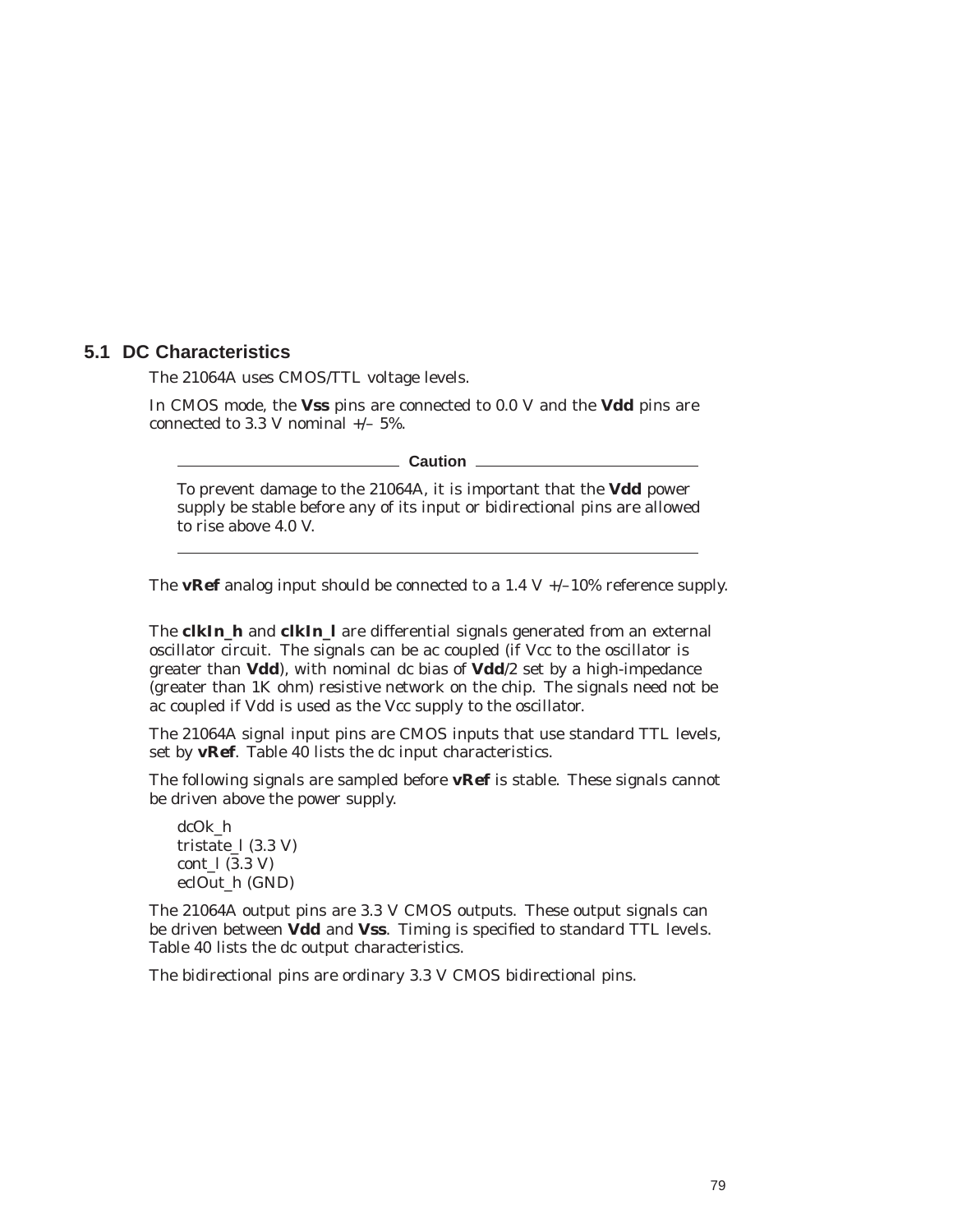## 5.1 DC Characteristics

The 21064A uses CMOS/TTL voltage levels.

In CMOS mode, the **Vss** pins are connected to 0.0 V and the **Vdd** pins are connected to 3.3 V nominal +/– 5%.

**Caution**

To prevent damage to the 21064A, it is important that the **Vdd** power supply be stable before any of its input or bidirectional pins are allowed to rise above 4.0 V.

---

The **vRef** analog input should be connected to a 1.4 V +/–10% reference supply.

The **clkIn_h** and **clkIn_l** are differential signals generated from an external oscillator circuit. The signals can be ac coupled (if Vcc to the oscillator is greater than **Vdd**), with nominal dc bias of **Vdd**/2 set by a high-impedance (greater than 1K ohm) resistive network on the chip. The signals need not be ac coupled if Vdd is used as the Vcc supply to the oscillator.

The 21064A signal input pins are CMOS inputs that use standard TTL levels, set by **vRef**. Table 40 lists the dc input characteristics.

The following signals are sampled before **vRef** is stable. These signals cannot be driven above the power supply.

dcOk_h
tristate_l (3.3 V)
cont_l (3.3 V)
eclOut_h (GND)

The 21064A output pins are 3.3 V CMOS outputs. These output signals can be driven between **Vdd** and **Vss**. Timing is specified to standard TTL levels. Table 40 lists the dc output characteristics.

The bidirectional pins are ordinary 3.3 V CMOS bidirectional pins.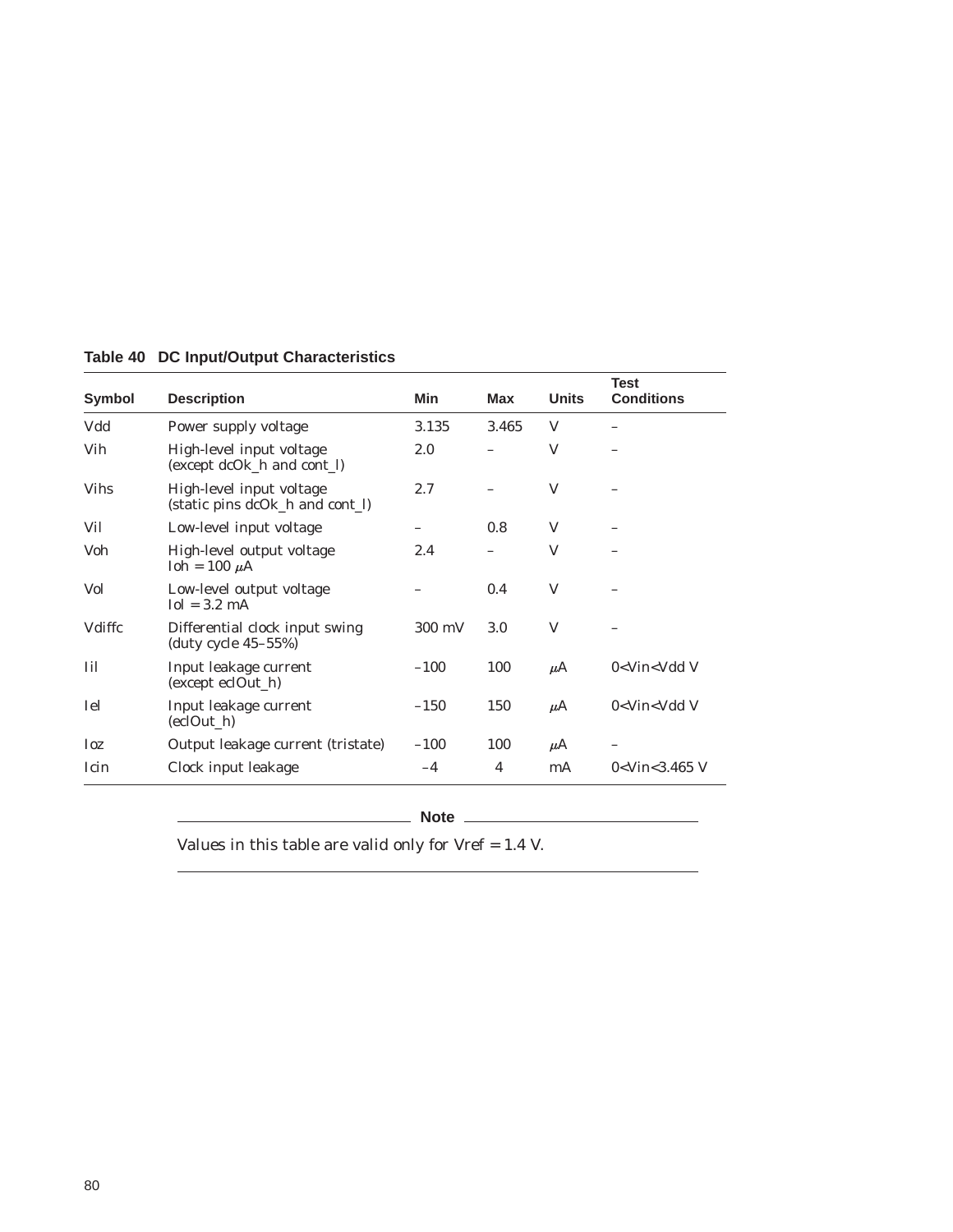**Table 40 DC Input/Output Characteristics**

| Symbol | Description | Min | Max | Units | Test Conditions |
|---|---|---|---|---|---|
| Vdd | Power supply voltage | 3.135 | 3.465 | V | – |
| Vih | High-level input voltage (except dcOk_h and cont_l) | 2.0 | – | V | – |
| Vihs | High-level input voltage (static pins dcOk_h and cont_l) | 2.7 | – | V | – |
| Vil | Low-level input voltage | – | 0.8 | V | – |
| Voh | High-level output voltage Ioh = 100 μA | 2.4 | – | V | – |
| Vol | Low-level output voltage Iol = 3.2 mA | – | 0.4 | V | – |
| Vdiffc | Differential clock input swing (duty cycle 45–55%) | 300 mV | 3.0 | V | – |
| Iil | Input leakage current (except eclOut_h) | –100 | 100 | μA | 0<Vin<Vdd V |
| Iel | Input leakage current (eclOut_h) | –150 | 150 | μA | 0<Vin<Vdd V |
| Ioz | Output leakage current (tristate) | –100 | 100 | μA | – |
| Icin | Clock input leakage | –4 | 4 | mA | 0<Vin<3.465 V |

**Note**

Values in this table are valid only for Vref = 1.4 V.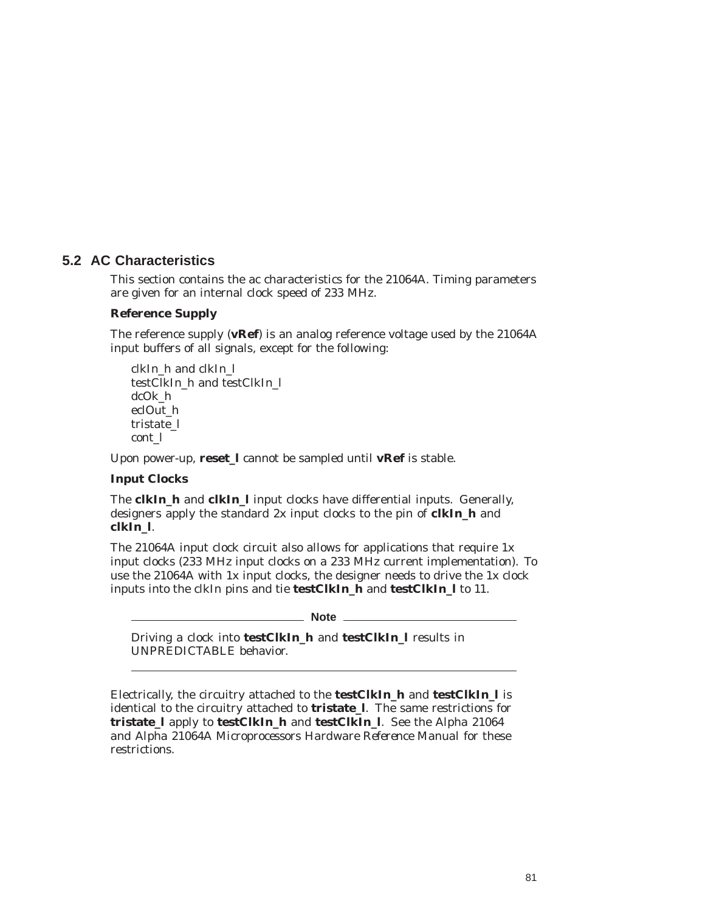## 5.2 AC Characteristics

This section contains the ac characteristics for the 21064A. Timing parameters are given for an internal clock speed of 233 MHz.

### Reference Supply

The reference supply (**vRef**) is an analog reference voltage used by the 21064A input buffers of all signals, except for the following:

clkIn_h and clkIn_l
testClkIn_h and testClkIn_l
dcOk_h
eclOut_h
tristate_l
cont_l

Upon power-up, **reset_l** cannot be sampled until **vRef** is stable.

### Input Clocks

The **clkIn_h** and **clkIn_l** input clocks have differential inputs. Generally, designers apply the standard 2x input clocks to the pin of **clkIn_h** and **clkIn_l**.

The 21064A input clock circuit also allows for applications that require 1x input clocks (233 MHz input clocks on a 233 MHz current implementation). To use the 21064A with 1x input clocks, the designer needs to drive the 1x clock inputs into the clkIn pins and tie **testClkIn_h** and **testClkIn_l** to 11.

---

**Note**

Driving a clock into **testClkIn_h** and **testClkIn_l** results in UNPREDICTABLE behavior.

---

Electrically, the circuitry attached to the **testClkIn_h** and **testClkIn_l** is identical to the circuitry attached to **tristate_l**. The same restrictions for **tristate_l** apply to **testClkIn_h** and **testClkIn_l**. See the *Alpha 21064 and Alpha 21064A Microprocessors Hardware Reference Manual* for these restrictions.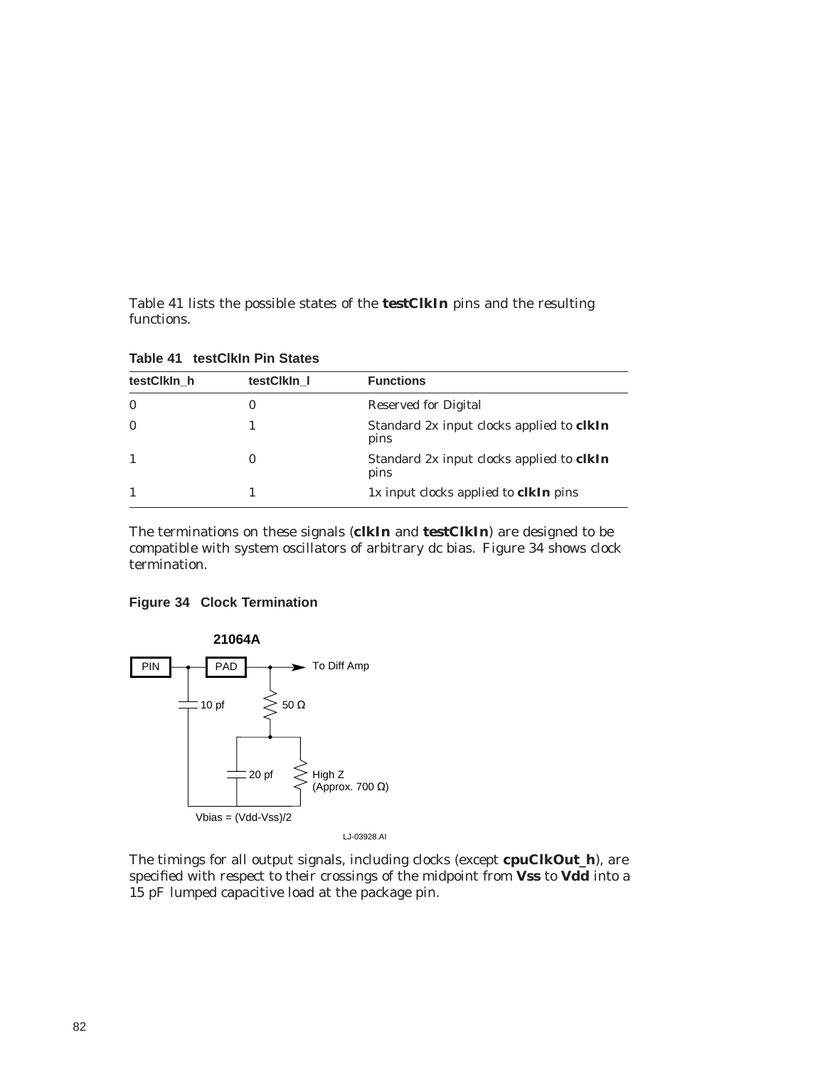Table 41 lists the possible states of the **testClkIn** pins and the resulting functions.

**Table 41 testClkIn Pin States**

| testClkIn_h | testClkIn_l | Functions |
|---|---|---|
| 0 | 0 | Reserved for Digital |
| 0 | 1 | Standard 2x input clocks applied to **clkIn** pins |
| 1 | 0 | Standard 2x input clocks applied to **clkIn** pins |
| 1 | 1 | 1x input clocks applied to **clkIn** pins |

The terminations on these signals (**clkIn** and **testClkIn**) are designed to be compatible with system oscillators of arbitrary dc bias. Figure 34 shows clock termination.

**Figure 34 Clock Termination**

21064A

PIN — PAD — To Diff Amp

10 pf — 50 Ω — 20 pf — High Z (Approx. 700 Ω)

Vbias = (Vdd-Vss)/2

LJ-03928.AI

The timings for all output signals, including clocks (except **cpuClkOut_h**), are specified with respect to their crossings of the midpoint from **Vss** to **Vdd** into a 15 pF lumped capacitive load at the package pin.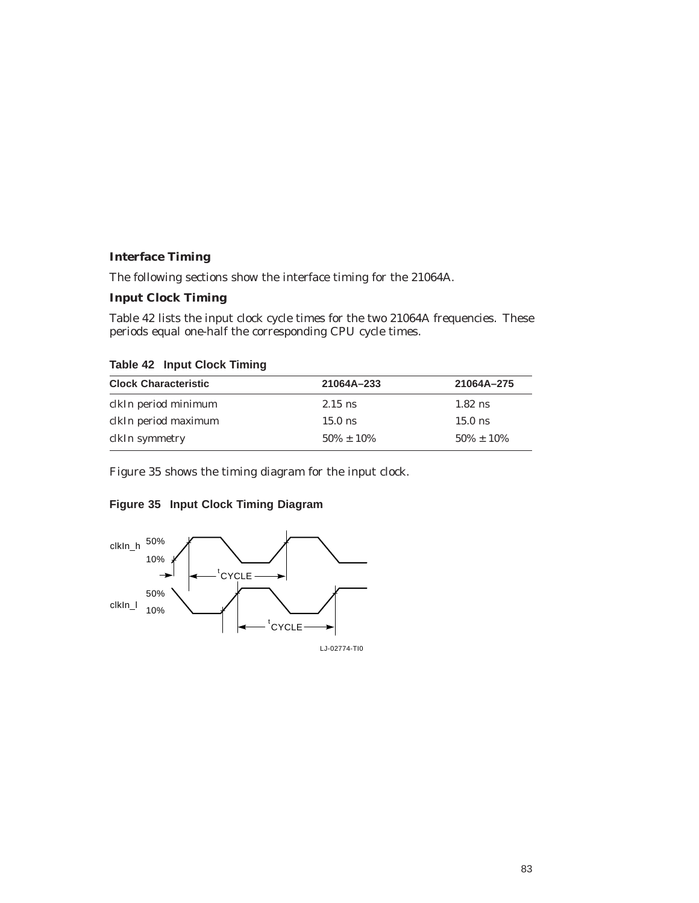## Interface Timing

The following sections show the interface timing for the 21064A.

### Input Clock Timing

Table 42 lists the input clock cycle times for the two 21064A frequencies. These periods equal one-half the corresponding CPU cycle times.

**Table 42 Input Clock Timing**

| Clock Characteristic | 21064A–233 | 21064A–275 |
|---|---|---|
| clkIn period minimum | 2.15 ns | 1.82 ns |
| clkIn period maximum | 15.0 ns | 15.0 ns |
| clkIn symmetry | 50% ± 10% | 50% ± 10% |

Figure 35 shows the timing diagram for the input clock.

**Figure 35 Input Clock Timing Diagram**

clkIn_h 50% 10% $t_{CYCLE}$

clkIn_l 50% 10% $t_{CYCLE}$

LJ-02774-TI0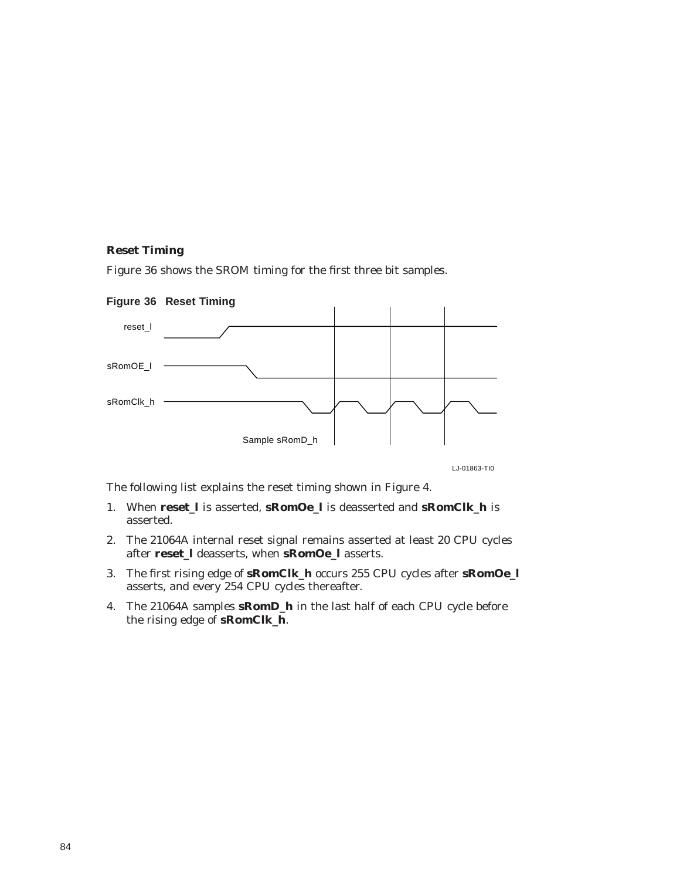### Reset Timing

Figure 36 shows the SROM timing for the first three bit samples.

**Figure 36 Reset Timing**

The following list explains the reset timing shown in Figure 4.

1. When **reset_l** is asserted, **sRomOe_l** is deasserted and **sRomClk_h** is asserted.
2. The 21064A internal reset signal remains asserted at least 20 CPU cycles after **reset_l** deasserts, when **sRomOe_l** asserts.
3. The first rising edge of **sRomClk_h** occurs 255 CPU cycles after **sRomOe_l** asserts, and every 254 CPU cycles thereafter.
4. The 21064A samples **sRomD_h** in the last half of each CPU cycle before the rising edge of **sRomClk_h**.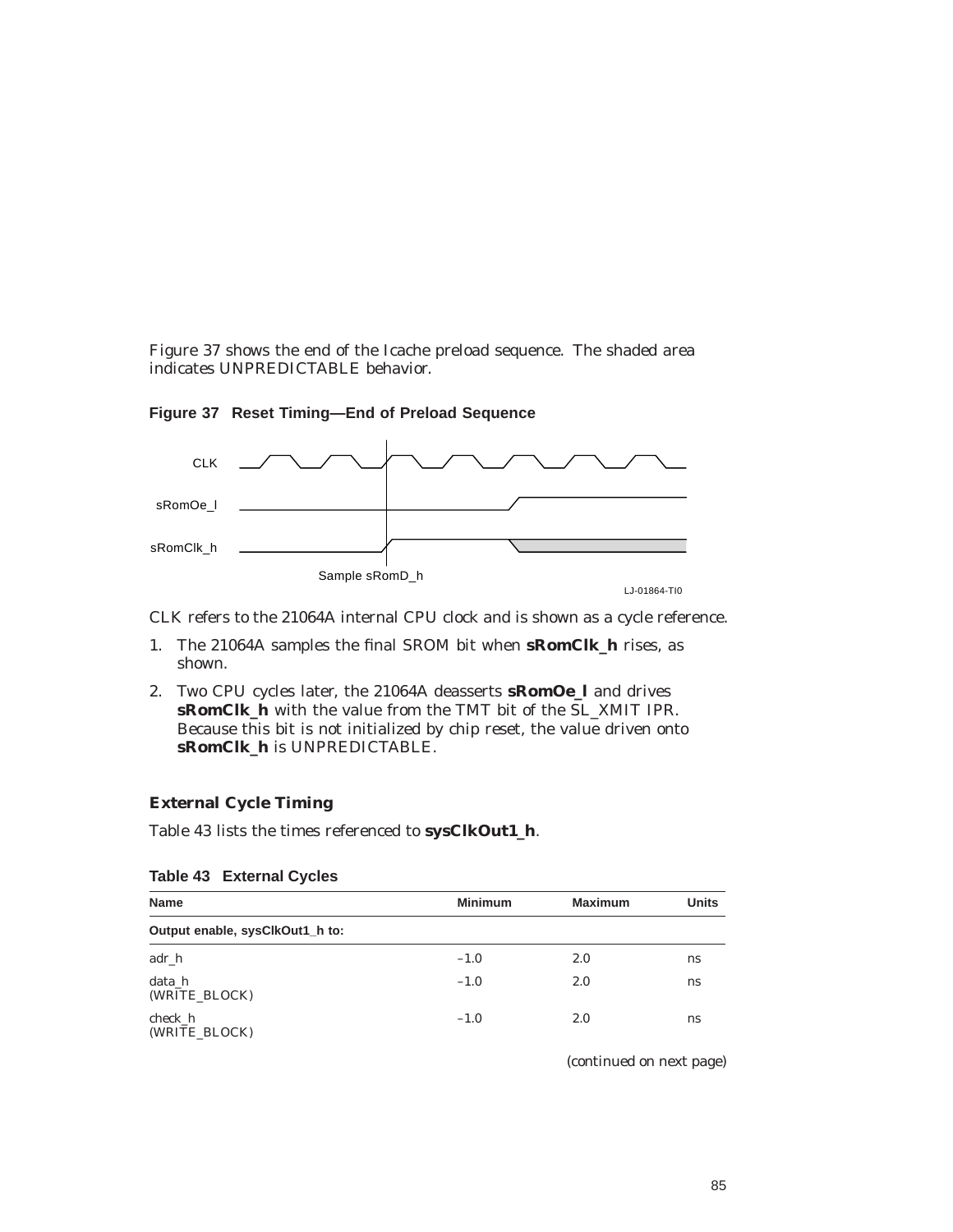Figure 37 shows the end of the Icache preload sequence. The shaded area indicates UNPREDICTABLE behavior.

**Figure 37 Reset Timing—End of Preload Sequence**

CLK refers to the 21064A internal CPU clock and is shown as a cycle reference.

1. The 21064A samples the final SROM bit when **sRomClk_h** rises, as shown.
2. Two CPU cycles later, the 21064A deasserts **sRomOe_l** and drives **sRomClk_h** with the value from the TMT bit of the SL_XMIT IPR. Because this bit is not initialized by chip reset, the value driven onto **sRomClk_h** is UNPREDICTABLE.

### External Cycle Timing

Table 43 lists the times referenced to **sysClkOut1_h**.

**Table 43 External Cycles**

| Name | Minimum | Maximum | Units |
|---|---|---|---|
| **Output enable, sysClkOut1_h to:** | | | |
| adr_h | –1.0 | 2.0 | ns |
| data_h (WRITE_BLOCK) | –1.0 | 2.0 | ns |
| check_h (WRITE_BLOCK) | –1.0 | 2.0 | ns |

(continued on next page)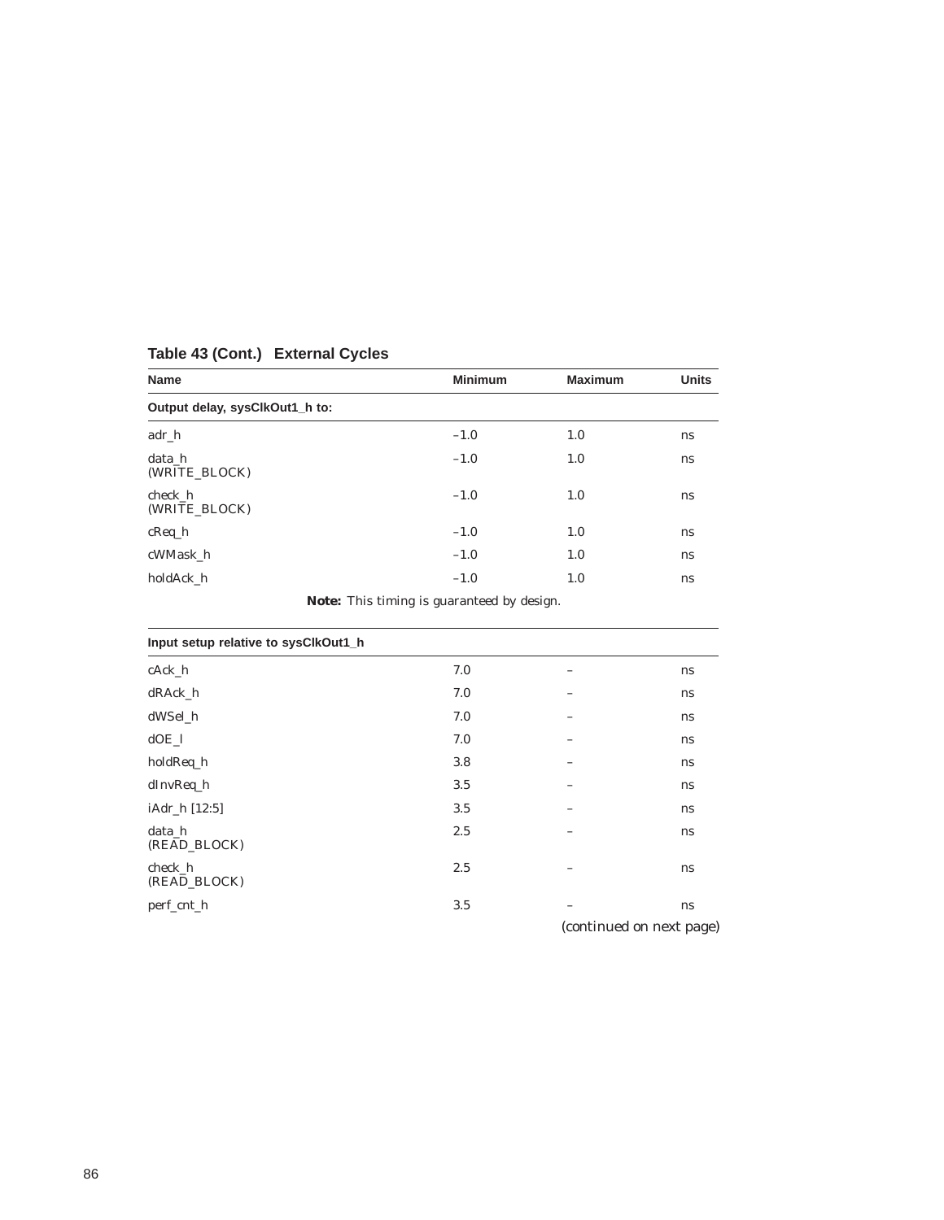**Table 43 (Cont.) External Cycles**

| Name | Minimum | Maximum | Units |
|---|---|---|---|
| **Output delay, sysClkOut1_h to:** | | | |
| adr_h | –1.0 | 1.0 | ns |
| data_h (WRITE_BLOCK) | –1.0 | 1.0 | ns |
| check_h (WRITE_BLOCK) | –1.0 | 1.0 | ns |
| cReq_h | –1.0 | 1.0 | ns |
| cWMask_h | –1.0 | 1.0 | ns |
| holdAck_h | –1.0 | 1.0 | ns |
| **Note:** This timing is guaranteed by design. | | | |
| **Input setup relative to sysClkOut1_h** | | | |
| cAck_h | 7.0 | – | ns |
| dRAck_h | 7.0 | – | ns |
| dWSel_h | 7.0 | – | ns |
| dOE_l | 7.0 | – | ns |
| holdReq_h | 3.8 | – | ns |
| dInvReq_h | 3.5 | – | ns |
| iAdr_h [12:5] | 3.5 | – | ns |
| data_h (READ_BLOCK) | 2.5 | – | ns |
| check_h (READ_BLOCK) | 2.5 | – | ns |
| perf_cnt_h | 3.5 | – | ns |

*(continued on next page)*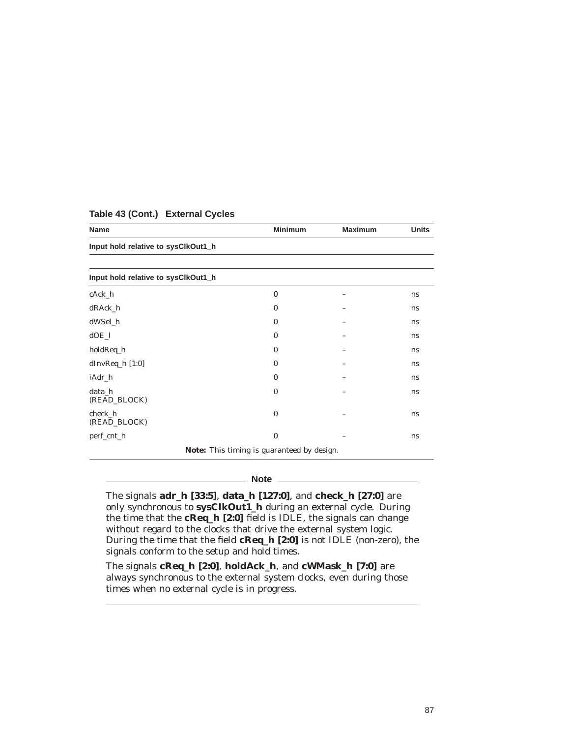**Table 43 (Cont.) External Cycles**

| Name | Minimum | Maximum | Units |
|---|---|---|---|
| **Input hold relative to sysClkOut1_h** | | | |
| | | | |
| **Input hold relative to sysClkOut1_h** | | | |
| cAck_h | 0 | – | ns |
| dRAck_h | 0 | – | ns |
| dWSel_h | 0 | – | ns |
| dOE_l | 0 | – | ns |
| holdReq_h | 0 | – | ns |
| dInvReq_h [1:0] | 0 | – | ns |
| iAdr_h | 0 | – | ns |
| data_h (READ_BLOCK) | 0 | – | ns |
| check_h (READ_BLOCK) | 0 | – | ns |
| perf_cnt_h | 0 | – | ns |

**Note:** This timing is guaranteed by design.

**Note**

The signals **adr_h [33:5]**, **data_h [127:0]**, and **check_h [27:0]** are only synchronous to **sysClkOut1_h** during an external cycle. During the time that the **cReq_h [2:0]** field is IDLE, the signals can change without regard to the clocks that drive the external system logic. During the time that the field **cReq_h [2:0]** is not IDLE (non-zero), the signals conform to the setup and hold times.

The signals **cReq_h [2:0]**, **holdAck_h**, and **cWMask_h [7:0]** are always synchronous to the external system clocks, even during those times when no external cycle is in progress.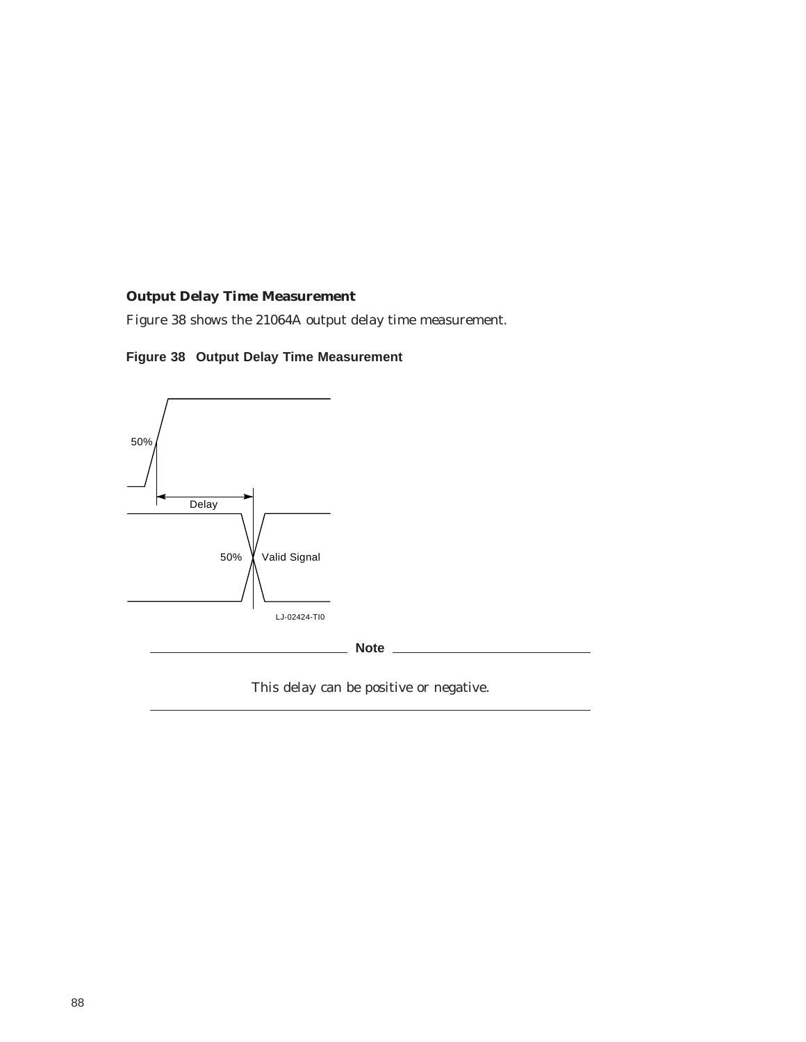### Output Delay Time Measurement

Figure 38 shows the 21064A output delay time measurement.

**Figure 38 Output Delay Time Measurement**

**Note**

This delay can be positive or negative.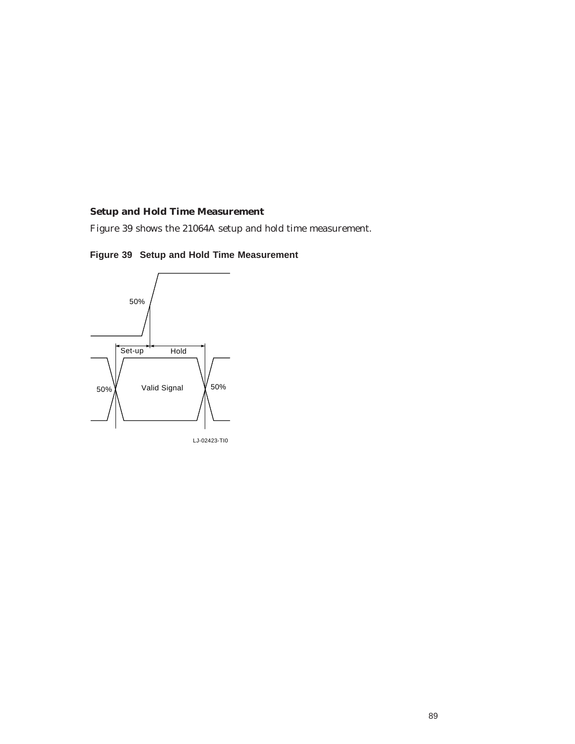### Setup and Hold Time Measurement

Figure 39 shows the 21064A setup and hold time measurement.

**Figure 39 Setup and Hold Time Measurement**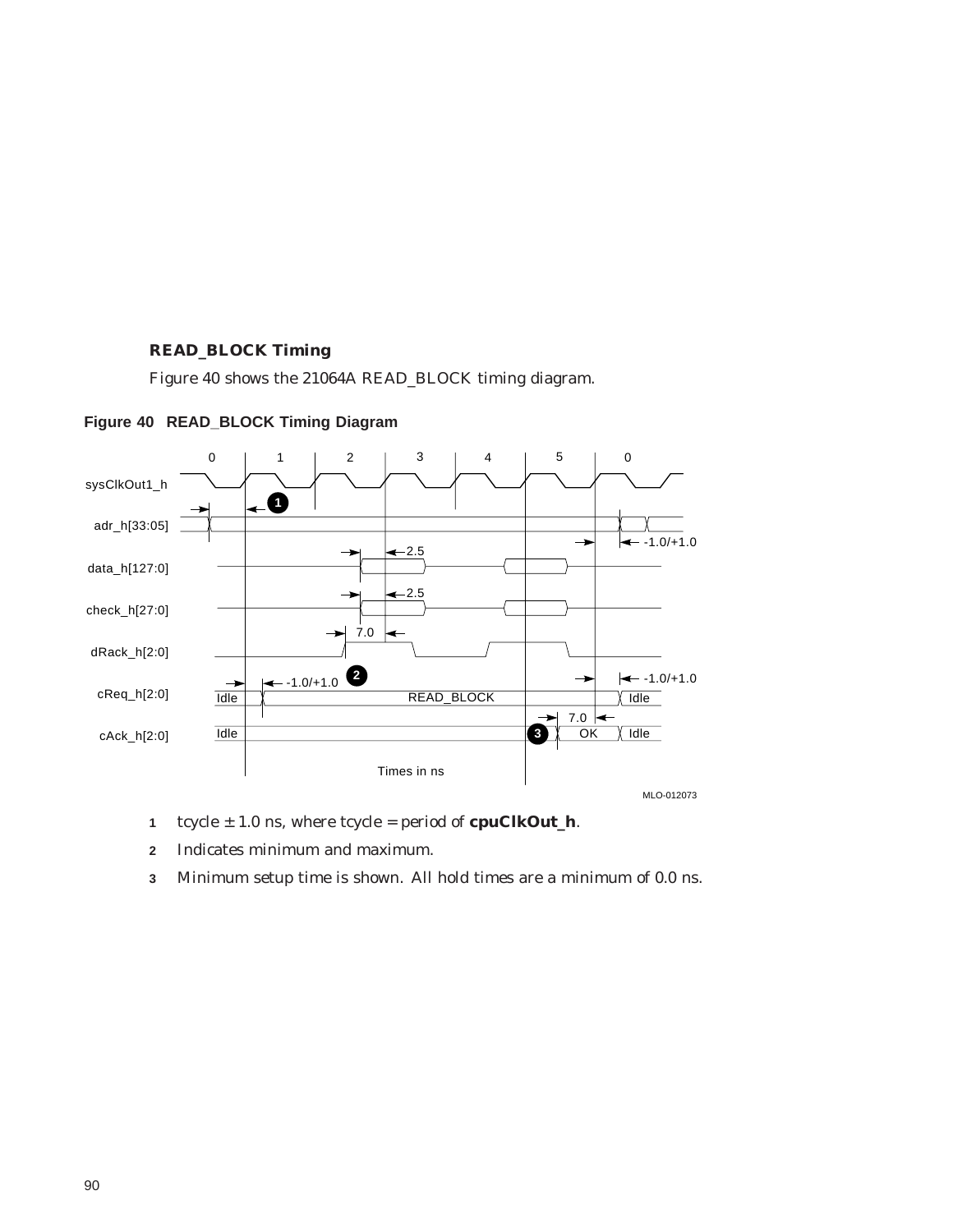## READ_BLOCK Timing

Figure 40 shows the 21064A READ_BLOCK timing diagram.

**Figure 40 READ_BLOCK Timing Diagram**

1. tcycle ± 1.0 ns, where tcycle = period of **cpuClkOut_h**.
2. Indicates minimum and maximum.
3. Minimum setup time is shown. All hold times are a minimum of 0.0 ns.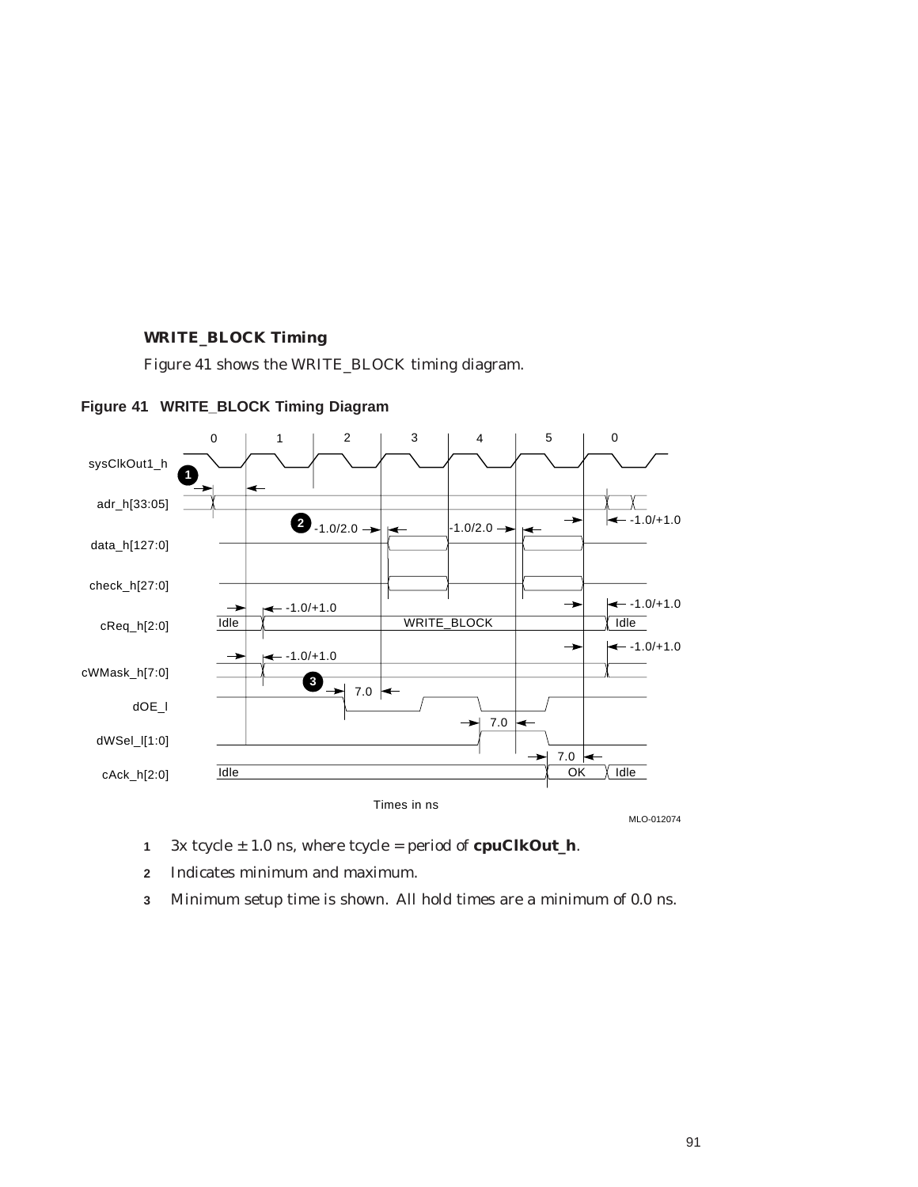### WRITE_BLOCK Timing

Figure 41 shows the WRITE_BLOCK timing diagram.

**Figure 41 WRITE_BLOCK Timing Diagram**

1. 3x tcycle ± 1.0 ns, where tcycle = period of **cpuClkOut_h**.
2. Indicates minimum and maximum.
3. Minimum setup time is shown. All hold times are a minimum of 0.0 ns.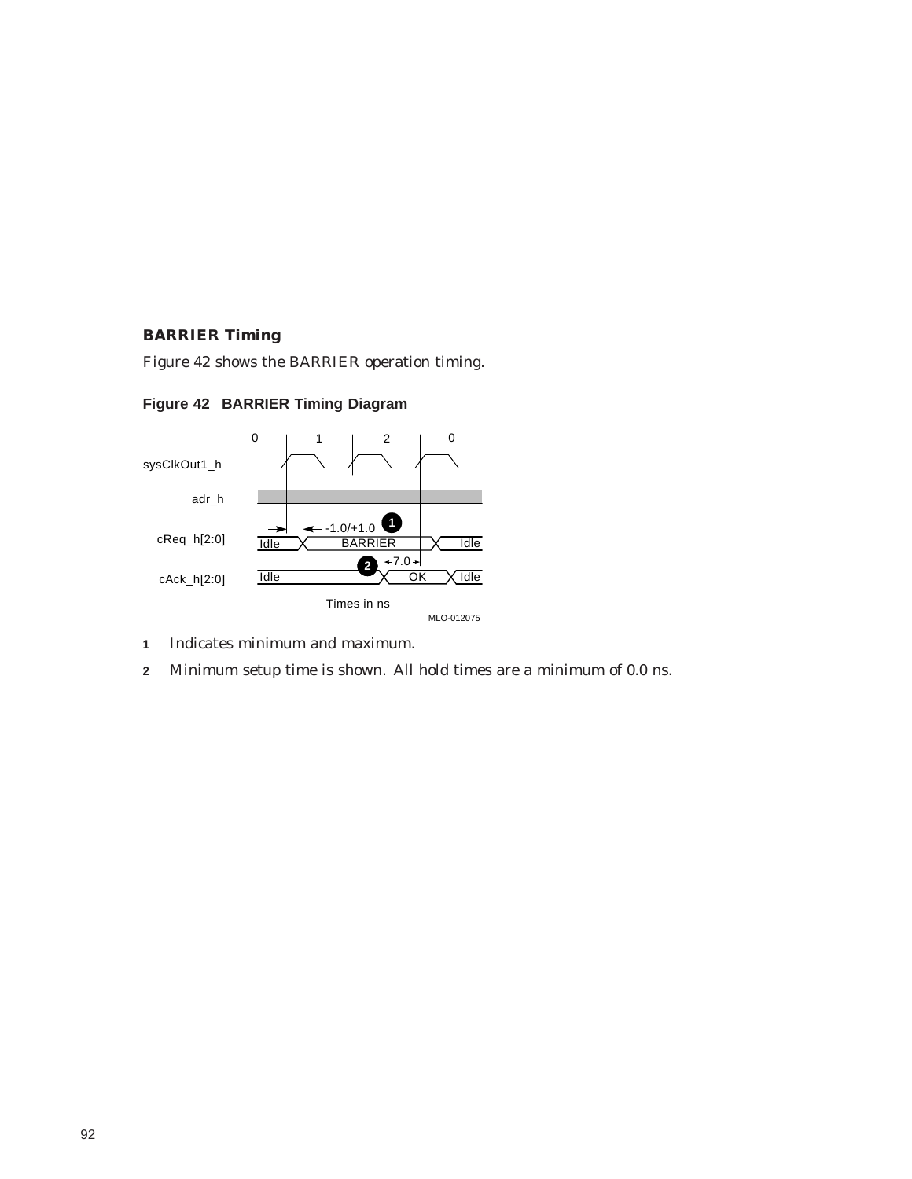### BARRIER Timing

Figure 42 shows the BARRIER operation timing.

**Figure 42 BARRIER Timing Diagram**

1 Indicates minimum and maximum.

2 Minimum setup time is shown. All hold times are a minimum of 0.0 ns.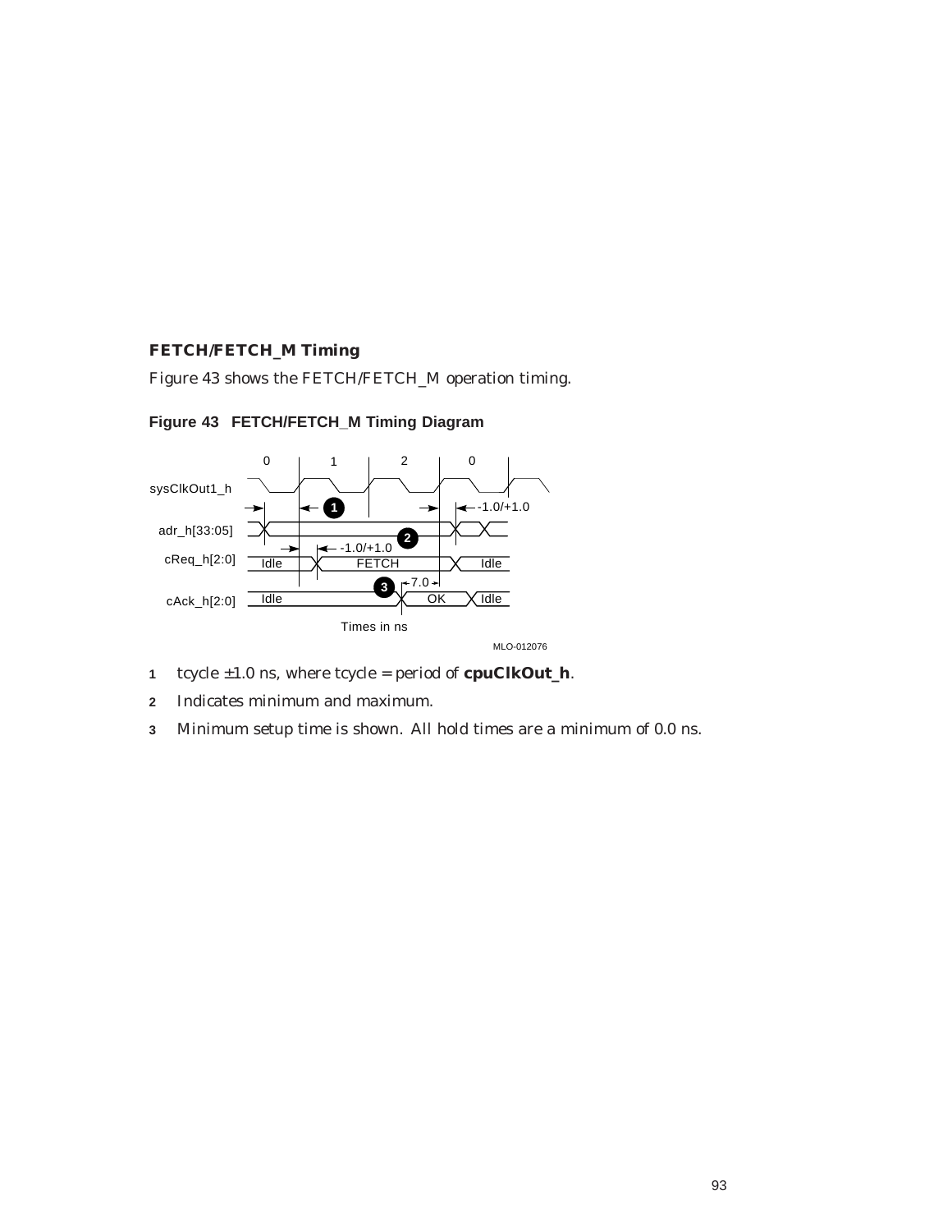### FETCH/FETCH_M Timing

Figure 43 shows the FETCH/FETCH_M operation timing.

**Figure 43 FETCH/FETCH_M Timing Diagram**

1. tcycle ±1.0 ns, where tcycle = period of **cpuClkOut_h**.
2. Indicates minimum and maximum.
3. Minimum setup time is shown. All hold times are a minimum of 0.0 ns.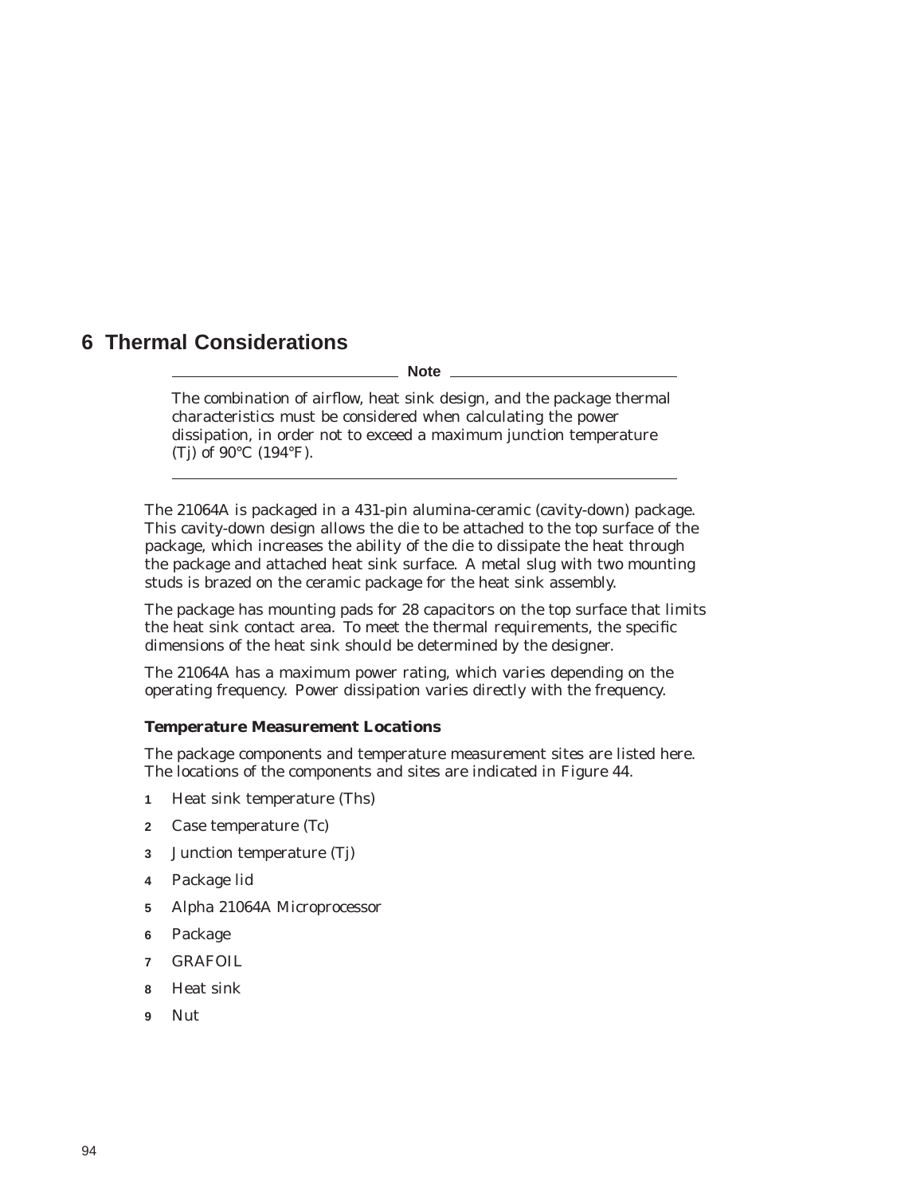# 6 Thermal Considerations

---

**Note**

The combination of airflow, heat sink design, and the package thermal characteristics must be considered when calculating the power dissipation, in order not to exceed a maximum junction temperature (Tj) of 90°C (194°F).

---

The 21064A is packaged in a 431-pin alumina-ceramic (cavity-down) package. This cavity-down design allows the die to be attached to the top surface of the package, which increases the ability of the die to dissipate the heat through the package and attached heat sink surface. A metal slug with two mounting studs is brazed on the ceramic package for the heat sink assembly.

The package has mounting pads for 28 capacitors on the top surface that limits the heat sink contact area. To meet the thermal requirements, the specific dimensions of the heat sink should be determined by the designer.

The 21064A has a maximum power rating, which varies depending on the operating frequency. Power dissipation varies directly with the frequency.

### Temperature Measurement Locations

The package components and temperature measurement sites are listed here. The locations of the components and sites are indicated in Figure 44.

1. Heat sink temperature (Ths)
2. Case temperature (Tc)
3. Junction temperature (Tj)
4. Package lid
5. Alpha 21064A Microprocessor
6. Package
7. GRAFOIL
8. Heat sink
9. Nut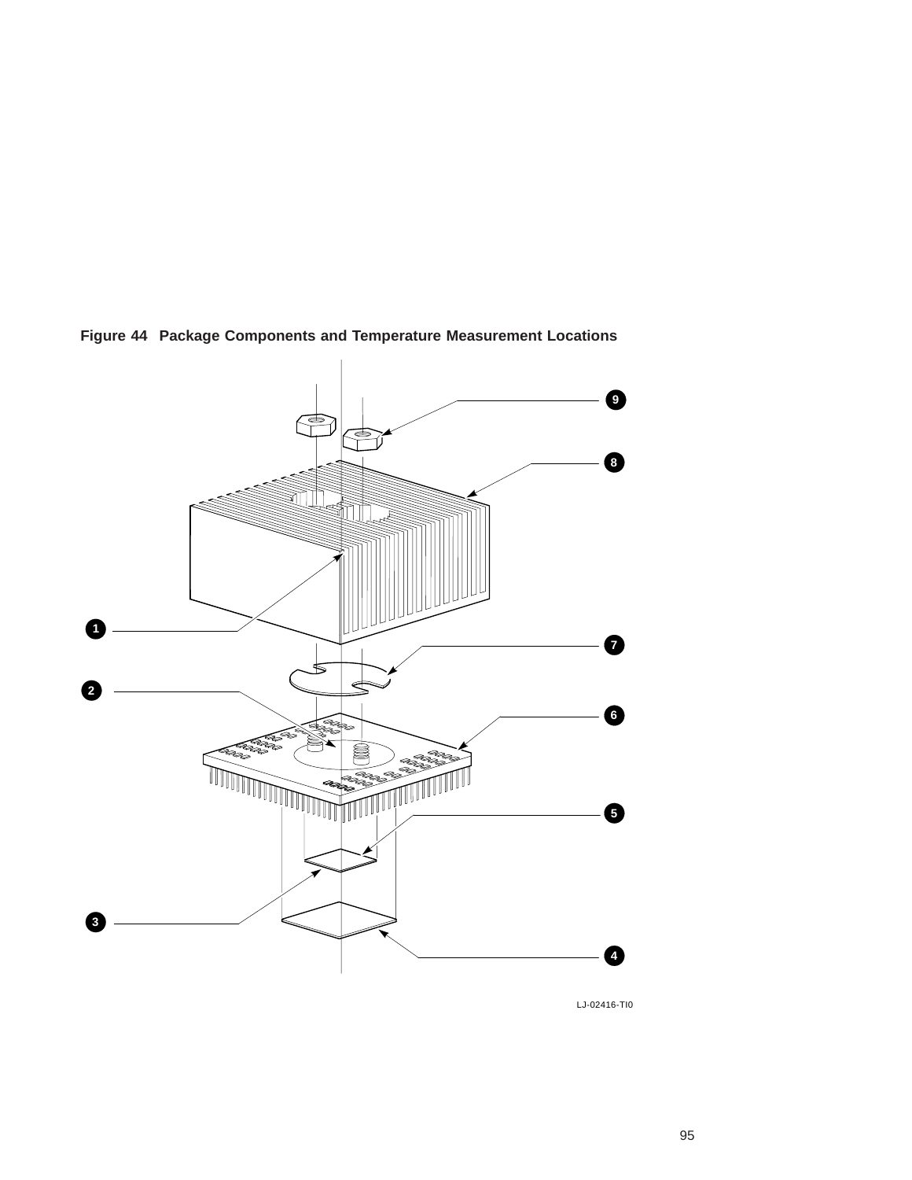**Figure 44 Package Components and Temperature Measurement Locations**

LJ-02416-TI0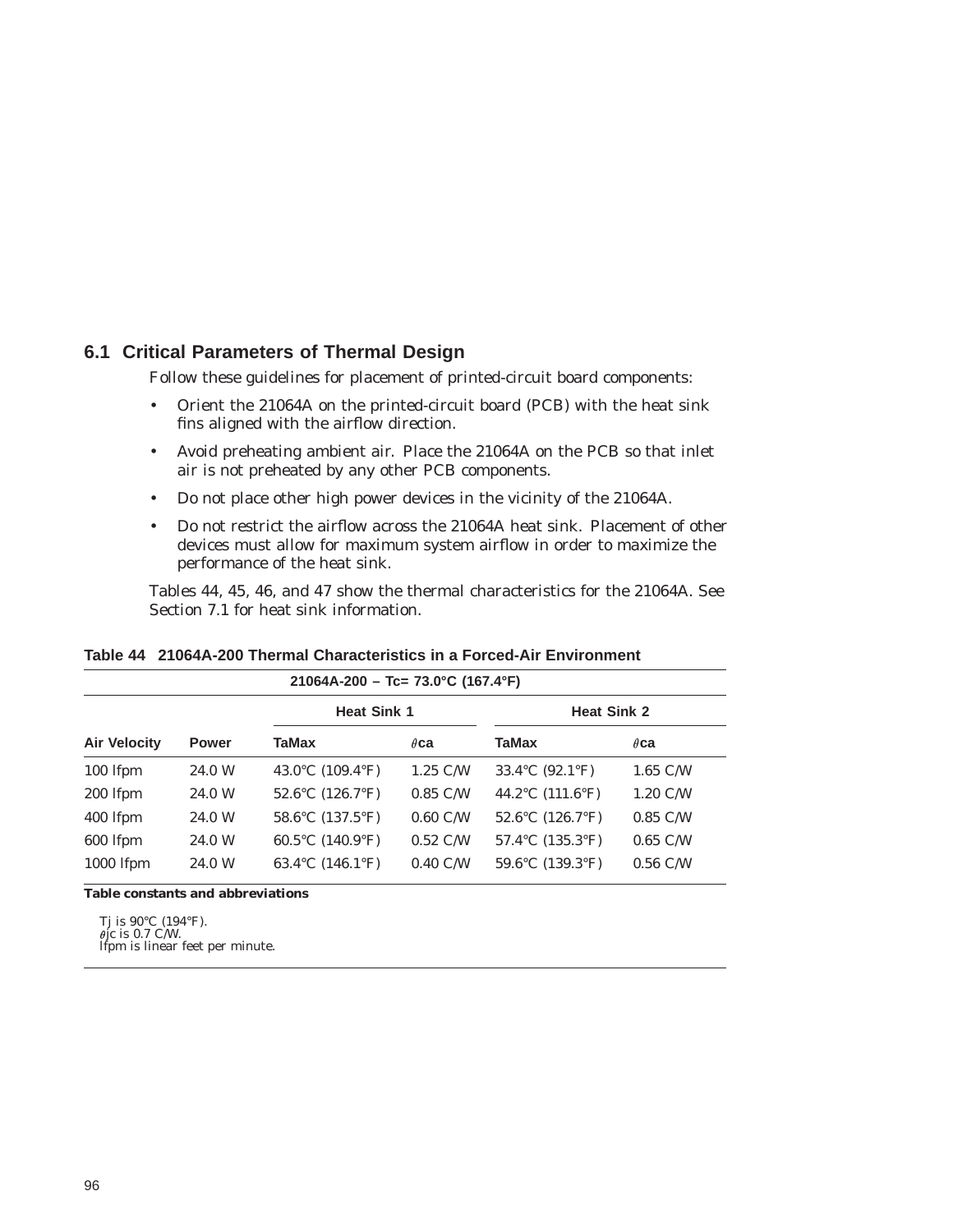## 6.1 Critical Parameters of Thermal Design

Follow these guidelines for placement of printed-circuit board components:

- Orient the 21064A on the printed-circuit board (PCB) with the heat sink fins aligned with the airflow direction.
- Avoid preheating ambient air. Place the 21064A on the PCB so that inlet air is not preheated by any other PCB components.
- Do not place other high power devices in the vicinity of the 21064A.
- Do not restrict the airflow across the 21064A heat sink. Placement of other devices must allow for maximum system airflow in order to maximize the performance of the heat sink.

Tables 44, 45, 46, and 47 show the thermal characteristics for the 21064A. See Section 7.1 for heat sink information.

**Table 44 21064A-200 Thermal Characteristics in a Forced-Air Environment**

| 21064A-200 – Tc= 73.0°C (167.4°F) | | | | | |
|---|---|---|---|---|---|
| | | **Heat Sink 1** | | **Heat Sink 2** | |
| **Air Velocity** | **Power** | **TaMax** | **θca** | **TaMax** | **θca** |
| 100 lfpm | 24.0 W | 43.0°C (109.4°F) | 1.25 C/W | 33.4°C (92.1°F) | 1.65 C/W |
| 200 lfpm | 24.0 W | 52.6°C (126.7°F) | 0.85 C/W | 44.2°C (111.6°F) | 1.20 C/W |
| 400 lfpm | 24.0 W | 58.6°C (137.5°F) | 0.60 C/W | 52.6°C (126.7°F) | 0.85 C/W |
| 600 lfpm | 24.0 W | 60.5°C (140.9°F) | 0.52 C/W | 57.4°C (135.3°F) | 0.65 C/W |
| 1000 lfpm | 24.0 W | 63.4°C (146.1°F) | 0.40 C/W | 59.6°C (139.3°F) | 0.56 C/W |

**Table constants and abbreviations**

Tj is 90°C (194°F).
θjc is 0.7 C/W.
lfpm is linear feet per minute.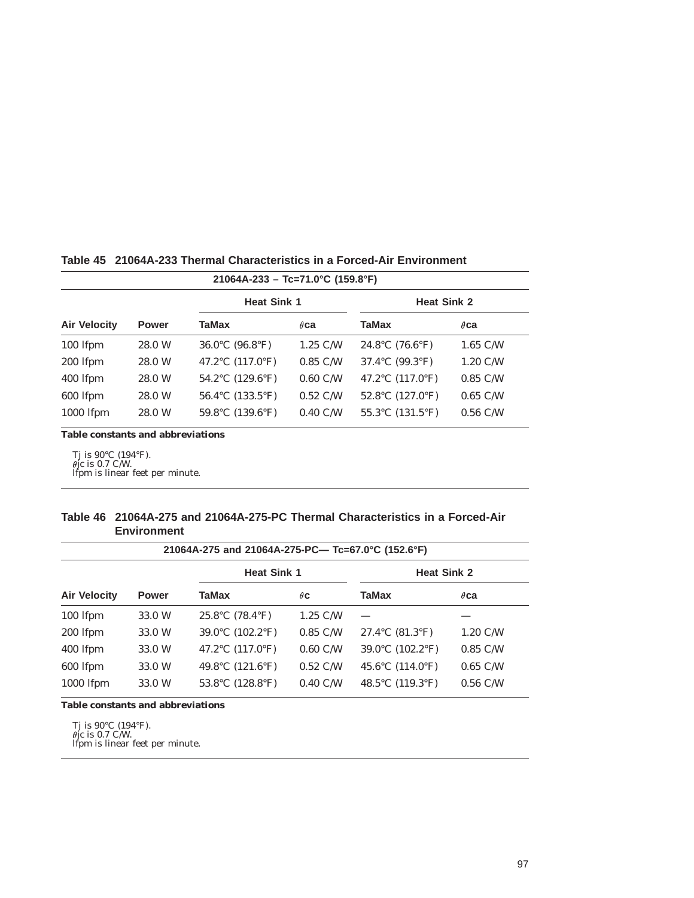**Table 45 21064A-233 Thermal Characteristics in a Forced-Air Environment**

| 21064A-233 – Tc=71.0°C (159.8°F) | | | | | |
|---|---|---|---|---|---|
| | | Heat Sink 1 | | Heat Sink 2 | |
| **Air Velocity** | **Power** | **TaMax** | **$\theta$ca** | **TaMax** | **$\theta$ca** |
| 100 lfpm | 28.0 W | 36.0°C (96.8°F) | 1.25 C/W | 24.8°C (76.6°F) | 1.65 C/W |
| 200 lfpm | 28.0 W | 47.2°C (117.0°F) | 0.85 C/W | 37.4°C (99.3°F) | 1.20 C/W |
| 400 lfpm | 28.0 W | 54.2°C (129.6°F) | 0.60 C/W | 47.2°C (117.0°F) | 0.85 C/W |
| 600 lfpm | 28.0 W | 56.4°C (133.5°F) | 0.52 C/W | 52.8°C (127.0°F) | 0.65 C/W |
| 1000 lfpm | 28.0 W | 59.8°C (139.6°F) | 0.40 C/W | 55.3°C (131.5°F) | 0.56 C/W |

**Table constants and abbreviations**

Tj is 90°C (194°F).
$\theta$jc is 0.7 C/W.
lfpm is linear feet per minute.

**Table 46 21064A-275 and 21064A-275-PC Thermal Characteristics in a Forced-Air Environment**

| 21064A-275 and 21064A-275-PC— Tc=67.0°C (152.6°F) | | | | | |
|---|---|---|---|---|---|
| | | Heat Sink 1 | | Heat Sink 2 | |
| **Air Velocity** | **Power** | **TaMax** | **$\theta$c** | **TaMax** | **$\theta$ca** |
| 100 lfpm | 33.0 W | 25.8°C (78.4°F) | 1.25 C/W | — | — |
| 200 lfpm | 33.0 W | 39.0°C (102.2°F) | 0.85 C/W | 27.4°C (81.3°F) | 1.20 C/W |
| 400 lfpm | 33.0 W | 47.2°C (117.0°F) | 0.60 C/W | 39.0°C (102.2°F) | 0.85 C/W |
| 600 lfpm | 33.0 W | 49.8°C (121.6°F) | 0.52 C/W | 45.6°C (114.0°F) | 0.65 C/W |
| 1000 lfpm | 33.0 W | 53.8°C (128.8°F) | 0.40 C/W | 48.5°C (119.3°F) | 0.56 C/W |

**Table constants and abbreviations**

Tj is 90°C (194°F).
$\theta$jc is 0.7 C/W.
lfpm is linear feet per minute.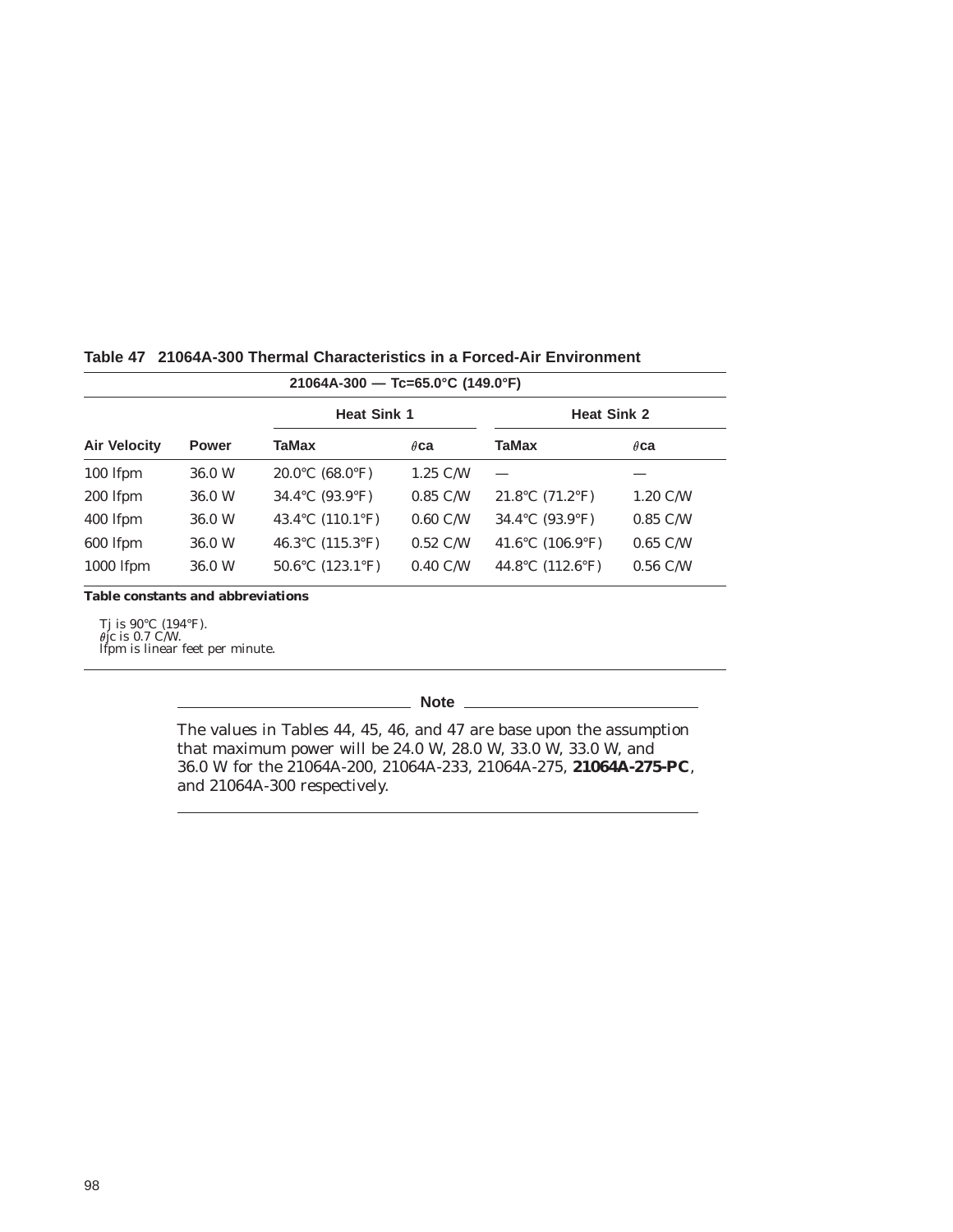**Table 47 21064A-300 Thermal Characteristics in a Forced-Air Environment**

| 21064A-300 — Tc=65.0°C (149.0°F) | | | | | |
|---|---|---|---|---|---|
| | | Heat Sink 1 | | Heat Sink 2 | |
| **Air Velocity** | **Power** | **TaMax** | **$\theta$ca** | **TaMax** | **$\theta$ca** |
| 100 lfpm | 36.0 W | 20.0°C (68.0°F) | 1.25 C/W | — | — |
| 200 lfpm | 36.0 W | 34.4°C (93.9°F) | 0.85 C/W | 21.8°C (71.2°F) | 1.20 C/W |
| 400 lfpm | 36.0 W | 43.4°C (110.1°F) | 0.60 C/W | 34.4°C (93.9°F) | 0.85 C/W |
| 600 lfpm | 36.0 W | 46.3°C (115.3°F) | 0.52 C/W | 41.6°C (106.9°F) | 0.65 C/W |
| 1000 lfpm | 36.0 W | 50.6°C (123.1°F) | 0.40 C/W | 44.8°C (112.6°F) | 0.56 C/W |

**Table constants and abbreviations**

Tj is 90°C (194°F).
$\theta$jc is 0.7 C/W.
lfpm is linear feet per minute.

**Note**

The values in Tables 44, 45, 46, and 47 are base upon the assumption that maximum power will be 24.0 W, 28.0 W, 33.0 W, 33.0 W, and 36.0 W for the 21064A-200, 21064A-233, 21064A-275, **21064A-275-PC**, and 21064A-300 respectively.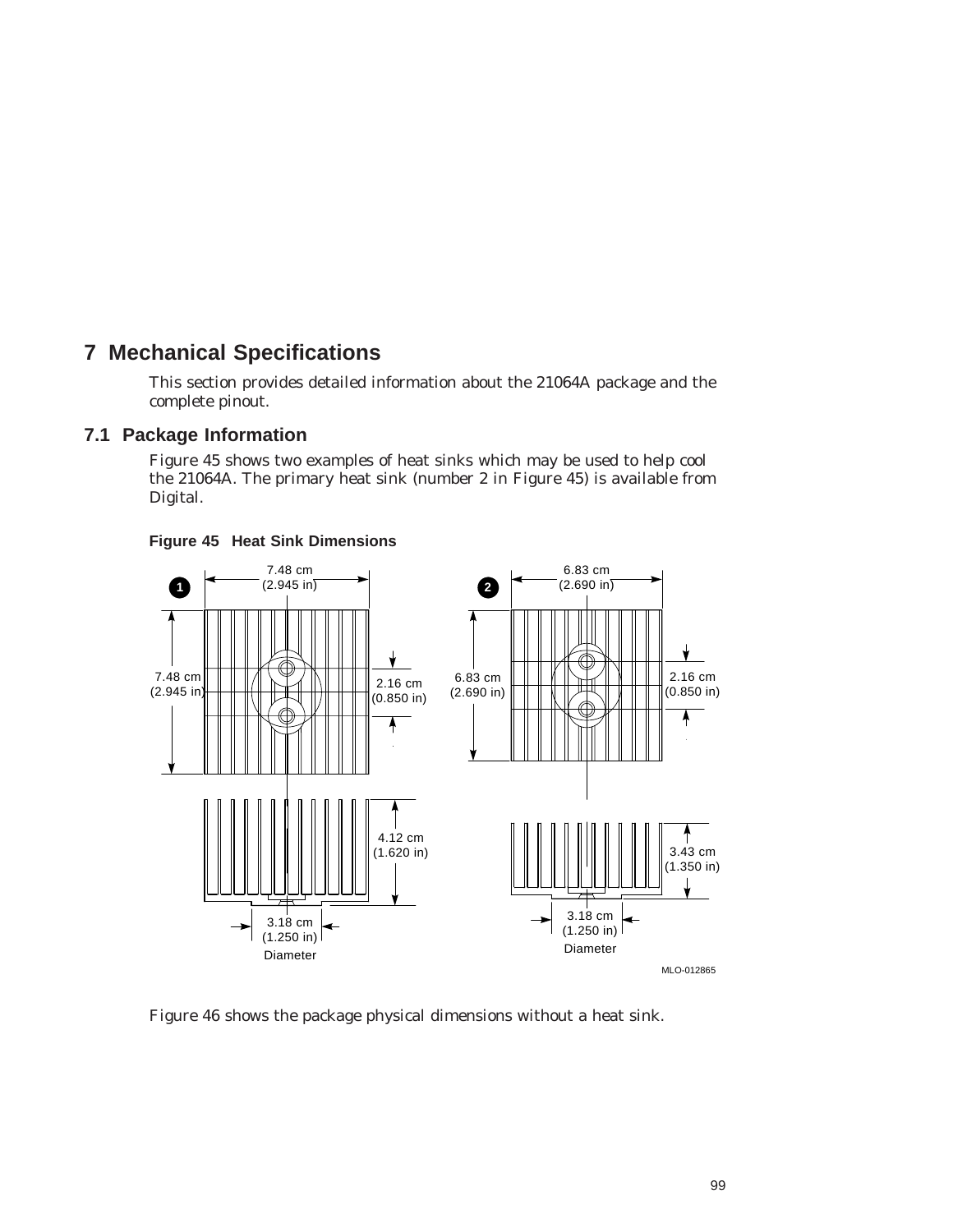# 7 Mechanical Specifications

This section provides detailed information about the 21064A package and the complete pinout.

## 7.1 Package Information

Figure 45 shows two examples of heat sinks which may be used to help cool the 21064A. The primary heat sink (number 2 in Figure 45) is available from Digital.

**Figure 45 Heat Sink Dimensions**

Figure 46 shows the package physical dimensions without a heat sink.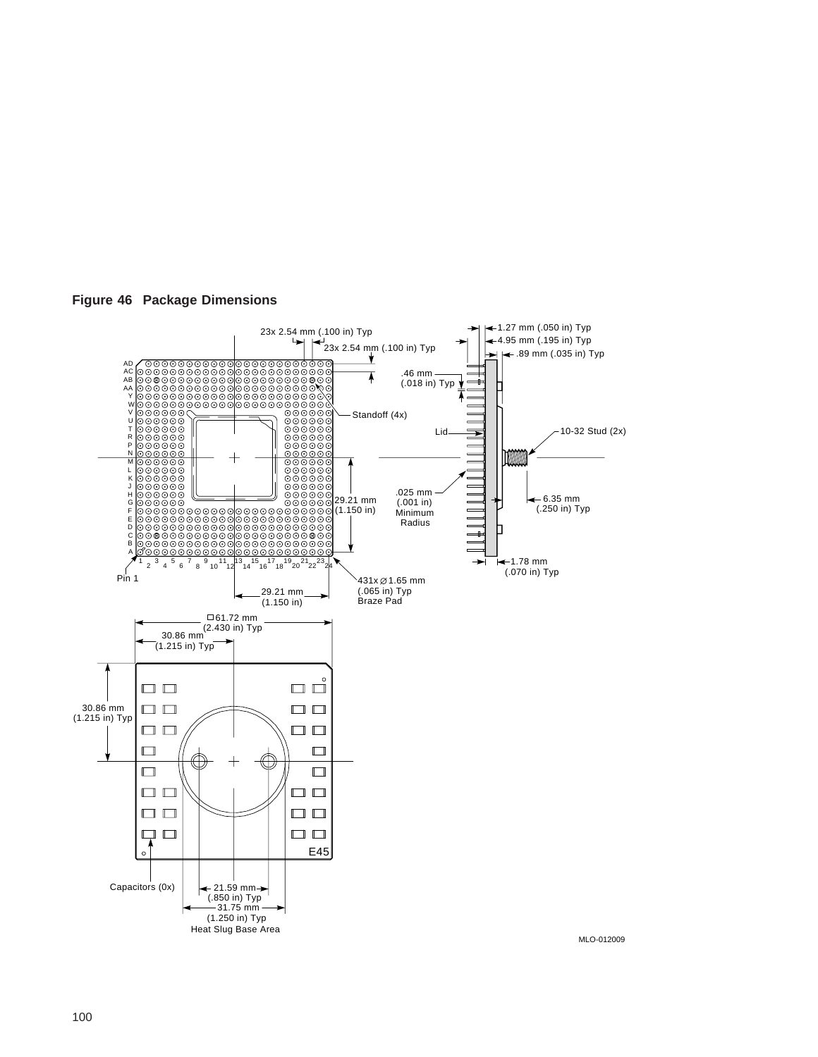**Figure 46 Package Dimensions**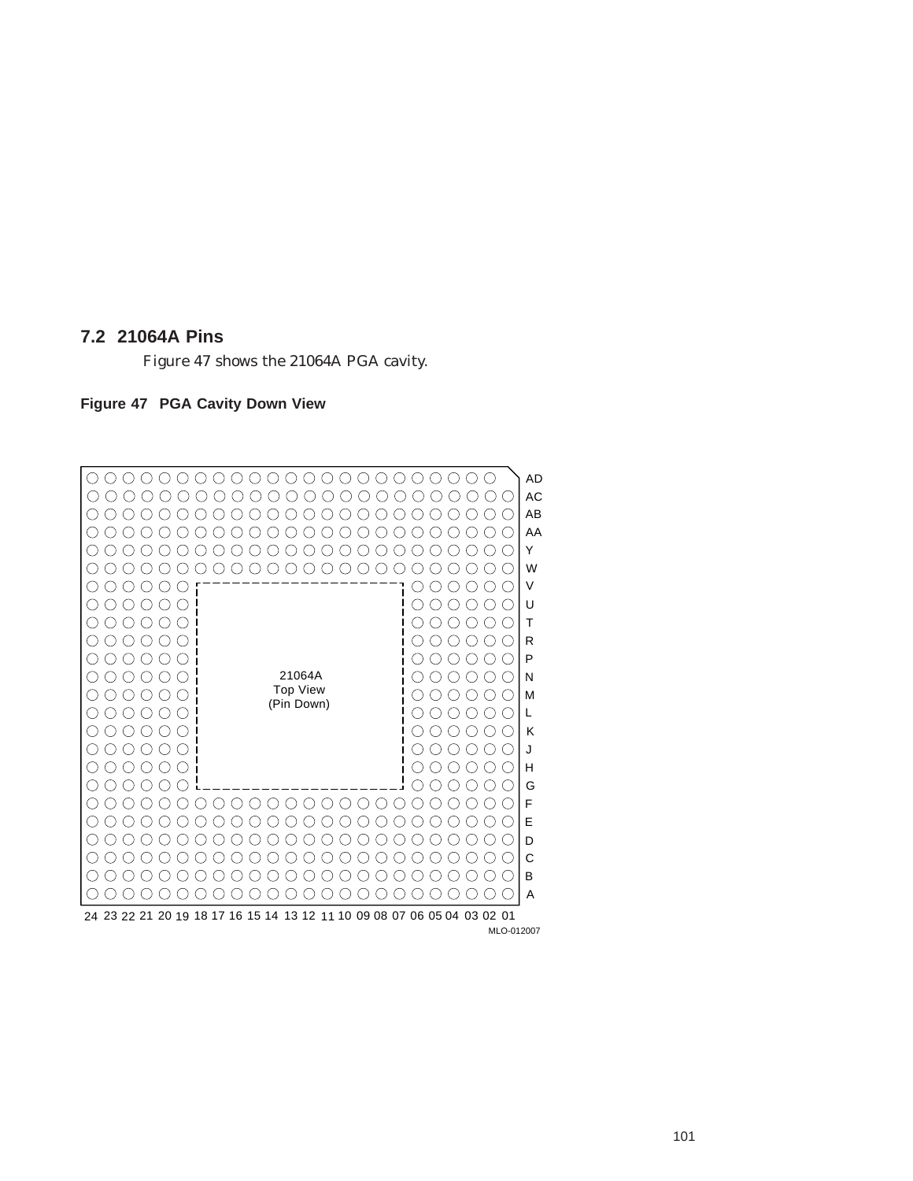## 7.2 21064A Pins

Figure 47 shows the 21064A PGA cavity.

**Figure 47 PGA Cavity Down View**

21064A
Top View
(Pin Down)

MLO-012007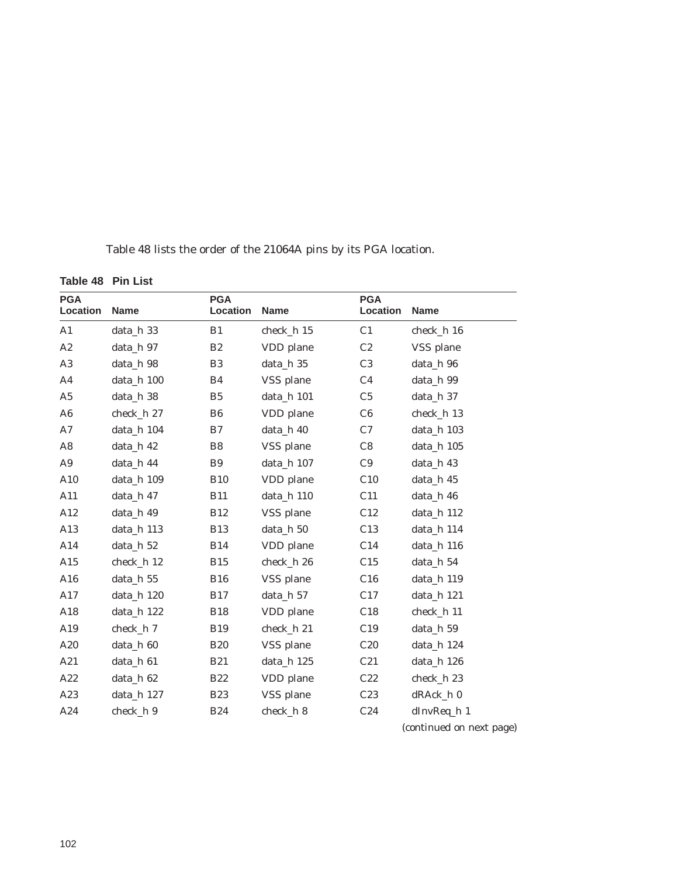Table 48 lists the order of the 21064A pins by its PGA location.

**Table 48 Pin List**

| PGA Location | Name | PGA Location | Name | PGA Location | Name |
|---|---|---|---|---|---|
| A1 | data_h 33 | B1 | check_h 15 | C1 | check_h 16 |
| A2 | data_h 97 | B2 | VDD plane | C2 | VSS plane |
| A3 | data_h 98 | B3 | data_h 35 | C3 | data_h 96 |
| A4 | data_h 100 | B4 | VSS plane | C4 | data_h 99 |
| A5 | data_h 38 | B5 | data_h 101 | C5 | data_h 37 |
| A6 | check_h 27 | B6 | VDD plane | C6 | check_h 13 |
| A7 | data_h 104 | B7 | data_h 40 | C7 | data_h 103 |
| A8 | data_h 42 | B8 | VSS plane | C8 | data_h 105 |
| A9 | data_h 44 | B9 | data_h 107 | C9 | data_h 43 |
| A10 | data_h 109 | B10 | VDD plane | C10 | data_h 45 |
| A11 | data_h 47 | B11 | data_h 110 | C11 | data_h 46 |
| A12 | data_h 49 | B12 | VSS plane | C12 | data_h 112 |
| A13 | data_h 113 | B13 | data_h 50 | C13 | data_h 114 |
| A14 | data_h 52 | B14 | VDD plane | C14 | data_h 116 |
| A15 | check_h 12 | B15 | check_h 26 | C15 | data_h 54 |
| A16 | data_h 55 | B16 | VSS plane | C16 | data_h 119 |
| A17 | data_h 120 | B17 | data_h 57 | C17 | data_h 121 |
| A18 | data_h 122 | B18 | VDD plane | C18 | check_h 11 |
| A19 | check_h 7 | B19 | check_h 21 | C19 | data_h 59 |
| A20 | data_h 60 | B20 | VSS plane | C20 | data_h 124 |
| A21 | data_h 61 | B21 | data_h 125 | C21 | data_h 126 |
| A22 | data_h 62 | B22 | VDD plane | C22 | check_h 23 |
| A23 | data_h 127 | B23 | VSS plane | C23 | dRAck_h 0 |
| A24 | check_h 9 | B24 | check_h 8 | C24 | dInvReq_h 1 |

*(continued on next page)*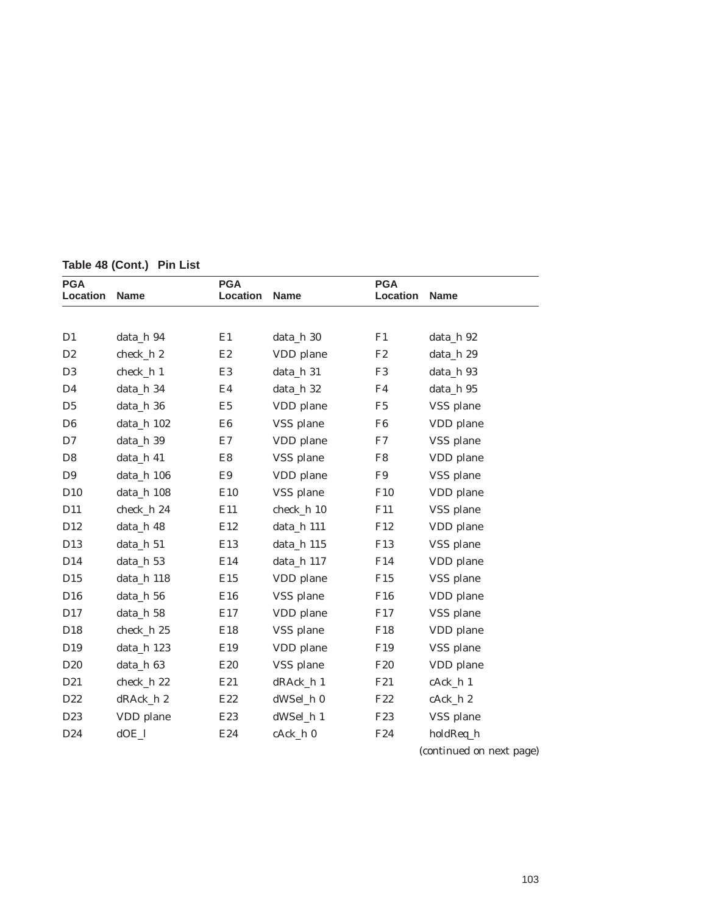**Table 48 (Cont.) Pin List**

| PGA Location | Name | PGA Location | Name | PGA Location | Name |
|---|---|---|---|---|---|
| D1 | data_h 94 | E1 | data_h 30 | F1 | data_h 92 |
| D2 | check_h 2 | E2 | VDD plane | F2 | data_h 29 |
| D3 | check_h 1 | E3 | data_h 31 | F3 | data_h 93 |
| D4 | data_h 34 | E4 | data_h 32 | F4 | data_h 95 |
| D5 | data_h 36 | E5 | VDD plane | F5 | VSS plane |
| D6 | data_h 102 | E6 | VSS plane | F6 | VDD plane |
| D7 | data_h 39 | E7 | VDD plane | F7 | VSS plane |
| D8 | data_h 41 | E8 | VSS plane | F8 | VDD plane |
| D9 | data_h 106 | E9 | VDD plane | F9 | VSS plane |
| D10 | data_h 108 | E10 | VSS plane | F10 | VDD plane |
| D11 | check_h 24 | E11 | check_h 10 | F11 | VSS plane |
| D12 | data_h 48 | E12 | data_h 111 | F12 | VDD plane |
| D13 | data_h 51 | E13 | data_h 115 | F13 | VSS plane |
| D14 | data_h 53 | E14 | data_h 117 | F14 | VDD plane |
| D15 | data_h 118 | E15 | VDD plane | F15 | VSS plane |
| D16 | data_h 56 | E16 | VSS plane | F16 | VDD plane |
| D17 | data_h 58 | E17 | VDD plane | F17 | VSS plane |
| D18 | check_h 25 | E18 | VSS plane | F18 | VDD plane |
| D19 | data_h 123 | E19 | VDD plane | F19 | VSS plane |
| D20 | data_h 63 | E20 | VSS plane | F20 | VDD plane |
| D21 | check_h 22 | E21 | dRAck_h 1 | F21 | cAck_h 1 |
| D22 | dRAck_h 2 | E22 | dWSel_h 0 | F22 | cAck_h 2 |
| D23 | VDD plane | E23 | dWSel_h 1 | F23 | VSS plane |
| D24 | dOE_l | E24 | cAck_h 0 | F24 | holdReq_h |

*(continued on next page)*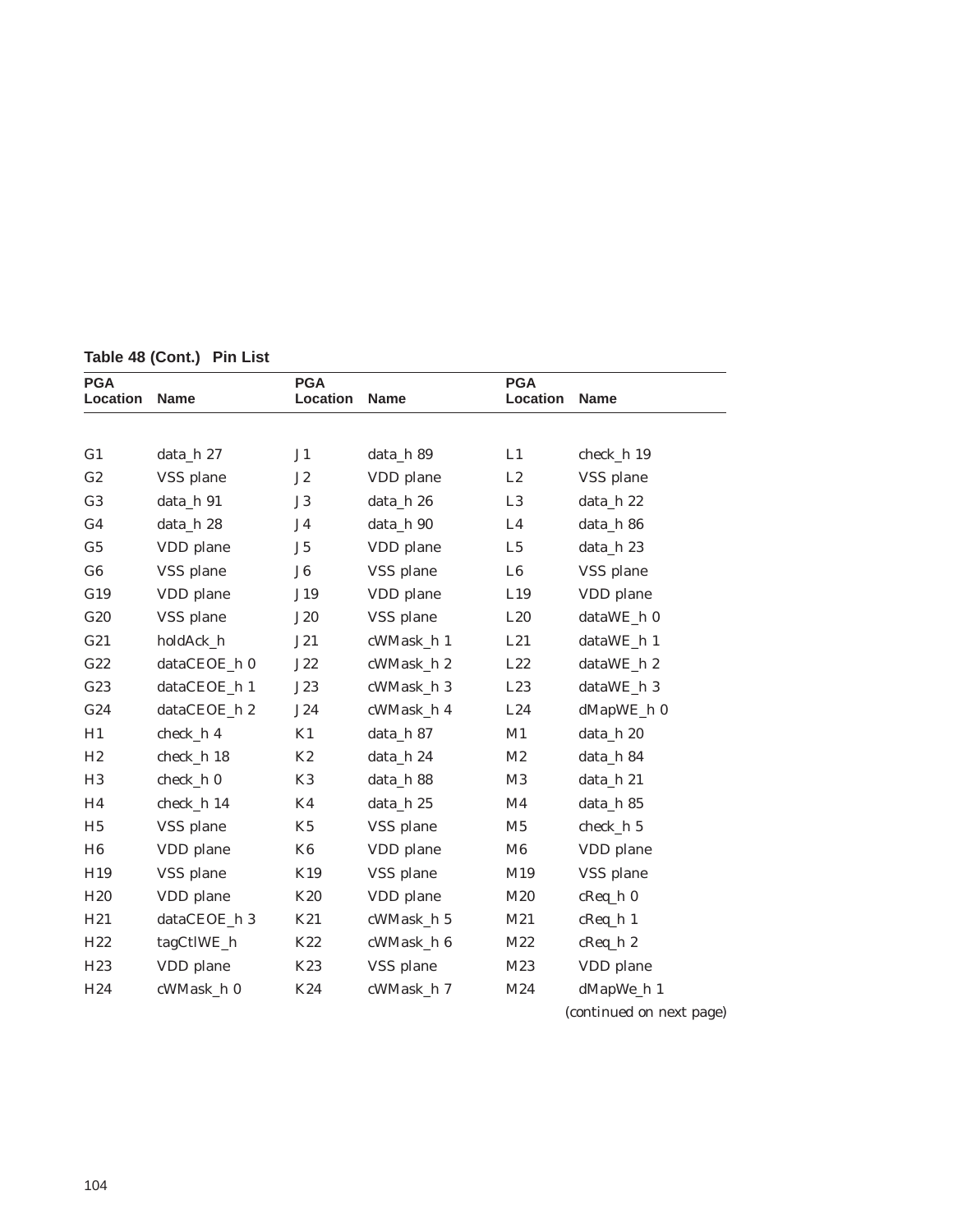**Table 48 (Cont.) Pin List**

| PGA Location | Name | PGA Location | Name | PGA Location | Name |
|---|---|---|---|---|---|
| G1 | data_h 27 | J1 | data_h 89 | L1 | check_h 19 |
| G2 | VSS plane | J2 | VDD plane | L2 | VSS plane |
| G3 | data_h 91 | J3 | data_h 26 | L3 | data_h 22 |
| G4 | data_h 28 | J4 | data_h 90 | L4 | data_h 86 |
| G5 | VDD plane | J5 | VDD plane | L5 | data_h 23 |
| G6 | VSS plane | J6 | VSS plane | L6 | VSS plane |
| G19 | VDD plane | J19 | VDD plane | L19 | VDD plane |
| G20 | VSS plane | J20 | VSS plane | L20 | dataWE_h 0 |
| G21 | holdAck_h | J21 | cWMask_h 1 | L21 | dataWE_h 1 |
| G22 | dataCEOE_h 0 | J22 | cWMask_h 2 | L22 | dataWE_h 2 |
| G23 | dataCEOE_h 1 | J23 | cWMask_h 3 | L23 | dataWE_h 3 |
| G24 | dataCEOE_h 2 | J24 | cWMask_h 4 | L24 | dMapWE_h 0 |
| H1 | check_h 4 | K1 | data_h 87 | M1 | data_h 20 |
| H2 | check_h 18 | K2 | data_h 24 | M2 | data_h 84 |
| H3 | check_h 0 | K3 | data_h 88 | M3 | data_h 21 |
| H4 | check_h 14 | K4 | data_h 25 | M4 | data_h 85 |
| H5 | VSS plane | K5 | VSS plane | M5 | check_h 5 |
| H6 | VDD plane | K6 | VDD plane | M6 | VDD plane |
| H19 | VSS plane | K19 | VSS plane | M19 | VSS plane |
| H20 | VDD plane | K20 | VDD plane | M20 | cReq_h 0 |
| H21 | dataCEOE_h 3 | K21 | cWMask_h 5 | M21 | cReq_h 1 |
| H22 | tagCtlWE_h | K22 | cWMask_h 6 | M22 | cReq_h 2 |
| H23 | VDD plane | K23 | VSS plane | M23 | VDD plane |
| H24 | cWMask_h 0 | K24 | cWMask_h 7 | M24 | dMapWe_h 1 |

*(continued on next page)*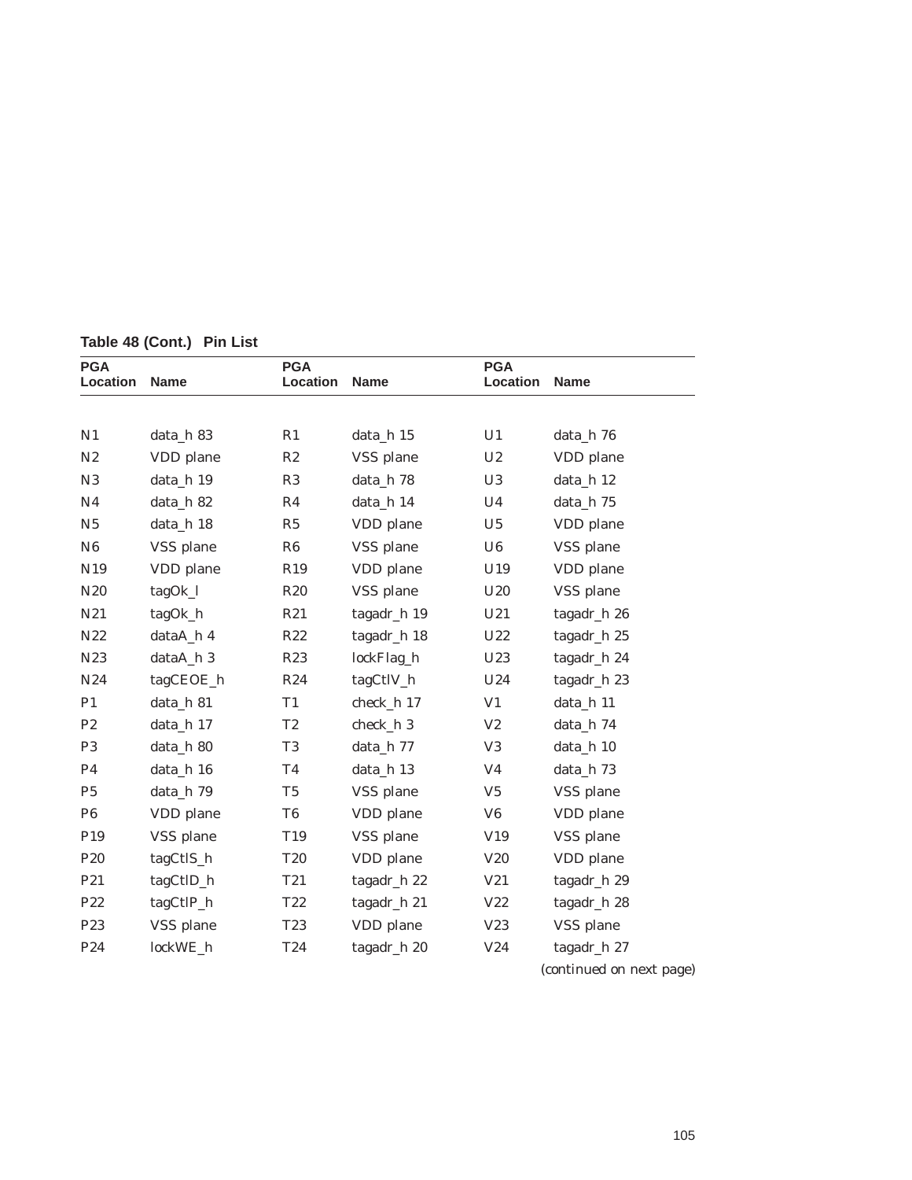**Table 48 (Cont.) Pin List**

| PGA Location | Name | PGA Location | Name | PGA Location | Name |
|---|---|---|---|---|---|
| N1 | data_h 83 | R1 | data_h 15 | U1 | data_h 76 |
| N2 | VDD plane | R2 | VSS plane | U2 | VDD plane |
| N3 | data_h 19 | R3 | data_h 78 | U3 | data_h 12 |
| N4 | data_h 82 | R4 | data_h 14 | U4 | data_h 75 |
| N5 | data_h 18 | R5 | VDD plane | U5 | VDD plane |
| N6 | VSS plane | R6 | VSS plane | U6 | VSS plane |
| N19 | VDD plane | R19 | VDD plane | U19 | VDD plane |
| N20 | tagOk_l | R20 | VSS plane | U20 | VSS plane |
| N21 | tagOk_h | R21 | tagadr_h 19 | U21 | tagadr_h 26 |
| N22 | dataA_h 4 | R22 | tagadr_h 18 | U22 | tagadr_h 25 |
| N23 | dataA_h 3 | R23 | lockFlag_h | U23 | tagadr_h 24 |
| N24 | tagCEOE_h | R24 | tagCtlV_h | U24 | tagadr_h 23 |
| P1 | data_h 81 | T1 | check_h 17 | V1 | data_h 11 |
| P2 | data_h 17 | T2 | check_h 3 | V2 | data_h 74 |
| P3 | data_h 80 | T3 | data_h 77 | V3 | data_h 10 |
| P4 | data_h 16 | T4 | data_h 13 | V4 | data_h 73 |
| P5 | data_h 79 | T5 | VSS plane | V5 | VSS plane |
| P6 | VDD plane | T6 | VDD plane | V6 | VDD plane |
| P19 | VSS plane | T19 | VSS plane | V19 | VSS plane |
| P20 | tagCtlS_h | T20 | VDD plane | V20 | VDD plane |
| P21 | tagCtlD_h | T21 | tagadr_h 22 | V21 | tagadr_h 29 |
| P22 | tagCtlP_h | T22 | tagadr_h 21 | V22 | tagadr_h 28 |
| P23 | VSS plane | T23 | VDD plane | V23 | VSS plane |
| P24 | lockWE_h | T24 | tagadr_h 20 | V24 | tagadr_h 27 |

(continued on next page)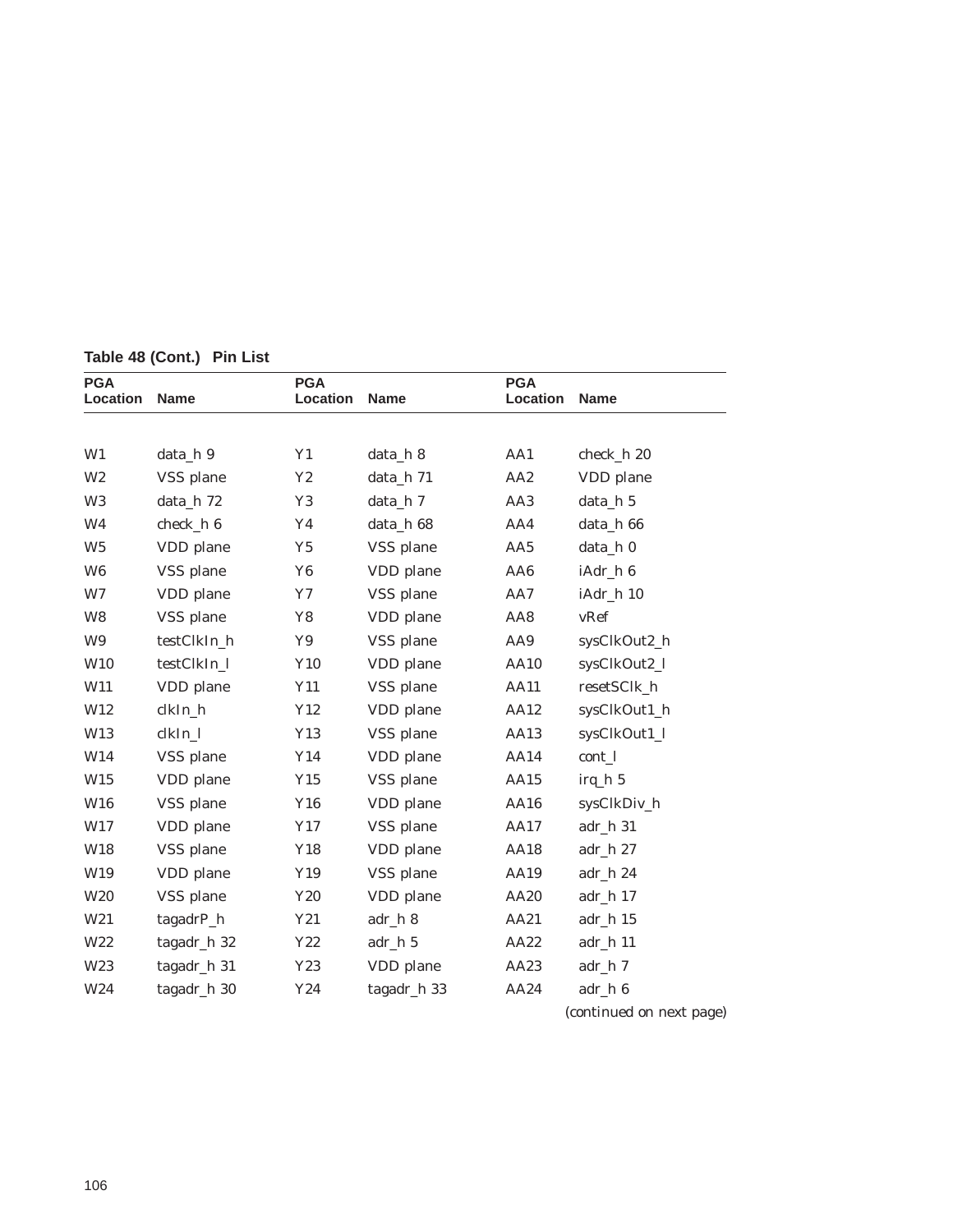**Table 48 (Cont.) Pin List**

| PGA Location | Name | PGA Location | Name | PGA Location | Name |
|---|---|---|---|---|---|
| W1 | data_h 9 | Y1 | data_h 8 | AA1 | check_h 20 |
| W2 | VSS plane | Y2 | data_h 71 | AA2 | VDD plane |
| W3 | data_h 72 | Y3 | data_h 7 | AA3 | data_h 5 |
| W4 | check_h 6 | Y4 | data_h 68 | AA4 | data_h 66 |
| W5 | VDD plane | Y5 | VSS plane | AA5 | data_h 0 |
| W6 | VSS plane | Y6 | VDD plane | AA6 | iAdr_h 6 |
| W7 | VDD plane | Y7 | VSS plane | AA7 | iAdr_h 10 |
| W8 | VSS plane | Y8 | VDD plane | AA8 | vRef |
| W9 | testClkIn_h | Y9 | VSS plane | AA9 | sysClkOut2_h |
| W10 | testClkIn_l | Y10 | VDD plane | AA10 | sysClkOut2_l |
| W11 | VDD plane | Y11 | VSS plane | AA11 | resetSClk_h |
| W12 | clkIn_h | Y12 | VDD plane | AA12 | sysClkOut1_h |
| W13 | clkIn_l | Y13 | VSS plane | AA13 | sysClkOut1_l |
| W14 | VSS plane | Y14 | VDD plane | AA14 | cont_l |
| W15 | VDD plane | Y15 | VSS plane | AA15 | irq_h 5 |
| W16 | VSS plane | Y16 | VDD plane | AA16 | sysClkDiv_h |
| W17 | VDD plane | Y17 | VSS plane | AA17 | adr_h 31 |
| W18 | VSS plane | Y18 | VDD plane | AA18 | adr_h 27 |
| W19 | VDD plane | Y19 | VSS plane | AA19 | adr_h 24 |
| W20 | VSS plane | Y20 | VDD plane | AA20 | adr_h 17 |
| W21 | tagadrP_h | Y21 | adr_h 8 | AA21 | adr_h 15 |
| W22 | tagadr_h 32 | Y22 | adr_h 5 | AA22 | adr_h 11 |
| W23 | tagadr_h 31 | Y23 | VDD plane | AA23 | adr_h 7 |
| W24 | tagadr_h 30 | Y24 | tagadr_h 33 | AA24 | adr_h 6 |

*(continued on next page)*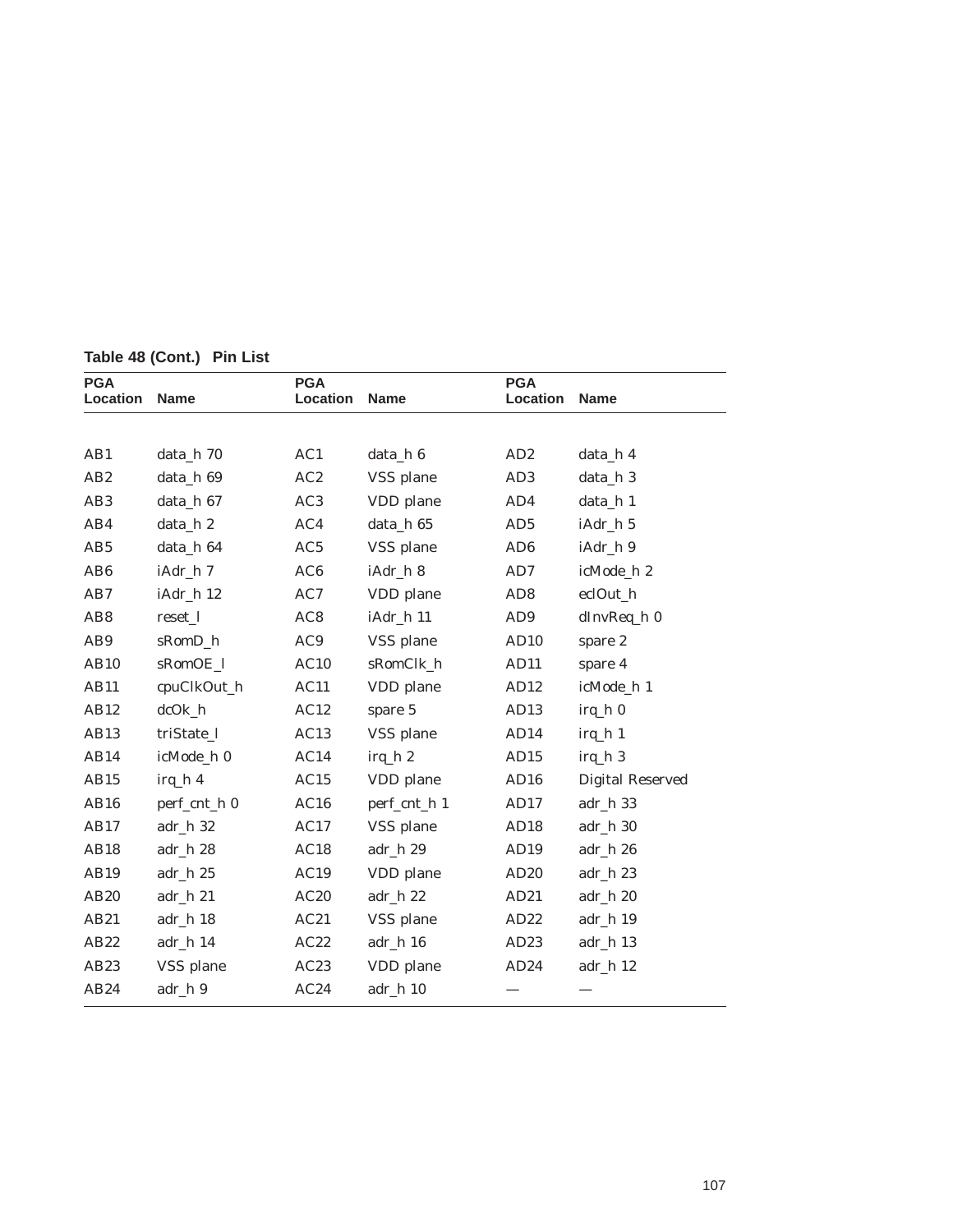**Table 48 (Cont.) Pin List**

| PGA Location | Name | PGA Location | Name | PGA Location | Name |
|---|---|---|---|---|---|
| AB1 | data_h 70 | AC1 | data_h 6 | AD2 | data_h 4 |
| AB2 | data_h 69 | AC2 | VSS plane | AD3 | data_h 3 |
| AB3 | data_h 67 | AC3 | VDD plane | AD4 | data_h 1 |
| AB4 | data_h 2 | AC4 | data_h 65 | AD5 | iAdr_h 5 |
| AB5 | data_h 64 | AC5 | VSS plane | AD6 | iAdr_h 9 |
| AB6 | iAdr_h 7 | AC6 | iAdr_h 8 | AD7 | icMode_h 2 |
| AB7 | iAdr_h 12 | AC7 | VDD plane | AD8 | eclOut_h |
| AB8 | reset_l | AC8 | iAdr_h 11 | AD9 | dInvReq_h 0 |
| AB9 | sRomD_h | AC9 | VSS plane | AD10 | spare 2 |
| AB10 | sRomOE_l | AC10 | sRomClk_h | AD11 | spare 4 |
| AB11 | cpuClkOut_h | AC11 | VDD plane | AD12 | icMode_h 1 |
| AB12 | dcOk_h | AC12 | spare 5 | AD13 | irq_h 0 |
| AB13 | triState_l | AC13 | VSS plane | AD14 | irq_h 1 |
| AB14 | icMode_h 0 | AC14 | irq_h 2 | AD15 | irq_h 3 |
| AB15 | irq_h 4 | AC15 | VDD plane | AD16 | Digital Reserved |
| AB16 | perf_cnt_h 0 | AC16 | perf_cnt_h 1 | AD17 | adr_h 33 |
| AB17 | adr_h 32 | AC17 | VSS plane | AD18 | adr_h 30 |
| AB18 | adr_h 28 | AC18 | adr_h 29 | AD19 | adr_h 26 |
| AB19 | adr_h 25 | AC19 | VDD plane | AD20 | adr_h 23 |
| AB20 | adr_h 21 | AC20 | adr_h 22 | AD21 | adr_h 20 |
| AB21 | adr_h 18 | AC21 | VSS plane | AD22 | adr_h 19 |
| AB22 | adr_h 14 | AC22 | adr_h 16 | AD23 | adr_h 13 |
| AB23 | VSS plane | AC23 | VDD plane | AD24 | adr_h 12 |
| AB24 | adr_h 9 | AC24 | adr_h 10 | — | — |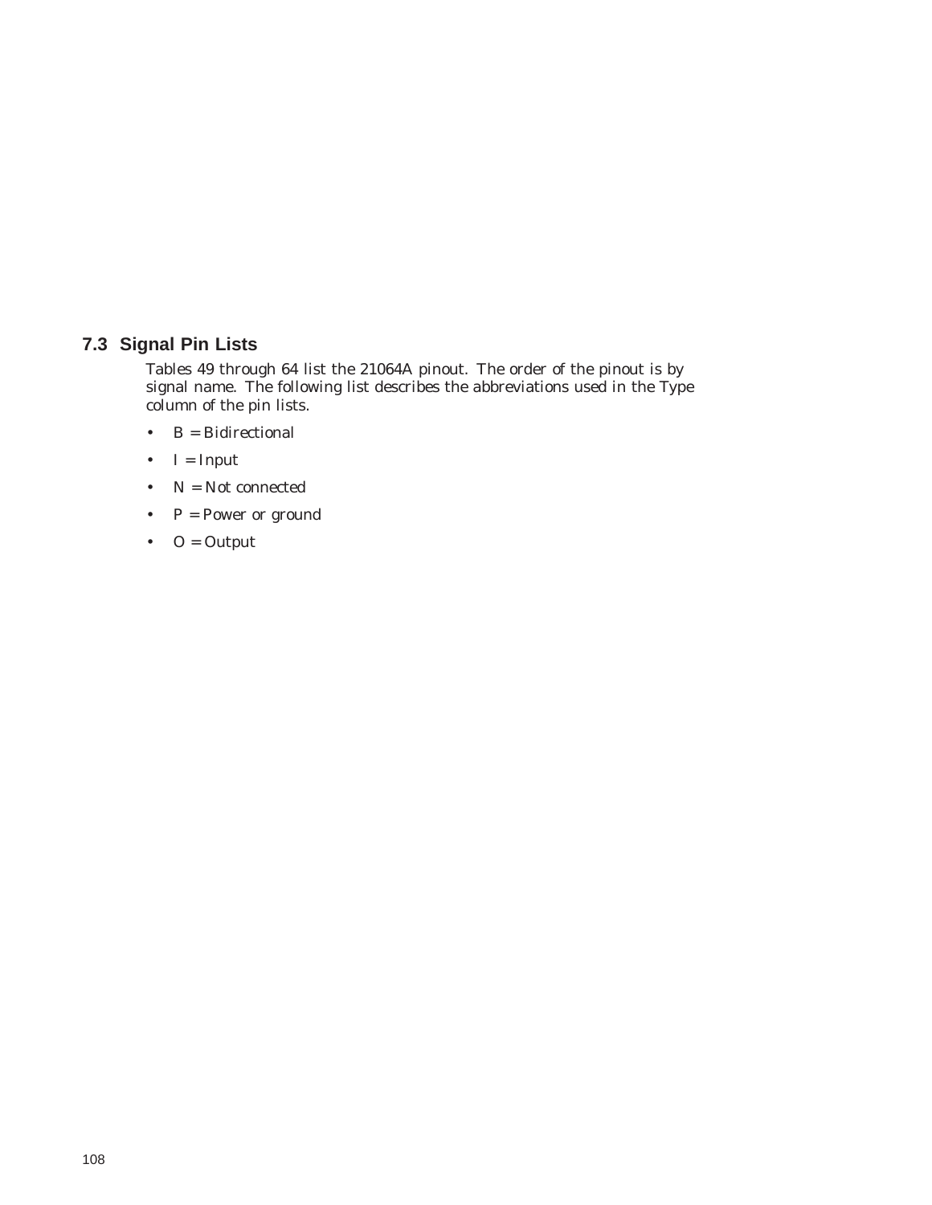## 7.3 Signal Pin Lists

Tables 49 through 64 list the 21064A pinout. The order of the pinout is by signal name. The following list describes the abbreviations used in the Type column of the pin lists.

- B = Bidirectional
- I = Input
- N = Not connected
- P = Power or ground
- O = Output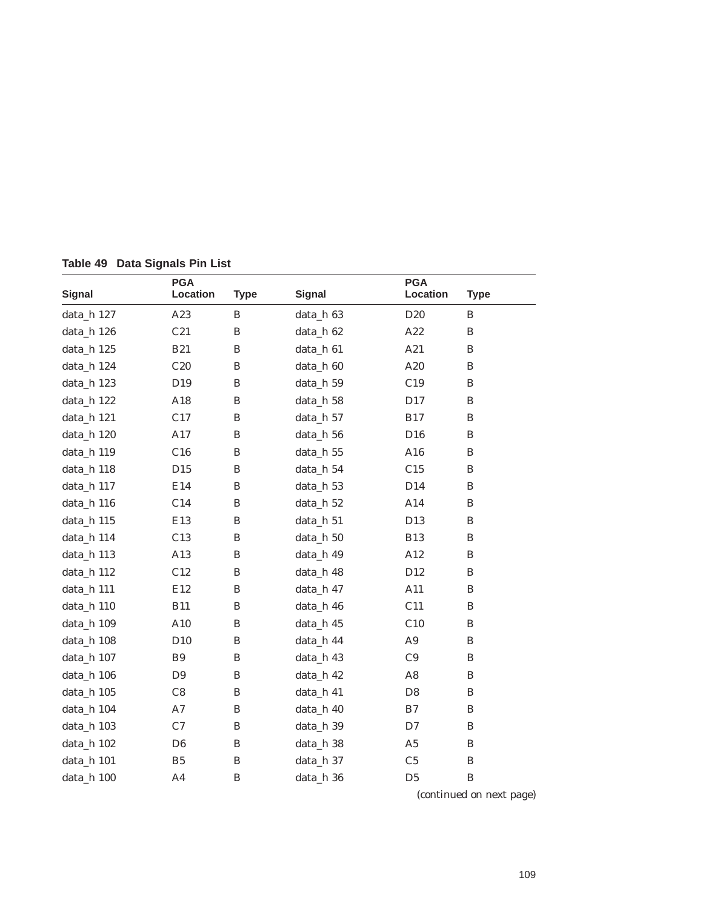**Table 49 Data Signals Pin List**

| Signal | PGA Location | Type | Signal | PGA Location | Type |
|---|---|---|---|---|---|
| data_h 127 | A23 | B | data_h 63 | D20 | B |
| data_h 126 | C21 | B | data_h 62 | A22 | B |
| data_h 125 | B21 | B | data_h 61 | A21 | B |
| data_h 124 | C20 | B | data_h 60 | A20 | B |
| data_h 123 | D19 | B | data_h 59 | C19 | B |
| data_h 122 | A18 | B | data_h 58 | D17 | B |
| data_h 121 | C17 | B | data_h 57 | B17 | B |
| data_h 120 | A17 | B | data_h 56 | D16 | B |
| data_h 119 | C16 | B | data_h 55 | A16 | B |
| data_h 118 | D15 | B | data_h 54 | C15 | B |
| data_h 117 | E14 | B | data_h 53 | D14 | B |
| data_h 116 | C14 | B | data_h 52 | A14 | B |
| data_h 115 | E13 | B | data_h 51 | D13 | B |
| data_h 114 | C13 | B | data_h 50 | B13 | B |
| data_h 113 | A13 | B | data_h 49 | A12 | B |
| data_h 112 | C12 | B | data_h 48 | D12 | B |
| data_h 111 | E12 | B | data_h 47 | A11 | B |
| data_h 110 | B11 | B | data_h 46 | C11 | B |
| data_h 109 | A10 | B | data_h 45 | C10 | B |
| data_h 108 | D10 | B | data_h 44 | A9 | B |
| data_h 107 | B9 | B | data_h 43 | C9 | B |
| data_h 106 | D9 | B | data_h 42 | A8 | B |
| data_h 105 | C8 | B | data_h 41 | D8 | B |
| data_h 104 | A7 | B | data_h 40 | B7 | B |
| data_h 103 | C7 | B | data_h 39 | D7 | B |
| data_h 102 | D6 | B | data_h 38 | A5 | B |
| data_h 101 | B5 | B | data_h 37 | C5 | B |
| data_h 100 | A4 | B | data_h 36 | D5 | B |

*(continued on next page)*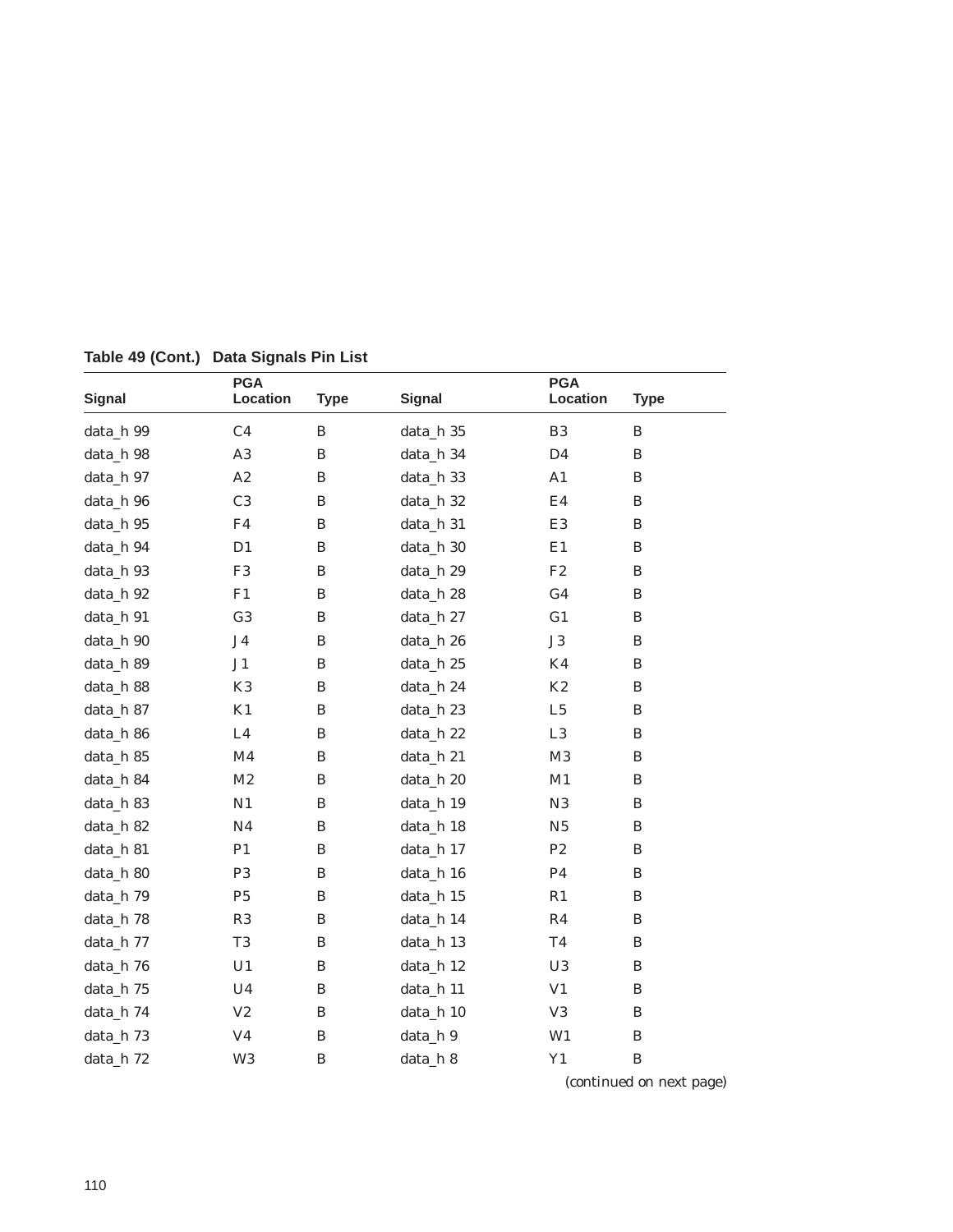**Table 49 (Cont.) Data Signals Pin List**

| Signal | PGA Location | Type | Signal | PGA Location | Type |
|---|---|---|---|---|---|
| data_h 99 | C4 | B | data_h 35 | B3 | B |
| data_h 98 | A3 | B | data_h 34 | D4 | B |
| data_h 97 | A2 | B | data_h 33 | A1 | B |
| data_h 96 | C3 | B | data_h 32 | E4 | B |
| data_h 95 | F4 | B | data_h 31 | E3 | B |
| data_h 94 | D1 | B | data_h 30 | E1 | B |
| data_h 93 | F3 | B | data_h 29 | F2 | B |
| data_h 92 | F1 | B | data_h 28 | G4 | B |
| data_h 91 | G3 | B | data_h 27 | G1 | B |
| data_h 90 | J4 | B | data_h 26 | J3 | B |
| data_h 89 | J1 | B | data_h 25 | K4 | B |
| data_h 88 | K3 | B | data_h 24 | K2 | B |
| data_h 87 | K1 | B | data_h 23 | L5 | B |
| data_h 86 | L4 | B | data_h 22 | L3 | B |
| data_h 85 | M4 | B | data_h 21 | M3 | B |
| data_h 84 | M2 | B | data_h 20 | M1 | B |
| data_h 83 | N1 | B | data_h 19 | N3 | B |
| data_h 82 | N4 | B | data_h 18 | N5 | B |
| data_h 81 | P1 | B | data_h 17 | P2 | B |
| data_h 80 | P3 | B | data_h 16 | P4 | B |
| data_h 79 | P5 | B | data_h 15 | R1 | B |
| data_h 78 | R3 | B | data_h 14 | R4 | B |
| data_h 77 | T3 | B | data_h 13 | T4 | B |
| data_h 76 | U1 | B | data_h 12 | U3 | B |
| data_h 75 | U4 | B | data_h 11 | V1 | B |
| data_h 74 | V2 | B | data_h 10 | V3 | B |
| data_h 73 | V4 | B | data_h 9 | W1 | B |
| data_h 72 | W3 | B | data_h 8 | Y1 | B |

*(continued on next page)*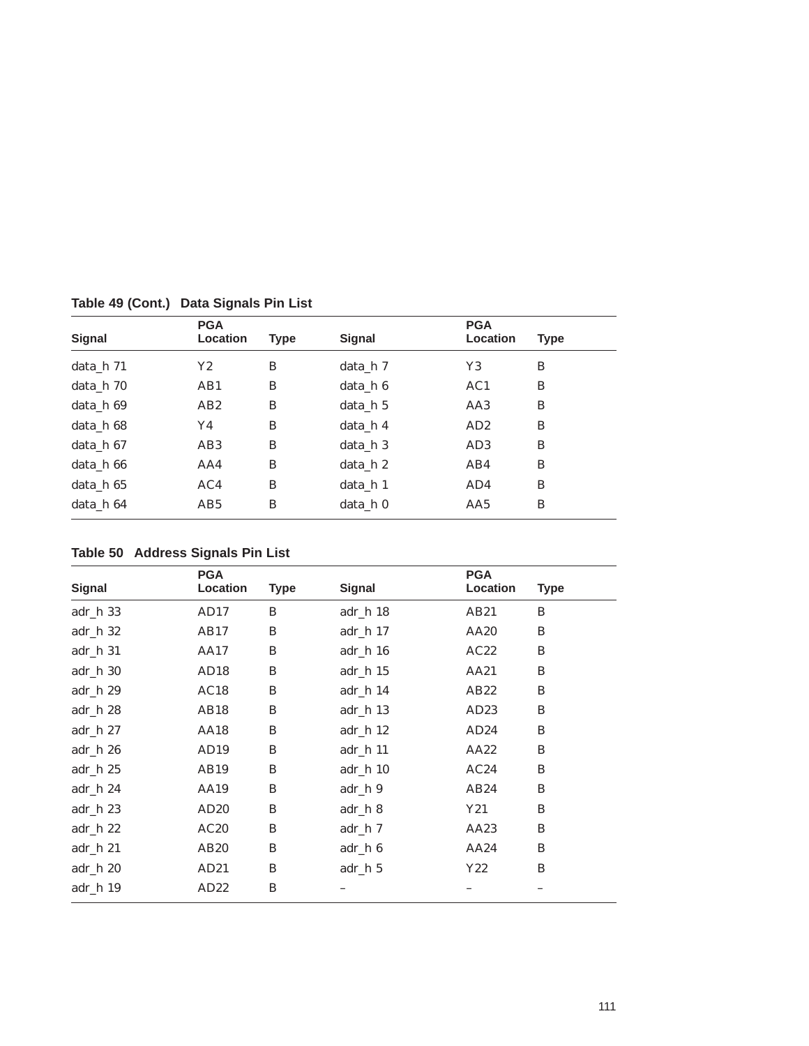**Table 49 (Cont.) Data Signals Pin List**

| Signal | PGA Location | Type | Signal | PGA Location | Type |
|---|---|---|---|---|---|
| data_h 71 | Y2 | B | data_h 7 | Y3 | B |
| data_h 70 | AB1 | B | data_h 6 | AC1 | B |
| data_h 69 | AB2 | B | data_h 5 | AA3 | B |
| data_h 68 | Y4 | B | data_h 4 | AD2 | B |
| data_h 67 | AB3 | B | data_h 3 | AD3 | B |
| data_h 66 | AA4 | B | data_h 2 | AB4 | B |
| data_h 65 | AC4 | B | data_h 1 | AD4 | B |
| data_h 64 | AB5 | B | data_h 0 | AA5 | B |

**Table 50 Address Signals Pin List**

| Signal | PGA Location | Type | Signal | PGA Location | Type |
|---|---|---|---|---|---|
| adr_h 33 | AD17 | B | adr_h 18 | AB21 | B |
| adr_h 32 | AB17 | B | adr_h 17 | AA20 | B |
| adr_h 31 | AA17 | B | adr_h 16 | AC22 | B |
| adr_h 30 | AD18 | B | adr_h 15 | AA21 | B |
| adr_h 29 | AC18 | B | adr_h 14 | AB22 | B |
| adr_h 28 | AB18 | B | adr_h 13 | AD23 | B |
| adr_h 27 | AA18 | B | adr_h 12 | AD24 | B |
| adr_h 26 | AD19 | B | adr_h 11 | AA22 | B |
| adr_h 25 | AB19 | B | adr_h 10 | AC24 | B |
| adr_h 24 | AA19 | B | adr_h 9 | AB24 | B |
| adr_h 23 | AD20 | B | adr_h 8 | Y21 | B |
| adr_h 22 | AC20 | B | adr_h 7 | AA23 | B |
| adr_h 21 | AB20 | B | adr_h 6 | AA24 | B |
| adr_h 20 | AD21 | B | adr_h 5 | Y22 | B |
| adr_h 19 | AD22 | B | – | – | – |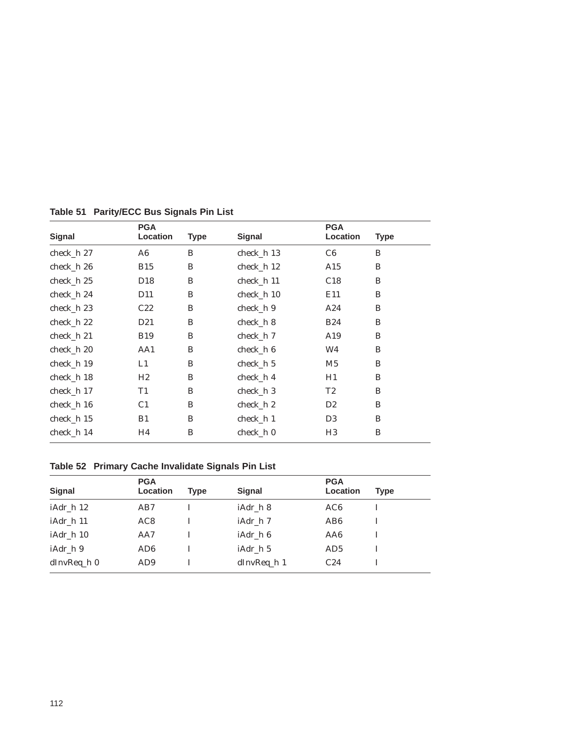**Table 51 Parity/ECC Bus Signals Pin List**

| Signal | PGA Location | Type | Signal | PGA Location | Type |
|---|---|---|---|---|---|
| check_h 27 | A6 | B | check_h 13 | C6 | B |
| check_h 26 | B15 | B | check_h 12 | A15 | B |
| check_h 25 | D18 | B | check_h 11 | C18 | B |
| check_h 24 | D11 | B | check_h 10 | E11 | B |
| check_h 23 | C22 | B | check_h 9 | A24 | B |
| check_h 22 | D21 | B | check_h 8 | B24 | B |
| check_h 21 | B19 | B | check_h 7 | A19 | B |
| check_h 20 | AA1 | B | check_h 6 | W4 | B |
| check_h 19 | L1 | B | check_h 5 | M5 | B |
| check_h 18 | H2 | B | check_h 4 | H1 | B |
| check_h 17 | T1 | B | check_h 3 | T2 | B |
| check_h 16 | C1 | B | check_h 2 | D2 | B |
| check_h 15 | B1 | B | check_h 1 | D3 | B |
| check_h 14 | H4 | B | check_h 0 | H3 | B |

**Table 52 Primary Cache Invalidate Signals Pin List**

| Signal | PGA Location | Type | Signal | PGA Location | Type |
|---|---|---|---|---|---|
| iAdr_h 12 | AB7 | I | iAdr_h 8 | AC6 | I |
| iAdr_h 11 | AC8 | I | iAdr_h 7 | AB6 | I |
| iAdr_h 10 | AA7 | I | iAdr_h 6 | AA6 | I |
| iAdr_h 9 | AD6 | I | iAdr_h 5 | AD5 | I |
| dInvReq_h 0 | AD9 | I | dInvReq_h 1 | C24 | I |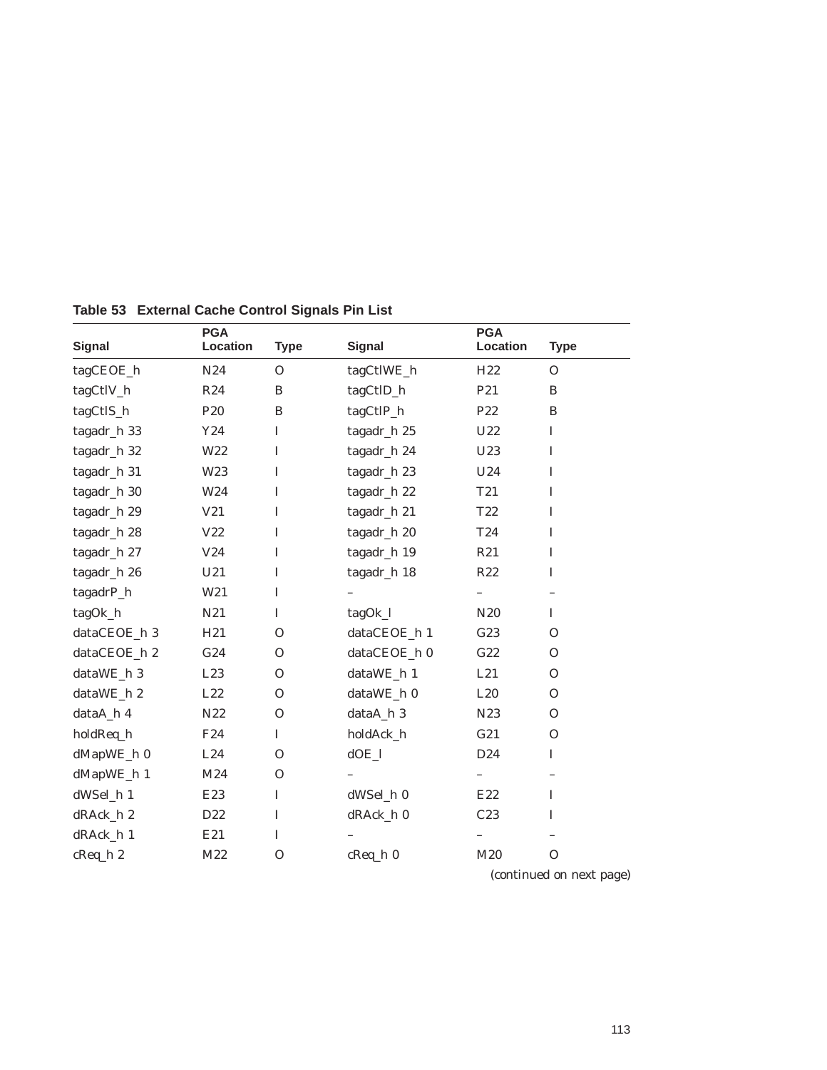**Table 53 External Cache Control Signals Pin List**

| Signal | PGA Location | Type | Signal | PGA Location | Type |
|---|---|---|---|---|---|
| tagCEOE_h | N24 | O | tagCtlWE_h | H22 | O |
| tagCtlV_h | R24 | B | tagCtlD_h | P21 | B |
| tagCtlS_h | P20 | B | tagCtlP_h | P22 | B |
| tagadr_h 33 | Y24 | I | tagadr_h 25 | U22 | I |
| tagadr_h 32 | W22 | I | tagadr_h 24 | U23 | I |
| tagadr_h 31 | W23 | I | tagadr_h 23 | U24 | I |
| tagadr_h 30 | W24 | I | tagadr_h 22 | T21 | I |
| tagadr_h 29 | V21 | I | tagadr_h 21 | T22 | I |
| tagadr_h 28 | V22 | I | tagadr_h 20 | T24 | I |
| tagadr_h 27 | V24 | I | tagadr_h 19 | R21 | I |
| tagadr_h 26 | U21 | I | tagadr_h 18 | R22 | I |
| tagadrP_h | W21 | I | – | – | – |
| tagOk_h | N21 | I | tagOk_l | N20 | I |
| dataCEOE_h 3 | H21 | O | dataCEOE_h 1 | G23 | O |
| dataCEOE_h 2 | G24 | O | dataCEOE_h 0 | G22 | O |
| dataWE_h 3 | L23 | O | dataWE_h 1 | L21 | O |
| dataWE_h 2 | L22 | O | dataWE_h 0 | L20 | O |
| dataA_h 4 | N22 | O | dataA_h 3 | N23 | O |
| holdReq_h | F24 | I | holdAck_h | G21 | O |
| dMapWE_h 0 | L24 | O | dOE_l | D24 | I |
| dMapWE_h 1 | M24 | O | – | – | – |
| dWSel_h 1 | E23 | I | dWSel_h 0 | E22 | I |
| dRAck_h 2 | D22 | I | dRAck_h 0 | C23 | I |
| dRAck_h 1 | E21 | I | – | – | – |
| cReq_h 2 | M22 | O | cReq_h 0 | M20 | O |

*(continued on next page)*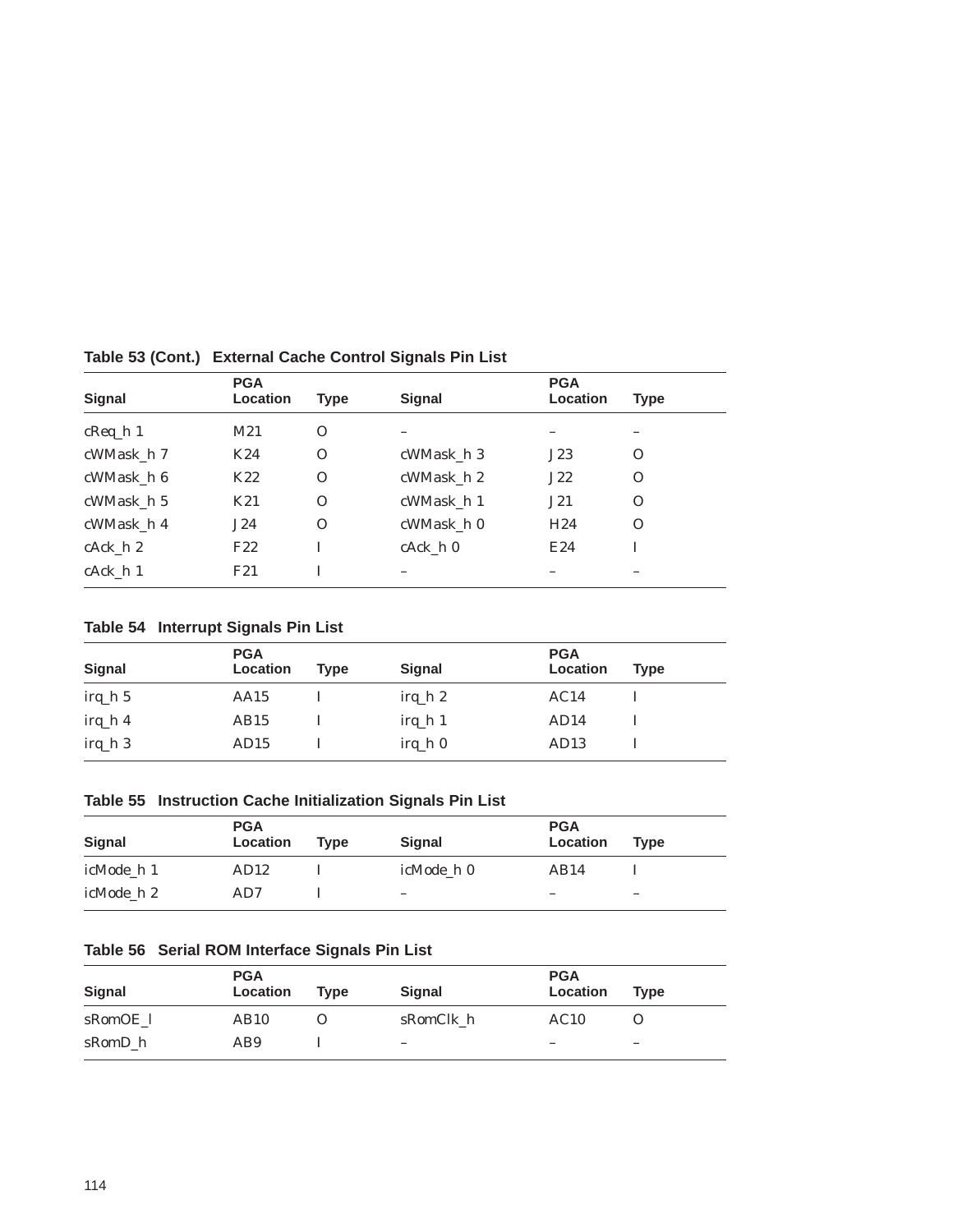**Table 53 (Cont.) External Cache Control Signals Pin List**

| Signal | PGA Location | Type | Signal | PGA Location | Type |
|---|---|---|---|---|---|
| cReq_h 1 | M21 | O | – | – | – |
| cWMask_h 7 | K24 | O | cWMask_h 3 | J23 | O |
| cWMask_h 6 | K22 | O | cWMask_h 2 | J22 | O |
| cWMask_h 5 | K21 | O | cWMask_h 1 | J21 | O |
| cWMask_h 4 | J24 | O | cWMask_h 0 | H24 | O |
| cAck_h 2 | F22 | I | cAck_h 0 | E24 | I |
| cAck_h 1 | F21 | I | – | – | – |

**Table 54 Interrupt Signals Pin List**

| Signal | PGA Location | Type | Signal | PGA Location | Type |
|---|---|---|---|---|---|
| irq_h 5 | AA15 | I | irq_h 2 | AC14 | I |
| irq_h 4 | AB15 | I | irq_h 1 | AD14 | I |
| irq_h 3 | AD15 | I | irq_h 0 | AD13 | I |

**Table 55 Instruction Cache Initialization Signals Pin List**

| Signal | PGA Location | Type | Signal | PGA Location | Type |
|---|---|---|---|---|---|
| icMode_h 1 | AD12 | I | icMode_h 0 | AB14 | I |
| icMode_h 2 | AD7 | I | – | – | – |

**Table 56 Serial ROM Interface Signals Pin List**

| Signal | PGA Location | Type | Signal | PGA Location | Type |
|---|---|---|---|---|---|
| sRomOE_l | AB10 | O | sRomClk_h | AC10 | O |
| sRomD_h | AB9 | I | – | – | – |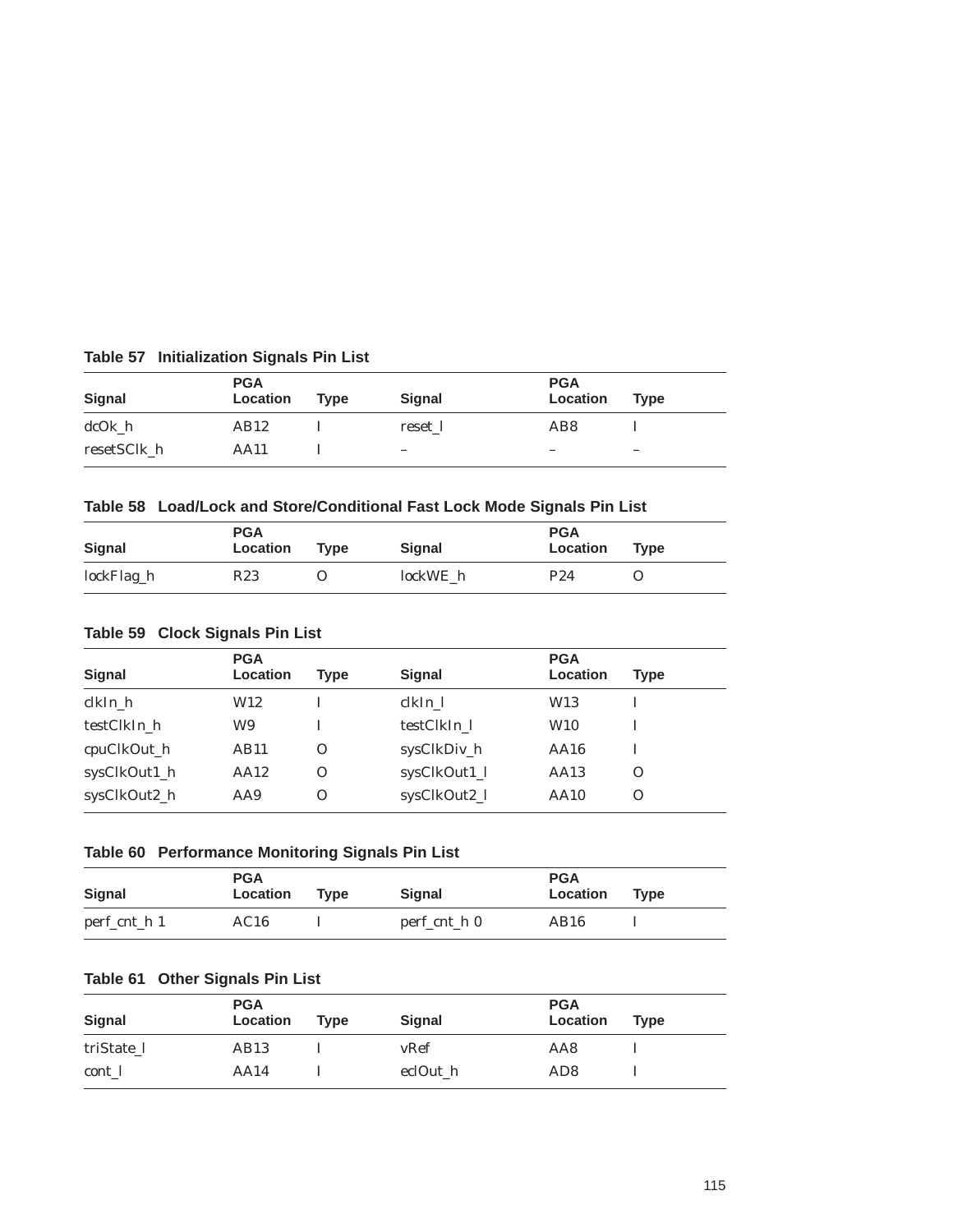**Table 57 Initialization Signals Pin List**

| Signal | PGA Location | Type | Signal | PGA Location | Type |
|---|---|---|---|---|---|
| dcOk_h | AB12 | I | reset_l | AB8 | I |
| resetSClk_h | AA11 | I | – | – | – |

**Table 58 Load/Lock and Store/Conditional Fast Lock Mode Signals Pin List**

| Signal | PGA Location | Type | Signal | PGA Location | Type |
|---|---|---|---|---|---|
| lockFlag_h | R23 | O | lockWE_h | P24 | O |

**Table 59 Clock Signals Pin List**

| Signal | PGA Location | Type | Signal | PGA Location | Type |
|---|---|---|---|---|---|
| clkIn_h | W12 | I | clkIn_l | W13 | I |
| testClkIn_h | W9 | I | testClkIn_l | W10 | I |
| cpuClkOut_h | AB11 | O | sysClkDiv_h | AA16 | I |
| sysClkOut1_h | AA12 | O | sysClkOut1_l | AA13 | O |
| sysClkOut2_h | AA9 | O | sysClkOut2_l | AA10 | O |

**Table 60 Performance Monitoring Signals Pin List**

| Signal | PGA Location | Type | Signal | PGA Location | Type |
|---|---|---|---|---|---|
| perf_cnt_h 1 | AC16 | I | perf_cnt_h 0 | AB16 | I |

**Table 61 Other Signals Pin List**

| Signal | PGA Location | Type | Signal | PGA Location | Type |
|---|---|---|---|---|---|
| triState_l | AB13 | I | vRef | AA8 | I |
| cont_l | AA14 | I | eclOut_h | AD8 | I |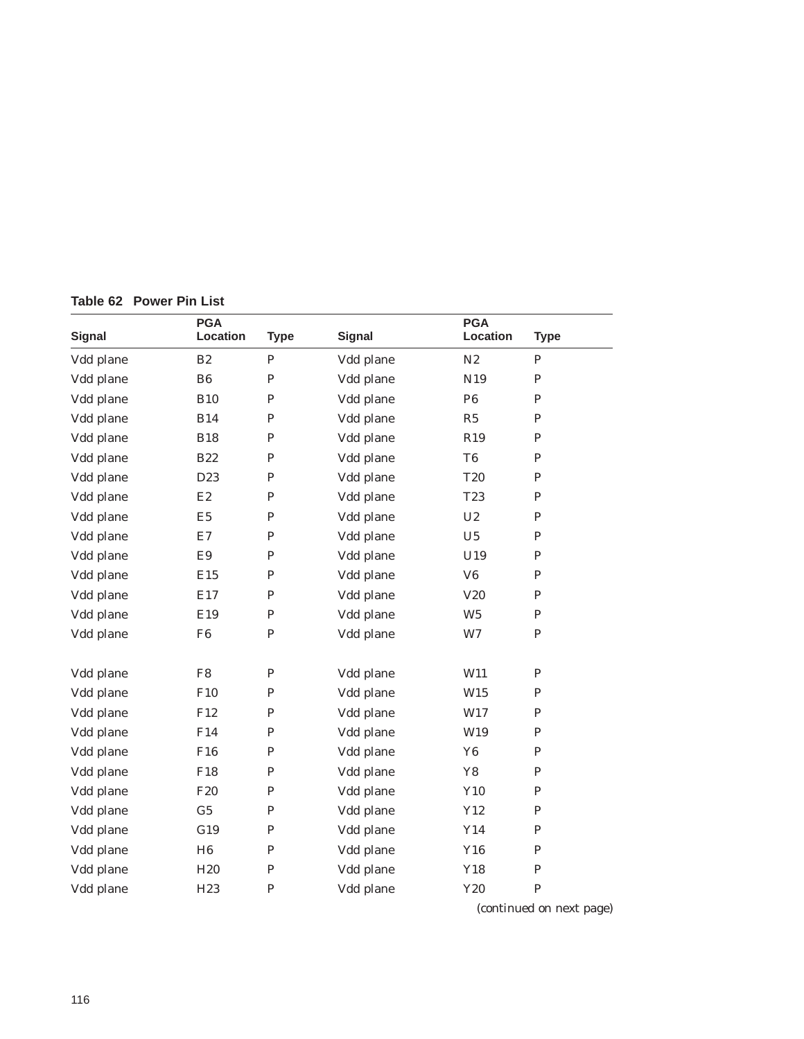**Table 62 Power Pin List**

| Signal | PGA Location | Type | Signal | PGA Location | Type |
|---|---|---|---|---|---|
| Vdd plane | B2 | P | Vdd plane | N2 | P |
| Vdd plane | B6 | P | Vdd plane | N19 | P |
| Vdd plane | B10 | P | Vdd plane | P6 | P |
| Vdd plane | B14 | P | Vdd plane | R5 | P |
| Vdd plane | B18 | P | Vdd plane | R19 | P |
| Vdd plane | B22 | P | Vdd plane | T6 | P |
| Vdd plane | D23 | P | Vdd plane | T20 | P |
| Vdd plane | E2 | P | Vdd plane | T23 | P |
| Vdd plane | E5 | P | Vdd plane | U2 | P |
| Vdd plane | E7 | P | Vdd plane | U5 | P |
| Vdd plane | E9 | P | Vdd plane | U19 | P |
| Vdd plane | E15 | P | Vdd plane | V6 | P |
| Vdd plane | E17 | P | Vdd plane | V20 | P |
| Vdd plane | E19 | P | Vdd plane | W5 | P |
| Vdd plane | F6 | P | Vdd plane | W7 | P |
| Vdd plane | F8 | P | Vdd plane | W11 | P |
| Vdd plane | F10 | P | Vdd plane | W15 | P |
| Vdd plane | F12 | P | Vdd plane | W17 | P |
| Vdd plane | F14 | P | Vdd plane | W19 | P |
| Vdd plane | F16 | P | Vdd plane | Y6 | P |
| Vdd plane | F18 | P | Vdd plane | Y8 | P |
| Vdd plane | F20 | P | Vdd plane | Y10 | P |
| Vdd plane | G5 | P | Vdd plane | Y12 | P |
| Vdd plane | G19 | P | Vdd plane | Y14 | P |
| Vdd plane | H6 | P | Vdd plane | Y16 | P |
| Vdd plane | H20 | P | Vdd plane | Y18 | P |
| Vdd plane | H23 | P | Vdd plane | Y20 | P |

*(continued on next page)*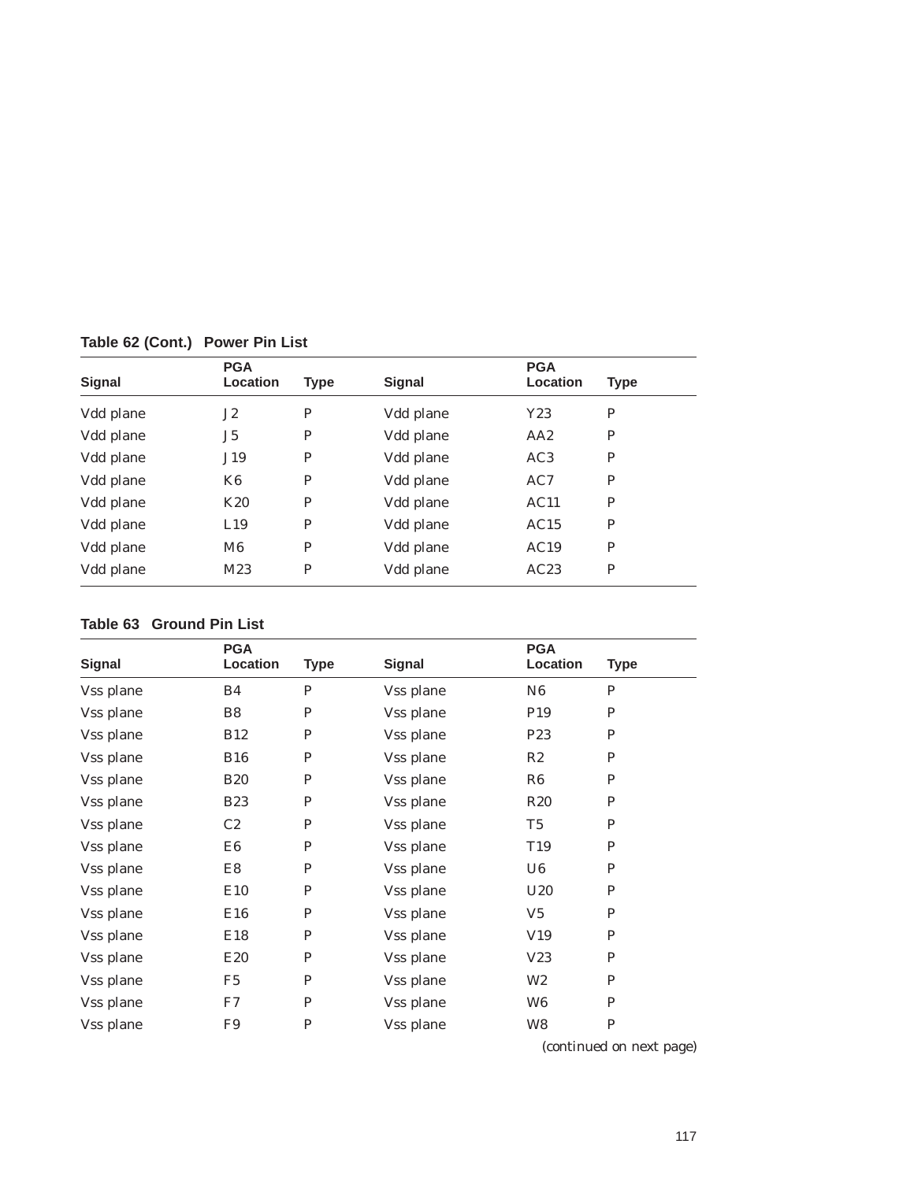**Table 62 (Cont.) Power Pin List**

| Signal | PGA Location | Type | Signal | PGA Location | Type |
|---|---|---|---|---|---|
| Vdd plane | J2 | P | Vdd plane | Y23 | P |
| Vdd plane | J5 | P | Vdd plane | AA2 | P |
| Vdd plane | J19 | P | Vdd plane | AC3 | P |
| Vdd plane | K6 | P | Vdd plane | AC7 | P |
| Vdd plane | K20 | P | Vdd plane | AC11 | P |
| Vdd plane | L19 | P | Vdd plane | AC15 | P |
| Vdd plane | M6 | P | Vdd plane | AC19 | P |
| Vdd plane | M23 | P | Vdd plane | AC23 | P |

**Table 63 Ground Pin List**

| Signal | PGA Location | Type | Signal | PGA Location | Type |
|---|---|---|---|---|---|
| Vss plane | B4 | P | Vss plane | N6 | P |
| Vss plane | B8 | P | Vss plane | P19 | P |
| Vss plane | B12 | P | Vss plane | P23 | P |
| Vss plane | B16 | P | Vss plane | R2 | P |
| Vss plane | B20 | P | Vss plane | R6 | P |
| Vss plane | B23 | P | Vss plane | R20 | P |
| Vss plane | C2 | P | Vss plane | T5 | P |
| Vss plane | E6 | P | Vss plane | T19 | P |
| Vss plane | E8 | P | Vss plane | U6 | P |
| Vss plane | E10 | P | Vss plane | U20 | P |
| Vss plane | E16 | P | Vss plane | V5 | P |
| Vss plane | E18 | P | Vss plane | V19 | P |
| Vss plane | E20 | P | Vss plane | V23 | P |
| Vss plane | F5 | P | Vss plane | W2 | P |
| Vss plane | F7 | P | Vss plane | W6 | P |
| Vss plane | F9 | P | Vss plane | W8 | P |

*(continued on next page)*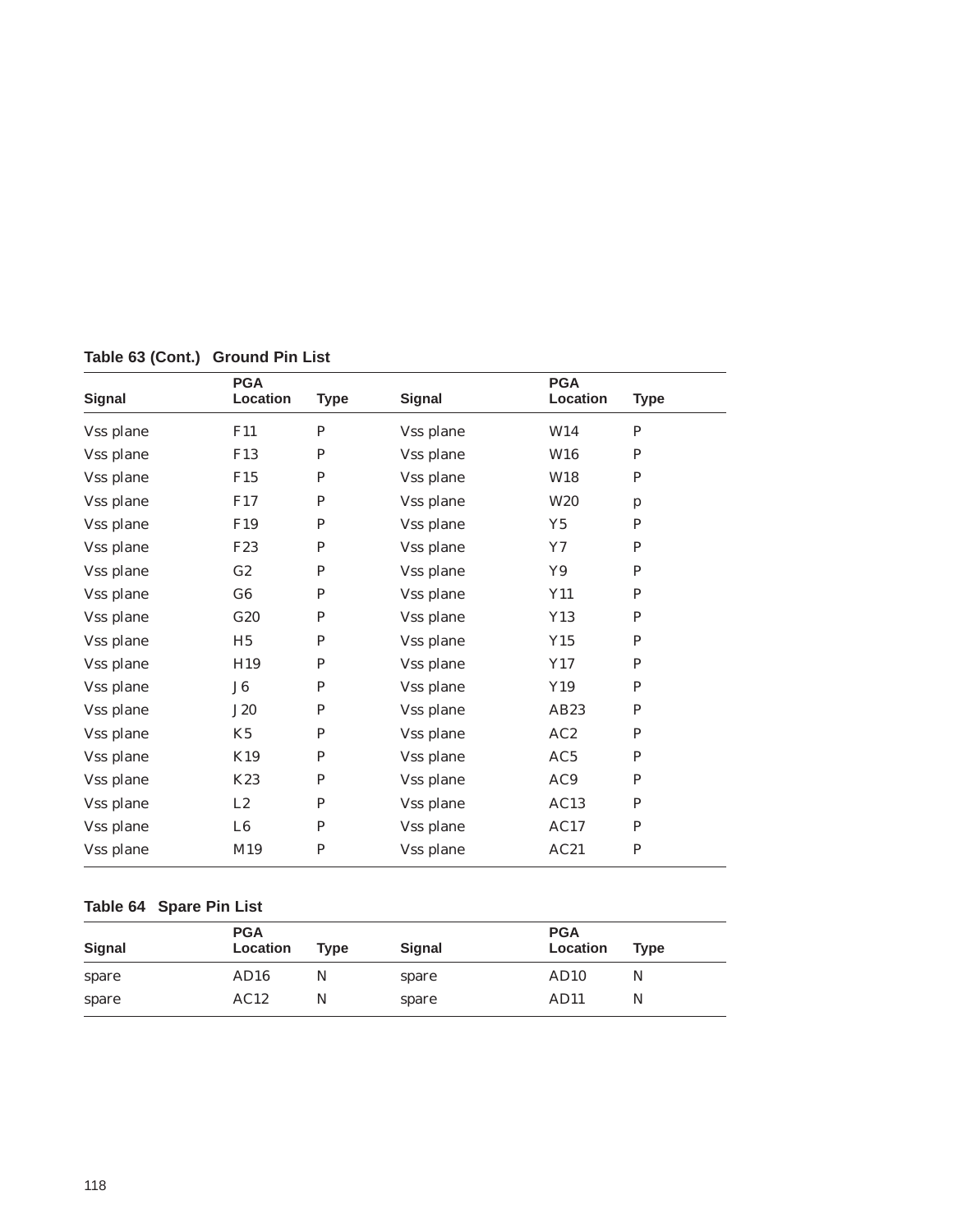**Table 63 (Cont.) Ground Pin List**

| Signal | PGA Location | Type | Signal | PGA Location | Type |
|---|---|---|---|---|---|
| Vss plane | F11 | P | Vss plane | W14 | P |
| Vss plane | F13 | P | Vss plane | W16 | P |
| Vss plane | F15 | P | Vss plane | W18 | P |
| Vss plane | F17 | P | Vss plane | W20 | p |
| Vss plane | F19 | P | Vss plane | Y5 | P |
| Vss plane | F23 | P | Vss plane | Y7 | P |
| Vss plane | G2 | P | Vss plane | Y9 | P |
| Vss plane | G6 | P | Vss plane | Y11 | P |
| Vss plane | G20 | P | Vss plane | Y13 | P |
| Vss plane | H5 | P | Vss plane | Y15 | P |
| Vss plane | H19 | P | Vss plane | Y17 | P |
| Vss plane | J6 | P | Vss plane | Y19 | P |
| Vss plane | J20 | P | Vss plane | AB23 | P |
| Vss plane | K5 | P | Vss plane | AC2 | P |
| Vss plane | K19 | P | Vss plane | AC5 | P |
| Vss plane | K23 | P | Vss plane | AC9 | P |
| Vss plane | L2 | P | Vss plane | AC13 | P |
| Vss plane | L6 | P | Vss plane | AC17 | P |
| Vss plane | M19 | P | Vss plane | AC21 | P |

**Table 64 Spare Pin List**

| Signal | PGA Location | Type | Signal | PGA Location | Type |
|---|---|---|---|---|---|
| spare | AD16 | N | spare | AD10 | N |
| spare | AC12 | N | spare | AD11 | N |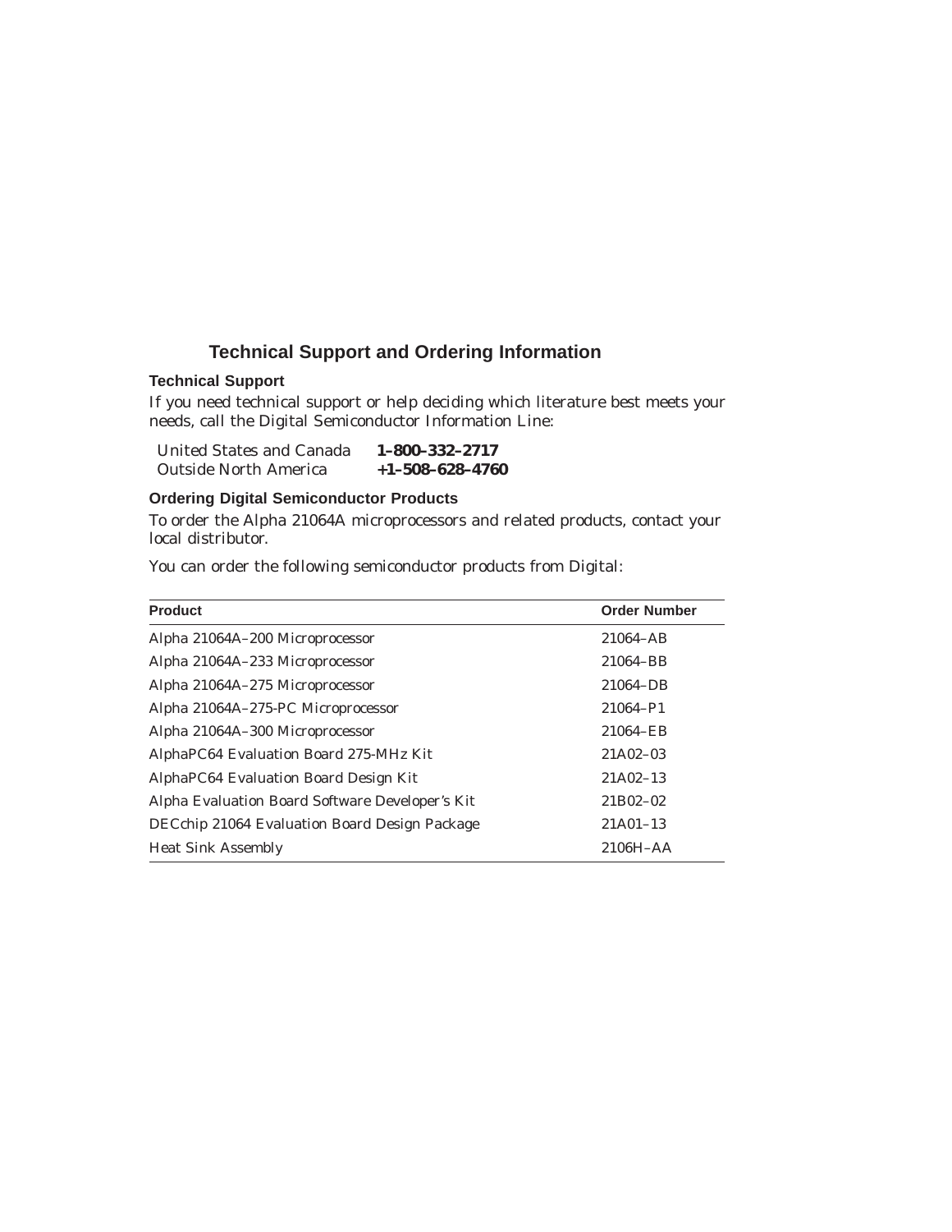# Technical Support and Ordering Information

## Technical Support

If you need technical support or help deciding which literature best meets your needs, call the Digital Semiconductor Information Line:

| | |
|---|---|
| United States and Canada | **1–800–332–2717** |
| Outside North America | **+1–508–628–4760** |

## Ordering Digital Semiconductor Products

To order the Alpha 21064A microprocessors and related products, contact your local distributor.

You can order the following semiconductor products from Digital:

| Product | Order Number |
|---|---|
| Alpha 21064A–200 Microprocessor | 21064–AB |
| Alpha 21064A–233 Microprocessor | 21064–BB |
| Alpha 21064A–275 Microprocessor | 21064–DB |
| Alpha 21064A–275-PC Microprocessor | 21064–P1 |
| Alpha 21064A–300 Microprocessor | 21064–EB |
| AlphaPC64 Evaluation Board 275-MHz Kit | 21A02–03 |
| AlphaPC64 Evaluation Board Design Kit | 21A02–13 |
| Alpha Evaluation Board Software Developer's Kit | 21B02–02 |
| DECchip 21064 Evaluation Board Design Package | 21A01–13 |
| Heat Sink Assembly | 2106H–AA |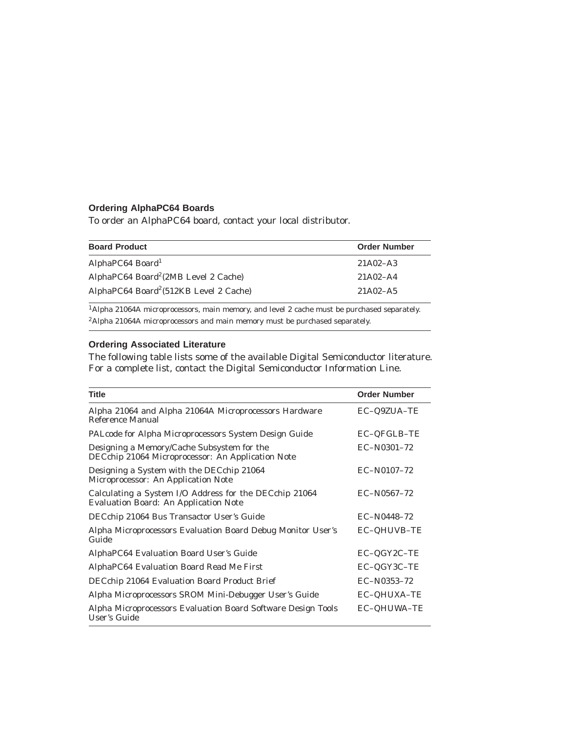### Ordering AlphaPC64 Boards

To order an AlphaPC64 board, contact your local distributor.

| Board Product | Order Number |
|---|---|
| AlphaPC64 Board[1] | 21A02–A3 |
| AlphaPC64 Board[2] (2MB Level 2 Cache) | 21A02–A4 |
| AlphaPC64 Board[2] (512KB Level 2 Cache) | 21A02–A5 |

[1]Alpha 21064A microprocessors, main memory, and level 2 cache must be purchased separately.

[2]Alpha 21064A microprocessors and main memory must be purchased separately.

### Ordering Associated Literature

The following table lists some of the available Digital Semiconductor literature. For a complete list, contact the Digital Semiconductor Information Line.

| Title | Order Number |
|---|---|
| Alpha 21064 and Alpha 21064A Microprocessors Hardware Reference Manual | EC–Q9ZUA–TE |
| PALcode for Alpha Microprocessors System Design Guide | EC–QFGLB–TE |
| Designing a Memory/Cache Subsystem for the DECchip 21064 Microprocessor: An Application Note | EC–N0301–72 |
| Designing a System with the DECchip 21064 Microprocessor: An Application Note | EC–N0107–72 |
| Calculating a System I/O Address for the DECchip 21064 Evaluation Board: An Application Note | EC–N0567–72 |
| DECchip 21064 Bus Transactor User's Guide | EC–N0448–72 |
| Alpha Microprocessors Evaluation Board Debug Monitor User's Guide | EC–QHUVB–TE |
| AlphaPC64 Evaluation Board User's Guide | EC–QGY2C–TE |
| AlphaPC64 Evaluation Board Read Me First | EC–QGY3C–TE |
| DECchip 21064 Evaluation Board Product Brief | EC–N0353–72 |
| Alpha Microprocessors SROM Mini-Debugger User's Guide | EC–QHUXA–TE |
| Alpha Microprocessors Evaluation Board Software Design Tools User's Guide | EC–QHUWA–TE |